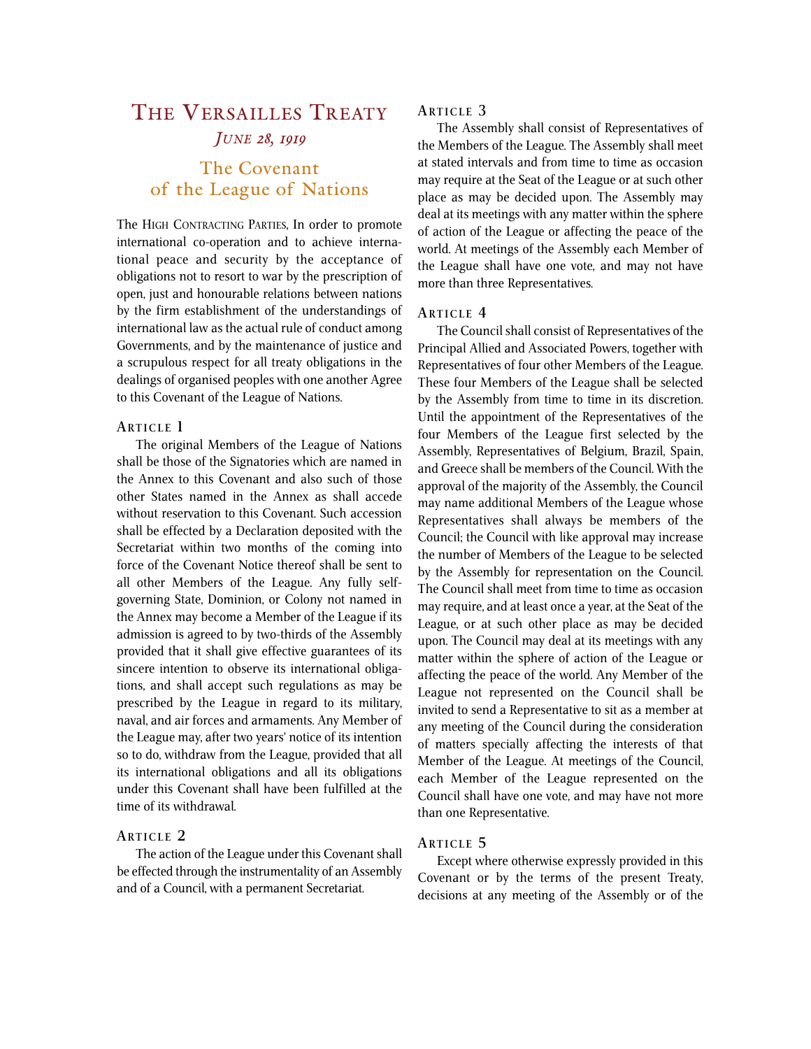# The Versailles Treaty

*June 28, 1919*

## The Covenant of the League of Nations

The High Contracting Parties, In order to promote international co-operation and to achieve international peace and security by the acceptance of obligations not to resort to war by the prescription of open, just and honourable relations between nations by the firm establishment of the understandings of international law as the actual rule of conduct among Governments, and by the maintenance of justice and a scrupulous respect for all treaty obligations in the dealings of organised peoples with one another Agree to this Covenant of the League of Nations.

### Article 1

The original Members of the League of Nations shall be those of the Signatories which are named in the Annex to this Covenant and also such of those other States named in the Annex as shall accede without reservation to this Covenant. Such accession shall be effected by a Declaration deposited with the Secretariat within two months of the coming into force of the Covenant Notice thereof shall be sent to all other Members of the League. Any fully self-governing State, Dominion, or Colony not named in the Annex may become a Member of the League if its admission is agreed to by two-thirds of the Assembly provided that it shall give effective guarantees of its sincere intention to observe its international obligations, and shall accept such regulations as may be prescribed by the League in regard to its military, naval, and air forces and armaments. Any Member of the League may, after two years' notice of its intention so to do, withdraw from the League, provided that all its international obligations and all its obligations under this Covenant shall have been fulfilled at the time of its withdrawal.

### Article 2

The action of the League under this Covenant shall be effected through the instrumentality of an Assembly and of a Council, with a permanent Secretariat.

### Article 3

The Assembly shall consist of Representatives of the Members of the League. The Assembly shall meet at stated intervals and from time to time as occasion may require at the Seat of the League or at such other place as may be decided upon. The Assembly may deal at its meetings with any matter within the sphere of action of the League or affecting the peace of the world. At meetings of the Assembly each Member of the League shall have one vote, and may not have more than three Representatives.

### Article 4

The Council shall consist of Representatives of the Principal Allied and Associated Powers, together with Representatives of four other Members of the League. These four Members of the League shall be selected by the Assembly from time to time in its discretion. Until the appointment of the Representatives of the four Members of the League first selected by the Assembly, Representatives of Belgium, Brazil, Spain, and Greece shall be members of the Council. With the approval of the majority of the Assembly, the Council may name additional Members of the League whose Representatives shall always be members of the Council; the Council with like approval may increase the number of Members of the League to be selected by the Assembly for representation on the Council. The Council shall meet from time to time as occasion may require, and at least once a year, at the Seat of the League, or at such other place as may be decided upon. The Council may deal at its meetings with any matter within the sphere of action of the League or affecting the peace of the world. Any Member of the League not represented on the Council shall be invited to send a Representative to sit as a member at any meeting of the Council during the consideration of matters specially affecting the interests of that Member of the League. At meetings of the Council, each Member of the League represented on the Council shall have one vote, and may have not more than one Representative.

### Article 5

Except where otherwise expressly provided in this Covenant or by the terms of the present Treaty, decisions at any meeting of the Assembly or of the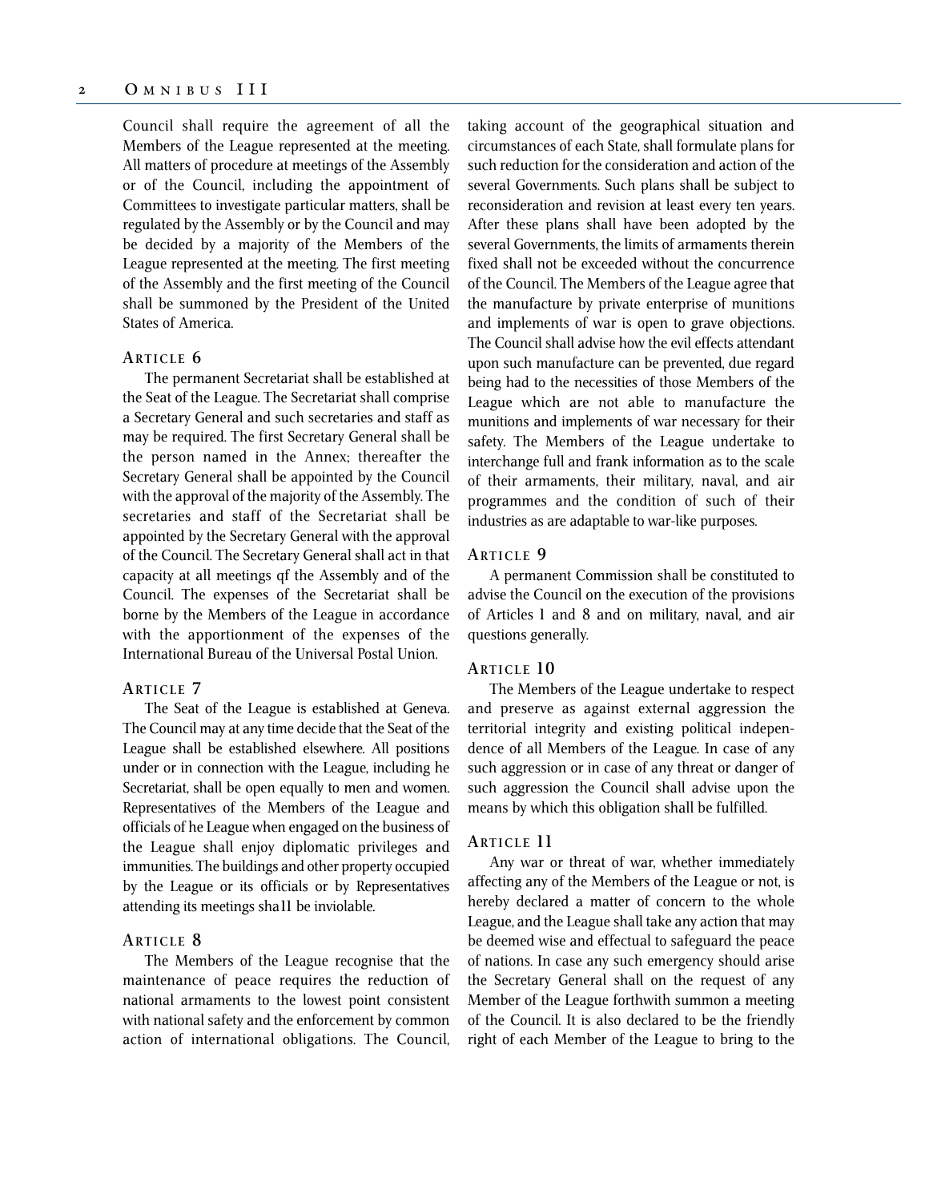Council shall require the agreement of all the Members of the League represented at the meeting. All matters of procedure at meetings of the Assembly or of the Council, including the appointment of Committees to investigate particular matters, shall be regulated by the Assembly or by the Council and may be decided by a majority of the Members of the League represented at the meeting. The first meeting of the Assembly and the first meeting of the Council shall be summoned by the President of the United States of America.

### Article 6

The permanent Secretariat shall be established at the Seat of the League. The Secretariat shall comprise a Secretary General and such secretaries and staff as may be required. The first Secretary General shall be the person named in the Annex; thereafter the Secretary General shall be appointed by the Council with the approval of the majority of the Assembly. The secretaries and staff of the Secretariat shall be appointed by the Secretary General with the approval of the Council. The Secretary General shall act in that capacity at all meetings qf the Assembly and of the Council. The expenses of the Secretariat shall be borne by the Members of the League in accordance with the apportionment of the expenses of the International Bureau of the Universal Postal Union.

### Article 7

The Seat of the League is established at Geneva. The Council may at any time decide that the Seat of the League shall be established elsewhere. All positions under or in connection with the League, including he Secretariat, shall be open equally to men and women. Representatives of the Members of the League and officials of he League when engaged on the business of the League shall enjoy diplomatic privileges and immunities. The buildings and other property occupied by the League or its officials or by Representatives attending its meetings sha11 be inviolable.

### Article 8

The Members of the League recognise that the maintenance of peace requires the reduction of national armaments to the lowest point consistent with national safety and the enforcement by common action of international obligations. The Council, taking account of the geographical situation and circumstances of each State, shall formulate plans for such reduction for the consideration and action of the several Governments. Such plans shall be subject to reconsideration and revision at least every ten years. After these plans shall have been adopted by the several Governments, the limits of armaments therein fixed shall not be exceeded without the concurrence of the Council. The Members of the League agree that the manufacture by private enterprise of munitions and implements of war is open to grave objections. The Council shall advise how the evil effects attendant upon such manufacture can be prevented, due regard being had to the necessities of those Members of the League which are not able to manufacture the munitions and implements of war necessary for their safety. The Members of the League undertake to interchange full and frank information as to the scale of their armaments, their military, naval, and air programmes and the condition of such of their industries as are adaptable to war-like purposes.

### Article 9

A permanent Commission shall be constituted to advise the Council on the execution of the provisions of Articles 1 and 8 and on military, naval, and air questions generally.

### Article 10

The Members of the League undertake to respect and preserve as against external aggression the territorial integrity and existing political independence of all Members of the League. In case of any such aggression or in case of any threat or danger of such aggression the Council shall advise upon the means by which this obligation shall be fulfilled.

### Article 11

Any war or threat of war, whether immediately affecting any of the Members of the League or not, is hereby declared a matter of concern to the whole League, and the League shall take any action that may be deemed wise and effectual to safeguard the peace of nations. In case any such emergency should arise the Secretary General shall on the request of any Member of the League forthwith summon a meeting of the Council. It is also declared to be the friendly right of each Member of the League to bring to the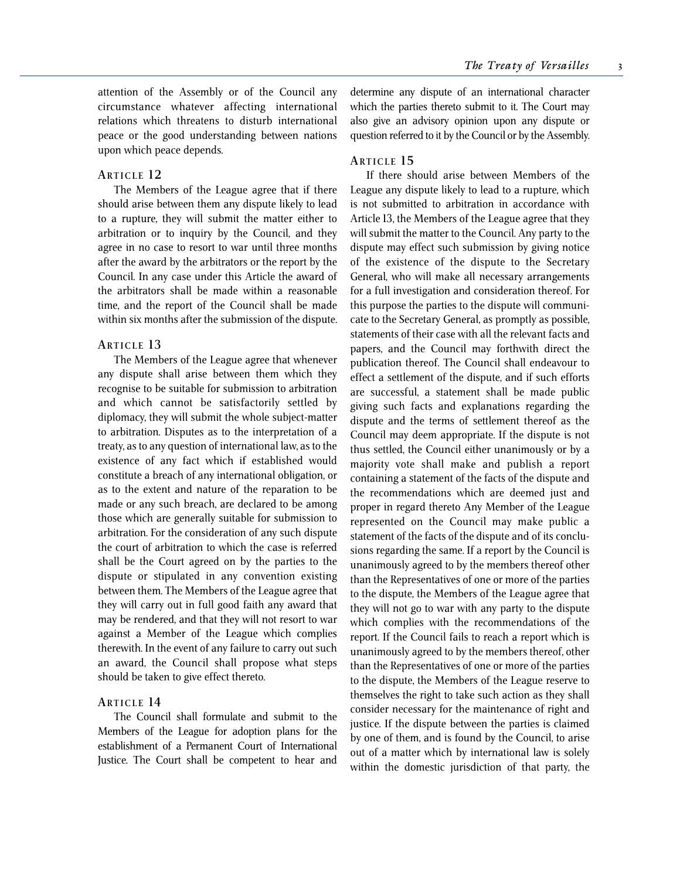attention of the Assembly or of the Council any circumstance whatever affecting international relations which threatens to disturb international peace or the good understanding between nations upon which peace depends.

### Article 12

The Members of the League agree that if there should arise between them any dispute likely to lead to a rupture, they will submit the matter either to arbitration or to inquiry by the Council, and they agree in no case to resort to war until three months after the award by the arbitrators or the report by the Council. In any case under this Article the award of the arbitrators shall be made within a reasonable time, and the report of the Council shall be made within six months after the submission of the dispute.

### Article 13

The Members of the League agree that whenever any dispute shall arise between them which they recognise to be suitable for submission to arbitration and which cannot be satisfactorily settled by diplomacy, they will submit the whole subject-matter to arbitration. Disputes as to the interpretation of a treaty, as to any question of international law, as to the existence of any fact which if established would constitute a breach of any international obligation, or as to the extent and nature of the reparation to be made or any such breach, are declared to be among those which are generally suitable for submission to arbitration. For the consideration of any such dispute the court of arbitration to which the case is referred shall be the Court agreed on by the parties to the dispute or stipulated in any convention existing between them. The Members of the League agree that they will carry out in full good faith any award that may be rendered, and that they will not resort to war against a Member of the League which complies therewith. In the event of any failure to carry out such an award, the Council shall propose what steps should be taken to give effect thereto.

### Article 14

The Council shall formulate and submit to the Members of the League for adoption plans for the establishment of a Permanent Court of International Justice. The Court shall be competent to hear and determine any dispute of an international character which the parties thereto submit to it. The Court may also give an advisory opinion upon any dispute or question referred to it by the Council or by the Assembly.

### Article 15

If there should arise between Members of the League any dispute likely to lead to a rupture, which is not submitted to arbitration in accordance with Article 13, the Members of the League agree that they will submit the matter to the Council. Any party to the dispute may effect such submission by giving notice of the existence of the dispute to the Secretary General, who will make all necessary arrangements for a full investigation and consideration thereof. For this purpose the parties to the dispute will communicate to the Secretary General, as promptly as possible, statements of their case with all the relevant facts and papers, and the Council may forthwith direct the publication thereof. The Council shall endeavour to effect a settlement of the dispute, and if such efforts are successful, a statement shall be made public giving such facts and explanations regarding the dispute and the terms of settlement thereof as the Council may deem appropriate. If the dispute is not thus settled, the Council either unanimously or by a majority vote shall make and publish a report containing a statement of the facts of the dispute and the recommendations which are deemed just and proper in regard thereto Any Member of the League represented on the Council may make public a statement of the facts of the dispute and of its conclusions regarding the same. If a report by the Council is unanimously agreed to by the members thereof other than the Representatives of one or more of the parties to the dispute, the Members of the League agree that they will not go to war with any party to the dispute which complies with the recommendations of the report. If the Council fails to reach a report which is unanimously agreed to by the members thereof, other than the Representatives of one or more of the parties to the dispute, the Members of the League reserve to themselves the right to take such action as they shall consider necessary for the maintenance of right and justice. If the dispute between the parties is claimed by one of them, and is found by the Council, to arise out of a matter which by international law is solely within the domestic jurisdiction of that party, the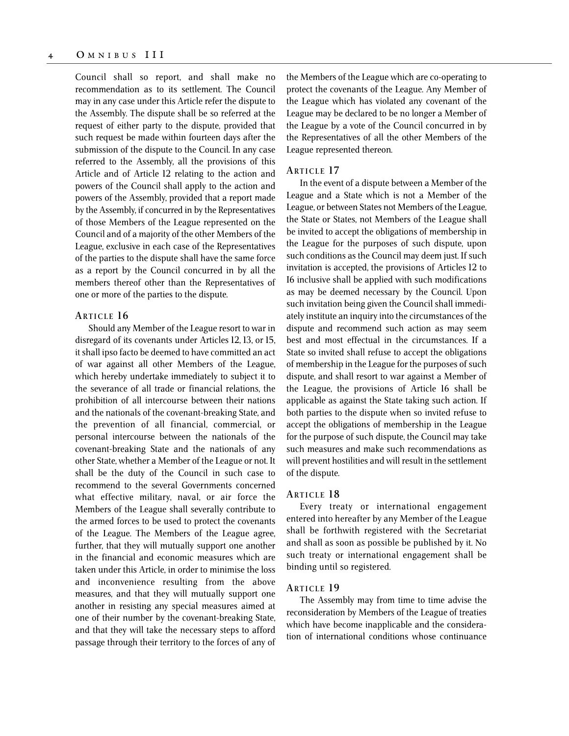Council shall so report, and shall make no recommendation as to its settlement. The Council may in any case under this Article refer the dispute to the Assembly. The dispute shall be so referred at the request of either party to the dispute, provided that such request be made within fourteen days after the submission of the dispute to the Council. In any case referred to the Assembly, all the provisions of this Article and of Article 12 relating to the action and powers of the Council shall apply to the action and powers of the Assembly, provided that a report made by the Assembly, if concurred in by the Representatives of those Members of the League represented on the Council and of a majority of the other Members of the League, exclusive in each case of the Representatives of the parties to the dispute shall have the same force as a report by the Council concurred in by all the members thereof other than the Representatives of one or more of the parties to the dispute.

### Article 16

Should any Member of the League resort to war in disregard of its covenants under Articles 12, 13, or 15, it shall ipso facto be deemed to have committed an act of war against all other Members of the League, which hereby undertake immediately to subject it to the severance of all trade or financial relations, the prohibition of all intercourse between their nations and the nationals of the covenant-breaking State, and the prevention of all financial, commercial, or personal intercourse between the nationals of the covenant-breaking State and the nationals of any other State, whether a Member of the League or not. It shall be the duty of the Council in such case to recommend to the several Governments concerned what effective military, naval, or air force the Members of the League shall severally contribute to the armed forces to be used to protect the covenants of the League. The Members of the League agree, further, that they will mutually support one another in the financial and economic measures which are taken under this Article, in order to minimise the loss and inconvenience resulting from the above measures, and that they will mutually support one another in resisting any special measures aimed at one of their number by the covenant-breaking State, and that they will take the necessary steps to afford passage through their territory to the forces of any of the Members of the League which are co-operating to protect the covenants of the League. Any Member of the League which has violated any covenant of the League may be declared to be no longer a Member of the League by a vote of the Council concurred in by the Representatives of all the other Members of the League represented thereon.

### Article 17

In the event of a dispute between a Member of the League and a State which is not a Member of the League, or between States not Members of the League, the State or States, not Members of the League shall be invited to accept the obligations of membership in the League for the purposes of such dispute, upon such conditions as the Council may deem just. If such invitation is accepted, the provisions of Articles 12 to 16 inclusive shall be applied with such modifications as may be deemed necessary by the Council. Upon such invitation being given the Council shall immediately institute an inquiry into the circumstances of the dispute and recommend such action as may seem best and most effectual in the circumstances. If a State so invited shall refuse to accept the obligations of membership in the League for the purposes of such dispute, and shall resort to war against a Member of the League, the provisions of Article 16 shall be applicable as against the State taking such action. If both parties to the dispute when so invited refuse to accept the obligations of membership in the League for the purpose of such dispute, the Council may take such measures and make such recommendations as will prevent hostilities and will result in the settlement of the dispute.

### Article 18

Every treaty or international engagement entered into hereafter by any Member of the League shall be forthwith registered with the Secretariat and shall as soon as possible be published by it. No such treaty or international engagement shall be binding until so registered.

### Article 19

The Assembly may from time to time advise the reconsideration by Members of the League of treaties which have become inapplicable and the consideration of international conditions whose continuance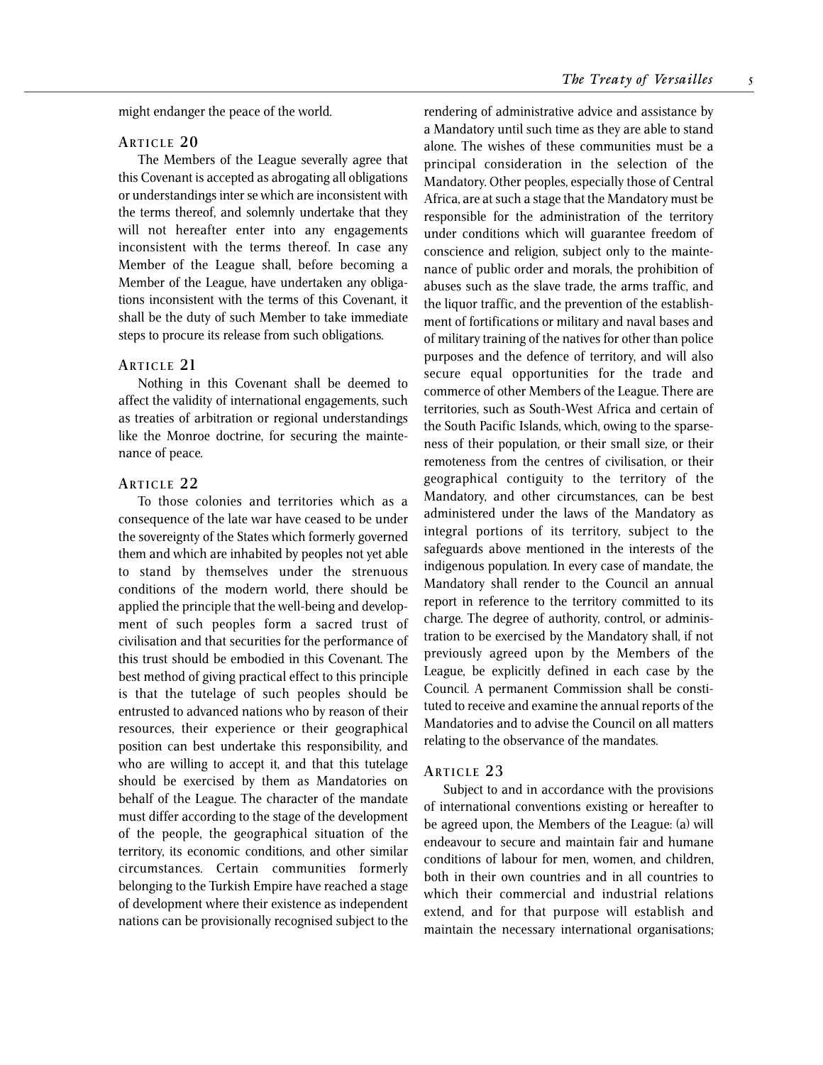might endanger the peace of the world.

### Article 20

The Members of the League severally agree that this Covenant is accepted as abrogating all obligations or understandings inter se which are inconsistent with the terms thereof, and solemnly undertake that they will not hereafter enter into any engagements inconsistent with the terms thereof. In case any Member of the League shall, before becoming a Member of the League, have undertaken any obligations inconsistent with the terms of this Covenant, it shall be the duty of such Member to take immediate steps to procure its release from such obligations.

### Article 21

Nothing in this Covenant shall be deemed to affect the validity of international engagements, such as treaties of arbitration or regional understandings like the Monroe doctrine, for securing the maintenance of peace.

### Article 22

To those colonies and territories which as a consequence of the late war have ceased to be under the sovereignty of the States which formerly governed them and which are inhabited by peoples not yet able to stand by themselves under the strenuous conditions of the modern world, there should be applied the principle that the well-being and development of such peoples form a sacred trust of civilisation and that securities for the performance of this trust should be embodied in this Covenant. The best method of giving practical effect to this principle is that the tutelage of such peoples should be entrusted to advanced nations who by reason of their resources, their experience or their geographical position can best undertake this responsibility, and who are willing to accept it, and that this tutelage should be exercised by them as Mandatories on behalf of the League. The character of the mandate must differ according to the stage of the development of the people, the geographical situation of the territory, its economic conditions, and other similar circumstances. Certain communities formerly belonging to the Turkish Empire have reached a stage of development where their existence as independent nations can be provisionally recognised subject to the rendering of administrative advice and assistance by a Mandatory until such time as they are able to stand alone. The wishes of these communities must be a principal consideration in the selection of the Mandatory. Other peoples, especially those of Central Africa, are at such a stage that the Mandatory must be responsible for the administration of the territory under conditions which will guarantee freedom of conscience and religion, subject only to the maintenance of public order and morals, the prohibition of abuses such as the slave trade, the arms traffic, and the liquor traffic, and the prevention of the establishment of fortifications or military and naval bases and of military training of the natives for other than police purposes and the defence of territory, and will also secure equal opportunities for the trade and commerce of other Members of the League. There are territories, such as South-West Africa and certain of the South Pacific Islands, which, owing to the sparseness of their population, or their small size, or their remoteness from the centres of civilisation, or their geographical contiguity to the territory of the Mandatory, and other circumstances, can be best administered under the laws of the Mandatory as integral portions of its territory, subject to the safeguards above mentioned in the interests of the indigenous population. In every case of mandate, the Mandatory shall render to the Council an annual report in reference to the territory committed to its charge. The degree of authority, control, or administration to be exercised by the Mandatory shall, if not previously agreed upon by the Members of the League, be explicitly defined in each case by the Council. A permanent Commission shall be constituted to receive and examine the annual reports of the Mandatories and to advise the Council on all matters relating to the observance of the mandates.

### Article 23

Subject to and in accordance with the provisions of international conventions existing or hereafter to be agreed upon, the Members of the League: (a) will endeavour to secure and maintain fair and humane conditions of labour for men, women, and children, both in their own countries and in all countries to which their commercial and industrial relations extend, and for that purpose will establish and maintain the necessary international organisations;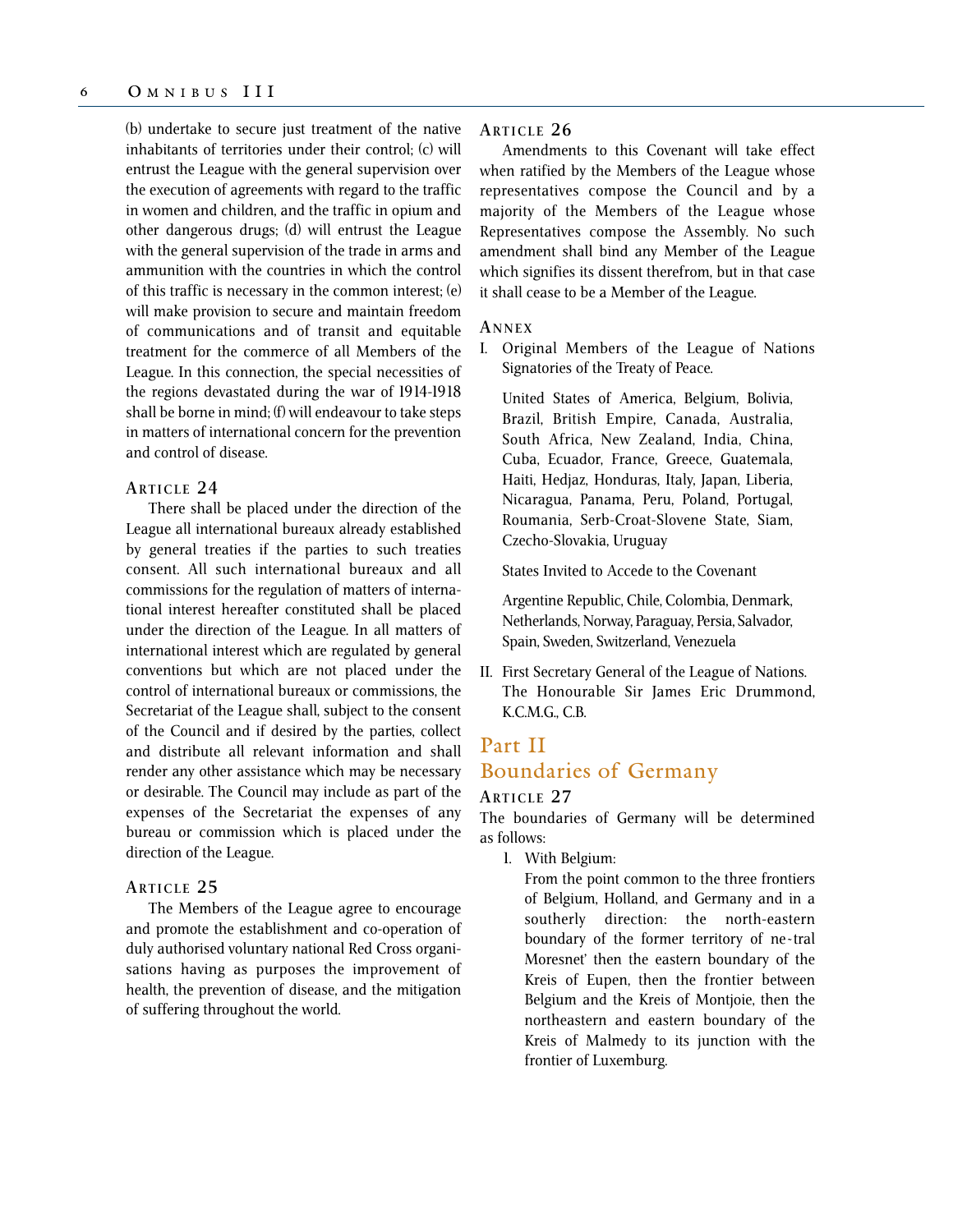(b) undertake to secure just treatment of the native inhabitants of territories under their control; (c) will entrust the League with the general supervision over the execution of agreements with regard to the traffic in women and children, and the traffic in opium and other dangerous drugs; (d) will entrust the League with the general supervision of the trade in arms and ammunition with the countries in which the control of this traffic is necessary in the common interest; (e) will make provision to secure and maintain freedom of communications and of transit and equitable treatment for the commerce of all Members of the League. In this connection, the special necessities of the regions devastated during the war of 1914-1918 shall be borne in mind; (f) will endeavour to take steps in matters of international concern for the prevention and control of disease.

### Article 24

There shall be placed under the direction of the League all international bureaux already established by general treaties if the parties to such treaties consent. All such international bureaux and all commissions for the regulation of matters of international interest hereafter constituted shall be placed under the direction of the League. In all matters of international interest which are regulated by general conventions but which are not placed under the control of international bureaux or commissions, the Secretariat of the League shall, subject to the consent of the Council and if desired by the parties, collect and distribute all relevant information and shall render any other assistance which may be necessary or desirable. The Council may include as part of the expenses of the Secretariat the expenses of any bureau or commission which is placed under the direction of the League.

### Article 25

The Members of the League agree to encourage and promote the establishment and co-operation of duly authorised voluntary national Red Cross organisations having as purposes the improvement of health, the prevention of disease, and the mitigation of suffering throughout the world.

### Article 26

Amendments to this Covenant will take effect when ratified by the Members of the League whose representatives compose the Council and by a majority of the Members of the League whose Representatives compose the Assembly. No such amendment shall bind any Member of the League which signifies its dissent therefrom, but in that case it shall cease to be a Member of the League.

### Annex

I. Original Members of the League of Nations Signatories of the Treaty of Peace.

   United States of America, Belgium, Bolivia, Brazil, British Empire, Canada, Australia, South Africa, New Zealand, India, China, Cuba, Ecuador, France, Greece, Guatemala, Haiti, Hedjaz, Honduras, Italy, Japan, Liberia, Nicaragua, Panama, Peru, Poland, Portugal, Roumania, Serb-Croat-Slovene State, Siam, Czecho-Slovakia, Uruguay

   States Invited to Accede to the Covenant

   Argentine Republic, Chile, Colombia, Denmark, Netherlands, Norway, Paraguay, Persia, Salvador, Spain, Sweden, Switzerland, Venezuela

II. First Secretary General of the League of Nations. The Honourable Sir James Eric Drummond, K.C.M.G., C.B.

## Part II
## Boundaries of Germany

### Article 27

The boundaries of Germany will be determined as follows:

1. With Belgium:
   From the point common to the three frontiers of Belgium, Holland, and Germany and in a southerly direction: the north-eastern boundary of the former territory of ne-tral Moresnet' then the eastern boundary of the Kreis of Eupen, then the frontier between Belgium and the Kreis of Montjoie, then the northeastern and eastern boundary of the Kreis of Malmedy to its junction with the frontier of Luxemburg.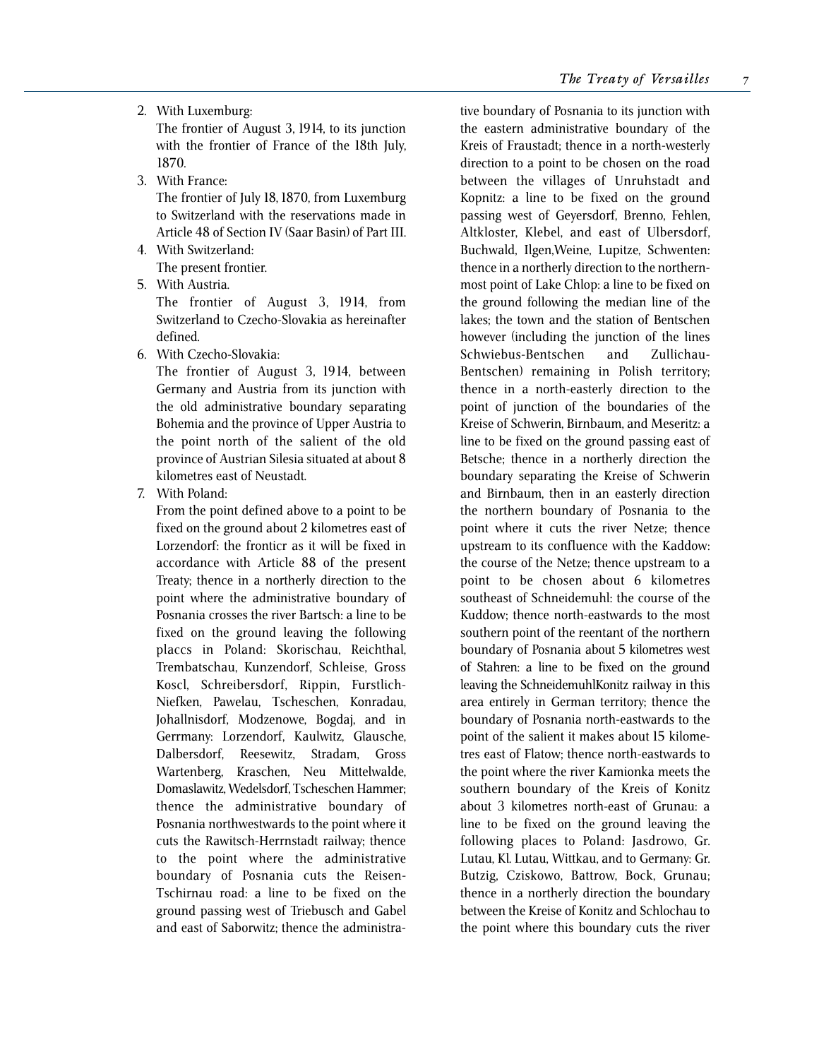2. With Luxemburg:

   The frontier of August 3, 1914, to its junction with the frontier of France of the 18th July, 1870.
3. With France:

   The frontier of July 18, 1870, from Luxemburg to Switzerland with the reservations made in Article 48 of Section IV (Saar Basin) of Part III.
4. With Switzerland:

   The present frontier.
5. With Austria.

   The frontier of August 3, 1914, from Switzerland to Czecho-Slovakia as hereinafter defined.
6. With Czecho-Slovakia:

   The frontier of August 3, 1914, between Germany and Austria from its junction with the old administrative boundary separating Bohemia and the province of Upper Austria to the point north of the salient of the old province of Austrian Silesia situated at about 8 kilometres east of Neustadt.
7. With Poland:

   From the point defined above to a point to be fixed on the ground about 2 kilometres east of Lorzendorf: the fronticr as it will be fixed in accordance with Article 88 of the present Treaty; thence in a northerly direction to the point where the administrative boundary of Posnania crosses the river Bartsch: a line to be fixed on the ground leaving the following placcs in Poland: Skorischau, Reichthal, Trembatschau, Kunzendorf, Schleise, Gross Koscl, Schreibersdorf, Rippin, Furstlich-Niefken, Pawelau, Tscheschen, Konradau, Johallnisdorf, Modzenowe, Bogdaj, and in Gerrmany: Lorzendorf, Kaulwitz, Glausche, Dalbersdorf, Reesewitz, Stradam, Gross Wartenberg, Kraschen, Neu Mittelwalde, Domaslawitz, Wedelsdorf, Tscheschen Hammer; thence the administrative boundary of Posnania northwestwards to the point where it cuts the Rawitsch-Herrnstadt railway; thence to the point where the administrative boundary of Posnania cuts the Reisen-Tschirnau road: a line to be fixed on the ground passing west of Triebusch and Gabel and east of Saborwitz; thence the administrative boundary of Posnania to its junction with the eastern administrative boundary of the Kreis of Fraustadt; thence in a north-westerly direction to a point to be chosen on the road between the villages of Unruhstadt and Kopnitz: a line to be fixed on the ground passing west of Geyersdorf, Brenno, Fehlen, Altkloster, Klebel, and east of Ulbersdorf, Buchwald, Ilgen,Weine, Lupitze, Schwenten: thence in a northerly direction to the northernmost point of Lake Chlop: a line to be fixed on the ground following the median line of the lakes; the town and the station of Bentschen however (including the junction of the lines Schwiebus-Bentschen and Zullichau-Bentschen) remaining in Polish territory; thence in a north-easterly direction to the point of junction of the boundaries of the Kreise of Schwerin, Birnbaum, and Meseritz: a line to be fixed on the ground passing east of Betsche; thence in a northerly direction the boundary separating the Kreise of Schwerin and Birnbaum, then in an easterly direction the northern boundary of Posnania to the point where it cuts the river Netze; thence upstream to its confluence with the Kaddow: the course of the Netze; thence upstream to a point to be chosen about 6 kilometres southeast of Schneidemuhl: the course of the Kuddow; thence north-eastwards to the most southern point of the reentant of the northern boundary of Posnania about 5 kilometres west of Stahren: a line to be fixed on the ground leaving the SchneidemuhlKonitz railway in this area entirely in German territory; thence the boundary of Posnania north-eastwards to the point of the salient it makes about 15 kilometres east of Flatow; thence north-eastwards to the point where the river Kamionka meets the southern boundary of the Kreis of Konitz about 3 kilometres north-east of Grunau: a line to be fixed on the ground leaving the following places to Poland: Jasdrowo, Gr. Lutau, Kl. Lutau, Wittkau, and to Germany: Gr. Butzig, Cziskowo, Battrow, Bock, Grunau; thence in a northerly direction the boundary between the Kreise of Konitz and Schlochau to the point where this boundary cuts the river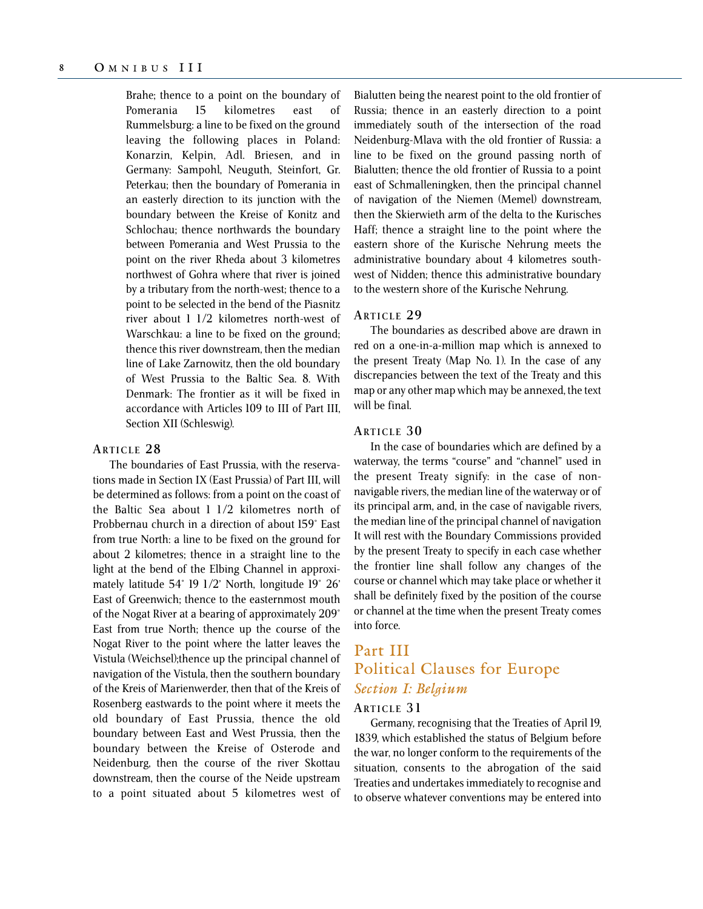Brahe; thence to a point on the boundary of Pomerania 15 kilometres east of Rummelsburg: a line to be fixed on the ground leaving the following places in Poland: Konarzin, Kelpin, Adl. Briesen, and in Germany: Sampohl, Neuguth, Steinfort, Gr. Peterkau; then the boundary of Pomerania in an easterly direction to its junction with the boundary between the Kreise of Konitz and Schlochau; thence northwards the boundary between Pomerania and West Prussia to the point on the river Rheda about 3 kilometres northwest of Gohra where that river is joined by a tributary from the north-west; thence to a point to be selected in the bend of the Piasnitz river about 1 1/2 kilometres north-west of Warschkau: a line to be fixed on the ground; thence this river downstream, then the median line of Lake Zarnowitz, then the old boundary of West Prussia to the Baltic Sea. 8. With Denmark: The frontier as it will be fixed in accordance with Articles 109 to III of Part III, Section XII (Schleswig).

### Article 28

The boundaries of East Prussia, with the reservations made in Section IX (East Prussia) of Part III, will be determined as follows: from a point on the coast of the Baltic Sea about 1 1/2 kilometres north of Probbernau church in a direction of about 159° East from true North: a line to be fixed on the ground for about 2 kilometres; thence in a straight line to the light at the bend of the Elbing Channel in approximately latitude 54° 19 1/2' North, longitude 19° 26' East of Greenwich; thence to the easternmost mouth of the Nogat River at a bearing of approximately 209° East from true North; thence up the course of the Nogat River to the point where the latter leaves the Vistula (Weichsel);thence up the principal channel of navigation of the Vistula, then the southern boundary of the Kreis of Marienwerder, then that of the Kreis of Rosenberg eastwards to the point where it meets the old boundary of East Prussia, thence the old boundary between East and West Prussia, then the boundary between the Kreise of Osterode and Neidenburg, then the course of the river Skottau downstream, then the course of the Neide upstream to a point situated about 5 kilometres west of Bialutten being the nearest point to the old frontier of Russia; thence in an easterly direction to a point immediately south of the intersection of the road Neidenburg-Mlava with the old frontier of Russia: a line to be fixed on the ground passing north of Bialutten; thence the old frontier of Russia to a point east of Schmalleningken, then the principal channel of navigation of the Niemen (Memel) downstream, then the Skierwieth arm of the delta to the Kurisches Haff; thence a straight line to the point where the eastern shore of the Kurische Nehrung meets the administrative boundary about 4 kilometres southwest of Nidden; thence this administrative boundary to the western shore of the Kurische Nehrung.

### Article 29

The boundaries as described above are drawn in red on a one-in-a-million map which is annexed to the present Treaty (Map No. 1). In the case of any discrepancies between the text of the Treaty and this map or any other map which may be annexed, the text will be final.

### Article 30

In the case of boundaries which are defined by a waterway, the terms "course" and "channel" used in the present Treaty signify: in the case of non-navigable rivers, the median line of the waterway or of its principal arm, and, in the case of navigable rivers, the median line of the principal channel of navigation It will rest with the Boundary Commissions provided by the present Treaty to specify in each case whether the frontier line shall follow any changes of the course or channel which may take place or whether it shall be definitely fixed by the position of the course or channel at the time when the present Treaty comes into force.

# Part III
# Political Clauses for Europe

## *Section I: Belgium*

### Article 31

Germany, recognising that the Treaties of April 19, 1839, which established the status of Belgium before the war, no longer conform to the requirements of the situation, consents to the abrogation of the said Treaties and undertakes immediately to recognise and to observe whatever conventions may be entered into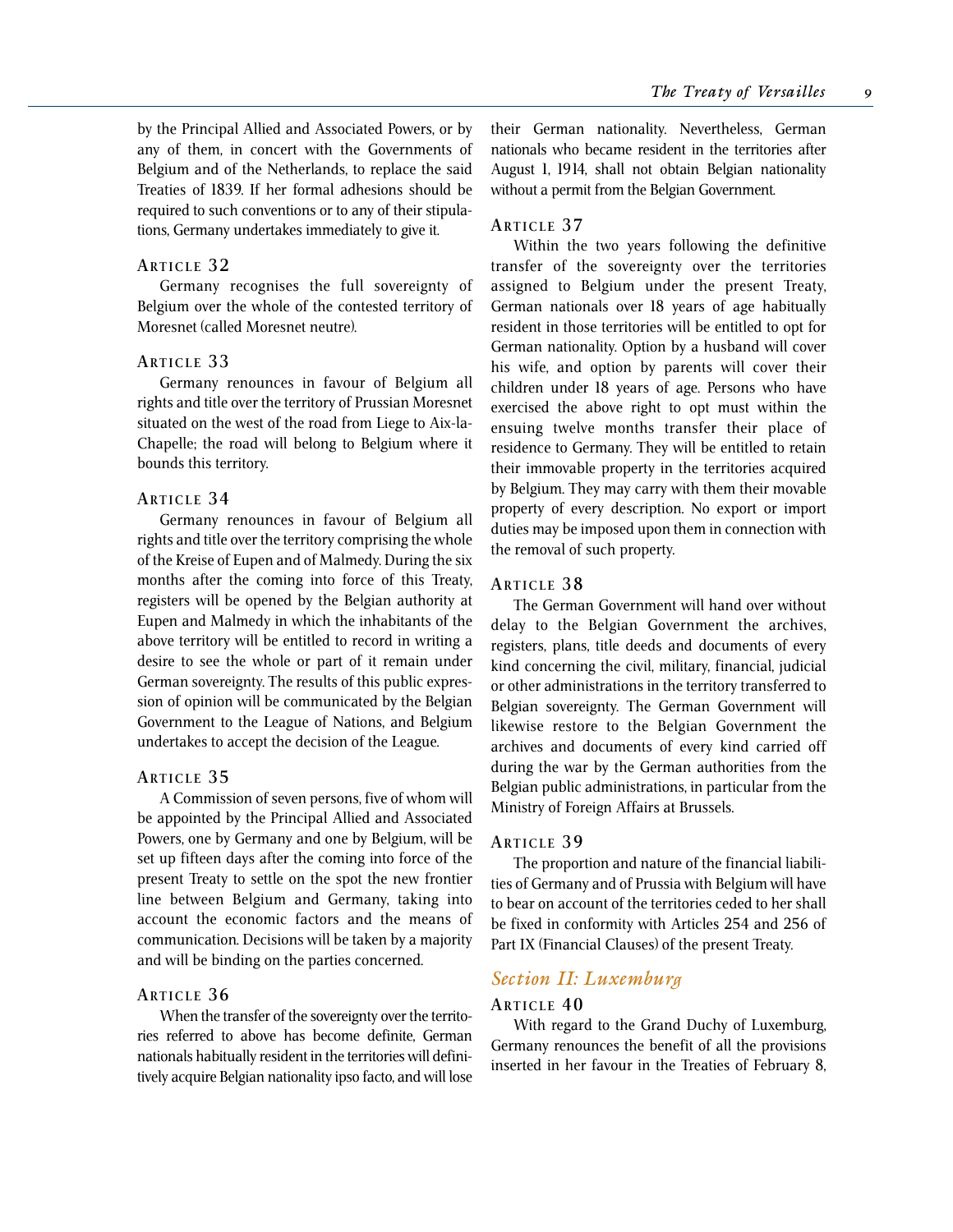by the Principal Allied and Associated Powers, or by any of them, in concert with the Governments of Belgium and of the Netherlands, to replace the said Treaties of 1839. If her formal adhesions should be required to such conventions or to any of their stipulations, Germany undertakes immediately to give it.

### Article 32

Germany recognises the full sovereignty of Belgium over the whole of the contested territory of Moresnet (called Moresnet neutre).

### Article 33

Germany renounces in favour of Belgium all rights and title over the territory of Prussian Moresnet situated on the west of the road from Liege to Aix-la-Chapelle; the road will belong to Belgium where it bounds this territory.

### Article 34

Germany renounces in favour of Belgium all rights and title over the territory comprising the whole of the Kreise of Eupen and of Malmedy. During the six months after the coming into force of this Treaty, registers will be opened by the Belgian authority at Eupen and Malmedy in which the inhabitants of the above territory will be entitled to record in writing a desire to see the whole or part of it remain under German sovereignty. The results of this public expression of opinion will be communicated by the Belgian Government to the League of Nations, and Belgium undertakes to accept the decision of the League.

### Article 35

A Commission of seven persons, five of whom will be appointed by the Principal Allied and Associated Powers, one by Germany and one by Belgium, will be set up fifteen days after the coming into force of the present Treaty to settle on the spot the new frontier line between Belgium and Germany, taking into account the economic factors and the means of communication. Decisions will be taken by a majority and will be binding on the parties concerned.

### Article 36

When the transfer of the sovereignty over the territories referred to above has become definite, German nationals habitually resident in the territories will definitively acquire Belgian nationality ipso facto, and will lose their German nationality. Nevertheless, German nationals who became resident in the territories after August 1, 1914, shall not obtain Belgian nationality without a permit from the Belgian Government.

### Article 37

Within the two years following the definitive transfer of the sovereignty over the territories assigned to Belgium under the present Treaty, German nationals over 18 years of age habitually resident in those territories will be entitled to opt for German nationality. Option by a husband will cover his wife, and option by parents will cover their children under 18 years of age. Persons who have exercised the above right to opt must within the ensuing twelve months transfer their place of residence to Germany. They will be entitled to retain their immovable property in the territories acquired by Belgium. They may carry with them their movable property of every description. No export or import duties may be imposed upon them in connection with the removal of such property.

### Article 38

The German Government will hand over without delay to the Belgian Government the archives, registers, plans, title deeds and documents of every kind concerning the civil, military, financial, judicial or other administrations in the territory transferred to Belgian sovereignty. The German Government will likewise restore to the Belgian Government the archives and documents of every kind carried off during the war by the German authorities from the Belgian public administrations, in particular from the Ministry of Foreign Affairs at Brussels.

### Article 39

The proportion and nature of the financial liabilities of Germany and of Prussia with Belgium will have to bear on account of the territories ceded to her shall be fixed in conformity with Articles 254 and 256 of Part IX (Financial Clauses) of the present Treaty.

## *Section II: Luxemburg*

### Article 40

With regard to the Grand Duchy of Luxemburg, Germany renounces the benefit of all the provisions inserted in her favour in the Treaties of February 8,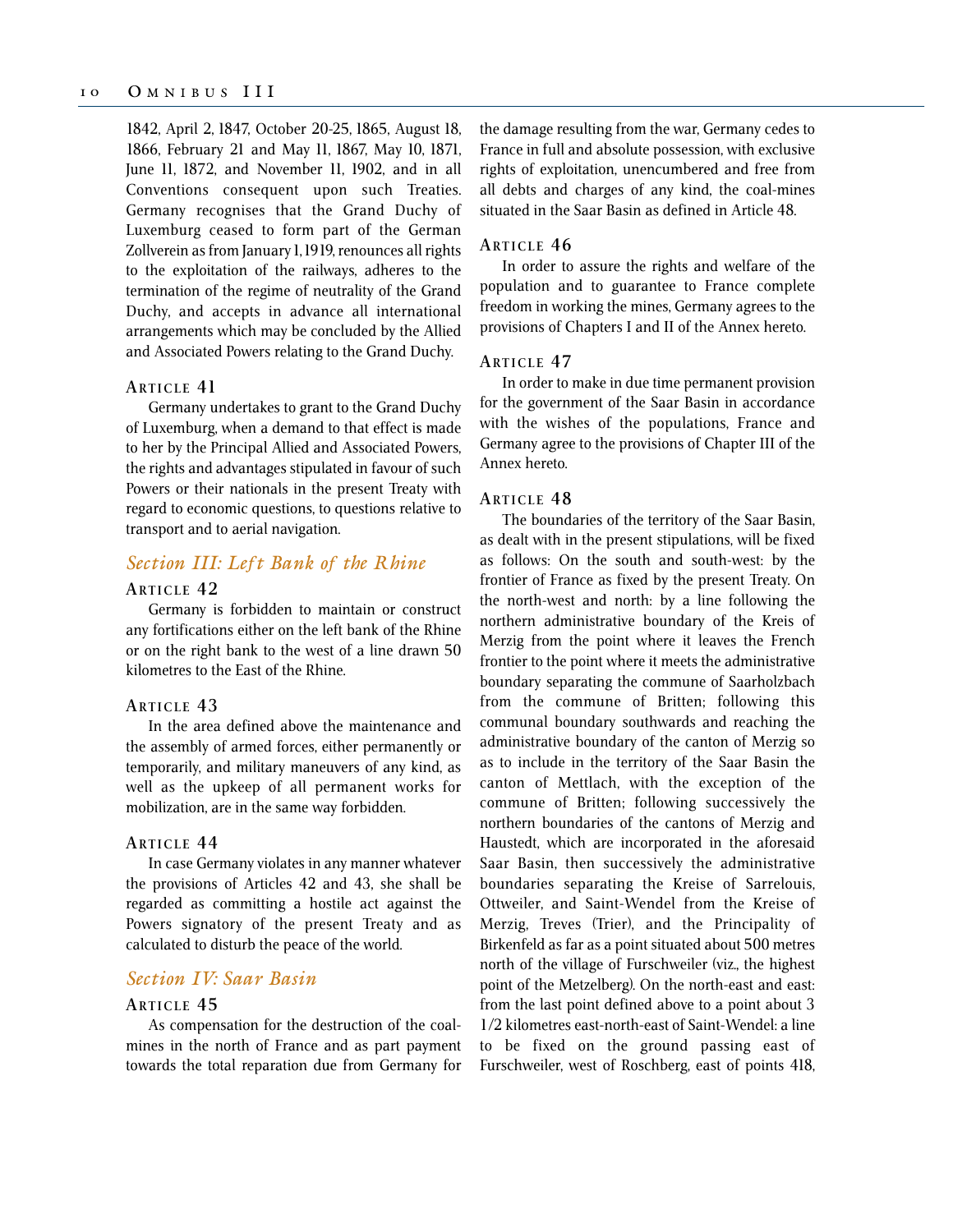1842, April 2, 1847, October 20-25, 1865, August 18, 1866, February 21 and May 11, 1867, May 10, 1871, June 11, 1872, and November 11, 1902, and in all Conventions consequent upon such Treaties. Germany recognises that the Grand Duchy of Luxemburg ceased to form part of the German Zollverein as from January 1, 1919, renounces all rights to the exploitation of the railways, adheres to the termination of the regime of neutrality of the Grand Duchy, and accepts in advance all international arrangements which may be concluded by the Allied and Associated Powers relating to the Grand Duchy.

### Article 41

Germany undertakes to grant to the Grand Duchy of Luxemburg, when a demand to that effect is made to her by the Principal Allied and Associated Powers, the rights and advantages stipulated in favour of such Powers or their nationals in the present Treaty with regard to economic questions, to questions relative to transport and to aerial navigation.

## *Section III: Left Bank of the Rhine*

### Article 42

Germany is forbidden to maintain or construct any fortifications either on the left bank of the Rhine or on the right bank to the west of a line drawn 50 kilometres to the East of the Rhine.

### Article 43

In the area defined above the maintenance and the assembly of armed forces, either permanently or temporarily, and military maneuvers of any kind, as well as the upkeep of all permanent works for mobilization, are in the same way forbidden.

### Article 44

In case Germany violates in any manner whatever the provisions of Articles 42 and 43, she shall be regarded as committing a hostile act against the Powers signatory of the present Treaty and as calculated to disturb the peace of the world.

## *Section IV: Saar Basin*

### Article 45

As compensation for the destruction of the coal-mines in the north of France and as part payment towards the total reparation due from Germany for the damage resulting from the war, Germany cedes to France in full and absolute possession, with exclusive rights of exploitation, unencumbered and free from all debts and charges of any kind, the coal-mines situated in the Saar Basin as defined in Article 48.

### Article 46

In order to assure the rights and welfare of the population and to guarantee to France complete freedom in working the mines, Germany agrees to the provisions of Chapters I and II of the Annex hereto.

### Article 47

In order to make in due time permanent provision for the government of the Saar Basin in accordance with the wishes of the populations, France and Germany agree to the provisions of Chapter III of the Annex hereto.

### Article 48

The boundaries of the territory of the Saar Basin, as dealt with in the present stipulations, will be fixed as follows: On the south and south-west: by the frontier of France as fixed by the present Treaty. On the north-west and north: by a line following the northern administrative boundary of the Kreis of Merzig from the point where it leaves the French frontier to the point where it meets the administrative boundary separating the commune of Saarholzbach from the commune of Britten; following this communal boundary southwards and reaching the administrative boundary of the canton of Merzig so as to include in the territory of the Saar Basin the canton of Mettlach, with the exception of the commune of Britten; following successively the northern boundaries of the cantons of Merzig and Haustedt, which are incorporated in the aforesaid Saar Basin, then successively the administrative boundaries separating the Kreise of Sarrelouis, Ottweiler, and Saint-Wendel from the Kreise of Merzig, Treves (Trier), and the Principality of Birkenfeld as far as a point situated about 500 metres north of the village of Furschweiler (viz., the highest point of the Metzelberg). On the north-east and east: from the last point defined above to a point about 3 1/2 kilometres east-north-east of Saint-Wendel: a line to be fixed on the ground passing east of Furschweiler, west of Roschberg, east of points 418,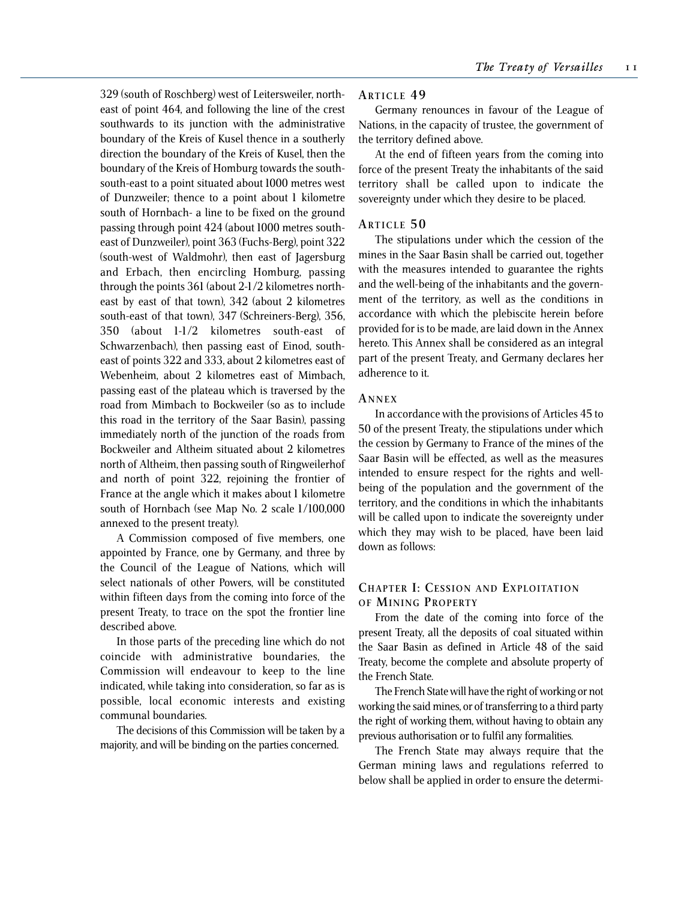329 (south of Roschberg) west of Leitersweiler, north-east of point 464, and following the line of the crest southwards to its junction with the administrative boundary of the Kreis of Kusel thence in a southerly direction the boundary of the Kreis of Kusel, then the boundary of the Kreis of Homburg towards the south-south-east to a point situated about 1000 metres west of Dunzweiler; thence to a point about 1 kilometre south of Hornbach- a line to be fixed on the ground passing through point 424 (about 1000 metres south-east of Dunzweiler), point 363 (Fuchs-Berg), point 322 (south-west of Waldmohr), then east of Jagersburg and Erbach, then encircling Homburg, passing through the points 361 (about 2-1/2 kilometres north-east by east of that town), 342 (about 2 kilometres south-east of that town), 347 (Schreiners-Berg), 356, 350 (about 1-1/2 kilometres south-east of Schwarzenbach), then passing east of Einod, south-east of points 322 and 333, about 2 kilometres east of Webenheim, about 2 kilometres east of Mimbach, passing east of the plateau which is traversed by the road from Mimbach to Bockweiler (so as to include this road in the territory of the Saar Basin), passing immediately north of the junction of the roads from Bockweiler and Altheim situated about 2 kilometres north of Altheim, then passing south of Ringweilerhof and north of point 322, rejoining the frontier of France at the angle which it makes about 1 kilometre south of Hornbach (see Map No. 2 scale 1/100,000 annexed to the present treaty).

A Commission composed of five members, one appointed by France, one by Germany, and three by the Council of the League of Nations, which will select nationals of other Powers, will be constituted within fifteen days from the coming into force of the present Treaty, to trace on the spot the frontier line described above.

In those parts of the preceding line which do not coincide with administrative boundaries, the Commission will endeavour to keep to the line indicated, while taking into consideration, so far as is possible, local economic interests and existing communal boundaries.

The decisions of this Commission will be taken by a majority, and will be binding on the parties concerned.

### Article 49

Germany renounces in favour of the League of Nations, in the capacity of trustee, the government of the territory defined above.

At the end of fifteen years from the coming into force of the present Treaty the inhabitants of the said territory shall be called upon to indicate the sovereignty under which they desire to be placed.

### Article 50

The stipulations under which the cession of the mines in the Saar Basin shall be carried out, together with the measures intended to guarantee the rights and the well-being of the inhabitants and the government of the territory, as well as the conditions in accordance with which the plebiscite herein before provided for is to be made, are laid down in the Annex hereto. This Annex shall be considered as an integral part of the present Treaty, and Germany declares her adherence to it.

### Annex

In accordance with the provisions of Articles 45 to 50 of the present Treaty, the stipulations under which the cession by Germany to France of the mines of the Saar Basin will be effected, as well as the measures intended to ensure respect for the rights and well-being of the population and the government of the territory, and the conditions in which the inhabitants will be called upon to indicate the sovereignty under which they may wish to be placed, have been laid down as follows:

### Chapter I: Cession and Exploitation of Mining Property

From the date of the coming into force of the present Treaty, all the deposits of coal situated within the Saar Basin as defined in Article 48 of the said Treaty, become the complete and absolute property of the French State.

The French State will have the right of working or not working the said mines, or of transferring to a third party the right of working them, without having to obtain any previous authorisation or to fulfil any formalities.

The French State may always require that the German mining laws and regulations referred to below shall be applied in order to ensure the determi-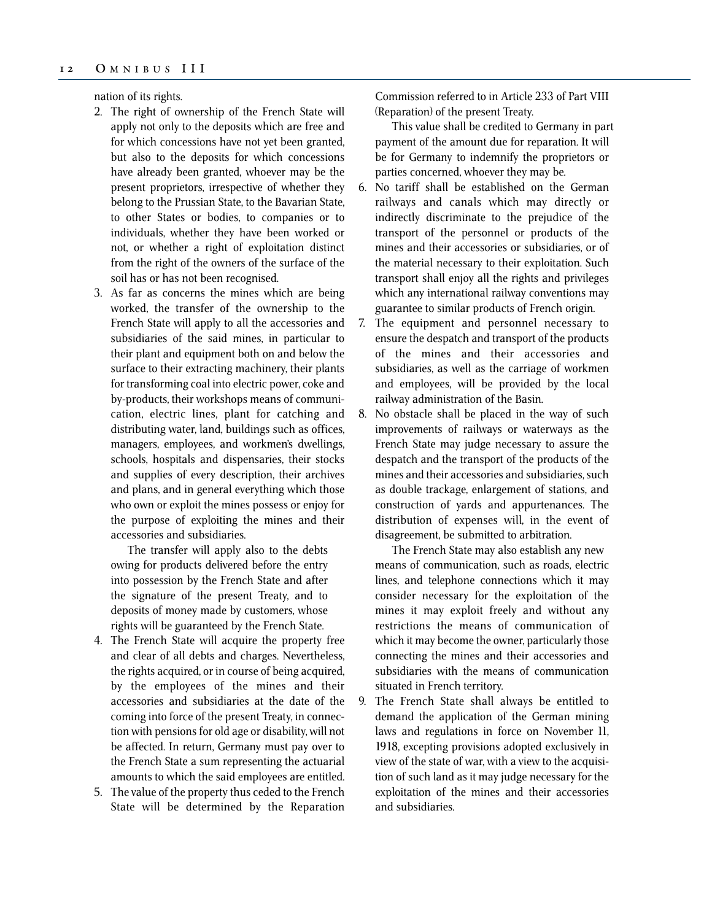nation of its rights.

2. The right of ownership of the French State will apply not only to the deposits which are free and for which concessions have not yet been granted, but also to the deposits for which concessions have already been granted, whoever may be the present proprietors, irrespective of whether they belong to the Prussian State, to the Bavarian State, to other States or bodies, to companies or to individuals, whether they have been worked or not, or whether a right of exploitation distinct from the right of the owners of the surface of the soil has or has not been recognised.
3. As far as concerns the mines which are being worked, the transfer of the ownership to the French State will apply to all the accessories and subsidiaries of the said mines, in particular to their plant and equipment both on and below the surface to their extracting machinery, their plants for transforming coal into electric power, coke and by-products, their workshops means of communication, electric lines, plant for catching and distributing water, land, buildings such as offices, managers, employees, and workmen's dwellings, schools, hospitals and dispensaries, their stocks and supplies of every description, their archives and plans, and in general everything which those who own or exploit the mines possess or enjoy for the purpose of exploiting the mines and their accessories and subsidiaries.

   The transfer will apply also to the debts owing for products delivered before the entry into possession by the French State and after the signature of the present Treaty, and to deposits of money made by customers, whose rights will be guaranteed by the French State.
4. The French State will acquire the property free and clear of all debts and charges. Nevertheless, the rights acquired, or in course of being acquired, by the employees of the mines and their accessories and subsidiaries at the date of the coming into force of the present Treaty, in connection with pensions for old age or disability, will not be affected. In return, Germany must pay over to the French State a sum representing the actuarial amounts to which the said employees are entitled.
5. The value of the property thus ceded to the French State will be determined by the Reparation Commission referred to in Article 233 of Part VIII (Reparation) of the present Treaty.

   This value shall be credited to Germany in part payment of the amount due for reparation. It will be for Germany to indemnify the proprietors or parties concerned, whoever they may be.
6. No tariff shall be established on the German railways and canals which may directly or indirectly discriminate to the prejudice of the transport of the personnel or products of the mines and their accessories or subsidiaries, or of the material necessary to their exploitation. Such transport shall enjoy all the rights and privileges which any international railway conventions may guarantee to similar products of French origin.
7. The equipment and personnel necessary to ensure the despatch and transport of the products of the mines and their accessories and subsidiaries, as well as the carriage of workmen and employees, will be provided by the local railway administration of the Basin.
8. No obstacle shall be placed in the way of such improvements of railways or waterways as the French State may judge necessary to assure the despatch and the transport of the products of the mines and their accessories and subsidiaries, such as double trackage, enlargement of stations, and construction of yards and appurtenances. The distribution of expenses will, in the event of disagreement, be submitted to arbitration.

   The French State may also establish any new means of communication, such as roads, electric lines, and telephone connections which it may consider necessary for the exploitation of the mines it may exploit freely and without any restrictions the means of communication of which it may become the owner, particularly those connecting the mines and their accessories and subsidiaries with the means of communication situated in French territory.
9. The French State shall always be entitled to demand the application of the German mining laws and regulations in force on November 11, 1918, excepting provisions adopted exclusively in view of the state of war, with a view to the acquisition of such land as it may judge necessary for the exploitation of the mines and their accessories and subsidiaries.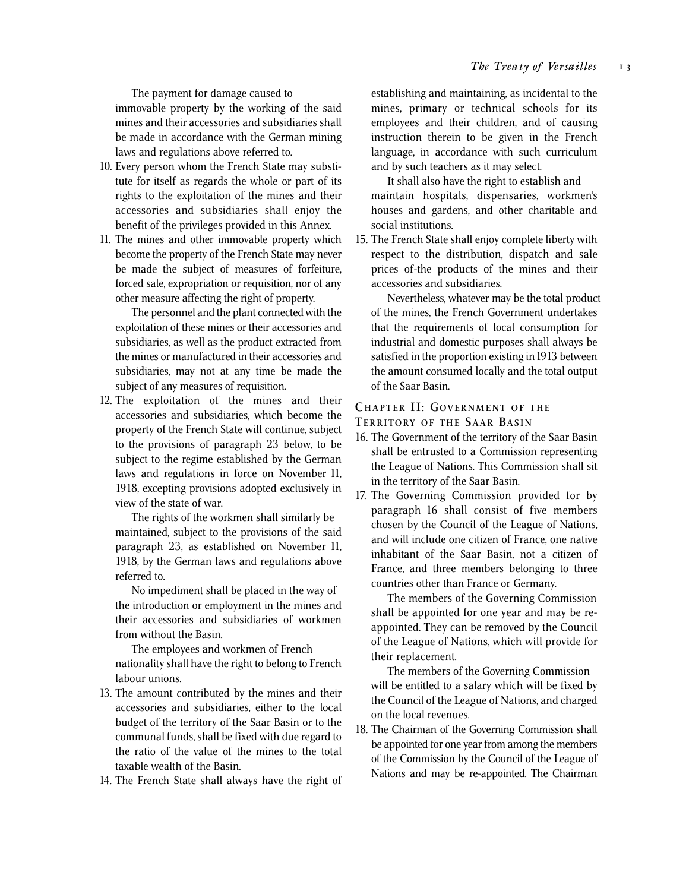The payment for damage caused to immovable property by the working of the said mines and their accessories and subsidiaries shall be made in accordance with the German mining laws and regulations above referred to.

10. Every person whom the French State may substitute for itself as regards the whole or part of its rights to the exploitation of the mines and their accessories and subsidiaries shall enjoy the benefit of the privileges provided in this Annex.

11. The mines and other immovable property which become the property of the French State may never be made the subject of measures of forfeiture, forced sale, expropriation or requisition, nor of any other measure affecting the right of property.

    The personnel and the plant connected with the exploitation of these mines or their accessories and subsidiaries, as well as the product extracted from the mines or manufactured in their accessories and subsidiaries, may not at any time be made the subject of any measures of requisition.

12. The exploitation of the mines and their accessories and subsidiaries, which become the property of the French State will continue, subject to the provisions of paragraph 23 below, to be subject to the regime established by the German laws and regulations in force on November 11, 1918, excepting provisions adopted exclusively in view of the state of war.

    The rights of the workmen shall similarly be maintained, subject to the provisions of the said paragraph 23, as established on November 11, 1918, by the German laws and regulations above referred to.

    No impediment shall be placed in the way of the introduction or employment in the mines and their accessories and subsidiaries of workmen from without the Basin.

    The employees and workmen of French nationality shall have the right to belong to French labour unions.

13. The amount contributed by the mines and their accessories and subsidiaries, either to the local budget of the territory of the Saar Basin or to the communal funds, shall be fixed with due regard to the ratio of the value of the mines to the total taxable wealth of the Basin.

14. The French State shall always have the right of establishing and maintaining, as incidental to the mines, primary or technical schools for its employees and their children, and of causing instruction therein to be given in the French language, in accordance with such curriculum and by such teachers as it may select.

    It shall also have the right to establish and maintain hospitals, dispensaries, workmen's houses and gardens, and other charitable and social institutions.

15. The French State shall enjoy complete liberty with respect to the distribution, dispatch and sale prices of-the products of the mines and their accessories and subsidiaries.

    Nevertheless, whatever may be the total product of the mines, the French Government undertakes that the requirements of local consumption for industrial and domestic purposes shall always be satisfied in the proportion existing in 1913 between the amount consumed locally and the total output of the Saar Basin.

## Chapter II: Government of the Territory of the Saar Basin

16. The Government of the territory of the Saar Basin shall be entrusted to a Commission representing the League of Nations. This Commission shall sit in the territory of the Saar Basin.

17. The Governing Commission provided for by paragraph 16 shall consist of five members chosen by the Council of the League of Nations, and will include one citizen of France, one native inhabitant of the Saar Basin, not a citizen of France, and three members belonging to three countries other than France or Germany.

    The members of the Governing Commission shall be appointed for one year and may be re-appointed. They can be removed by the Council of the League of Nations, which will provide for their replacement.

    The members of the Governing Commission will be entitled to a salary which will be fixed by the Council of the League of Nations, and charged on the local revenues.

18. The Chairman of the Governing Commission shall be appointed for one year from among the members of the Commission by the Council of the League of Nations and may be re-appointed. The Chairman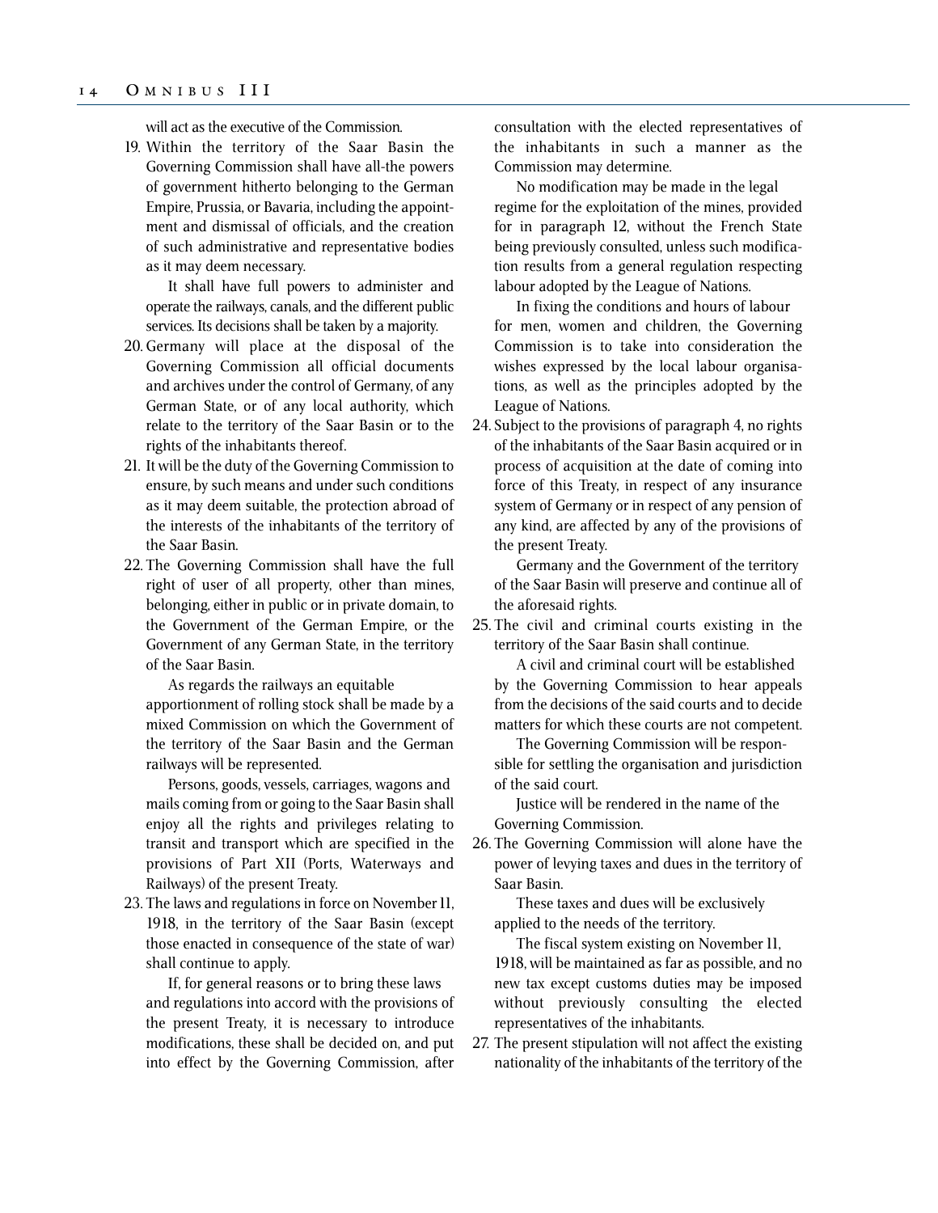will act as the executive of the Commission.

19. Within the territory of the Saar Basin the Governing Commission shall have all-the powers of government hitherto belonging to the German Empire, Prussia, or Bavaria, including the appointment and dismissal of officials, and the creation of such administrative and representative bodies as it may deem necessary.

    It shall have full powers to administer and operate the railways, canals, and the different public services. Its decisions shall be taken by a majority.

20. Germany will place at the disposal of the Governing Commission all official documents and archives under the control of Germany, of any German State, or of any local authority, which relate to the territory of the Saar Basin or to the rights of the inhabitants thereof.

21. It will be the duty of the Governing Commission to ensure, by such means and under such conditions as it may deem suitable, the protection abroad of the interests of the inhabitants of the territory of the Saar Basin.

22. The Governing Commission shall have the full right of user of all property, other than mines, belonging, either in public or in private domain, to the Government of the German Empire, or the Government of any German State, in the territory of the Saar Basin.

    As regards the railways an equitable apportionment of rolling stock shall be made by a mixed Commission on which the Government of the territory of the Saar Basin and the German railways will be represented.

    Persons, goods, vessels, carriages, wagons and mails coming from or going to the Saar Basin shall enjoy all the rights and privileges relating to transit and transport which are specified in the provisions of Part XII (Ports, Waterways and Railways) of the present Treaty.

23. The laws and regulations in force on November 11, 1918, in the territory of the Saar Basin (except those enacted in consequence of the state of war) shall continue to apply.

    If, for general reasons or to bring these laws and regulations into accord with the provisions of the present Treaty, it is necessary to introduce modifications, these shall be decided on, and put into effect by the Governing Commission, after consultation with the elected representatives of the inhabitants in such a manner as the Commission may determine.

    No modification may be made in the legal regime for the exploitation of the mines, provided for in paragraph 12, without the French State being previously consulted, unless such modification results from a general regulation respecting labour adopted by the League of Nations.

    In fixing the conditions and hours of labour for men, women and children, the Governing Commission is to take into consideration the wishes expressed by the local labour organisations, as well as the principles adopted by the League of Nations.

24. Subject to the provisions of paragraph 4, no rights of the inhabitants of the Saar Basin acquired or in process of acquisition at the date of coming into force of this Treaty, in respect of any insurance system of Germany or in respect of any pension of any kind, are affected by any of the provisions of the present Treaty.

    Germany and the Government of the territory of the Saar Basin will preserve and continue all of the aforesaid rights.

25. The civil and criminal courts existing in the territory of the Saar Basin shall continue.

    A civil and criminal court will be established by the Governing Commission to hear appeals from the decisions of the said courts and to decide matters for which these courts are not competent.

    The Governing Commission will be responsible for settling the organisation and jurisdiction of the said court.

    Justice will be rendered in the name of the Governing Commission.

26. The Governing Commission will alone have the power of levying taxes and dues in the territory of Saar Basin.

    These taxes and dues will be exclusively applied to the needs of the territory.

    The fiscal system existing on November 11, 1918, will be maintained as far as possible, and no new tax except customs duties may be imposed without previously consulting the elected representatives of the inhabitants.

27. The present stipulation will not affect the existing nationality of the inhabitants of the territory of the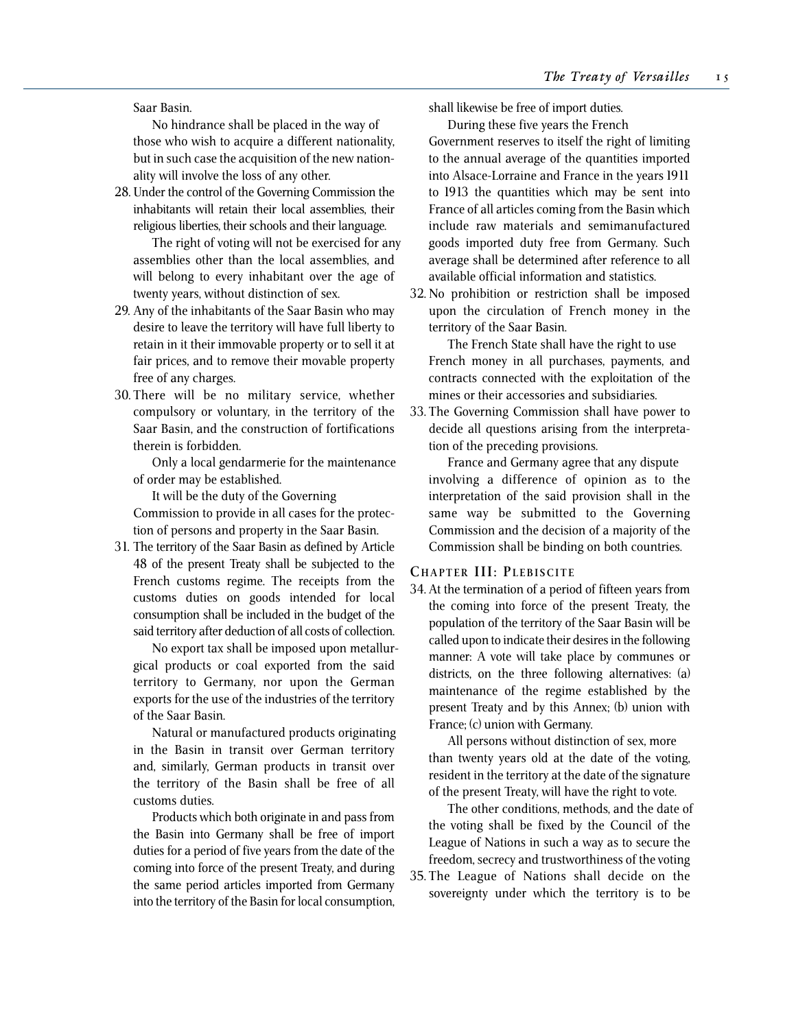Saar Basin.

No hindrance shall be placed in the way of those who wish to acquire a different nationality, but in such case the acquisition of the new nationality will involve the loss of any other.

28. Under the control of the Governing Commission the inhabitants will retain their local assemblies, their religious liberties, their schools and their language.

    The right of voting will not be exercised for any assemblies other than the local assemblies, and will belong to every inhabitant over the age of twenty years, without distinction of sex.

29. Any of the inhabitants of the Saar Basin who may desire to leave the territory will have full liberty to retain in it their immovable property or to sell it at fair prices, and to remove their movable property free of any charges.

30. There will be no military service, whether compulsory or voluntary, in the territory of the Saar Basin, and the construction of fortifications therein is forbidden.

    Only a local gendarmerie for the maintenance of order may be established.

    It will be the duty of the Governing Commission to provide in all cases for the protection of persons and property in the Saar Basin.

31. The territory of the Saar Basin as defined by Article 48 of the present Treaty shall be subjected to the French customs regime. The receipts from the customs duties on goods intended for local consumption shall be included in the budget of the said territory after deduction of all costs of collection.

    No export tax shall be imposed upon metallurgical products or coal exported from the said territory to Germany, nor upon the German exports for the use of the industries of the territory of the Saar Basin.

    Natural or manufactured products originating in the Basin in transit over German territory and, similarly, German products in transit over the territory of the Basin shall be free of all customs duties.

    Products which both originate in and pass from the Basin into Germany shall be free of import duties for a period of five years from the date of the coming into force of the present Treaty, and during the same period articles imported from Germany into the territory of the Basin for local consumption, shall likewise be free of import duties.

    During these five years the French Government reserves to itself the right of limiting to the annual average of the quantities imported into Alsace-Lorraine and France in the years 1911 to 1913 the quantities which may be sent into France of all articles coming from the Basin which include raw materials and semimanufactured goods imported duty free from Germany. Such average shall be determined after reference to all available official information and statistics.

32. No prohibition or restriction shall be imposed upon the circulation of French money in the territory of the Saar Basin.

    The French State shall have the right to use French money in all purchases, payments, and contracts connected with the exploitation of the mines or their accessories and subsidiaries.

33. The Governing Commission shall have power to decide all questions arising from the interpretation of the preceding provisions.

    France and Germany agree that any dispute involving a difference of opinion as to the interpretation of the said provision shall in the same way be submitted to the Governing Commission and the decision of a majority of the Commission shall be binding on both countries.

## Chapter III: Plebiscite

34. At the termination of a period of fifteen years from the coming into force of the present Treaty, the population of the territory of the Saar Basin will be called upon to indicate their desires in the following manner: A vote will take place by communes or districts, on the three following alternatives: (a) maintenance of the regime established by the present Treaty and by this Annex; (b) union with France; (c) union with Germany.

    All persons without distinction of sex, more than twenty years old at the date of the voting, resident in the territory at the date of the signature of the present Treaty, will have the right to vote.

    The other conditions, methods, and the date of the voting shall be fixed by the Council of the League of Nations in such a way as to secure the freedom, secrecy and trustworthiness of the voting

35. The League of Nations shall decide on the sovereignty under which the territory is to be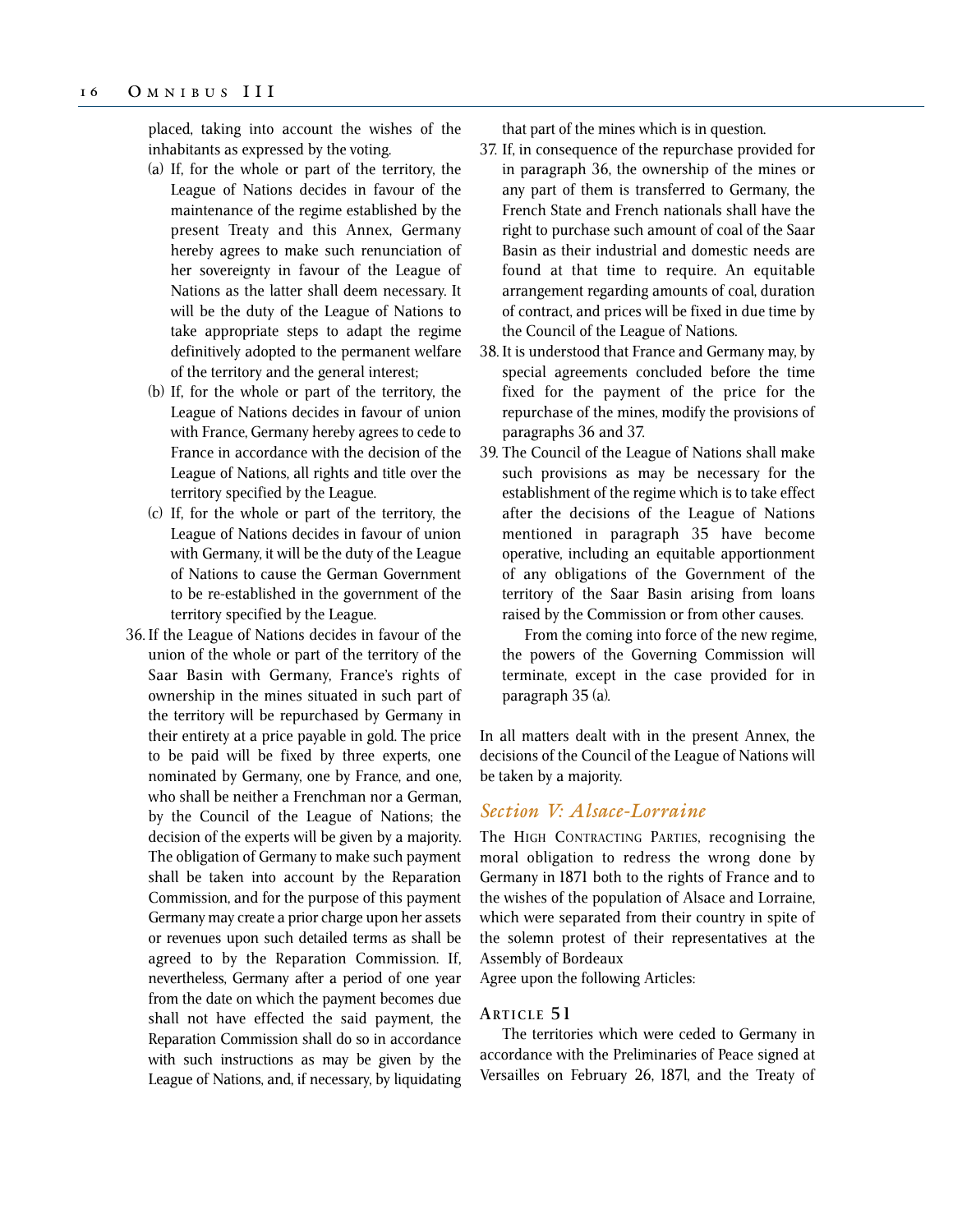placed, taking into account the wishes of the inhabitants as expressed by the voting.

(a) If, for the whole or part of the territory, the League of Nations decides in favour of the maintenance of the regime established by the present Treaty and this Annex, Germany hereby agrees to make such renunciation of her sovereignty in favour of the League of Nations as the latter shall deem necessary. It will be the duty of the League of Nations to take appropriate steps to adapt the regime definitively adopted to the permanent welfare of the territory and the general interest;

(b) If, for the whole or part of the territory, the League of Nations decides in favour of union with France, Germany hereby agrees to cede to France in accordance with the decision of the League of Nations, all rights and title over the territory specified by the League.

(c) If, for the whole or part of the territory, the League of Nations decides in favour of union with Germany, it will be the duty of the League of Nations to cause the German Government to be re-established in the government of the territory specified by the League.

36. If the League of Nations decides in favour of the union of the whole or part of the territory of the Saar Basin with Germany, France's rights of ownership in the mines situated in such part of the territory will be repurchased by Germany in their entirety at a price payable in gold. The price to be paid will be fixed by three experts, one nominated by Germany, one by France, and one, who shall be neither a Frenchman nor a German, by the Council of the League of Nations; the decision of the experts will be given by a majority. The obligation of Germany to make such payment shall be taken into account by the Reparation Commission, and for the purpose of this payment Germany may create a prior charge upon her assets or revenues upon such detailed terms as shall be agreed to by the Reparation Commission. If, nevertheless, Germany after a period of one year from the date on which the payment becomes due shall not have effected the said payment, the Reparation Commission shall do so in accordance with such instructions as may be given by the League of Nations, and, if necessary, by liquidating that part of the mines which is in question.

37. If, in consequence of the repurchase provided for in paragraph 36, the ownership of the mines or any part of them is transferred to Germany, the French State and French nationals shall have the right to purchase such amount of coal of the Saar Basin as their industrial and domestic needs are found at that time to require. An equitable arrangement regarding amounts of coal, duration of contract, and prices will be fixed in due time by the Council of the League of Nations.

38. It is understood that France and Germany may, by special agreements concluded before the time fixed for the payment of the price for the repurchase of the mines, modify the provisions of paragraphs 36 and 37.

39. The Council of the League of Nations shall make such provisions as may be necessary for the establishment of the regime which is to take effect after the decisions of the League of Nations mentioned in paragraph 35 have become operative, including an equitable apportionment of any obligations of the Government of the territory of the Saar Basin arising from loans raised by the Commission or from other causes.

From the coming into force of the new regime, the powers of the Governing Commission will terminate, except in the case provided for in paragraph 35 (a).

In all matters dealt with in the present Annex, the decisions of the Council of the League of Nations will be taken by a majority.

## *Section V: Alsace-Lorraine*

The High Contracting Parties, recognising the moral obligation to redress the wrong done by Germany in 1871 both to the rights of France and to the wishes of the population of Alsace and Lorraine, which were separated from their country in spite of the solemn protest of their representatives at the Assembly of Bordeaux

Agree upon the following Articles:

### Article 51

The territories which were ceded to Germany in accordance with the Preliminaries of Peace signed at Versailles on February 26, 1871, and the Treaty of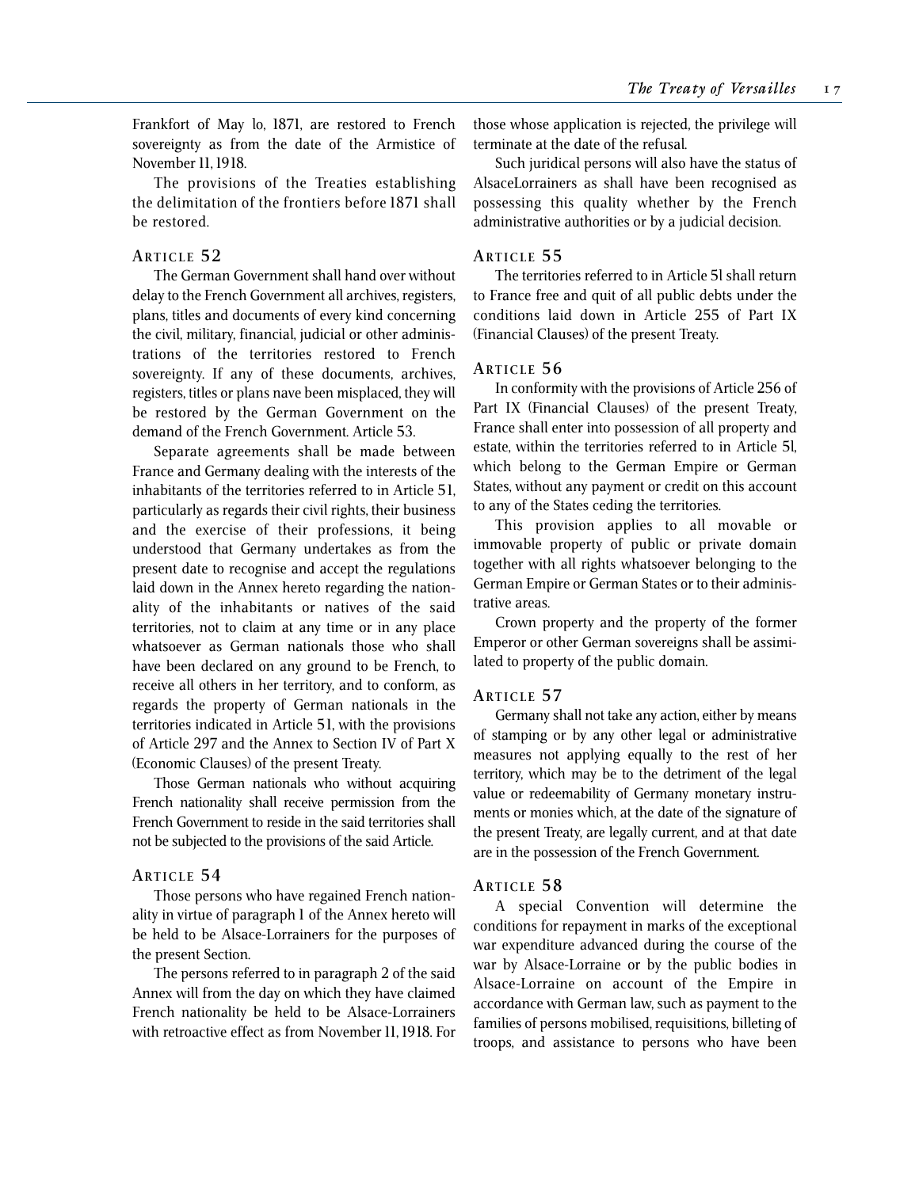Frankfort of May lo, 1871, are restored to French sovereignty as from the date of the Armistice of November 11, 1918.

The provisions of the Treaties establishing the delimitation of the frontiers before 1871 shall be restored.

### ARTICLE 52

The German Government shall hand over without delay to the French Government all archives, registers, plans, titles and documents of every kind concerning the civil, military, financial, judicial or other administrations of the territories restored to French sovereignty. If any of these documents, archives, registers, titles or plans nave been misplaced, they will be restored by the German Government on the demand of the French Government. Article 53.

Separate agreements shall be made between France and Germany dealing with the interests of the inhabitants of the territories referred to in Article 51, particularly as regards their civil rights, their business and the exercise of their professions, it being understood that Germany undertakes as from the present date to recognise and accept the regulations laid down in the Annex hereto regarding the nationality of the inhabitants or natives of the said territories, not to claim at any time or in any place whatsoever as German nationals those who shall have been declared on any ground to be French, to receive all others in her territory, and to conform, as regards the property of German nationals in the territories indicated in Article 51, with the provisions of Article 297 and the Annex to Section IV of Part X (Economic Clauses) of the present Treaty.

Those German nationals who without acquiring French nationality shall receive permission from the French Government to reside in the said territories shall not be subjected to the provisions of the said Article.

### ARTICLE 54

Those persons who have regained French nationality in virtue of paragraph 1 of the Annex hereto will be held to be Alsace-Lorrainers for the purposes of the present Section.

The persons referred to in paragraph 2 of the said Annex will from the day on which they have claimed French nationality be held to be Alsace-Lorrainers with retroactive effect as from November 11, 1918. For those whose application is rejected, the privilege will terminate at the date of the refusal.

Such juridical persons will also have the status of AlsaceLorrainers as shall have been recognised as possessing this quality whether by the French administrative authorities or by a judicial decision.

### ARTICLE 55

The territories referred to in Article 5l shall return to France free and quit of all public debts under the conditions laid down in Article 255 of Part IX (Financial Clauses) of the present Treaty.

### ARTICLE 56

In conformity with the provisions of Article 256 of Part IX (Financial Clauses) of the present Treaty, France shall enter into possession of all property and estate, within the territories referred to in Article 5l, which belong to the German Empire or German States, without any payment or credit on this account to any of the States ceding the territories.

This provision applies to all movable or immovable property of public or private domain together with all rights whatsoever belonging to the German Empire or German States or to their administrative areas.

Crown property and the property of the former Emperor or other German sovereigns shall be assimilated to property of the public domain.

### ARTICLE 57

Germany shall not take any action, either by means of stamping or by any other legal or administrative measures not applying equally to the rest of her territory, which may be to the detriment of the legal value or redeemability of Germany monetary instruments or monies which, at the date of the signature of the present Treaty, are legally current, and at that date are in the possession of the French Government.

### ARTICLE 58

A special Convention will determine the conditions for repayment in marks of the exceptional war expenditure advanced during the course of the war by Alsace-Lorraine or by the public bodies in Alsace-Lorraine on account of the Empire in accordance with German law, such as payment to the families of persons mobilised, requisitions, billeting of troops, and assistance to persons who have been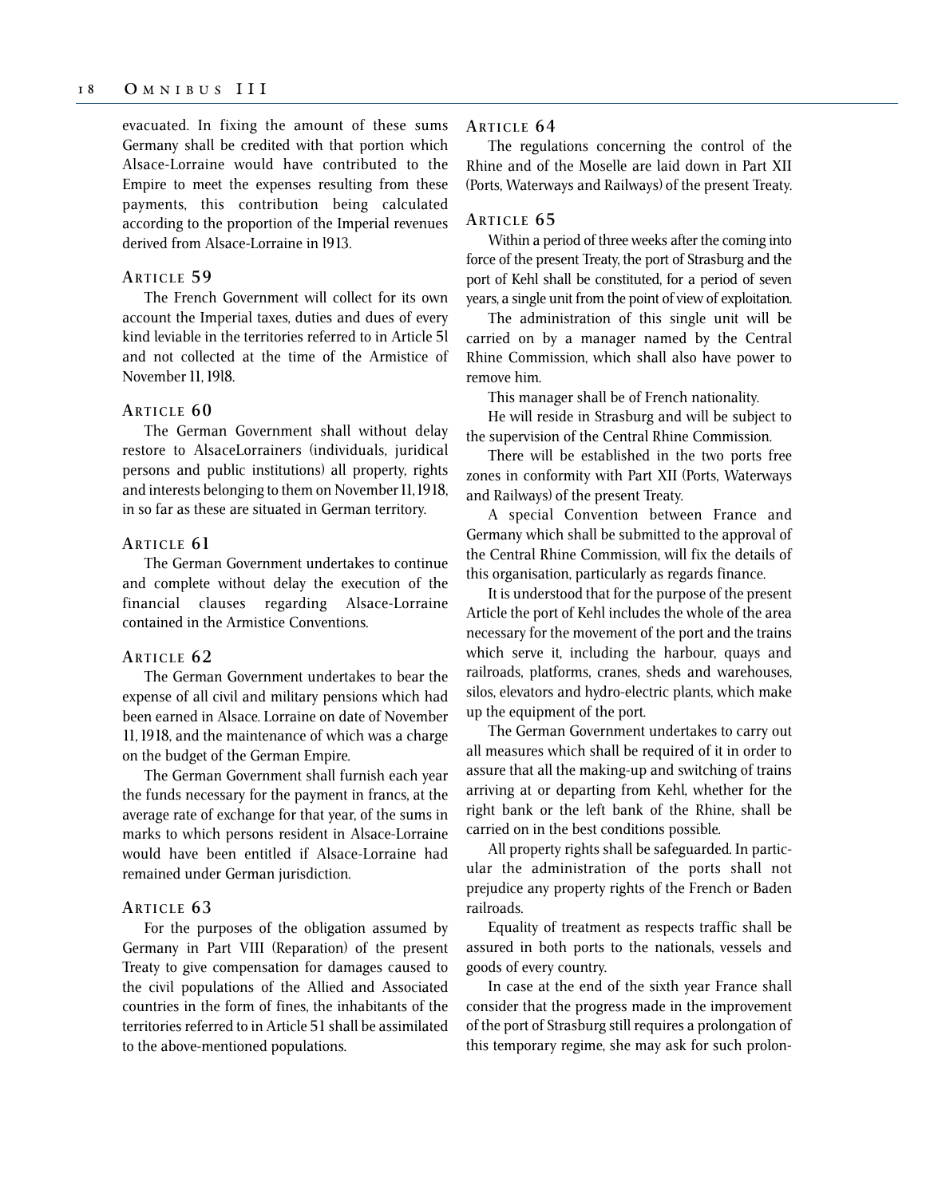evacuated. In fixing the amount of these sums Germany shall be credited with that portion which Alsace-Lorraine would have contributed to the Empire to meet the expenses resulting from these payments, this contribution being calculated according to the proportion of the Imperial revenues derived from Alsace-Lorraine in 1913.

### Article 59

The French Government will collect for its own account the Imperial taxes, duties and dues of every kind leviable in the territories referred to in Article 51 and not collected at the time of the Armistice of November 11, 1918.

### Article 60

The German Government shall without delay restore to AlsaceLorrainers (individuals, juridical persons and public institutions) all property, rights and interests belonging to them on November 11, 1918, in so far as these are situated in German territory.

### Article 61

The German Government undertakes to continue and complete without delay the execution of the financial clauses regarding Alsace-Lorraine contained in the Armistice Conventions.

### Article 62

The German Government undertakes to bear the expense of all civil and military pensions which had been earned in Alsace. Lorraine on date of November 11, 1918, and the maintenance of which was a charge on the budget of the German Empire.

The German Government shall furnish each year the funds necessary for the payment in francs, at the average rate of exchange for that year, of the sums in marks to which persons resident in Alsace-Lorraine would have been entitled if Alsace-Lorraine had remained under German jurisdiction.

### Article 63

For the purposes of the obligation assumed by Germany in Part VIII (Reparation) of the present Treaty to give compensation for damages caused to the civil populations of the Allied and Associated countries in the form of fines, the inhabitants of the territories referred to in Article 51 shall be assimilated to the above-mentioned populations.

### Article 64

The regulations concerning the control of the Rhine and of the Moselle are laid down in Part XII (Ports, Waterways and Railways) of the present Treaty.

### Article 65

Within a period of three weeks after the coming into force of the present Treaty, the port of Strasburg and the port of Kehl shall be constituted, for a period of seven years, a single unit from the point of view of exploitation.

The administration of this single unit will be carried on by a manager named by the Central Rhine Commission, which shall also have power to remove him.

This manager shall be of French nationality.

He will reside in Strasburg and will be subject to the supervision of the Central Rhine Commission.

There will be established in the two ports free zones in conformity with Part XII (Ports, Waterways and Railways) of the present Treaty.

A special Convention between France and Germany which shall be submitted to the approval of the Central Rhine Commission, will fix the details of this organisation, particularly as regards finance.

It is understood that for the purpose of the present Article the port of Kehl includes the whole of the area necessary for the movement of the port and the trains which serve it, including the harbour, quays and railroads, platforms, cranes, sheds and warehouses, silos, elevators and hydro-electric plants, which make up the equipment of the port.

The German Government undertakes to carry out all measures which shall be required of it in order to assure that all the making-up and switching of trains arriving at or departing from Kehl, whether for the right bank or the left bank of the Rhine, shall be carried on in the best conditions possible.

All property rights shall be safeguarded. In particular the administration of the ports shall not prejudice any property rights of the French or Baden railroads.

Equality of treatment as respects traffic shall be assured in both ports to the nationals, vessels and goods of every country.

In case at the end of the sixth year France shall consider that the progress made in the improvement of the port of Strasburg still requires a prolongation of this temporary regime, she may ask for such prolon-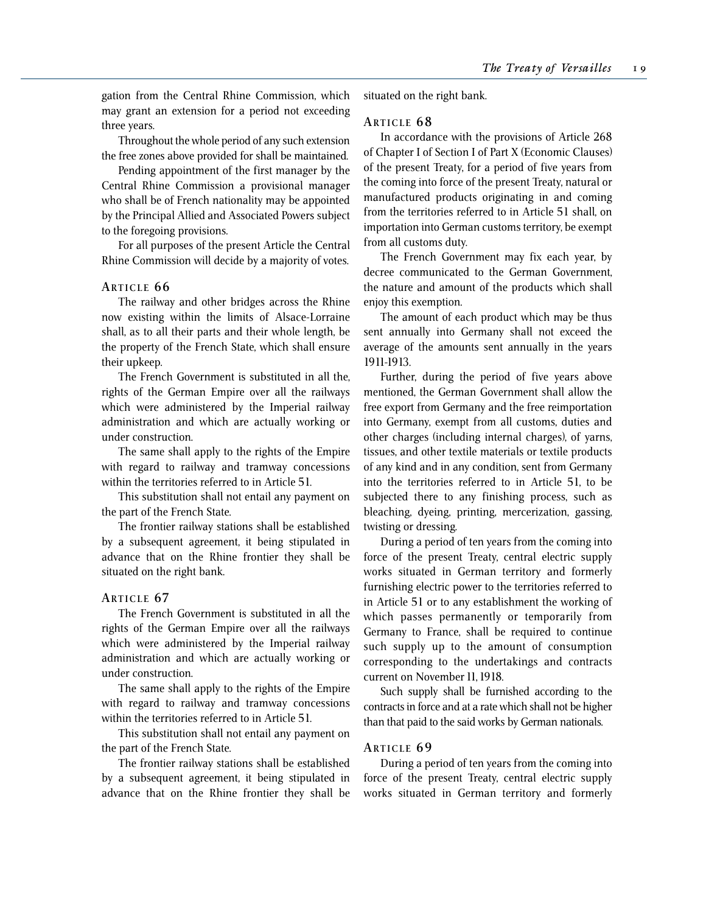gation from the Central Rhine Commission, which may grant an extension for a period not exceeding three years.

Throughout the whole period of any such extension the free zones above provided for shall be maintained.

Pending appointment of the first manager by the Central Rhine Commission a provisional manager who shall be of French nationality may be appointed by the Principal Allied and Associated Powers subject to the foregoing provisions.

For all purposes of the present Article the Central Rhine Commission will decide by a majority of votes.

### Article 66

The railway and other bridges across the Rhine now existing within the limits of Alsace-Lorraine shall, as to all their parts and their whole length, be the property of the French State, which shall ensure their upkeep.

The French Government is substituted in all the, rights of the German Empire over all the railways which were administered by the Imperial railway administration and which are actually working or under construction.

The same shall apply to the rights of the Empire with regard to railway and tramway concessions within the territories referred to in Article 51.

This substitution shall not entail any payment on the part of the French State.

The frontier railway stations shall be established by a subsequent agreement, it being stipulated in advance that on the Rhine frontier they shall be situated on the right bank.

### Article 67

The French Government is substituted in all the rights of the German Empire over all the railways which were administered by the Imperial railway administration and which are actually working or under construction.

The same shall apply to the rights of the Empire with regard to railway and tramway concessions within the territories referred to in Article 51.

This substitution shall not entail any payment on the part of the French State.

The frontier railway stations shall be established by a subsequent agreement, it being stipulated in advance that on the Rhine frontier they shall be situated on the right bank.

### Article 68

In accordance with the provisions of Article 268 of Chapter I of Section I of Part X (Economic Clauses) of the present Treaty, for a period of five years from the coming into force of the present Treaty, natural or manufactured products originating in and coming from the territories referred to in Article 51 shall, on importation into German customs territory, be exempt from all customs duty.

The French Government may fix each year, by decree communicated to the German Government, the nature and amount of the products which shall enjoy this exemption.

The amount of each product which may be thus sent annually into Germany shall not exceed the average of the amounts sent annually in the years 1911-1913.

Further, during the period of five years above mentioned, the German Government shall allow the free export from Germany and the free reimportation into Germany, exempt from all customs, duties and other charges (including internal charges), of yarns, tissues, and other textile materials or textile products of any kind and in any condition, sent from Germany into the territories referred to in Article 51, to be subjected there to any finishing process, such as bleaching, dyeing, printing, mercerization, gassing, twisting or dressing.

During a period of ten years from the coming into force of the present Treaty, central electric supply works situated in German territory and formerly furnishing electric power to the territories referred to in Article 51 or to any establishment the working of which passes permanently or temporarily from Germany to France, shall be required to continue such supply up to the amount of consumption corresponding to the undertakings and contracts current on November 11, 1918.

Such supply shall be furnished according to the contracts in force and at a rate which shall not be higher than that paid to the said works by German nationals.

### Article 69

During a period of ten years from the coming into force of the present Treaty, central electric supply works situated in German territory and formerly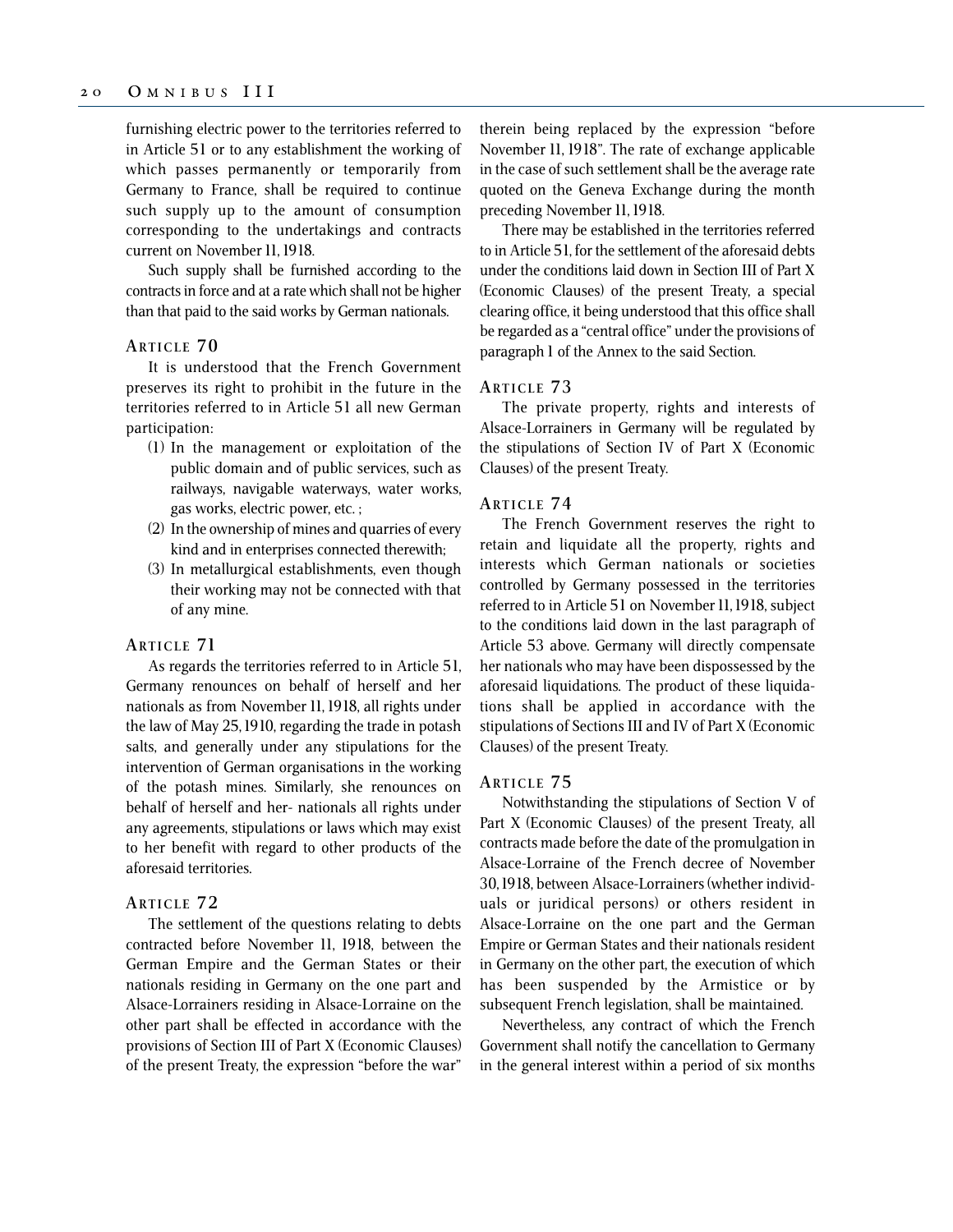furnishing electric power to the territories referred to in Article 51 or to any establishment the working of which passes permanently or temporarily from Germany to France, shall be required to continue such supply up to the amount of consumption corresponding to the undertakings and contracts current on November 11, 1918.

Such supply shall be furnished according to the contracts in force and at a rate which shall not be higher than that paid to the said works by German nationals.

### Article 70

It is understood that the French Government preserves its right to prohibit in the future in the territories referred to in Article 51 all new German participation:

(1) In the management or exploitation of the public domain and of public services, such as railways, navigable waterways, water works, gas works, electric power, etc. ;

(2) In the ownership of mines and quarries of every kind and in enterprises connected therewith;

(3) In metallurgical establishments, even though their working may not be connected with that of any mine.

### Article 71

As regards the territories referred to in Article 51, Germany renounces on behalf of herself and her nationals as from November 11, 1918, all rights under the law of May 25, 1910, regarding the trade in potash salts, and generally under any stipulations for the intervention of German organisations in the working of the potash mines. Similarly, she renounces on behalf of herself and her- nationals all rights under any agreements, stipulations or laws which may exist to her benefit with regard to other products of the aforesaid territories.

### Article 72

The settlement of the questions relating to debts contracted before November 11, 1918, between the German Empire and the German States or their nationals residing in Germany on the one part and Alsace-Lorrainers residing in Alsace-Lorraine on the other part shall be effected in accordance with the provisions of Section III of Part X (Economic Clauses) of the present Treaty, the expression "before the war" therein being replaced by the expression "before November 11, 1918". The rate of exchange applicable in the case of such settlement shall be the average rate quoted on the Geneva Exchange during the month preceding November 11, 1918.

There may be established in the territories referred to in Article 51, for the settlement of the aforesaid debts under the conditions laid down in Section III of Part X (Economic Clauses) of the present Treaty, a special clearing office, it being understood that this office shall be regarded as a "central office" under the provisions of paragraph 1 of the Annex to the said Section.

### Article 73

The private property, rights and interests of Alsace-Lorrainers in Germany will be regulated by the stipulations of Section IV of Part X (Economic Clauses) of the present Treaty.

### Article 74

The French Government reserves the right to retain and liquidate all the property, rights and interests which German nationals or societies controlled by Germany possessed in the territories referred to in Article 51 on November 11, 1918, subject to the conditions laid down in the last paragraph of Article 53 above. Germany will directly compensate her nationals who may have been dispossessed by the aforesaid liquidations. The product of these liquidations shall be applied in accordance with the stipulations of Sections III and IV of Part X (Economic Clauses) of the present Treaty.

### Article 75

Notwithstanding the stipulations of Section V of Part X (Economic Clauses) of the present Treaty, all contracts made before the date of the promulgation in Alsace-Lorraine of the French decree of November 30, 1918, between Alsace-Lorrainers (whether individuals or juridical persons) or others resident in Alsace-Lorraine on the one part and the German Empire or German States and their nationals resident in Germany on the other part, the execution of which has been suspended by the Armistice or by subsequent French legislation, shall be maintained.

Nevertheless, any contract of which the French Government shall notify the cancellation to Germany in the general interest within a period of six months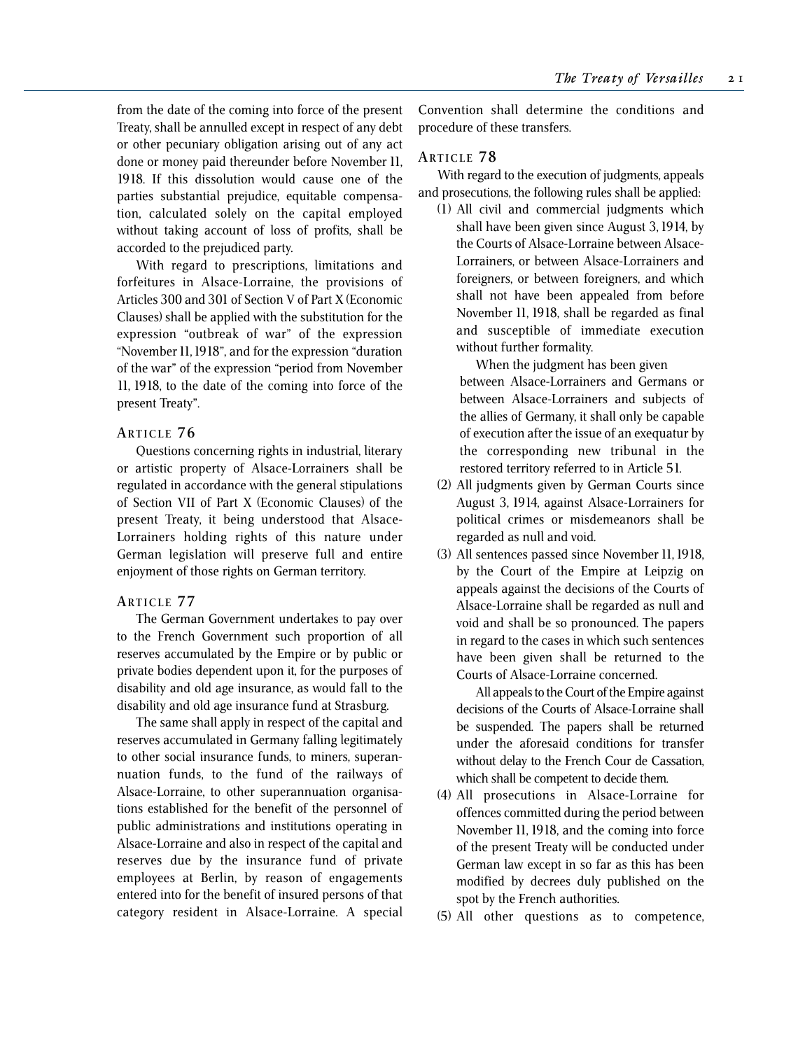from the date of the coming into force of the present Treaty, shall be annulled except in respect of any debt or other pecuniary obligation arising out of any act done or money paid thereunder before November 11, 1918. If this dissolution would cause one of the parties substantial prejudice, equitable compensation, calculated solely on the capital employed without taking account of loss of profits, shall be accorded to the prejudiced party.

With regard to prescriptions, limitations and forfeitures in Alsace-Lorraine, the provisions of Articles 300 and 301 of Section V of Part X (Economic Clauses) shall be applied with the substitution for the expression "outbreak of war" of the expression "November 11, 1918", and for the expression "duration of the war" of the expression "period from November 11, 1918, to the date of the coming into force of the present Treaty".

### Article 76

Questions concerning rights in industrial, literary or artistic property of Alsace-Lorrainers shall be regulated in accordance with the general stipulations of Section VII of Part X (Economic Clauses) of the present Treaty, it being understood that Alsace-Lorrainers holding rights of this nature under German legislation will preserve full and entire enjoyment of those rights on German territory.

### Article 77

The German Government undertakes to pay over to the French Government such proportion of all reserves accumulated by the Empire or by public or private bodies dependent upon it, for the purposes of disability and old age insurance, as would fall to the disability and old age insurance fund at Strasburg.

The same shall apply in respect of the capital and reserves accumulated in Germany falling legitimately to other social insurance funds, to miners, superannuation funds, to the fund of the railways of Alsace-Lorraine, to other superannuation organisations established for the benefit of the personnel of public administrations and institutions operating in Alsace-Lorraine and also in respect of the capital and reserves due by the insurance fund of private employees at Berlin, by reason of engagements entered into for the benefit of insured persons of that category resident in Alsace-Lorraine. A special Convention shall determine the conditions and procedure of these transfers.

### Article 78

With regard to the execution of judgments, appeals and prosecutions, the following rules shall be applied:

(1) All civil and commercial judgments which shall have been given since August 3, 1914, by the Courts of Alsace-Lorraine between Alsace-Lorrainers, or between Alsace-Lorrainers and foreigners, or between foreigners, and which shall not have been appealed from before November 11, 1918, shall be regarded as final and susceptible of immediate execution without further formality.

   When the judgment has been given between Alsace-Lorrainers and Germans or between Alsace-Lorrainers and subjects of the allies of Germany, it shall only be capable of execution after the issue of an exequatur by the corresponding new tribunal in the restored territory referred to in Article 51.

(2) All judgments given by German Courts since August 3, 1914, against Alsace-Lorrainers for political crimes or misdemeanors shall be regarded as null and void.

(3) All sentences passed since November 11, 1918, by the Court of the Empire at Leipzig on appeals against the decisions of the Courts of Alsace-Lorraine shall be regarded as null and void and shall be so pronounced. The papers in regard to the cases in which such sentences have been given shall be returned to the Courts of Alsace-Lorraine concerned.

   All appeals to the Court of the Empire against decisions of the Courts of Alsace-Lorraine shall be suspended. The papers shall be returned under the aforesaid conditions for transfer without delay to the French Cour de Cassation, which shall be competent to decide them.

(4) All prosecutions in Alsace-Lorraine for offences committed during the period between November 11, 1918, and the coming into force of the present Treaty will be conducted under German law except in so far as this has been modified by decrees duly published on the spot by the French authorities.

(5) All other questions as to competence,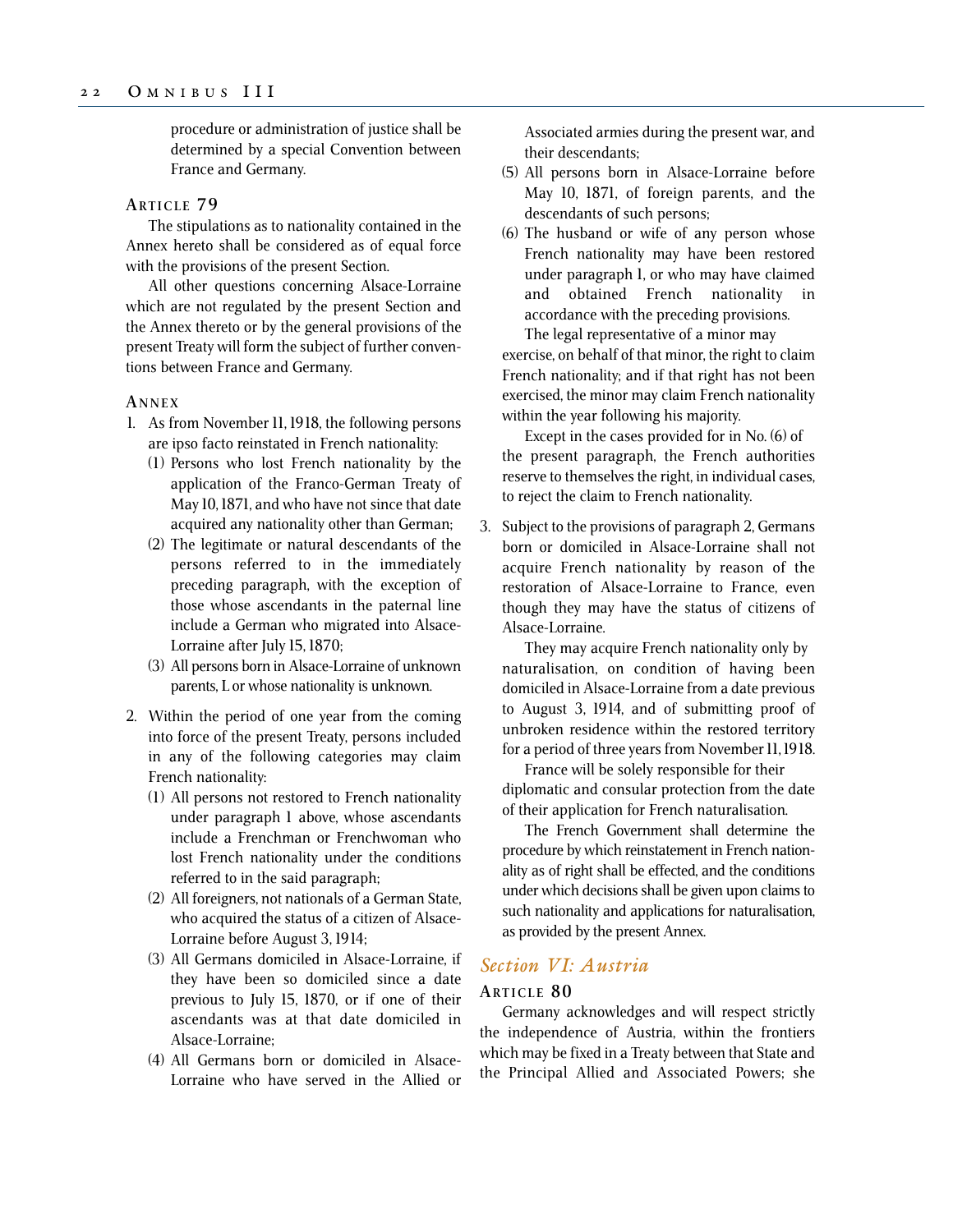procedure or administration of justice shall be determined by a special Convention between France and Germany.

### Article 79

The stipulations as to nationality contained in the Annex hereto shall be considered as of equal force with the provisions of the present Section.

All other questions concerning Alsace-Lorraine which are not regulated by the present Section and the Annex thereto or by the general provisions of the present Treaty will form the subject of further conventions between France and Germany.

### Annex

1. As from November 11, 1918, the following persons are ipso facto reinstated in French nationality:
   (1) Persons who lost French nationality by the application of the Franco-German Treaty of May 10, 1871, and who have not since that date acquired any nationality other than German;
   (2) The legitimate or natural descendants of the persons referred to in the immediately preceding paragraph, with the exception of those whose ascendants in the paternal line include a German who migrated into Alsace-Lorraine after July 15, 1870;
   (3) All persons born in Alsace-Lorraine of unknown parents, L or whose nationality is unknown.

2. Within the period of one year from the coming into force of the present Treaty, persons included in any of the following categories may claim French nationality:
   (1) All persons not restored to French nationality under paragraph 1 above, whose ascendants include a Frenchman or Frenchwoman who lost French nationality under the conditions referred to in the said paragraph;
   (2) All foreigners, not nationals of a German State, who acquired the status of a citizen of Alsace-Lorraine before August 3, 1914;
   (3) All Germans domiciled in Alsace-Lorraine, if they have been so domiciled since a date previous to July 15, 1870, or if one of their ascendants was at that date domiciled in Alsace-Lorraine;
   (4) All Germans born or domiciled in Alsace-Lorraine who have served in the Allied or Associated armies during the present war, and their descendants;
   (5) All persons born in Alsace-Lorraine before May 10, 1871, of foreign parents, and the descendants of such persons;
   (6) The husband or wife of any person whose French nationality may have been restored under paragraph 1, or who may have claimed and obtained French nationality in accordance with the preceding provisions.

   The legal representative of a minor may exercise, on behalf of that minor, the right to claim French nationality; and if that right has not been exercised, the minor may claim French nationality within the year following his majority.

   Except in the cases provided for in No. (6) of the present paragraph, the French authorities reserve to themselves the right, in individual cases, to reject the claim to French nationality.

3. Subject to the provisions of paragraph 2, Germans born or domiciled in Alsace-Lorraine shall not acquire French nationality by reason of the restoration of Alsace-Lorraine to France, even though they may have the status of citizens of Alsace-Lorraine.

   They may acquire French nationality only by naturalisation, on condition of having been domiciled in Alsace-Lorraine from a date previous to August 3, 1914, and of submitting proof of unbroken residence within the restored territory for a period of three years from November 11, 1918.

   France will be solely responsible for their diplomatic and consular protection from the date of their application for French naturalisation.

   The French Government shall determine the procedure by which reinstatement in French nationality as of right shall be effected, and the conditions under which decisions shall be given upon claims to such nationality and applications for naturalisation, as provided by the present Annex.

## *Section VI: Austria*

### Article 80

Germany acknowledges and will respect strictly the independence of Austria, within the frontiers which may be fixed in a Treaty between that State and the Principal Allied and Associated Powers; she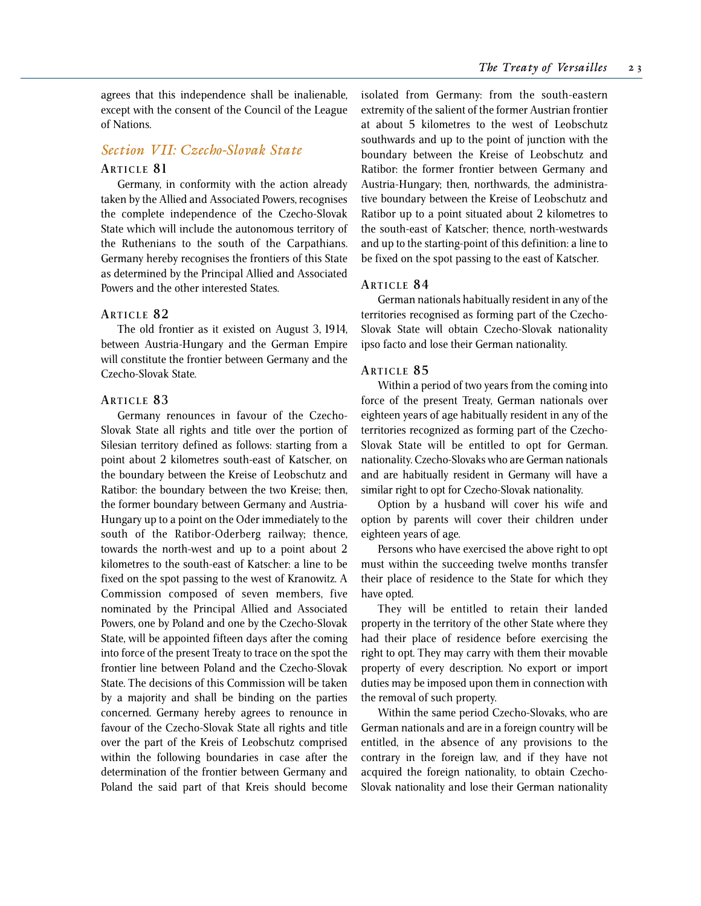agrees that this independence shall be inalienable, except with the consent of the Council of the League of Nations.

## *Section VII: Czecho-Slovak State*

### Article 81

Germany, in conformity with the action already taken by the Allied and Associated Powers, recognises the complete independence of the Czecho-Slovak State which will include the autonomous territory of the Ruthenians to the south of the Carpathians. Germany hereby recognises the frontiers of this State as determined by the Principal Allied and Associated Powers and the other interested States.

### Article 82

The old frontier as it existed on August 3, 1914, between Austria-Hungary and the German Empire will constitute the frontier between Germany and the Czecho-Slovak State.

### Article 83

Germany renounces in favour of the Czecho-Slovak State all rights and title over the portion of Silesian territory defined as follows: starting from a point about 2 kilometres south-east of Katscher, on the boundary between the Kreise of Leobschutz and Ratibor: the boundary between the two Kreise; then, the former boundary between Germany and Austria-Hungary up to a point on the Oder immediately to the south of the Ratibor-Oderberg railway; thence, towards the north-west and up to a point about 2 kilometres to the south-east of Katscher: a line to be fixed on the spot passing to the west of Kranowitz. A Commission composed of seven members, five nominated by the Principal Allied and Associated Powers, one by Poland and one by the Czecho-Slovak State, will be appointed fifteen days after the coming into force of the present Treaty to trace on the spot the frontier line between Poland and the Czecho-Slovak State. The decisions of this Commission will be taken by a majority and shall be binding on the parties concerned. Germany hereby agrees to renounce in favour of the Czecho-Slovak State all rights and title over the part of the Kreis of Leobschutz comprised within the following boundaries in case after the determination of the frontier between Germany and Poland the said part of that Kreis should become isolated from Germany: from the south-eastern extremity of the salient of the former Austrian frontier at about 5 kilometres to the west of Leobschutz southwards and up to the point of junction with the boundary between the Kreise of Leobschutz and Ratibor: the former frontier between Germany and Austria-Hungary; then, northwards, the administrative boundary between the Kreise of Leobschutz and Ratibor up to a point situated about 2 kilometres to the south-east of Katscher; thence, north-westwards and up to the starting-point of this definition: a line to be fixed on the spot passing to the east of Katscher.

### Article 84

German nationals habitually resident in any of the territories recognised as forming part of the Czecho-Slovak State will obtain Czecho-Slovak nationality ipso facto and lose their German nationality.

### Article 85

Within a period of two years from the coming into force of the present Treaty, German nationals over eighteen years of age habitually resident in any of the territories recognized as forming part of the Czecho-Slovak State will be entitled to opt for German. nationality. Czecho-Slovaks who are German nationals and are habitually resident in Germany will have a similar right to opt for Czecho-Slovak nationality.

Option by a husband will cover his wife and option by parents will cover their children under eighteen years of age.

Persons who have exercised the above right to opt must within the succeeding twelve months transfer their place of residence to the State for which they have opted.

They will be entitled to retain their landed property in the territory of the other State where they had their place of residence before exercising the right to opt. They may carry with them their movable property of every description. No export or import duties may be imposed upon them in connection with the removal of such property.

Within the same period Czecho-Slovaks, who are German nationals and are in a foreign country will be entitled, in the absence of any provisions to the contrary in the foreign law, and if they have not acquired the foreign nationality, to obtain Czecho-Slovak nationality and lose their German nationality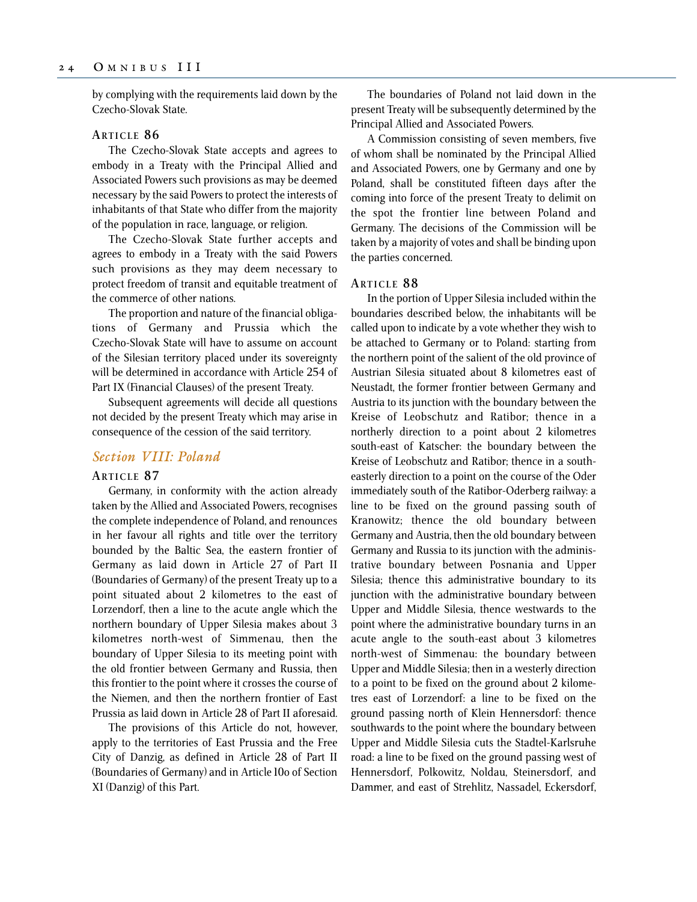by complying with the requirements laid down by the Czecho-Slovak State.

### Article 86

The Czecho-Slovak State accepts and agrees to embody in a Treaty with the Principal Allied and Associated Powers such provisions as may be deemed necessary by the said Powers to protect the interests of inhabitants of that State who differ from the majority of the population in race, language, or religion.

The Czecho-Slovak State further accepts and agrees to embody in a Treaty with the said Powers such provisions as they may deem necessary to protect freedom of transit and equitable treatment of the commerce of other nations.

The proportion and nature of the financial obligations of Germany and Prussia which the Czecho-Slovak State will have to assume on account of the Silesian territory placed under its sovereignty will be determined in accordance with Article 254 of Part IX (Financial Clauses) of the present Treaty.

Subsequent agreements will decide all questions not decided by the present Treaty which may arise in consequence of the cession of the said territory.

## *Section VIII: Poland*

### Article 87

Germany, in conformity with the action already taken by the Allied and Associated Powers, recognises the complete independence of Poland, and renounces in her favour all rights and title over the territory bounded by the Baltic Sea, the eastern frontier of Germany as laid down in Article 27 of Part II (Boundaries of Germany) of the present Treaty up to a point situated about 2 kilometres to the east of Lorzendorf, then a line to the acute angle which the northern boundary of Upper Silesia makes about 3 kilometres north-west of Simmenau, then the boundary of Upper Silesia to its meeting point with the old frontier between Germany and Russia, then this frontier to the point where it crosses the course of the Niemen, and then the northern frontier of East Prussia as laid down in Article 28 of Part II aforesaid.

The provisions of this Article do not, however, apply to the territories of East Prussia and the Free City of Danzig, as defined in Article 28 of Part II (Boundaries of Germany) and in Article 100 of Section XI (Danzig) of this Part.

The boundaries of Poland not laid down in the present Treaty will be subsequently determined by the Principal Allied and Associated Powers.

A Commission consisting of seven members, five of whom shall be nominated by the Principal Allied and Associated Powers, one by Germany and one by Poland, shall be constituted fifteen days after the coming into force of the present Treaty to delimit on the spot the frontier line between Poland and Germany. The decisions of the Commission will be taken by a majority of votes and shall be binding upon the parties concerned.

### Article 88

In the portion of Upper Silesia included within the boundaries described below, the inhabitants will be called upon to indicate by a vote whether they wish to be attached to Germany or to Poland: starting from the northern point of the salient of the old province of Austrian Silesia situated about 8 kilometres east of Neustadt, the former frontier between Germany and Austria to its junction with the boundary between the Kreise of Leobschutz and Ratibor; thence in a northerly direction to a point about 2 kilometres south-east of Katscher: the boundary between the Kreise of Leobschutz and Ratibor; thence in a south-easterly direction to a point on the course of the Oder immediately south of the Ratibor-Oderberg railway: a line to be fixed on the ground passing south of Kranowitz; thence the old boundary between Germany and Austria, then the old boundary between Germany and Russia to its junction with the administrative boundary between Posnania and Upper Silesia; thence this administrative boundary to its junction with the administrative boundary between Upper and Middle Silesia, thence westwards to the point where the administrative boundary turns in an acute angle to the south-east about 3 kilometres north-west of Simmenau: the boundary between Upper and Middle Silesia; then in a westerly direction to a point to be fixed on the ground about 2 kilometres east of Lorzendorf: a line to be fixed on the ground passing north of Klein Hennersdorf: thence southwards to the point where the boundary between Upper and Middle Silesia cuts the Stadtel-Karlsruhe road: a line to be fixed on the ground passing west of Hennersdorf, Polkowitz, Noldau, Steinersdorf, and Dammer, and east of Strehlitz, Nassadel, Eckersdorf,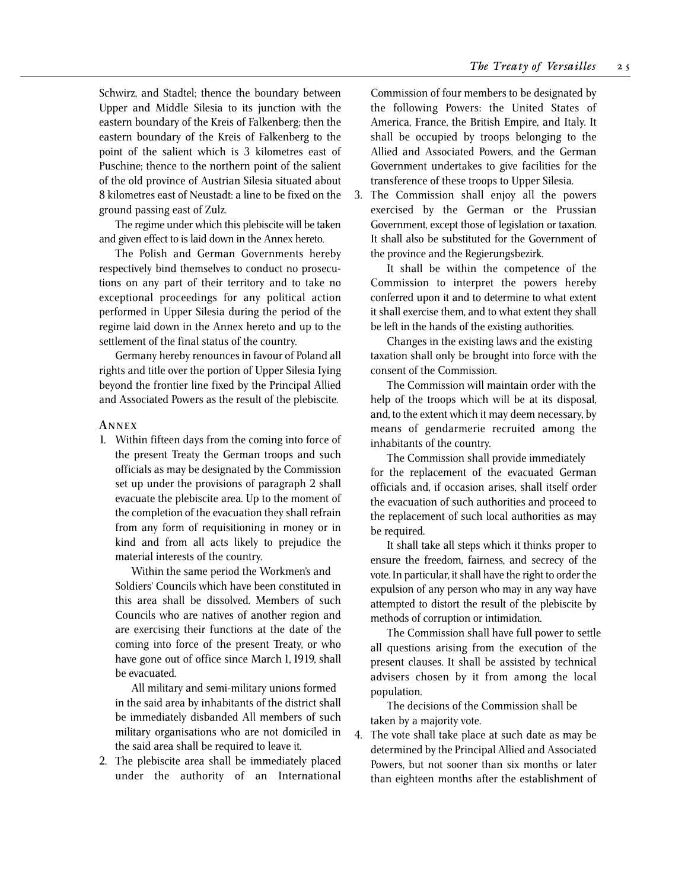Schwirz, and Stadtel; thence the boundary between Upper and Middle Silesia to its junction with the eastern boundary of the Kreis of Falkenberg; then the eastern boundary of the Kreis of Falkenberg to the point of the salient which is 3 kilometres east of Puschine; thence to the northern point of the salient of the old province of Austrian Silesia situated about 8 kilometres east of Neustadt: a line to be fixed on the ground passing east of Zulz.

The regime under which this plebiscite will be taken and given effect to is laid down in the Annex hereto.

The Polish and German Governments hereby respectively bind themselves to conduct no prosecutions on any part of their territory and to take no exceptional proceedings for any political action performed in Upper Silesia during the period of the regime laid down in the Annex hereto and up to the settlement of the final status of the country.

Germany hereby renounces in favour of Poland all rights and title over the portion of Upper Silesia Iying beyond the frontier line fixed by the Principal Allied and Associated Powers as the result of the plebiscite.

## Annex

1. Within fifteen days from the coming into force of the present Treaty the German troops and such officials as may be designated by the Commission set up under the provisions of paragraph 2 shall evacuate the plebiscite area. Up to the moment of the completion of the evacuation they shall refrain from any form of requisitioning in money or in kind and from all acts likely to prejudice the material interests of the country.

   Within the same period the Workmen's and Soldiers' Councils which have been constituted in this area shall be dissolved. Members of such Councils who are natives of another region and are exercising their functions at the date of the coming into force of the present Treaty, or who have gone out of office since March 1, 1919, shall be evacuated.

   All military and semi-military unions formed in the said area by inhabitants of the district shall be immediately disbanded All members of such military organisations who are not domiciled in the said area shall be required to leave it.

2. The plebiscite area shall be immediately placed under the authority of an International Commission of four members to be designated by the following Powers: the United States of America, France, the British Empire, and Italy. It shall be occupied by troops belonging to the Allied and Associated Powers, and the German Government undertakes to give facilities for the transference of these troops to Upper Silesia.

3. The Commission shall enjoy all the powers exercised by the German or the Prussian Government, except those of legislation or taxation. It shall also be substituted for the Government of the province and the Regierungsbezirk.

   It shall be within the competence of the Commission to interpret the powers hereby conferred upon it and to determine to what extent it shall exercise them, and to what extent they shall be left in the hands of the existing authorities.

   Changes in the existing laws and the existing taxation shall only be brought into force with the consent of the Commission.

   The Commission will maintain order with the help of the troops which will be at its disposal, and, to the extent which it may deem necessary, by means of gendarmerie recruited among the inhabitants of the country.

   The Commission shall provide immediately for the replacement of the evacuated German officials and, if occasion arises, shall itself order the evacuation of such authorities and proceed to the replacement of such local authorities as may be required.

   It shall take all steps which it thinks proper to ensure the freedom, fairness, and secrecy of the vote. In particular, it shall have the right to order the expulsion of any person who may in any way have attempted to distort the result of the plebiscite by methods of corruption or intimidation.

   The Commission shall have full power to settle all questions arising from the execution of the present clauses. It shall be assisted by technical advisers chosen by it from among the local population.

   The decisions of the Commission shall be taken by a majority vote.

4. The vote shall take place at such date as may be determined by the Principal Allied and Associated Powers, but not sooner than six months or later than eighteen months after the establishment of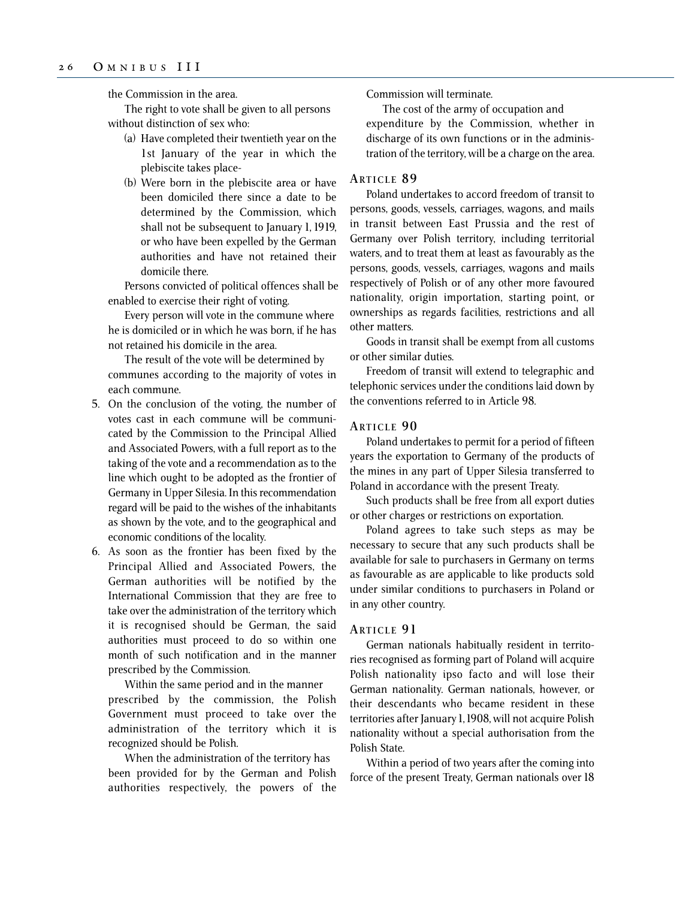the Commission in the area.

The right to vote shall be given to all persons without distinction of sex who:

(a) Have completed their twentieth year on the 1st January of the year in which the plebiscite takes place-

(b) Were born in the plebiscite area or have been domiciled there since a date to be determined by the Commission, which shall not be subsequent to January 1, 1919, or who have been expelled by the German authorities and have not retained their domicile there.

Persons convicted of political offences shall be enabled to exercise their right of voting.

Every person will vote in the commune where he is domiciled or in which he was born, if he has not retained his domicile in the area.

The result of the vote will be determined by communes according to the majority of votes in each commune.

5. On the conclusion of the voting, the number of votes cast in each commune will be communicated by the Commission to the Principal Allied and Associated Powers, with a full report as to the taking of the vote and a recommendation as to the line which ought to be adopted as the frontier of Germany in Upper Silesia. In this recommendation regard will be paid to the wishes of the inhabitants as shown by the vote, and to the geographical and economic conditions of the locality.

6. As soon as the frontier has been fixed by the Principal Allied and Associated Powers, the German authorities will be notified by the International Commission that they are free to take over the administration of the territory which it is recognised should be German, the said authorities must proceed to do so within one month of such notification and in the manner prescribed by the Commission.

Within the same period and in the manner prescribed by the commission, the Polish Government must proceed to take over the administration of the territory which it is recognized should be Polish.

When the administration of the territory has been provided for by the German and Polish authorities respectively, the powers of the Commission will terminate.

The cost of the army of occupation and expenditure by the Commission, whether in discharge of its own functions or in the administration of the territory, will be a charge on the area.

### Article 89

Poland undertakes to accord freedom of transit to persons, goods, vessels, carriages, wagons, and mails in transit between East Prussia and the rest of Germany over Polish territory, including territorial waters, and to treat them at least as favourably as the persons, goods, vessels, carriages, wagons and mails respectively of Polish or of any other more favoured nationality, origin importation, starting point, or ownerships as regards facilities, restrictions and all other matters.

Goods in transit shall be exempt from all customs or other similar duties.

Freedom of transit will extend to telegraphic and telephonic services under the conditions laid down by the conventions referred to in Article 98.

### Article 90

Poland undertakes to permit for a period of fifteen years the exportation to Germany of the products of the mines in any part of Upper Silesia transferred to Poland in accordance with the present Treaty.

Such products shall be free from all export duties or other charges or restrictions on exportation.

Poland agrees to take such steps as may be necessary to secure that any such products shall be available for sale to purchasers in Germany on terms as favourable as are applicable to like products sold under similar conditions to purchasers in Poland or in any other country.

### Article 91

German nationals habitually resident in territories recognised as forming part of Poland will acquire Polish nationality ipso facto and will lose their German nationality. German nationals, however, or their descendants who became resident in these territories after January 1, 1908, will not acquire Polish nationality without a special authorisation from the Polish State.

Within a period of two years after the coming into force of the present Treaty, German nationals over 18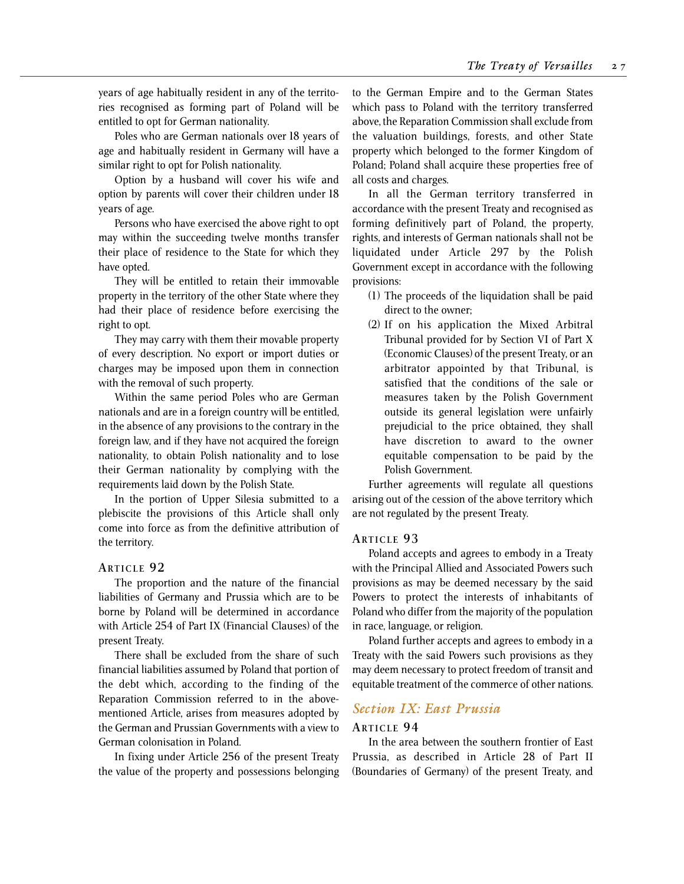years of age habitually resident in any of the territories recognised as forming part of Poland will be entitled to opt for German nationality.

Poles who are German nationals over 18 years of age and habitually resident in Germany will have a similar right to opt for Polish nationality.

Option by a husband will cover his wife and option by parents will cover their children under 18 years of age.

Persons who have exercised the above right to opt may within the succeeding twelve months transfer their place of residence to the State for which they have opted.

They will be entitled to retain their immovable property in the territory of the other State where they had their place of residence before exercising the right to opt.

They may carry with them their movable property of every description. No export or import duties or charges may be imposed upon them in connection with the removal of such property.

Within the same period Poles who are German nationals and are in a foreign country will be entitled, in the absence of any provisions to the contrary in the foreign law, and if they have not acquired the foreign nationality, to obtain Polish nationality and to lose their German nationality by complying with the requirements laid down by the Polish State.

In the portion of Upper Silesia submitted to a plebiscite the provisions of this Article shall only come into force as from the definitive attribution of the territory.

### Article 92

The proportion and the nature of the financial liabilities of Germany and Prussia which are to be borne by Poland will be determined in accordance with Article 254 of Part IX (Financial Clauses) of the present Treaty.

There shall be excluded from the share of such financial liabilities assumed by Poland that portion of the debt which, according to the finding of the Reparation Commission referred to in the above-mentioned Article, arises from measures adopted by the German and Prussian Governments with a view to German colonisation in Poland.

In fixing under Article 256 of the present Treaty the value of the property and possessions belonging to the German Empire and to the German States which pass to Poland with the territory transferred above, the Reparation Commission shall exclude from the valuation buildings, forests, and other State property which belonged to the former Kingdom of Poland; Poland shall acquire these properties free of all costs and charges.

In all the German territory transferred in accordance with the present Treaty and recognised as forming definitively part of Poland, the property, rights, and interests of German nationals shall not be liquidated under Article 297 by the Polish Government except in accordance with the following provisions:

(1) The proceeds of the liquidation shall be paid direct to the owner;

(2) If on his application the Mixed Arbitral Tribunal provided for by Section VI of Part X (Economic Clauses) of the present Treaty, or an arbitrator appointed by that Tribunal, is satisfied that the conditions of the sale or measures taken by the Polish Government outside its general legislation were unfairly prejudicial to the price obtained, they shall have discretion to award to the owner equitable compensation to be paid by the Polish Government.

Further agreements will regulate all questions arising out of the cession of the above territory which are not regulated by the present Treaty.

### Article 93

Poland accepts and agrees to embody in a Treaty with the Principal Allied and Associated Powers such provisions as may be deemed necessary by the said Powers to protect the interests of inhabitants of Poland who differ from the majority of the population in race, language, or religion.

Poland further accepts and agrees to embody in a Treaty with the said Powers such provisions as they may deem necessary to protect freedom of transit and equitable treatment of the commerce of other nations.

## *Section IX: East Prussia*

### Article 94

In the area between the southern frontier of East Prussia, as described in Article 28 of Part II (Boundaries of Germany) of the present Treaty, and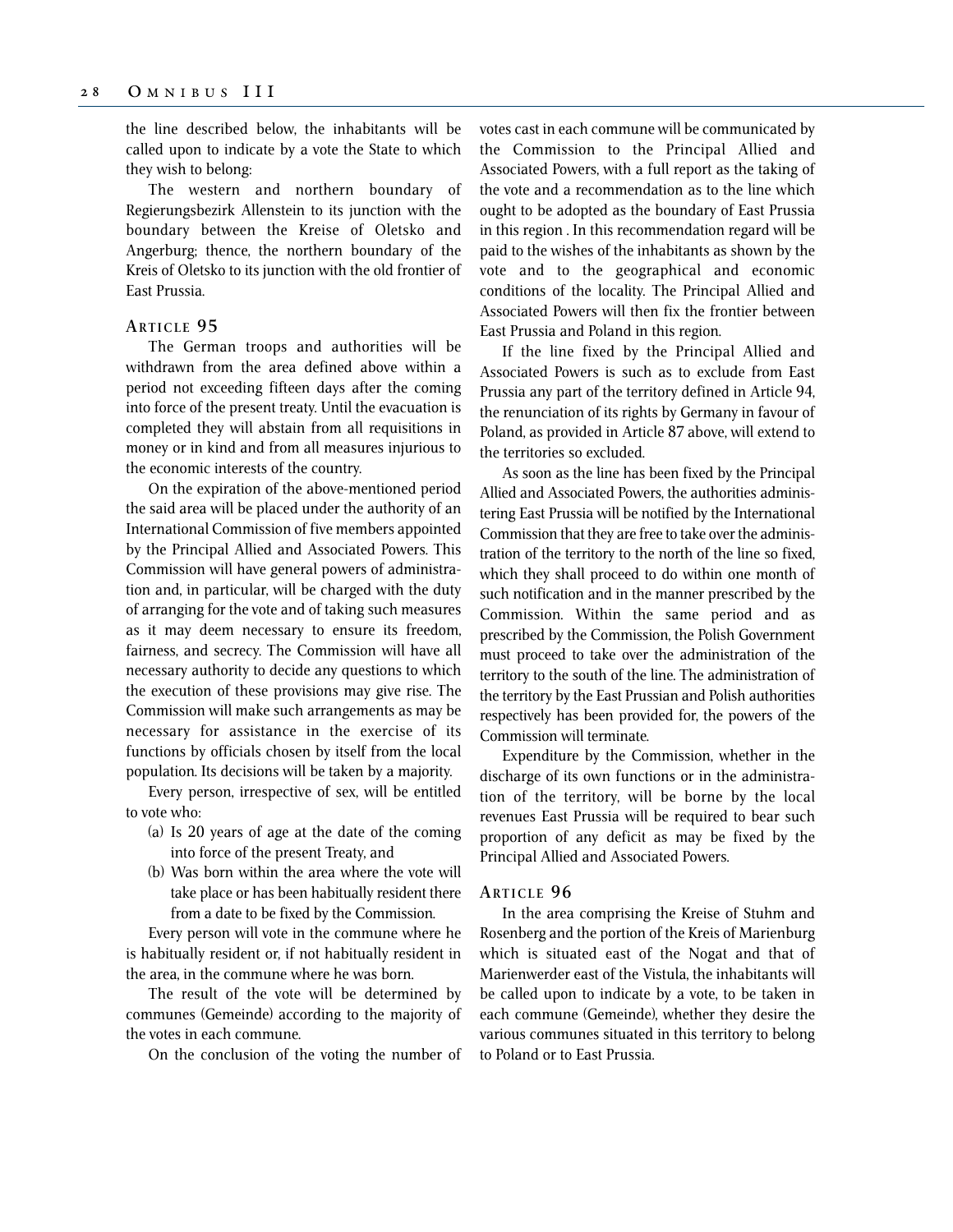the line described below, the inhabitants will be called upon to indicate by a vote the State to which they wish to belong:

The western and northern boundary of Regierungsbezirk Allenstein to its junction with the boundary between the Kreise of Oletsko and Angerburg; thence, the northern boundary of the Kreis of Oletsko to its junction with the old frontier of East Prussia.

### Article 95

The German troops and authorities will be withdrawn from the area defined above within a period not exceeding fifteen days after the coming into force of the present treaty. Until the evacuation is completed they will abstain from all requisitions in money or in kind and from all measures injurious to the economic interests of the country.

On the expiration of the above-mentioned period the said area will be placed under the authority of an International Commission of five members appointed by the Principal Allied and Associated Powers. This Commission will have general powers of administration and, in particular, will be charged with the duty of arranging for the vote and of taking such measures as it may deem necessary to ensure its freedom, fairness, and secrecy. The Commission will have all necessary authority to decide any questions to which the execution of these provisions may give rise. The Commission will make such arrangements as may be necessary for assistance in the exercise of its functions by officials chosen by itself from the local population. Its decisions will be taken by a majority.

Every person, irrespective of sex, will be entitled to vote who:

(a) Is 20 years of age at the date of the coming into force of the present Treaty, and

(b) Was born within the area where the vote will take place or has been habitually resident there from a date to be fixed by the Commission.

Every person will vote in the commune where he is habitually resident or, if not habitually resident in the area, in the commune where he was born.

The result of the vote will be determined by communes (Gemeinde) according to the majority of the votes in each commune.

On the conclusion of the voting the number of votes cast in each commune will be communicated by the Commission to the Principal Allied and Associated Powers, with a full report as the taking of the vote and a recommendation as to the line which ought to be adopted as the boundary of East Prussia in this region . In this recommendation regard will be paid to the wishes of the inhabitants as shown by the vote and to the geographical and economic conditions of the locality. The Principal Allied and Associated Powers will then fix the frontier between East Prussia and Poland in this region.

If the line fixed by the Principal Allied and Associated Powers is such as to exclude from East Prussia any part of the territory defined in Article 94, the renunciation of its rights by Germany in favour of Poland, as provided in Article 87 above, will extend to the territories so excluded.

As soon as the line has been fixed by the Principal Allied and Associated Powers, the authorities administering East Prussia will be notified by the International Commission that they are free to take over the administration of the territory to the north of the line so fixed, which they shall proceed to do within one month of such notification and in the manner prescribed by the Commission. Within the same period and as prescribed by the Commission, the Polish Government must proceed to take over the administration of the territory to the south of the line. The administration of the territory by the East Prussian and Polish authorities respectively has been provided for, the powers of the Commission will terminate.

Expenditure by the Commission, whether in the discharge of its own functions or in the administration of the territory, will be borne by the local revenues East Prussia will be required to bear such proportion of any deficit as may be fixed by the Principal Allied and Associated Powers.

### Article 96

In the area comprising the Kreise of Stuhm and Rosenberg and the portion of the Kreis of Marienburg which is situated east of the Nogat and that of Marienwerder east of the Vistula, the inhabitants will be called upon to indicate by a vote, to be taken in each commune (Gemeinde), whether they desire the various communes situated in this territory to belong to Poland or to East Prussia.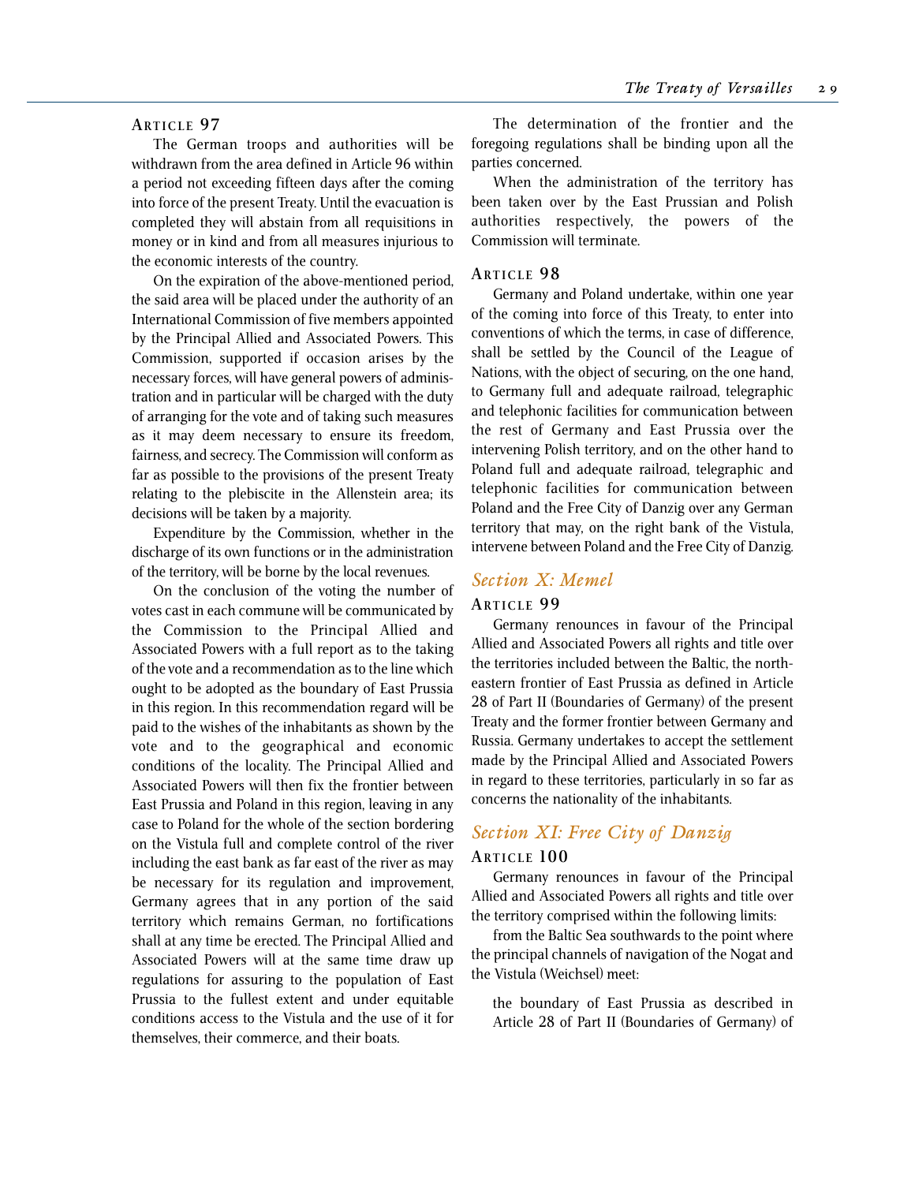### Article 97

The German troops and authorities will be withdrawn from the area defined in Article 96 within a period not exceeding fifteen days after the coming into force of the present Treaty. Until the evacuation is completed they will abstain from all requisitions in money or in kind and from all measures injurious to the economic interests of the country.

On the expiration of the above-mentioned period, the said area will be placed under the authority of an International Commission of five members appointed by the Principal Allied and Associated Powers. This Commission, supported if occasion arises by the necessary forces, will have general powers of administration and in particular will be charged with the duty of arranging for the vote and of taking such measures as it may deem necessary to ensure its freedom, fairness, and secrecy. The Commission will conform as far as possible to the provisions of the present Treaty relating to the plebiscite in the Allenstein area; its decisions will be taken by a majority.

Expenditure by the Commission, whether in the discharge of its own functions or in the administration of the territory, will be borne by the local revenues.

On the conclusion of the voting the number of votes cast in each commune will be communicated by the Commission to the Principal Allied and Associated Powers with a full report as to the taking of the vote and a recommendation as to the line which ought to be adopted as the boundary of East Prussia in this region. In this recommendation regard will be paid to the wishes of the inhabitants as shown by the vote and to the geographical and economic conditions of the locality. The Principal Allied and Associated Powers will then fix the frontier between East Prussia and Poland in this region, leaving in any case to Poland for the whole of the section bordering on the Vistula full and complete control of the river including the east bank as far east of the river as may be necessary for its regulation and improvement. Germany agrees that in any portion of the said territory which remains German, no fortifications shall at any time be erected. The Principal Allied and Associated Powers will at the same time draw up regulations for assuring to the population of East Prussia to the fullest extent and under equitable conditions access to the Vistula and the use of it for themselves, their commerce, and their boats.

The determination of the frontier and the foregoing regulations shall be binding upon all the parties concerned.

When the administration of the territory has been taken over by the East Prussian and Polish authorities respectively, the powers of the Commission will terminate.

### Article 98

Germany and Poland undertake, within one year of the coming into force of this Treaty, to enter into conventions of which the terms, in case of difference, shall be settled by the Council of the League of Nations, with the object of securing, on the one hand, to Germany full and adequate railroad, telegraphic and telephonic facilities for communication between the rest of Germany and East Prussia over the intervening Polish territory, and on the other hand to Poland full and adequate railroad, telegraphic and telephonic facilities for communication between Poland and the Free City of Danzig over any German territory that may, on the right bank of the Vistula, intervene between Poland and the Free City of Danzig.

## *Section X: Memel*

### Article 99

Germany renounces in favour of the Principal Allied and Associated Powers all rights and title over the territories included between the Baltic, the north-eastern frontier of East Prussia as defined in Article 28 of Part II (Boundaries of Germany) of the present Treaty and the former frontier between Germany and Russia. Germany undertakes to accept the settlement made by the Principal Allied and Associated Powers in regard to these territories, particularly in so far as concerns the nationality of the inhabitants.

## *Section XI: Free City of Danzig*

### Article 100

Germany renounces in favour of the Principal Allied and Associated Powers all rights and title over the territory comprised within the following limits:

from the Baltic Sea southwards to the point where the principal channels of navigation of the Nogat and the Vistula (Weichsel) meet:

> the boundary of East Prussia as described in Article 28 of Part II (Boundaries of Germany) of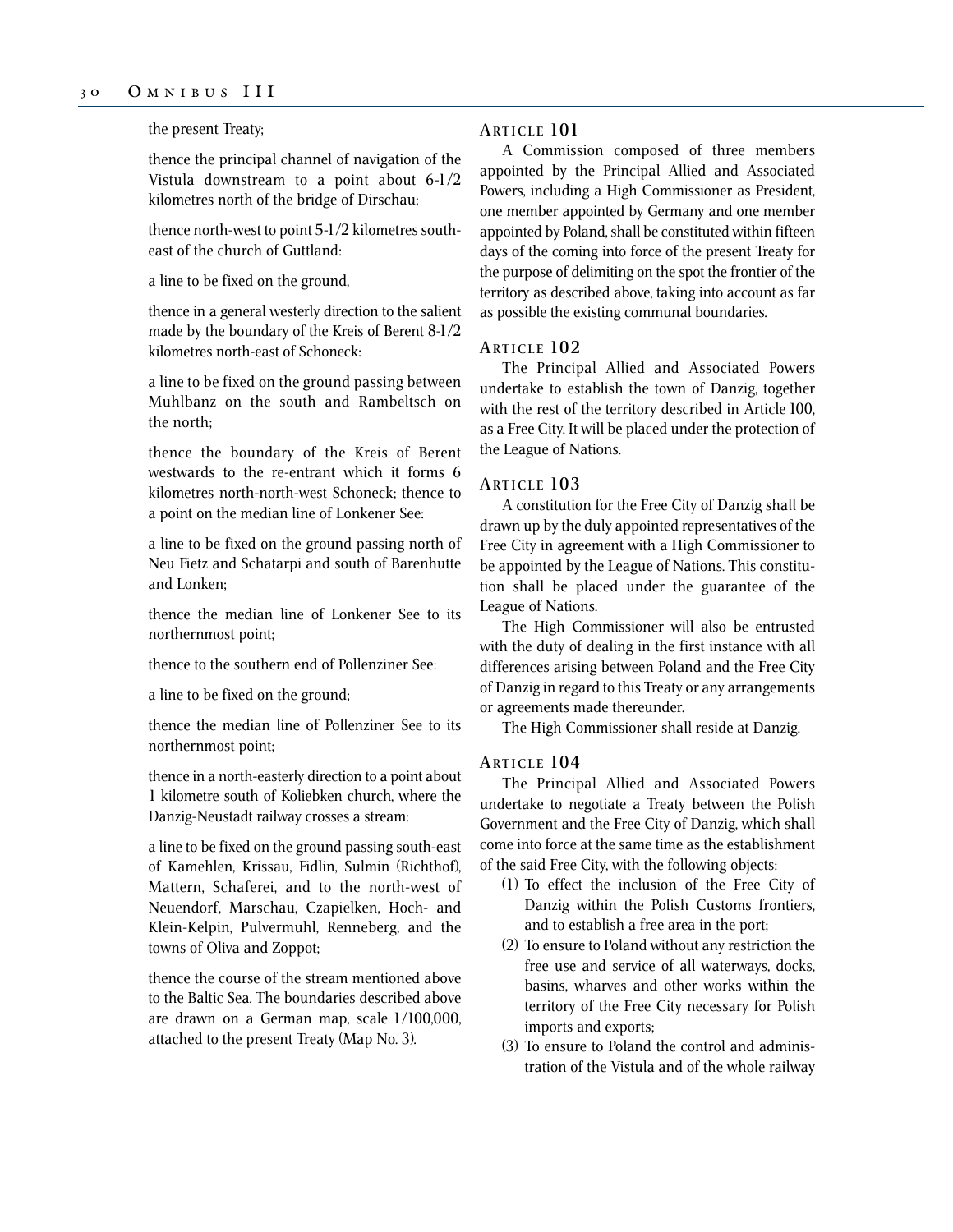the present Treaty;

thence the principal channel of navigation of the Vistula downstream to a point about 6-1/2 kilometres north of the bridge of Dirschau;

thence north-west to point 5-1/2 kilometres south-east of the church of Guttland:

a line to be fixed on the ground,

thence in a general westerly direction to the salient made by the boundary of the Kreis of Berent 8-1/2 kilometres north-east of Schoneck:

a line to be fixed on the ground passing between Muhlbanz on the south and Rambeltsch on the north;

thence the boundary of the Kreis of Berent westwards to the re-entrant which it forms 6 kilometres north-north-west Schoneck; thence to a point on the median line of Lonkener See:

a line to be fixed on the ground passing north of Neu Fietz and Schatarpi and south of Barenhutte and Lonken;

thence the median line of Lonkener See to its northernmost point;

thence to the southern end of Pollenziner See:

a line to be fixed on the ground;

thence the median line of Pollenziner See to its northernmost point;

thence in a north-easterly direction to a point about 1 kilometre south of Koliebken church, where the Danzig-Neustadt railway crosses a stream:

a line to be fixed on the ground passing south-east of Kamehlen, Krissau, Fidlin, Sulmin (Richthof), Mattern, Schaferei, and to the north-west of Neuendorf, Marschau, Czapielken, Hoch- and Klein-Kelpin, Pulvermuhl, Renneberg, and the towns of Oliva and Zoppot;

thence the course of the stream mentioned above to the Baltic Sea. The boundaries described above are drawn on a German map, scale 1/100,000, attached to the present Treaty (Map No. 3).

### Article 101

A Commission composed of three members appointed by the Principal Allied and Associated Powers, including a High Commissioner as President, one member appointed by Germany and one member appointed by Poland, shall be constituted within fifteen days of the coming into force of the present Treaty for the purpose of delimiting on the spot the frontier of the territory as described above, taking into account as far as possible the existing communal boundaries.

### Article 102

The Principal Allied and Associated Powers undertake to establish the town of Danzig, together with the rest of the territory described in Article 100, as a Free City. It will be placed under the protection of the League of Nations.

### Article 103

A constitution for the Free City of Danzig shall be drawn up by the duly appointed representatives of the Free City in agreement with a High Commissioner to be appointed by the League of Nations. This constitution shall be placed under the guarantee of the League of Nations.

The High Commissioner will also be entrusted with the duty of dealing in the first instance with all differences arising between Poland and the Free City of Danzig in regard to this Treaty or any arrangements or agreements made thereunder.

The High Commissioner shall reside at Danzig.

### Article 104

The Principal Allied and Associated Powers undertake to negotiate a Treaty between the Polish Government and the Free City of Danzig, which shall come into force at the same time as the establishment of the said Free City, with the following objects:

(1) To effect the inclusion of the Free City of Danzig within the Polish Customs frontiers, and to establish a free area in the port;

(2) To ensure to Poland without any restriction the free use and service of all waterways, docks, basins, wharves and other works within the territory of the Free City necessary for Polish imports and exports;

(3) To ensure to Poland the control and administration of the Vistula and of the whole railway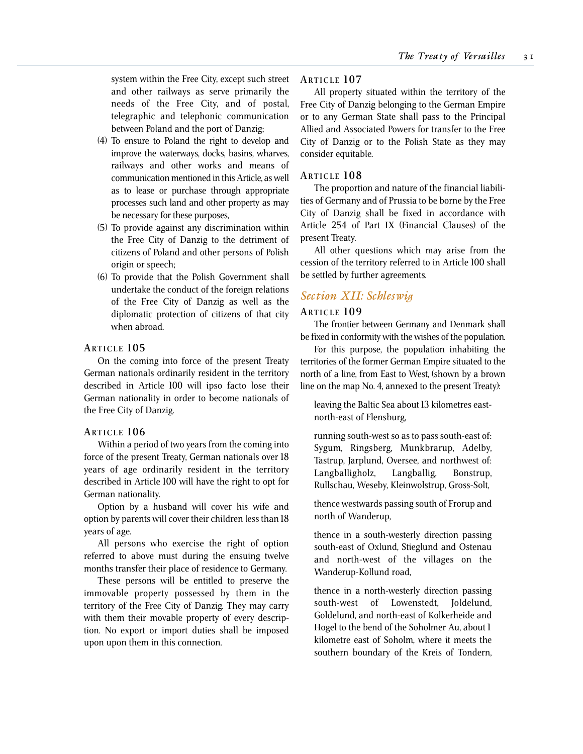system within the Free City, except such street and other railways as serve primarily the needs of the Free City, and of postal, telegraphic and telephonic communication between Poland and the port of Danzig;

(4) To ensure to Poland the right to develop and improve the waterways, docks, basins, wharves, railways and other works and means of communication mentioned in this Article, as well as to lease or purchase through appropriate processes such land and other property as may be necessary for these purposes,

(5) To provide against any discrimination within the Free City of Danzig to the detriment of citizens of Poland and other persons of Polish origin or speech;

(6) To provide that the Polish Government shall undertake the conduct of the foreign relations of the Free City of Danzig as well as the diplomatic protection of citizens of that city when abroad.

### Article 105

On the coming into force of the present Treaty German nationals ordinarily resident in the territory described in Article 100 will ipso facto lose their German nationality in order to become nationals of the Free City of Danzig.

### Article 106

Within a period of two years from the coming into force of the present Treaty, German nationals over 18 years of age ordinarily resident in the territory described in Article 100 will have the right to opt for German nationality.

Option by a husband will cover his wife and option by parents will cover their children less than 18 years of age.

All persons who exercise the right of option referred to above must during the ensuing twelve months transfer their place of residence to Germany.

These persons will be entitled to preserve the immovable property possessed by them in the territory of the Free City of Danzig. They may carry with them their movable property of every description. No export or import duties shall be imposed upon upon them in this connection.

### Article 107

All property situated within the territory of the Free City of Danzig belonging to the German Empire or to any German State shall pass to the Principal Allied and Associated Powers for transfer to the Free City of Danzig or to the Polish State as they may consider equitable.

### Article 108

The proportion and nature of the financial liabilities of Germany and of Prussia to be borne by the Free City of Danzig shall be fixed in accordance with Article 254 of Part IX (Financial Clauses) of the present Treaty.

All other questions which may arise from the cession of the territory referred to in Article 100 shall be settled by further agreements.

## *Section XII: Schleswig*

### Article 109

The frontier between Germany and Denmark shall be fixed in conformity with the wishes of the population.

For this purpose, the population inhabiting the territories of the former German Empire situated to the north of a line, from East to West, (shown by a brown line on the map No. 4, annexed to the present Treaty):

leaving the Baltic Sea about 13 kilometres east-north-east of Flensburg,

running south-west so as to pass south-east of: Sygum, Ringsberg, Munkbrarup, Adelby, Tastrup, Jarplund, Oversee, and northwest of: Langballigholz, Langballig, Bonstrup, Rullschau, Weseby, Kleinwolstrup, Gross-Solt,

thence westwards passing south of Frorup and north of Wanderup,

thence in a south-westerly direction passing south-east of Oxlund, Stieglund and Ostenau and north-west of the villages on the Wanderup-Kollund road,

thence in a north-westerly direction passing south-west of Lowenstedt, Joldelund, Goldelund, and north-east of Kolkerheide and Hogel to the bend of the Soholmer Au, about 1 kilometre east of Soholm, where it meets the southern boundary of the Kreis of Tondern,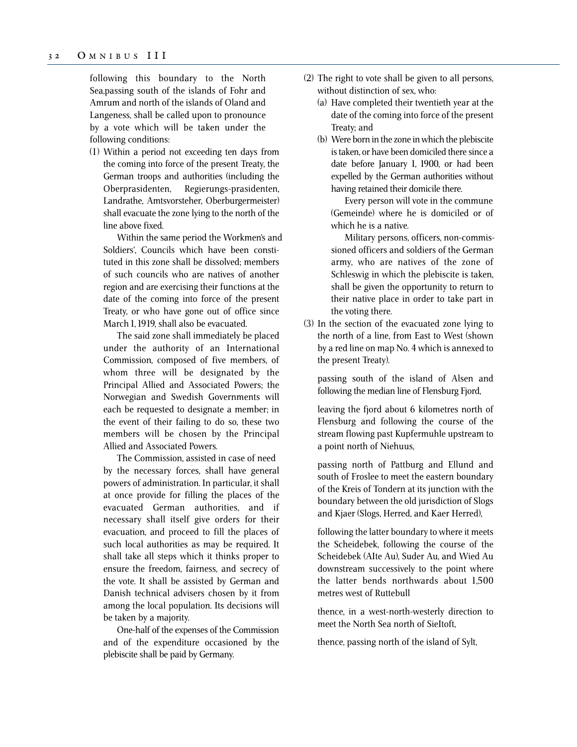following this boundary to the North Sea,passing south of the islands of Fohr and Amrum and north of the islands of Oland and Langeness, shall be called upon to pronounce by a vote which will be taken under the following conditions:

(1) Within a period not exceeding ten days from the coming into force of the present Treaty, the German troops and authorities (including the Oberprasidenten, Regierungs-prasidenten, Landrathe, Amtsvorsteher, Oberburgermeister) shall evacuate the zone lying to the north of the line above fixed.

Within the same period the Workmen's and Soldiers', Councils which have been constituted in this zone shall be dissolved; members of such councils who are natives of another region and are exercising their functions at the date of the coming into force of the present Treaty, or who have gone out of office since March 1, 1919, shall also be evacuated.

The said zone shall immediately be placed under the authority of an International Commission, composed of five members, of whom three will be designated by the Principal Allied and Associated Powers; the Norwegian and Swedish Governments will each be requested to designate a member; in the event of their failing to do so, these two members will be chosen by the Principal Allied and Associated Powers.

The Commission, assisted in case of need by the necessary forces, shall have general powers of administration. In particular, it shall at once provide for filling the places of the evacuated German authorities, and if necessary shall itself give orders for their evacuation, and proceed to fill the places of such local authorities as may be required. It shall take all steps which it thinks proper to ensure the freedom, fairness, and secrecy of the vote. It shall be assisted by German and Danish technical advisers chosen by it from among the local population. Its decisions will be taken by a majority.

One-half of the expenses of the Commission and of the expenditure occasioned by the plebiscite shall be paid by Germany.

(2) The right to vote shall be given to all persons, without distinction of sex, who:
   (a) Have completed their twentieth year at the date of the coming into force of the present Treaty; and
   (b) Were born in the zone in which the plebiscite is taken, or have been domiciled there since a date before January 1, 1900, or had been expelled by the German authorities without having retained their domicile there.

Every person will vote in the commune (Gemeinde) where he is domiciled or of which he is a native.

Military persons, officers, non-commissioned officers and soldiers of the German army, who are natives of the zone of Schleswig in which the plebiscite is taken, shall be given the opportunity to return to their native place in order to take part in the voting there.

(3) In the section of the evacuated zone lying to the north of a line, from East to West (shown by a red line on map No. 4 which is annexed to the present Treaty).

passing south of the island of Alsen and following the median line of Flensburg Fjord,

leaving the fjord about 6 kilometres north of Flensburg and following the course of the stream flowing past Kupfermuhle upstream to a point north of Niehuus,

passing north of Pattburg and Ellund and south of Froslee to meet the eastern boundary of the Kreis of Tondern at its junction with the boundary between the old jurisdiction of Slogs and Kjaer (Slogs, Herred, and Kaer Herred),

following the latter boundary to where it meets the Scheidebek, following the course of the Scheidebek (AIte Au), Suder Au, and Wied Au downstream successively to the point where the latter bends northwards about 1,500 metres west of Ruttebull

thence, in a west-north-westerly direction to meet the North Sea north of SieItoft,

thence, passing north of the island of Sylt,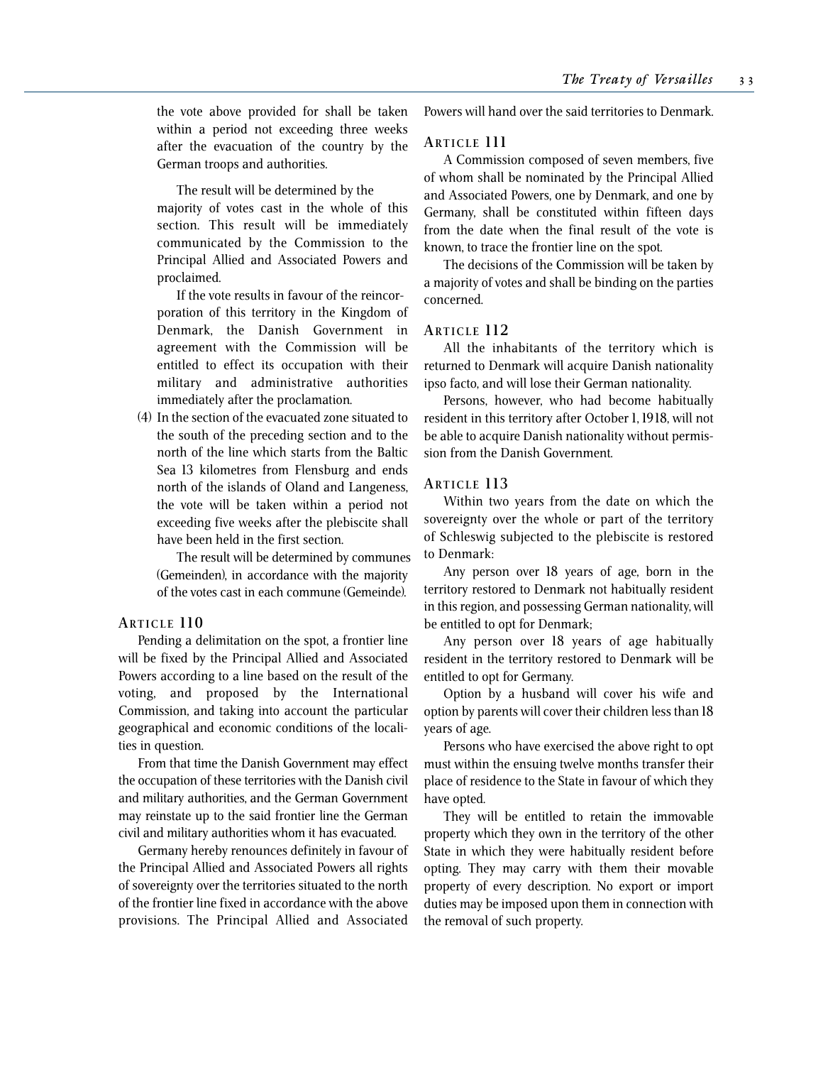the vote above provided for shall be taken within a period not exceeding three weeks after the evacuation of the country by the German troops and authorities.

The result will be determined by the majority of votes cast in the whole of this section. This result will be immediately communicated by the Commission to the Principal Allied and Associated Powers and proclaimed.

If the vote results in favour of the reincorporation of this territory in the Kingdom of Denmark, the Danish Government in agreement with the Commission will be entitled to effect its occupation with their military and administrative authorities immediately after the proclamation.

(4) In the section of the evacuated zone situated to the south of the preceding section and to the north of the line which starts from the Baltic Sea 13 kilometres from Flensburg and ends north of the islands of Oland and Langeness, the vote will be taken within a period not exceeding five weeks after the plebiscite shall have been held in the first section.

The result will be determined by communes (Gemeinden), in accordance with the majority of the votes cast in each commune (Gemeinde).

### Article 110

Pending a delimitation on the spot, a frontier line will be fixed by the Principal Allied and Associated Powers according to a line based on the result of the voting, and proposed by the International Commission, and taking into account the particular geographical and economic conditions of the localities in question.

From that time the Danish Government may effect the occupation of these territories with the Danish civil and military authorities, and the German Government may reinstate up to the said frontier line the German civil and military authorities whom it has evacuated.

Germany hereby renounces definitely in favour of the Principal Allied and Associated Powers all rights of sovereignty over the territories situated to the north of the frontier line fixed in accordance with the above provisions. The Principal Allied and Associated Powers will hand over the said territories to Denmark.

### Article 111

A Commission composed of seven members, five of whom shall be nominated by the Principal Allied and Associated Powers, one by Denmark, and one by Germany, shall be constituted within fifteen days from the date when the final result of the vote is known, to trace the frontier line on the spot.

The decisions of the Commission will be taken by a majority of votes and shall be binding on the parties concerned.

### Article 112

All the inhabitants of the territory which is returned to Denmark will acquire Danish nationality ipso facto, and will lose their German nationality.

Persons, however, who had become habitually resident in this territory after October 1, 1918, will not be able to acquire Danish nationality without permission from the Danish Government.

### Article 113

Within two years from the date on which the sovereignty over the whole or part of the territory of Schleswig subjected to the plebiscite is restored to Denmark:

Any person over 18 years of age, born in the territory restored to Denmark not habitually resident in this region, and possessing German nationality, will be entitled to opt for Denmark;

Any person over 18 years of age habitually resident in the territory restored to Denmark will be entitled to opt for Germany.

Option by a husband will cover his wife and option by parents will cover their children less than 18 years of age.

Persons who have exercised the above right to opt must within the ensuing twelve months transfer their place of residence to the State in favour of which they have opted.

They will be entitled to retain the immovable property which they own in the territory of the other State in which they were habitually resident before opting. They may carry with them their movable property of every description. No export or import duties may be imposed upon them in connection with the removal of such property.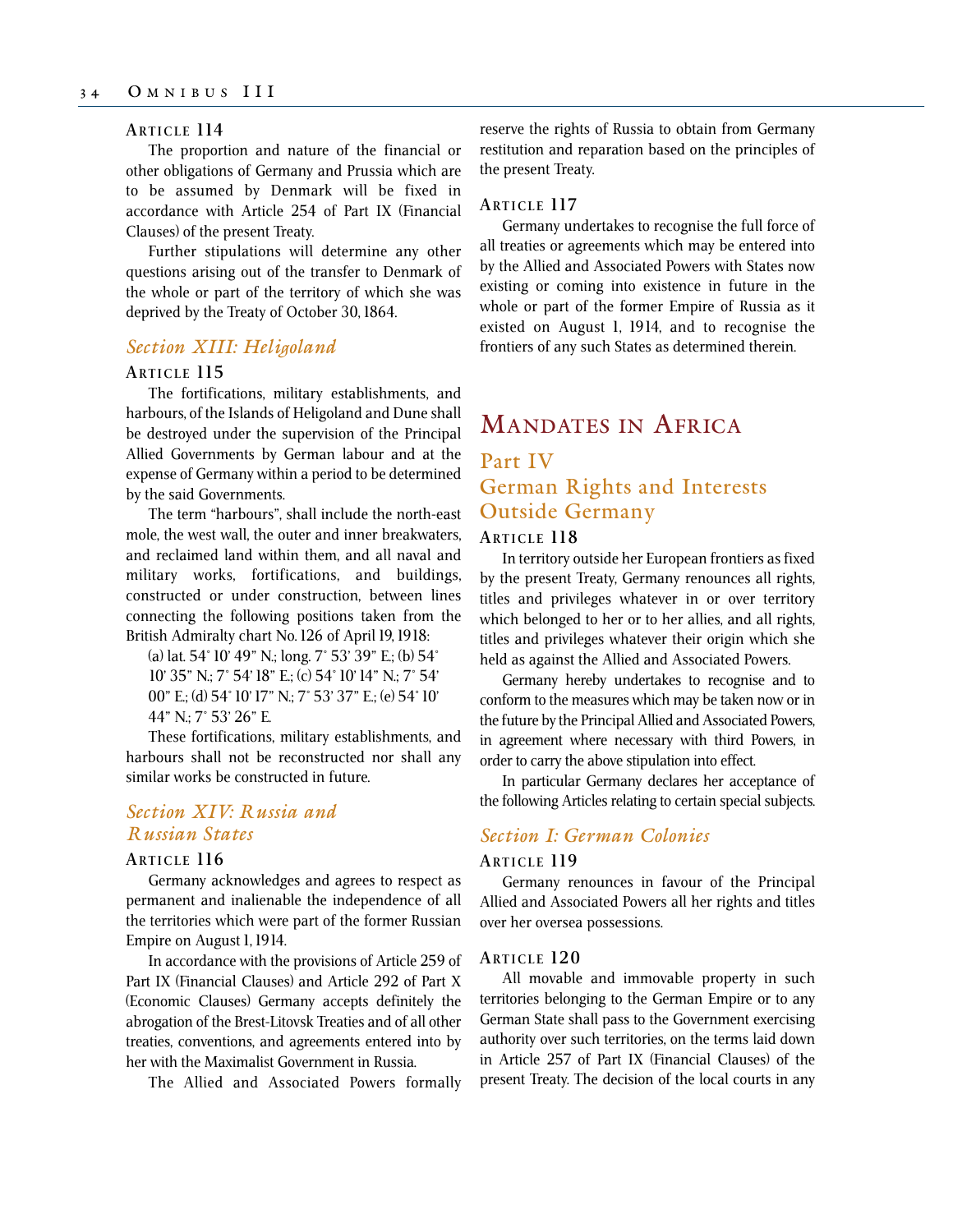#### Article 114

The proportion and nature of the financial or other obligations of Germany and Prussia which are to be assumed by Denmark will be fixed in accordance with Article 254 of Part IX (Financial Clauses) of the present Treaty.

Further stipulations will determine any other questions arising out of the transfer to Denmark of the whole or part of the territory of which she was deprived by the Treaty of October 30, 1864.

### *Section XIII: Heligoland*

#### Article 115

The fortifications, military establishments, and harbours, of the Islands of Heligoland and Dune shall be destroyed under the supervision of the Principal Allied Governments by German labour and at the expense of Germany within a period to be determined by the said Governments.

The term "harbours", shall include the north-east mole, the west wall, the outer and inner breakwaters, and reclaimed land within them, and all naval and military works, fortifications, and buildings, constructed or under construction, between lines connecting the following positions taken from the British Admiralty chart No. 126 of April 19, 1918:

(a) lat. 54° 10' 49" N.; long. 7° 53' 39" E.; (b) 54° 10' 35" N.; 7° 54' 18" E.; (c) 54° 10' 14" N.; 7° 54' 00" E.; (d) 54° 10' 17" N.; 7° 53' 37" E.; (e) 54° 10' 44" N.; 7° 53' 26" E.

These fortifications, military establishments, and harbours shall not be reconstructed nor shall any similar works be constructed in future.

### *Section XIV: Russia and Russian States*

#### Article 116

Germany acknowledges and agrees to respect as permanent and inalienable the independence of all the territories which were part of the former Russian Empire on August 1, 1914.

In accordance with the provisions of Article 259 of Part IX (Financial Clauses) and Article 292 of Part X (Economic Clauses) Germany accepts definitely the abrogation of the Brest-Litovsk Treaties and of all other treaties, conventions, and agreements entered into by her with the Maximalist Government in Russia.

The Allied and Associated Powers formally reserve the rights of Russia to obtain from Germany restitution and reparation based on the principles of the present Treaty.

#### Article 117

Germany undertakes to recognise the full force of all treaties or agreements which may be entered into by the Allied and Associated Powers with States now existing or coming into existence in future in the whole or part of the former Empire of Russia as it existed on August 1, 1914, and to recognise the frontiers of any such States as determined therein.

# Mandates in Africa

## Part IV
## German Rights and Interests Outside Germany

#### Article 118

In territory outside her European frontiers as fixed by the present Treaty, Germany renounces all rights, titles and privileges whatever in or over territory which belonged to her or to her allies, and all rights, titles and privileges whatever their origin which she held as against the Allied and Associated Powers.

Germany hereby undertakes to recognise and to conform to the measures which may be taken now or in the future by the Principal Allied and Associated Powers, in agreement where necessary with third Powers, in order to carry the above stipulation into effect.

In particular Germany declares her acceptance of the following Articles relating to certain special subjects.

### *Section I: German Colonies*

#### Article 119

Germany renounces in favour of the Principal Allied and Associated Powers all her rights and titles over her oversea possessions.

#### Article 120

All movable and immovable property in such territories belonging to the German Empire or to any German State shall pass to the Government exercising authority over such territories, on the terms laid down in Article 257 of Part IX (Financial Clauses) of the present Treaty. The decision of the local courts in any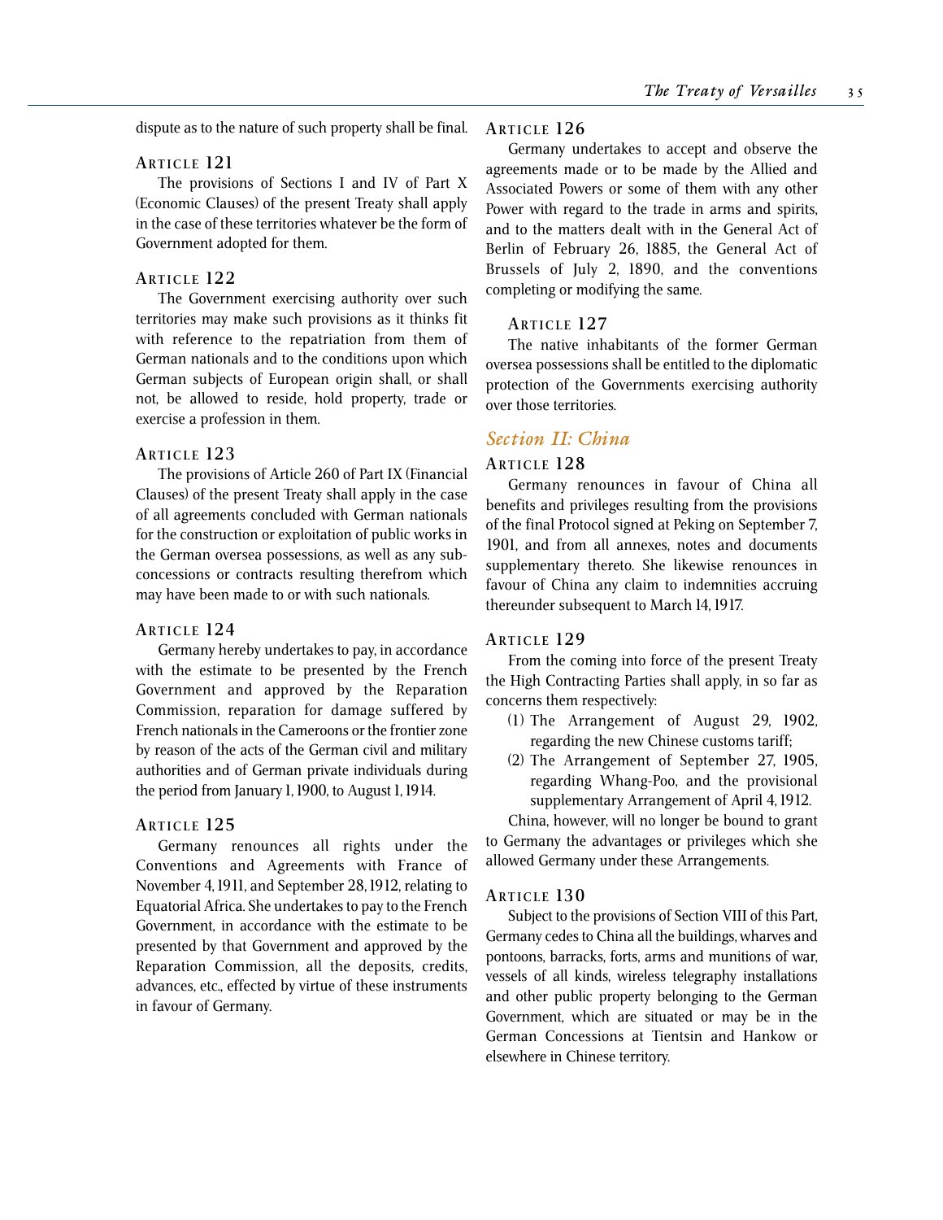dispute as to the nature of such property shall be final.

### Article 121

The provisions of Sections I and IV of Part X (Economic Clauses) of the present Treaty shall apply in the case of these territories whatever be the form of Government adopted for them.

### Article 122

The Government exercising authority over such territories may make such provisions as it thinks fit with reference to the repatriation from them of German nationals and to the conditions upon which German subjects of European origin shall, or shall not, be allowed to reside, hold property, trade or exercise a profession in them.

### Article 123

The provisions of Article 260 of Part IX (Financial Clauses) of the present Treaty shall apply in the case of all agreements concluded with German nationals for the construction or exploitation of public works in the German oversea possessions, as well as any sub-concessions or contracts resulting therefrom which may have been made to or with such nationals.

### Article 124

Germany hereby undertakes to pay, in accordance with the estimate to be presented by the French Government and approved by the Reparation Commission, reparation for damage suffered by French nationals in the Cameroons or the frontier zone by reason of the acts of the German civil and military authorities and of German private individuals during the period from January 1, 1900, to August 1, 1914.

### Article 125

Germany renounces all rights under the Conventions and Agreements with France of November 4, 1911, and September 28, 1912, relating to Equatorial Africa. She undertakes to pay to the French Government, in accordance with the estimate to be presented by that Government and approved by the Reparation Commission, all the deposits, credits, advances, etc., effected by virtue of these instruments in favour of Germany.

### Article 126

Germany undertakes to accept and observe the agreements made or to be made by the Allied and Associated Powers or some of them with any other Power with regard to the trade in arms and spirits, and to the matters dealt with in the General Act of Berlin of February 26, 1885, the General Act of Brussels of July 2, 1890, and the conventions completing or modifying the same.

### Article 127

The native inhabitants of the former German oversea possessions shall be entitled to the diplomatic protection of the Governments exercising authority over those territories.

## *Section II: China*

### Article 128

Germany renounces in favour of China all benefits and privileges resulting from the provisions of the final Protocol signed at Peking on September 7, 1901, and from all annexes, notes and documents supplementary thereto. She likewise renounces in favour of China any claim to indemnities accruing thereunder subsequent to March 14, 1917.

### Article 129

From the coming into force of the present Treaty the High Contracting Parties shall apply, in so far as concerns them respectively:

(1) The Arrangement of August 29, 1902, regarding the new Chinese customs tariff;

(2) The Arrangement of September 27, 1905, regarding Whang-Poo, and the provisional supplementary Arrangement of April 4, 1912.

China, however, will no longer be bound to grant to Germany the advantages or privileges which she allowed Germany under these Arrangements.

### Article 130

Subject to the provisions of Section VIII of this Part, Germany cedes to China all the buildings, wharves and pontoons, barracks, forts, arms and munitions of war, vessels of all kinds, wireless telegraphy installations and other public property belonging to the German Government, which are situated or may be in the German Concessions at Tientsin and Hankow or elsewhere in Chinese territory.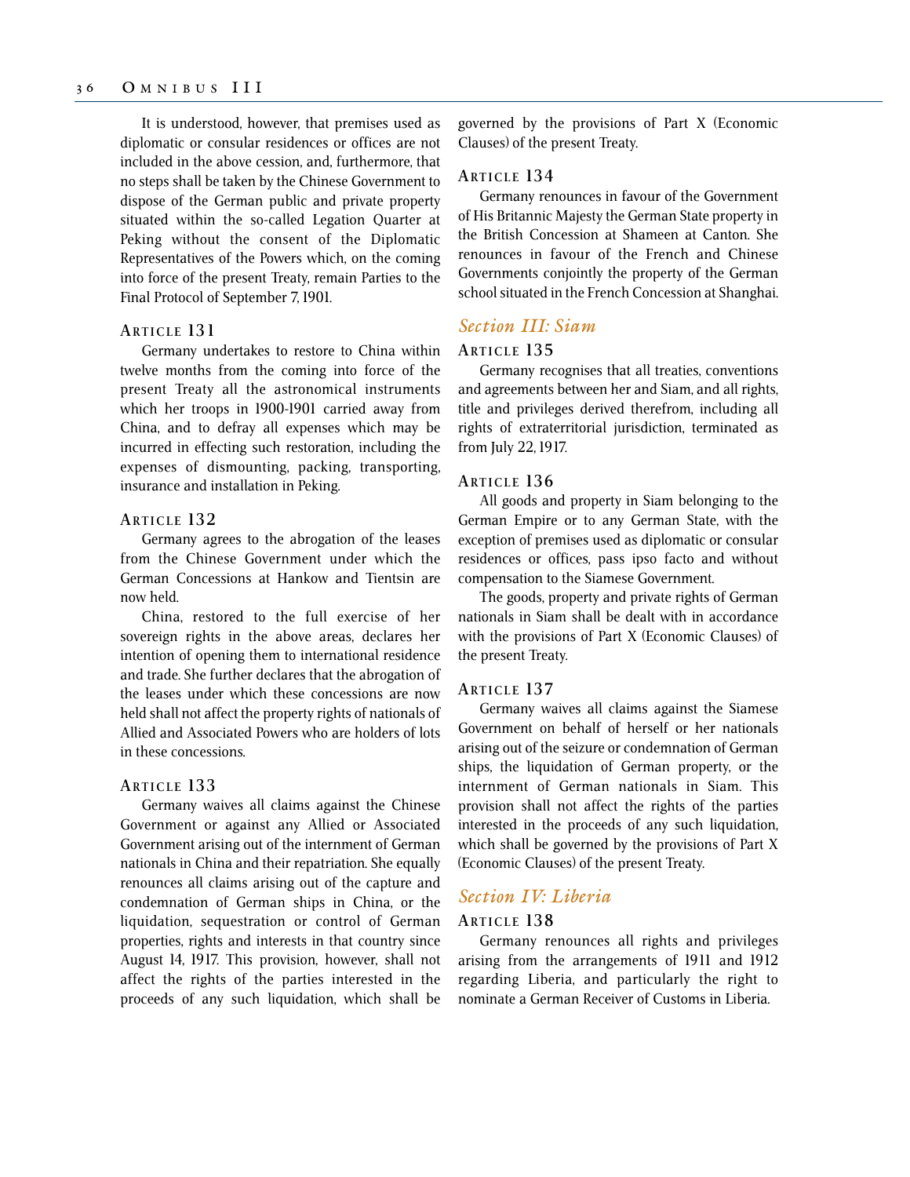It is understood, however, that premises used as diplomatic or consular residences or offices are not included in the above cession, and, furthermore, that no steps shall be taken by the Chinese Government to dispose of the German public and private property situated within the so-called Legation Quarter at Peking without the consent of the Diplomatic Representatives of the Powers which, on the coming into force of the present Treaty, remain Parties to the Final Protocol of September 7, 1901.

### Article 131

Germany undertakes to restore to China within twelve months from the coming into force of the present Treaty all the astronomical instruments which her troops in 1900-1901 carried away from China, and to defray all expenses which may be incurred in effecting such restoration, including the expenses of dismounting, packing, transporting, insurance and installation in Peking.

### Article 132

Germany agrees to the abrogation of the leases from the Chinese Government under which the German Concessions at Hankow and Tientsin are now held.

China, restored to the full exercise of her sovereign rights in the above areas, declares her intention of opening them to international residence and trade. She further declares that the abrogation of the leases under which these concessions are now held shall not affect the property rights of nationals of Allied and Associated Powers who are holders of lots in these concessions.

### Article 133

Germany waives all claims against the Chinese Government or against any Allied or Associated Government arising out of the internment of German nationals in China and their repatriation. She equally renounces all claims arising out of the capture and condemnation of German ships in China, or the liquidation, sequestration or control of German properties, rights and interests in that country since August 14, 1917. This provision, however, shall not affect the rights of the parties interested in the proceeds of any such liquidation, which shall be governed by the provisions of Part X (Economic Clauses) of the present Treaty.

### Article 134

Germany renounces in favour of the Government of His Britannic Majesty the German State property in the British Concession at Shameen at Canton. She renounces in favour of the French and Chinese Governments conjointly the property of the German school situated in the French Concession at Shanghai.

## *Section III: Siam*

### Article 135

Germany recognises that all treaties, conventions and agreements between her and Siam, and all rights, title and privileges derived therefrom, including all rights of extraterritorial jurisdiction, terminated as from July 22, 1917.

### Article 136

All goods and property in Siam belonging to the German Empire or to any German State, with the exception of premises used as diplomatic or consular residences or offices, pass ipso facto and without compensation to the Siamese Government.

The goods, property and private rights of German nationals in Siam shall be dealt with in accordance with the provisions of Part X (Economic Clauses) of the present Treaty.

### Article 137

Germany waives all claims against the Siamese Government on behalf of herself or her nationals arising out of the seizure or condemnation of German ships, the liquidation of German property, or the internment of German nationals in Siam. This provision shall not affect the rights of the parties interested in the proceeds of any such liquidation, which shall be governed by the provisions of Part X (Economic Clauses) of the present Treaty.

## *Section IV: Liberia*

### Article 138

Germany renounces all rights and privileges arising from the arrangements of 1911 and 1912 regarding Liberia, and particularly the right to nominate a German Receiver of Customs in Liberia.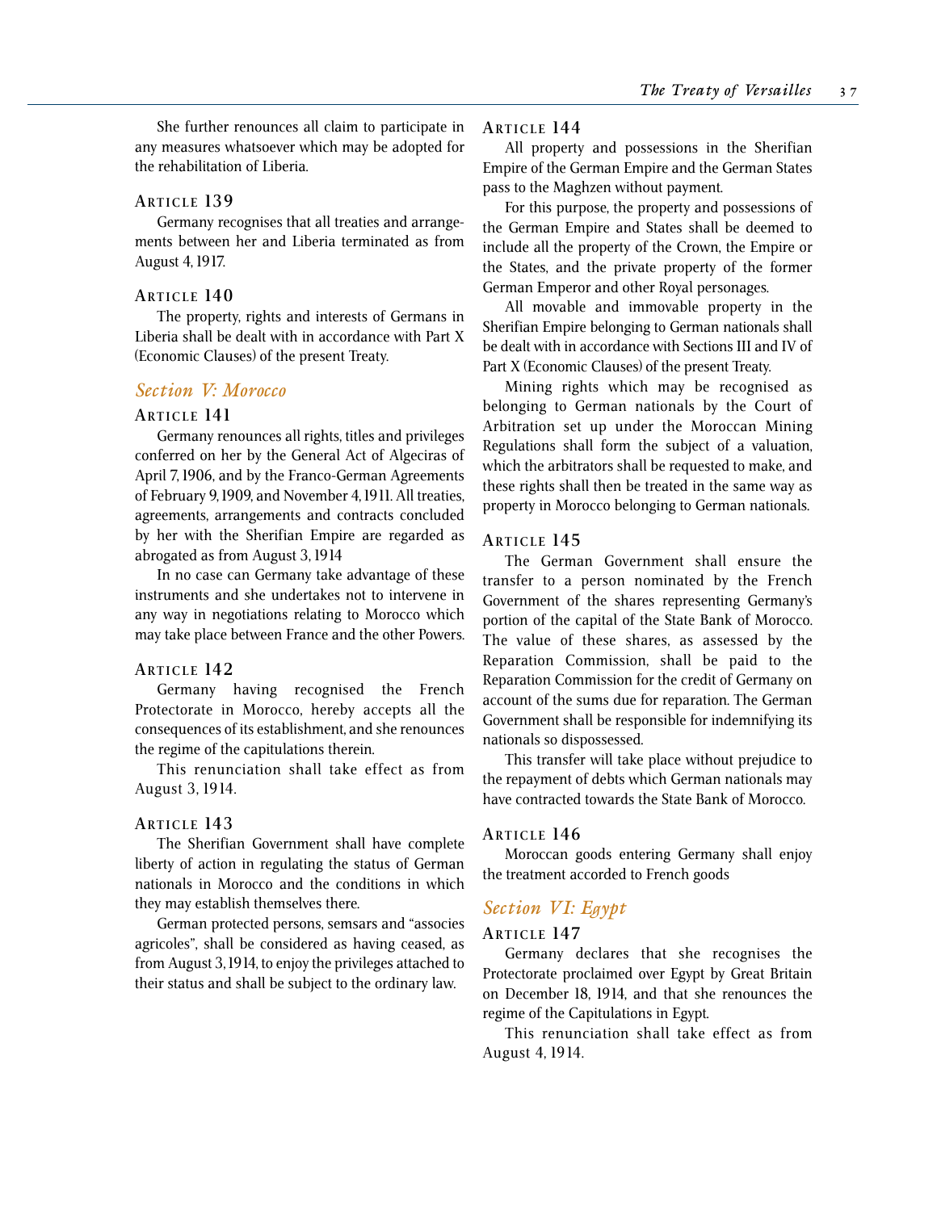She further renounces all claim to participate in any measures whatsoever which may be adopted for the rehabilitation of Liberia.

### Article 139

Germany recognises that all treaties and arrangements between her and Liberia terminated as from August 4, 1917.

### Article 140

The property, rights and interests of Germans in Liberia shall be dealt with in accordance with Part X (Economic Clauses) of the present Treaty.

## *Section V: Morocco*

### Article 141

Germany renounces all rights, titles and privileges conferred on her by the General Act of Algeciras of April 7, 1906, and by the Franco-German Agreements of February 9, 1909, and November 4, 1911. All treaties, agreements, arrangements and contracts concluded by her with the Sherifian Empire are regarded as abrogated as from August 3, 1914

In no case can Germany take advantage of these instruments and she undertakes not to intervene in any way in negotiations relating to Morocco which may take place between France and the other Powers.

### Article 142

Germany having recognised the French Protectorate in Morocco, hereby accepts all the consequences of its establishment, and she renounces the regime of the capitulations therein.

This renunciation shall take effect as from August 3, 1914.

### Article 143

The Sherifian Government shall have complete liberty of action in regulating the status of German nationals in Morocco and the conditions in which they may establish themselves there.

German protected persons, semsars and "associes agricoles", shall be considered as having ceased, as from August 3, 1914, to enjoy the privileges attached to their status and shall be subject to the ordinary law.

### Article 144

All property and possessions in the Sherifian Empire of the German Empire and the German States pass to the Maghzen without payment.

For this purpose, the property and possessions of the German Empire and States shall be deemed to include all the property of the Crown, the Empire or the States, and the private property of the former German Emperor and other Royal personages.

All movable and immovable property in the Sherifian Empire belonging to German nationals shall be dealt with in accordance with Sections III and IV of Part X (Economic Clauses) of the present Treaty.

Mining rights which may be recognised as belonging to German nationals by the Court of Arbitration set up under the Moroccan Mining Regulations shall form the subject of a valuation, which the arbitrators shall be requested to make, and these rights shall then be treated in the same way as property in Morocco belonging to German nationals.

### Article 145

The German Government shall ensure the transfer to a person nominated by the French Government of the shares representing Germany's portion of the capital of the State Bank of Morocco. The value of these shares, as assessed by the Reparation Commission, shall be paid to the Reparation Commission for the credit of Germany on account of the sums due for reparation. The German Government shall be responsible for indemnifying its nationals so dispossessed.

This transfer will take place without prejudice to the repayment of debts which German nationals may have contracted towards the State Bank of Morocco.

### Article 146

Moroccan goods entering Germany shall enjoy the treatment accorded to French goods

## *Section VI: Egypt*

### Article 147

Germany declares that she recognises the Protectorate proclaimed over Egypt by Great Britain on December 18, 1914, and that she renounces the regime of the Capitulations in Egypt.

This renunciation shall take effect as from August 4, 1914.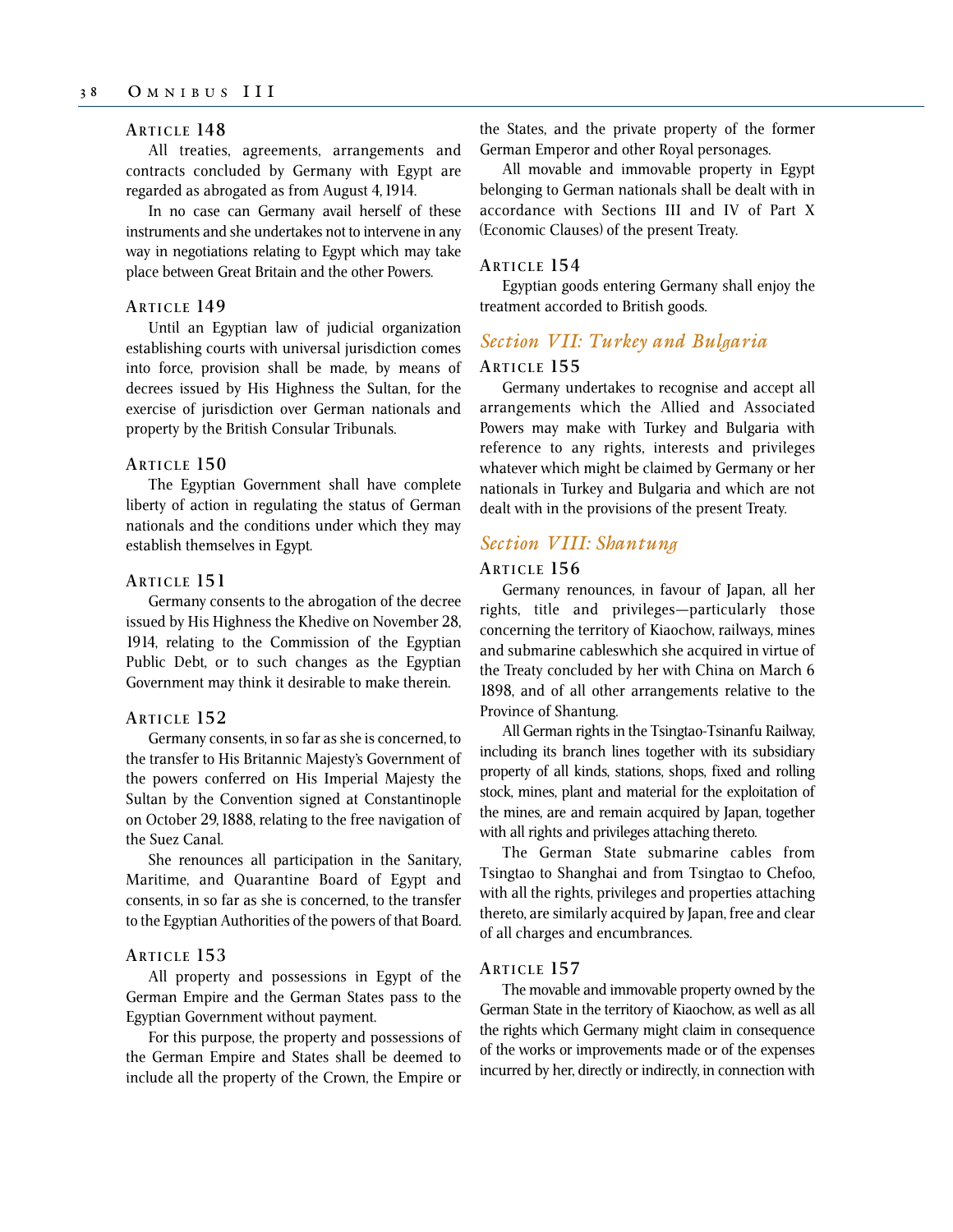### Article 148

All treaties, agreements, arrangements and contracts concluded by Germany with Egypt are regarded as abrogated as from August 4, 1914.

In no case can Germany avail herself of these instruments and she undertakes not to intervene in any way in negotiations relating to Egypt which may take place between Great Britain and the other Powers.

### Article 149

Until an Egyptian law of judicial organization establishing courts with universal jurisdiction comes into force, provision shall be made, by means of decrees issued by His Highness the Sultan, for the exercise of jurisdiction over German nationals and property by the British Consular Tribunals.

### Article 150

The Egyptian Government shall have complete liberty of action in regulating the status of German nationals and the conditions under which they may establish themselves in Egypt.

### Article 151

Germany consents to the abrogation of the decree issued by His Highness the Khedive on November 28, 1914, relating to the Commission of the Egyptian Public Debt, or to such changes as the Egyptian Government may think it desirable to make therein.

### Article 152

Germany consents, in so far as she is concerned, to the transfer to His Britannic Majesty's Government of the powers conferred on His Imperial Majesty the Sultan by the Convention signed at Constantinople on October 29, 1888, relating to the free navigation of the Suez Canal.

She renounces all participation in the Sanitary, Maritime, and Quarantine Board of Egypt and consents, in so far as she is concerned, to the transfer to the Egyptian Authorities of the powers of that Board.

### Article 153

All property and possessions in Egypt of the German Empire and the German States pass to the Egyptian Government without payment.

For this purpose, the property and possessions of the German Empire and States shall be deemed to include all the property of the Crown, the Empire or the States, and the private property of the former German Emperor and other Royal personages.

All movable and immovable property in Egypt belonging to German nationals shall be dealt with in accordance with Sections III and IV of Part X (Economic Clauses) of the present Treaty.

### Article 154

Egyptian goods entering Germany shall enjoy the treatment accorded to British goods.

## *Section VII: Turkey and Bulgaria*

### Article 155

Germany undertakes to recognise and accept all arrangements which the Allied and Associated Powers may make with Turkey and Bulgaria with reference to any rights, interests and privileges whatever which might be claimed by Germany or her nationals in Turkey and Bulgaria and which are not dealt with in the provisions of the present Treaty.

## *Section VIII: Shantung*

### Article 156

Germany renounces, in favour of Japan, all her rights, title and privileges—particularly those concerning the territory of Kiaochow, railways, mines and submarine cableswhich she acquired in virtue of the Treaty concluded by her with China on March 6 1898, and of all other arrangements relative to the Province of Shantung.

All German rights in the Tsingtao-Tsinanfu Railway, including its branch lines together with its subsidiary property of all kinds, stations, shops, fixed and rolling stock, mines, plant and material for the exploitation of the mines, are and remain acquired by Japan, together with all rights and privileges attaching thereto.

The German State submarine cables from Tsingtao to Shanghai and from Tsingtao to Chefoo, with all the rights, privileges and properties attaching thereto, are similarly acquired by Japan, free and clear of all charges and encumbrances.

### Article 157

The movable and immovable property owned by the German State in the territory of Kiaochow, as well as all the rights which Germany might claim in consequence of the works or improvements made or of the expenses incurred by her, directly or indirectly, in connection with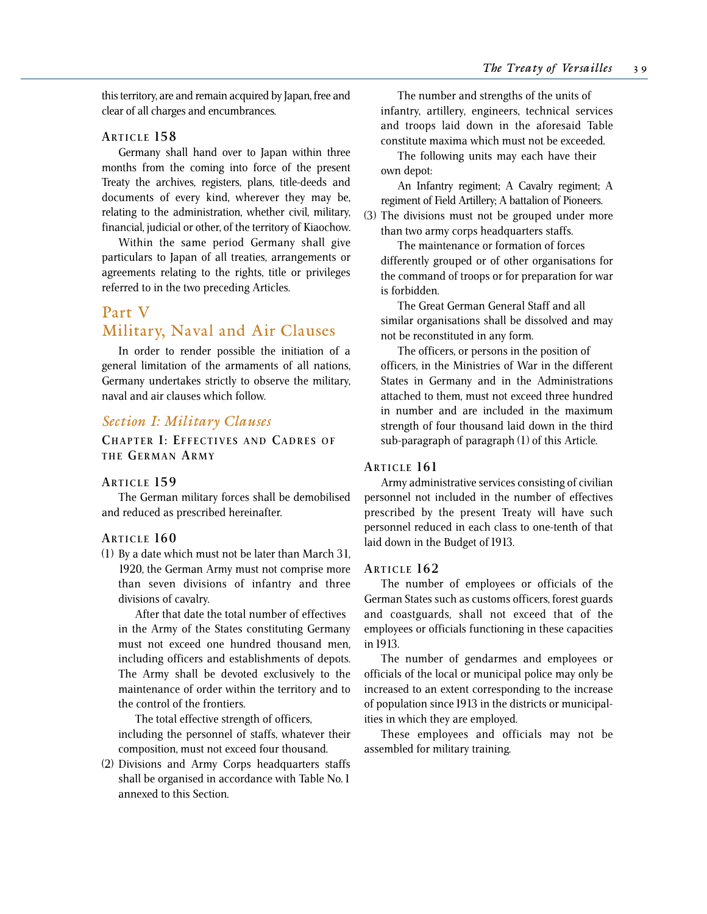this territory, are and remain acquired by Japan, free and clear of all charges and encumbrances.

### Article 158

Germany shall hand over to Japan within three months from the coming into force of the present Treaty the archives, registers, plans, title-deeds and documents of every kind, wherever they may be, relating to the administration, whether civil, military, financial, judicial or other, of the territory of Kiaochow.

Within the same period Germany shall give particulars to Japan of all treaties, arrangements or agreements relating to the rights, title or privileges referred to in the two preceding Articles.

# Part V
# Military, Naval and Air Clauses

In order to render possible the initiation of a general limitation of the armaments of all nations, Germany undertakes strictly to observe the military, naval and air clauses which follow.

## *Section I: Military Clauses*

### Chapter I: Effectives and Cadres of the German Army

### Article 159

The German military forces shall be demobilised and reduced as prescribed hereinafter.

### Article 160

(1) By a date which must not be later than March 31, 1920, the German Army must not comprise more than seven divisions of infantry and three divisions of cavalry.

After that date the total number of effectives in the Army of the States constituting Germany must not exceed one hundred thousand men, including officers and establishments of depots. The Army shall be devoted exclusively to the maintenance of order within the territory and to the control of the frontiers.

The total effective strength of officers, including the personnel of staffs, whatever their composition, must not exceed four thousand.

(2) Divisions and Army Corps headquarters staffs shall be organised in accordance with Table No. 1 annexed to this Section.

The number and strengths of the units of infantry, artillery, engineers, technical services and troops laid down in the aforesaid Table constitute maxima which must not be exceeded.

The following units may each have their own depot:

An Infantry regiment; A Cavalry regiment; A regiment of Field Artillery; A battalion of Pioneers.

(3) The divisions must not be grouped under more than two army corps headquarters staffs.

The maintenance or formation of forces differently grouped or of other organisations for the command of troops or for preparation for war is forbidden.

The Great German General Staff and all similar organisations shall be dissolved and may not be reconstituted in any form.

The officers, or persons in the position of officers, in the Ministries of War in the different States in Germany and in the Administrations attached to them, must not exceed three hundred in number and are included in the maximum strength of four thousand laid down in the third sub-paragraph of paragraph (1) of this Article.

### Article 161

Army administrative services consisting of civilian personnel not included in the number of effectives prescribed by the present Treaty will have such personnel reduced in each class to one-tenth of that laid down in the Budget of 1913.

### Article 162

The number of employees or officials of the German States such as customs officers, forest guards and coastguards, shall not exceed that of the employees or officials functioning in these capacities in 1913.

The number of gendarmes and employees or officials of the local or municipal police may only be increased to an extent corresponding to the increase of population since 1913 in the districts or municipalities in which they are employed.

These employees and officials may not be assembled for military training.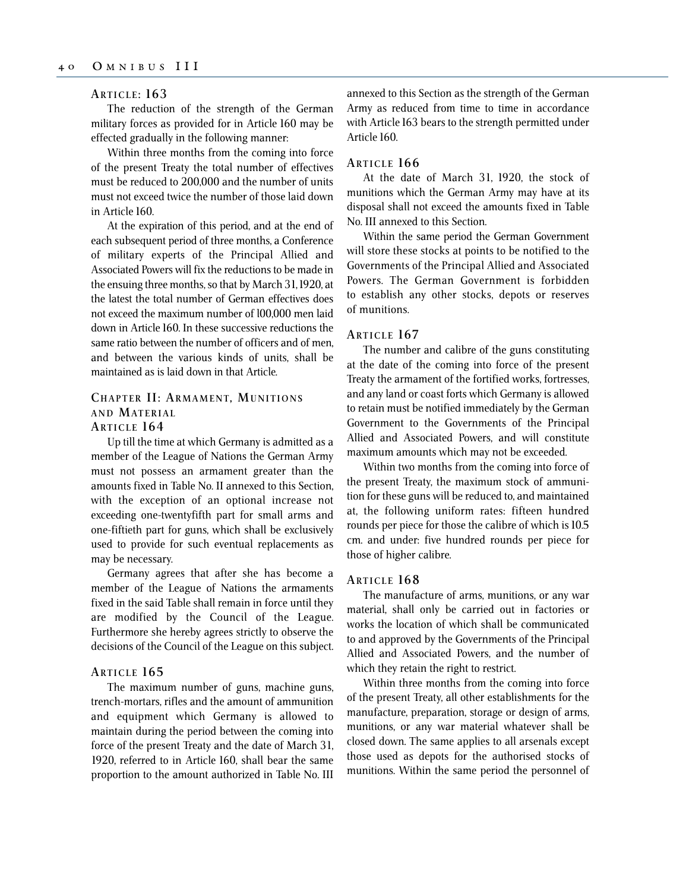### Article: 163

The reduction of the strength of the German military forces as provided for in Article 160 may be effected gradually in the following manner:

Within three months from the coming into force of the present Treaty the total number of effectives must be reduced to 200,000 and the number of units must not exceed twice the number of those laid down in Article 160.

At the expiration of this period, and at the end of each subsequent period of three months, a Conference of military experts of the Principal Allied and Associated Powers will fix the reductions to be made in the ensuing three months, so that by March 31, 1920, at the latest the total number of German effectives does not exceed the maximum number of 100,000 men laid down in Article 160. In these successive reductions the same ratio between the number of officers and of men, and between the various kinds of units, shall be maintained as is laid down in that Article.

## Chapter II: Armament, Munitions and Material

### Article 164

Up till the time at which Germany is admitted as a member of the League of Nations the German Army must not possess an armament greater than the amounts fixed in Table No. II annexed to this Section, with the exception of an optional increase not exceeding one-twentyfifth part for small arms and one-fiftieth part for guns, which shall be exclusively used to provide for such eventual replacements as may be necessary.

Germany agrees that after she has become a member of the League of Nations the armaments fixed in the said Table shall remain in force until they are modified by the Council of the League. Furthermore she hereby agrees strictly to observe the decisions of the Council of the League on this subject.

### Article 165

The maximum number of guns, machine guns, trench-mortars, rifles and the amount of ammunition and equipment which Germany is allowed to maintain during the period between the coming into force of the present Treaty and the date of March 31, 1920, referred to in Article 160, shall bear the same proportion to the amount authorized in Table No. III annexed to this Section as the strength of the German Army as reduced from time to time in accordance with Article 163 bears to the strength permitted under Article 160.

### Article 166

At the date of March 31, 1920, the stock of munitions which the German Army may have at its disposal shall not exceed the amounts fixed in Table No. III annexed to this Section.

Within the same period the German Government will store these stocks at points to be notified to the Governments of the Principal Allied and Associated Powers. The German Government is forbidden to establish any other stocks, depots or reserves of munitions.

### Article 167

The number and calibre of the guns constituting at the date of the coming into force of the present Treaty the armament of the fortified works, fortresses, and any land or coast forts which Germany is allowed to retain must be notified immediately by the German Government to the Governments of the Principal Allied and Associated Powers, and will constitute maximum amounts which may not be exceeded.

Within two months from the coming into force of the present Treaty, the maximum stock of ammunition for these guns will be reduced to, and maintained at, the following uniform rates: fifteen hundred rounds per piece for those the calibre of which is 10.5 cm. and under: five hundred rounds per piece for those of higher calibre.

### Article 168

The manufacture of arms, munitions, or any war material, shall only be carried out in factories or works the location of which shall be communicated to and approved by the Governments of the Principal Allied and Associated Powers, and the number of which they retain the right to restrict.

Within three months from the coming into force of the present Treaty, all other establishments for the manufacture, preparation, storage or design of arms, munitions, or any war material whatever shall be closed down. The same applies to all arsenals except those used as depots for the authorised stocks of munitions. Within the same period the personnel of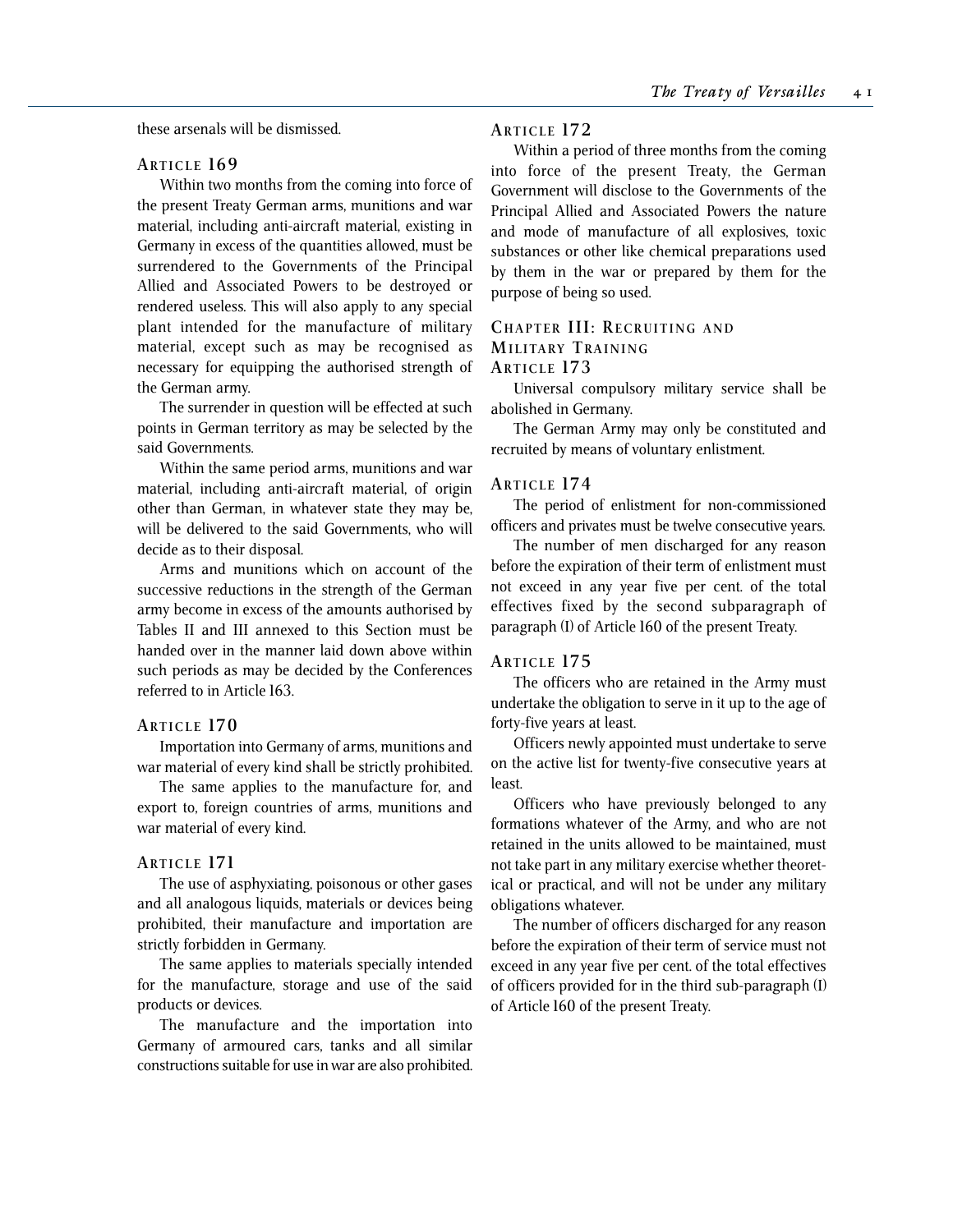these arsenals will be dismissed.

### Article 169

Within two months from the coming into force of the present Treaty German arms, munitions and war material, including anti-aircraft material, existing in Germany in excess of the quantities allowed, must be surrendered to the Governments of the Principal Allied and Associated Powers to be destroyed or rendered useless. This will also apply to any special plant intended for the manufacture of military material, except such as may be recognised as necessary for equipping the authorised strength of the German army.

The surrender in question will be effected at such points in German territory as may be selected by the said Governments.

Within the same period arms, munitions and war material, including anti-aircraft material, of origin other than German, in whatever state they may be, will be delivered to the said Governments, who will decide as to their disposal.

Arms and munitions which on account of the successive reductions in the strength of the German army become in excess of the amounts authorised by Tables II and III annexed to this Section must be handed over in the manner laid down above within such periods as may be decided by the Conferences referred to in Article 163.

### Article 170

Importation into Germany of arms, munitions and war material of every kind shall be strictly prohibited.

The same applies to the manufacture for, and export to, foreign countries of arms, munitions and war material of every kind.

### Article 171

The use of asphyxiating, poisonous or other gases and all analogous liquids, materials or devices being prohibited, their manufacture and importation are strictly forbidden in Germany.

The same applies to materials specially intended for the manufacture, storage and use of the said products or devices.

The manufacture and the importation into Germany of armoured cars, tanks and all similar constructions suitable for use in war are also prohibited.

### Article 172

Within a period of three months from the coming into force of the present Treaty, the German Government will disclose to the Governments of the Principal Allied and Associated Powers the nature and mode of manufacture of all explosives, toxic substances or other like chemical preparations used by them in the war or prepared by them for the purpose of being so used.

## Chapter III: Recruiting and Military Training

### Article 173

Universal compulsory military service shall be abolished in Germany.

The German Army may only be constituted and recruited by means of voluntary enlistment.

### Article 174

The period of enlistment for non-commissioned officers and privates must be twelve consecutive years.

The number of men discharged for any reason before the expiration of their term of enlistment must not exceed in any year five per cent. of the total effectives fixed by the second subparagraph of paragraph (1) of Article 160 of the present Treaty.

### Article 175

The officers who are retained in the Army must undertake the obligation to serve in it up to the age of forty-five years at least.

Officers newly appointed must undertake to serve on the active list for twenty-five consecutive years at least.

Officers who have previously belonged to any formations whatever of the Army, and who are not retained in the units allowed to be maintained, must not take part in any military exercise whether theoretical or practical, and will not be under any military obligations whatever.

The number of officers discharged for any reason before the expiration of their term of service must not exceed in any year five per cent. of the total effectives of officers provided for in the third sub-paragraph (1) of Article 160 of the present Treaty.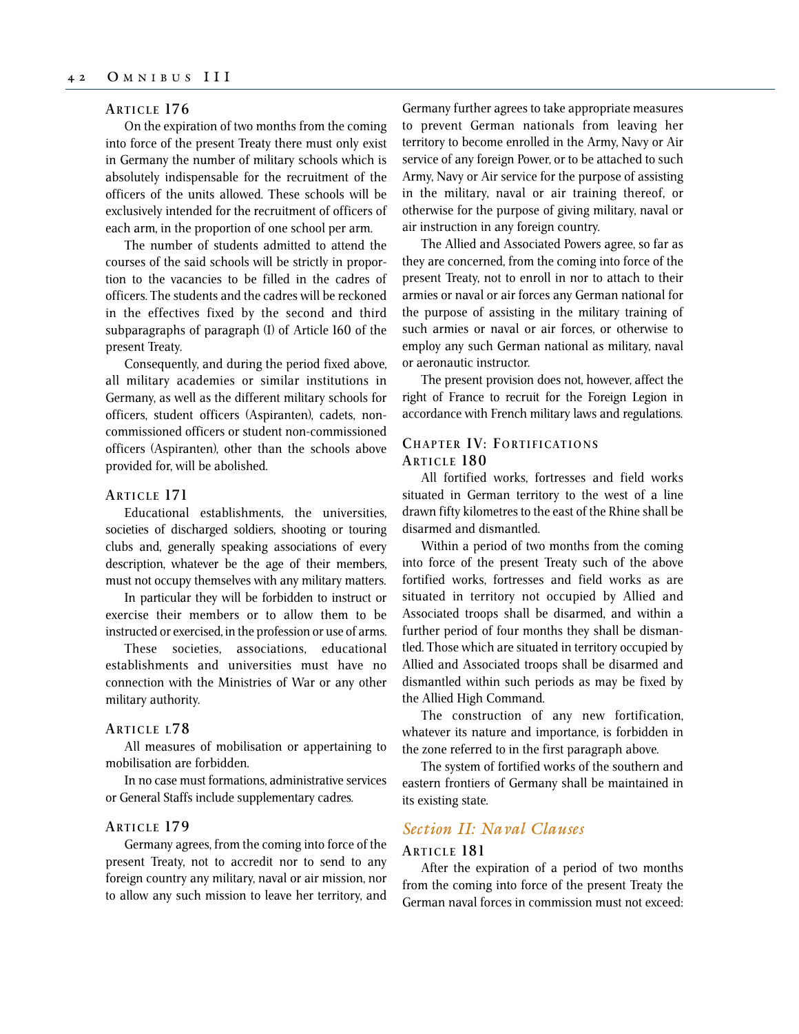### Article 176

On the expiration of two months from the coming into force of the present Treaty there must only exist in Germany the number of military schools which is absolutely indispensable for the recruitment of the officers of the units allowed. These schools will be exclusively intended for the recruitment of officers of each arm, in the proportion of one school per arm.

The number of students admitted to attend the courses of the said schools will be strictly in proportion to the vacancies to be filled in the cadres of officers. The students and the cadres will be reckoned in the effectives fixed by the second and third subparagraphs of paragraph (I) of Article 160 of the present Treaty.

Consequently, and during the period fixed above, all military academies or similar institutions in Germany, as well as the different military schools for officers, student officers (Aspiranten), cadets, non-commissioned officers or student non-commissioned officers (Aspiranten), other than the schools above provided for, will be abolished.

### Article 171

Educational establishments, the universities, societies of discharged soldiers, shooting or touring clubs and, generally speaking associations of every description, whatever be the age of their members, must not occupy themselves with any military matters.

In particular they will be forbidden to instruct or exercise their members or to allow them to be instructed or exercised, in the profession or use of arms.

These societies, associations, educational establishments and universities must have no connection with the Ministries of War or any other military authority.

### Article l78

All measures of mobilisation or appertaining to mobilisation are forbidden.

In no case must formations, administrative services or General Staffs include supplementary cadres.

### Article 179

Germany agrees, from the coming into force of the present Treaty, not to accredit nor to send to any foreign country any military, naval or air mission, nor to allow any such mission to leave her territory, and Germany further agrees to take appropriate measures to prevent German nationals from leaving her territory to become enrolled in the Army, Navy or Air service of any foreign Power, or to be attached to such Army, Navy or Air service for the purpose of assisting in the military, naval or air training thereof, or otherwise for the purpose of giving military, naval or air instruction in any foreign country.

The Allied and Associated Powers agree, so far as they are concerned, from the coming into force of the present Treaty, not to enroll in nor to attach to their armies or naval or air forces any German national for the purpose of assisting in the military training of such armies or naval or air forces, or otherwise to employ any such German national as military, naval or aeronautic instructor.

The present provision does not, however, affect the right of France to recruit for the Foreign Legion in accordance with French military laws and regulations.

## Chapter IV: Fortifications

### Article 180

All fortified works, fortresses and field works situated in German territory to the west of a line drawn fifty kilometres to the east of the Rhine shall be disarmed and dismantled.

Within a period of two months from the coming into force of the present Treaty such of the above fortified works, fortresses and field works as are situated in territory not occupied by Allied and Associated troops shall be disarmed, and within a further period of four months they shall be dismantled. Those which are situated in territory occupied by Allied and Associated troops shall be disarmed and dismantled within such periods as may be fixed by the Allied High Command.

The construction of any new fortification, whatever its nature and importance, is forbidden in the zone referred to in the first paragraph above.

The system of fortified works of the southern and eastern frontiers of Germany shall be maintained in its existing state.

## *Section II: Naval Clauses*

### Article 181

After the expiration of a period of two months from the coming into force of the present Treaty the German naval forces in commission must not exceed: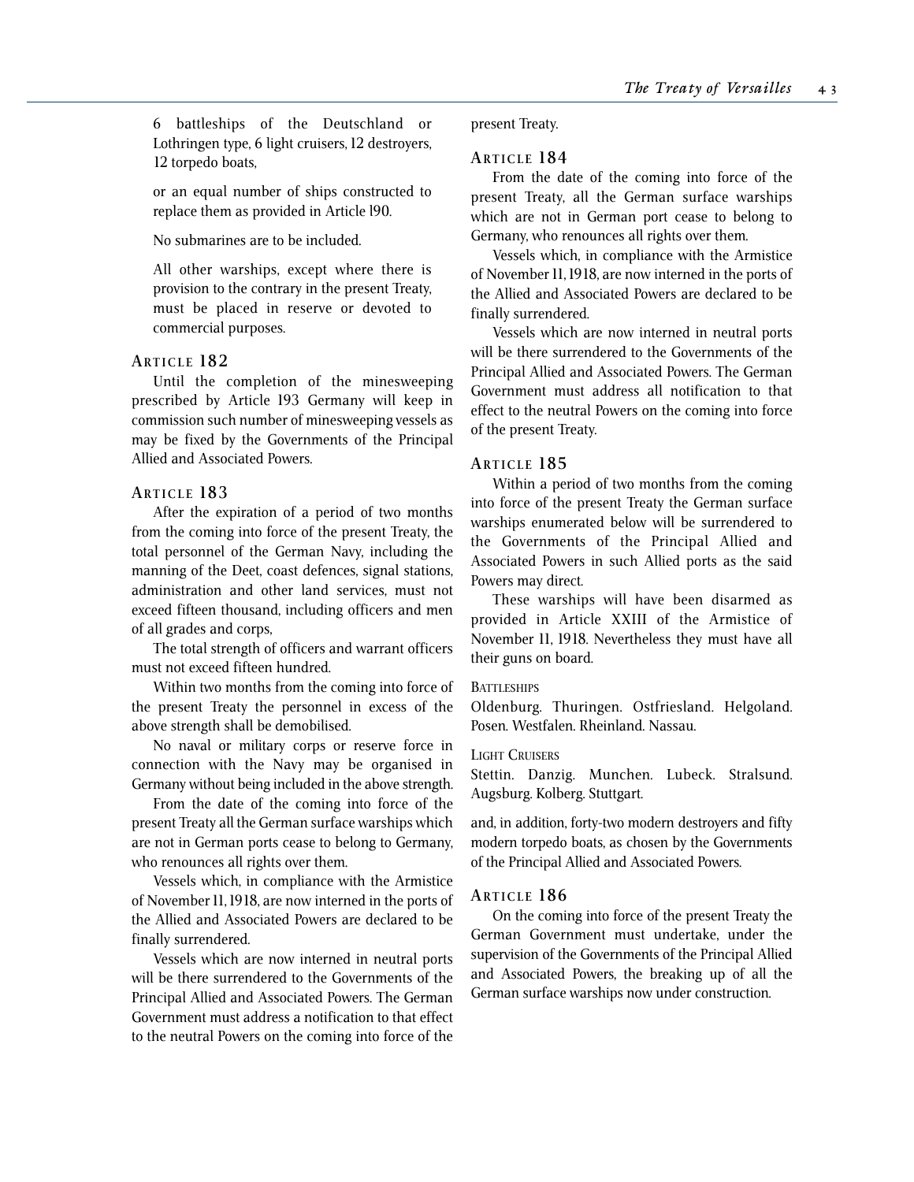6 battleships of the Deutschland or Lothringen type, 6 light cruisers, 12 destroyers, 12 torpedo boats,

or an equal number of ships constructed to replace them as provided in Article 190.

No submarines are to be included.

All other warships, except where there is provision to the contrary in the present Treaty, must be placed in reserve or devoted to commercial purposes.

### Article 182

Until the completion of the minesweeping prescribed by Article 193 Germany will keep in commission such number of minesweeping vessels as may be fixed by the Governments of the Principal Allied and Associated Powers.

### Article 183

After the expiration of a period of two months from the coming into force of the present Treaty, the total personnel of the German Navy, including the manning of the Deet, coast defences, signal stations, administration and other land services, must not exceed fifteen thousand, including officers and men of all grades and corps,

The total strength of officers and warrant officers must not exceed fifteen hundred.

Within two months from the coming into force of the present Treaty the personnel in excess of the above strength shall be demobilised.

No naval or military corps or reserve force in connection with the Navy may be organised in Germany without being included in the above strength.

From the date of the coming into force of the present Treaty all the German surface warships which are not in German ports cease to belong to Germany, who renounces all rights over them.

Vessels which, in compliance with the Armistice of November 11, 1918, are now interned in the ports of the Allied and Associated Powers are declared to be finally surrendered.

Vessels which are now interned in neutral ports will be there surrendered to the Governments of the Principal Allied and Associated Powers. The German Government must address a notification to that effect to the neutral Powers on the coming into force of the present Treaty.

### Article 184

From the date of the coming into force of the present Treaty, all the German surface warships which are not in German port cease to belong to Germany, who renounces all rights over them.

Vessels which, in compliance with the Armistice of November 11, 1918, are now interned in the ports of the Allied and Associated Powers are declared to be finally surrendered.

Vessels which are now interned in neutral ports will be there surrendered to the Governments of the Principal Allied and Associated Powers. The German Government must address all notification to that effect to the neutral Powers on the coming into force of the present Treaty.

### Article 185

Within a period of two months from the coming into force of the present Treaty the German surface warships enumerated below will be surrendered to the Governments of the Principal Allied and Associated Powers in such Allied ports as the said Powers may direct.

These warships will have been disarmed as provided in Article XXIII of the Armistice of November 11, 1918. Nevertheless they must have all their guns on board.

Battleships

Oldenburg. Thuringen. Ostfriesland. Helgoland. Posen. Westfalen. Rheinland. Nassau.

Light Cruisers

Stettin. Danzig. Munchen. Lubeck. Stralsund. Augsburg. Kolberg. Stuttgart.

and, in addition, forty-two modern destroyers and fifty modern torpedo boats, as chosen by the Governments of the Principal Allied and Associated Powers.

### Article 186

On the coming into force of the present Treaty the German Government must undertake, under the supervision of the Governments of the Principal Allied and Associated Powers, the breaking up of all the German surface warships now under construction.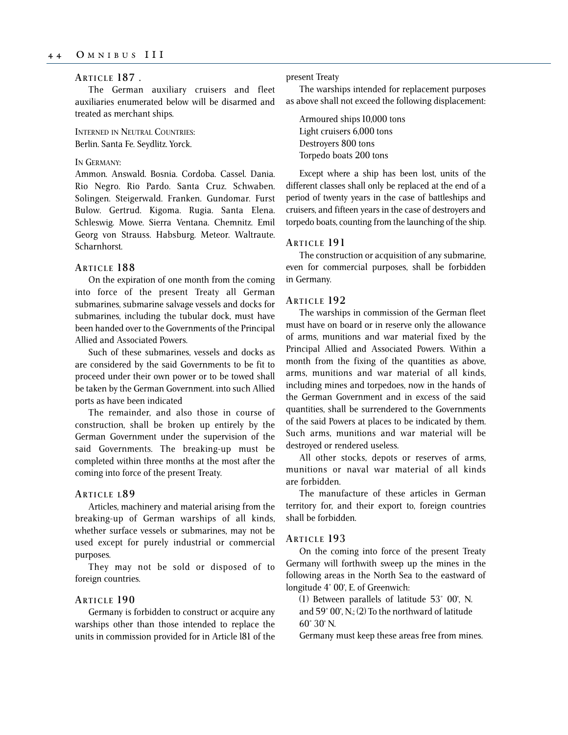### ARTICLE 187 .

The German auxiliary cruisers and fleet auxiliaries enumerated below will be disarmed and treated as merchant ships.

INTERNED IN NEUTRAL COUNTRIES:
Berlin. Santa Fe. Seydlitz. Yorck.

IN GERMANY:
Ammon. Answald. Bosnia. Cordoba. Cassel. Dania. Rio Negro. Rio Pardo. Santa Cruz. Schwaben. Solingen. Steigerwald. Franken. Gundomar. Furst Bulow. Gertrud. Kigoma. Rugia. Santa Elena. Schleswig. Mowe. Sierra Ventana. Chemnitz. Emil Georg von Strauss. Habsburg. Meteor. Waltraute. Scharnhorst.

### ARTICLE 188

On the expiration of one month from the coming into force of the present Treaty all German submarines, submarine salvage vessels and docks for submarines, including the tubular dock, must have been handed over to the Governments of the Principal Allied and Associated Powers.

Such of these submarines, vessels and docks as are considered by the said Governments to be fit to proceed under their own power or to be towed shall be taken by the German Government. into such Allied ports as have been indicated

The remainder, and also those in course of construction, shall be broken up entirely by the German Government under the supervision of the said Governments. The breaking-up must be completed within three months at the most after the coming into force of the present Treaty.

### ARTICLE L89

Articles, machinery and material arising from the breaking-up of German warships of all kinds, whether surface vessels or submarines, may not be used except for purely industrial or commercial purposes.

They may not be sold or disposed of to foreign countries.

### ARTICLE 190

Germany is forbidden to construct or acquire any warships other than those intended to replace the units in commission provided for in Article l81 of the present Treaty

The warships intended for replacement purposes as above shall not exceed the following displacement:

Armoured ships 10,000 tons
Light cruisers 6,000 tons
Destroyers 800 tons
Torpedo boats 200 tons

Except where a ship has been lost, units of the different classes shall only be replaced at the end of a period of twenty years in the case of battleships and cruisers, and fifteen years in the case of destroyers and torpedo boats, counting from the launching of the ship.

### ARTICLE 191

The construction or acquisition of any submarine, even for commercial purposes, shall be forbidden in Germany.

### ARTICLE 192

The warships in commission of the German fleet must have on board or in reserve only the allowance of arms, munitions and war material fixed by the Principal Allied and Associated Powers. Within a month from the fixing of the quantities as above, arms, munitions and war material of all kinds, including mines and torpedoes, now in the hands of the German Government and in excess of the said quantities, shall be surrendered to the Governments of the said Powers at places to be indicated by them. Such arms, munitions and war material will be destroyed or rendered useless.

All other stocks, depots or reserves of arms, munitions or naval war material of all kinds are forbidden.

The manufacture of these articles in German territory for, and their export to, foreign countries shall be forbidden.

### ARTICLE 193

On the coming into force of the present Treaty Germany will forthwith sweep up the mines in the following areas in the North Sea to the eastward of longitude 4° 00', E. of Greenwich:

(1) Between parallels of latitude 53° 00', N. and 59° 00', N.; (2) To the northward of latitude 60° 30' N.

Germany must keep these areas free from mines.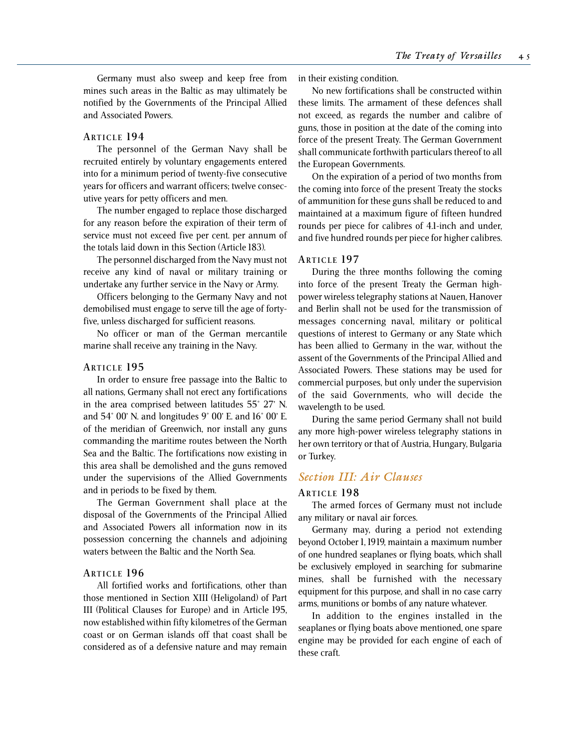Germany must also sweep and keep free from mines such areas in the Baltic as may ultimately be notified by the Governments of the Principal Allied and Associated Powers.

### Article 194

The personnel of the German Navy shall be recruited entirely by voluntary engagements entered into for a minimum period of twenty-five consecutive years for officers and warrant officers; twelve consecutive years for petty officers and men.

The number engaged to replace those discharged for any reason before the expiration of their term of service must not exceed five per cent. per annum of the totals laid down in this Section (Article 183).

The personnel discharged from the Navy must not receive any kind of naval or military training or undertake any further service in the Navy or Army.

Officers belonging to the Germany Navy and not demobilised must engage to serve till the age of forty-five, unless discharged for sufficient reasons.

No officer or man of the German mercantile marine shall receive any training in the Navy.

### Article 195

In order to ensure free passage into the Baltic to all nations, Germany shall not erect any fortifications in the area comprised between latitudes 55° 27' N. and 54° 00' N. and longitudes 9° 00' E. and 16° 00' E. of the meridian of Greenwich, nor install any guns commanding the maritime routes between the North Sea and the Baltic. The fortifications now existing in this area shall be demolished and the guns removed under the supervisions of the Allied Governments and in periods to be fixed by them.

The German Government shall place at the disposal of the Governments of the Principal Allied and Associated Powers all information now in its possession concerning the channels and adjoining waters between the Baltic and the North Sea.

### Article 196

All fortified works and fortifications, other than those mentioned in Section XIII (Heligoland) of Part III (Political Clauses for Europe) and in Article 195, now established within fifty kilometres of the German coast or on German islands off that coast shall be considered as of a defensive nature and may remain in their existing condition.

No new fortifications shall be constructed within these limits. The armament of these defences shall not exceed, as regards the number and calibre of guns, those in position at the date of the coming into force of the present Treaty. The German Government shall communicate forthwith particulars thereof to all the European Governments.

On the expiration of a period of two months from the coming into force of the present Treaty the stocks of ammunition for these guns shall be reduced to and maintained at a maximum figure of fifteen hundred rounds per piece for calibres of 4.1-inch and under, and five hundred rounds per piece for higher calibres.

### Article 197

During the three months following the coming into force of the present Treaty the German high-power wireless telegraphy stations at Nauen, Hanover and Berlin shall not be used for the transmission of messages concerning naval, military or political questions of interest to Germany or any State which has been allied to Germany in the war, without the assent of the Governments of the Principal Allied and Associated Powers. These stations may be used for commercial purposes, but only under the supervision of the said Governments, who will decide the wavelength to be used.

During the same period Germany shall not build any more high-power wireless telegraphy stations in her own territory or that of Austria, Hungary, Bulgaria or Turkey.

## *Section III: Air Clauses*

### Article 198

The armed forces of Germany must not include any military or naval air forces.

Germany may, during a period not extending beyond October 1, 1919, maintain a maximum number of one hundred seaplanes or flying boats, which shall be exclusively employed in searching for submarine mines, shall be furnished with the necessary equipment for this purpose, and shall in no case carry arms, munitions or bombs of any nature whatever.

In addition to the engines installed in the seaplanes or flying boats above mentioned, one spare engine may be provided for each engine of each of these craft.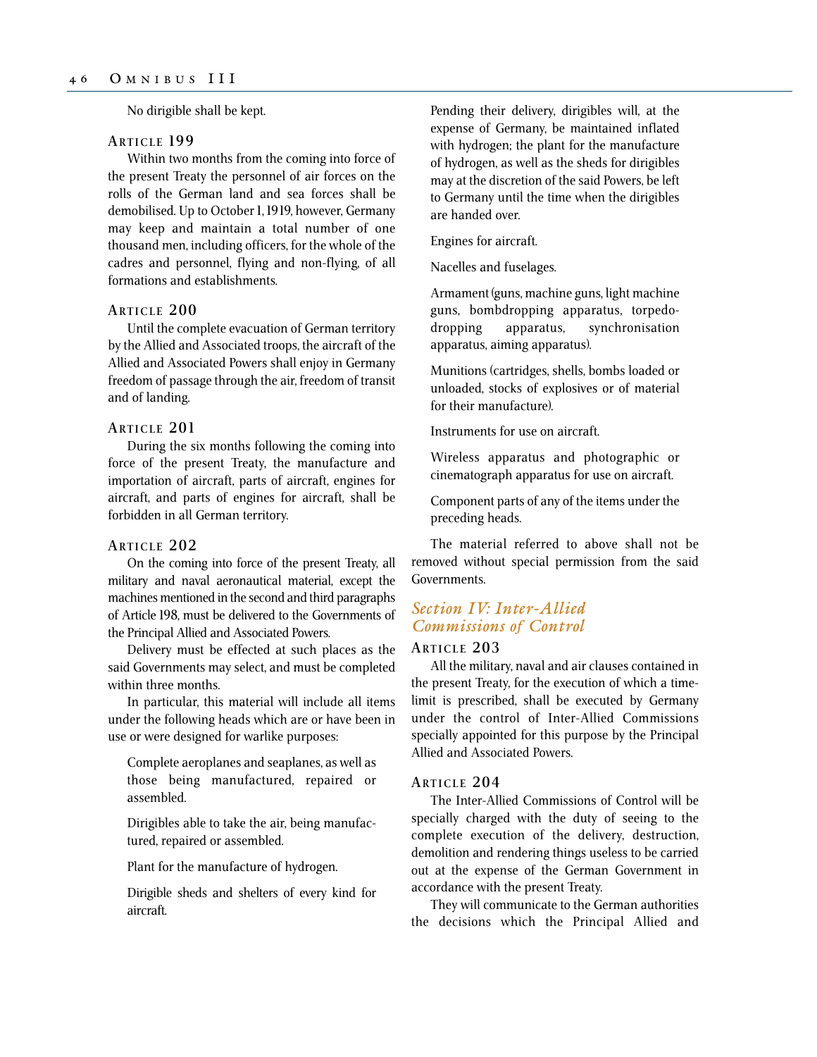No dirigible shall be kept.

### Article 199

Within two months from the coming into force of the present Treaty the personnel of air forces on the rolls of the German land and sea forces shall be demobilised. Up to October 1, 1919, however, Germany may keep and maintain a total number of one thousand men, including officers, for the whole of the cadres and personnel, flying and non-flying, of all formations and establishments.

### Article 200

Until the complete evacuation of German territory by the Allied and Associated troops, the aircraft of the Allied and Associated Powers shall enjoy in Germany freedom of passage through the air, freedom of transit and of landing.

### Article 201

During the six months following the coming into force of the present Treaty, the manufacture and importation of aircraft, parts of aircraft, engines for aircraft, and parts of engines for aircraft, shall be forbidden in all German territory.

### Article 202

On the coming into force of the present Treaty, all military and naval aeronautical material, except the machines mentioned in the second and third paragraphs of Article 198, must be delivered to the Governments of the Principal Allied and Associated Powers.

Delivery must be effected at such places as the said Governments may select, and must be completed within three months.

In particular, this material will include all items under the following heads which are or have been in use or were designed for warlike purposes:

> Complete aeroplanes and seaplanes, as well as those being manufactured, repaired or assembled.
>
> Dirigibles able to take the air, being manufactured, repaired or assembled.
>
> Plant for the manufacture of hydrogen.
>
> Dirigible sheds and shelters of every kind for aircraft.
>
> Pending their delivery, dirigibles will, at the expense of Germany, be maintained inflated with hydrogen; the plant for the manufacture of hydrogen, as well as the sheds for dirigibles may at the discretion of the said Powers, be left to Germany until the time when the dirigibles are handed over.
>
> Engines for aircraft.
>
> Nacelles and fuselages.
>
> Armament (guns, machine guns, light machine guns, bombdropping apparatus, torpedo-dropping apparatus, synchronisation apparatus, aiming apparatus).
>
> Munitions (cartridges, shells, bombs loaded or unloaded, stocks of explosives or of material for their manufacture).
>
> Instruments for use on aircraft.
>
> Wireless apparatus and photographic or cinematograph apparatus for use on aircraft.
>
> Component parts of any of the items under the preceding heads.

The material referred to above shall not be removed without special permission from the said Governments.

## *Section IV: Inter-Allied Commissions of Control*

### Article 203

All the military, naval and air clauses contained in the present Treaty, for the execution of which a time-limit is prescribed, shall be executed by Germany under the control of Inter-Allied Commissions specially appointed for this purpose by the Principal Allied and Associated Powers.

### Article 204

The Inter-Allied Commissions of Control will be specially charged with the duty of seeing to the complete execution of the delivery, destruction, demolition and rendering things useless to be carried out at the expense of the German Government in accordance with the present Treaty.

They will communicate to the German authorities the decisions which the Principal Allied and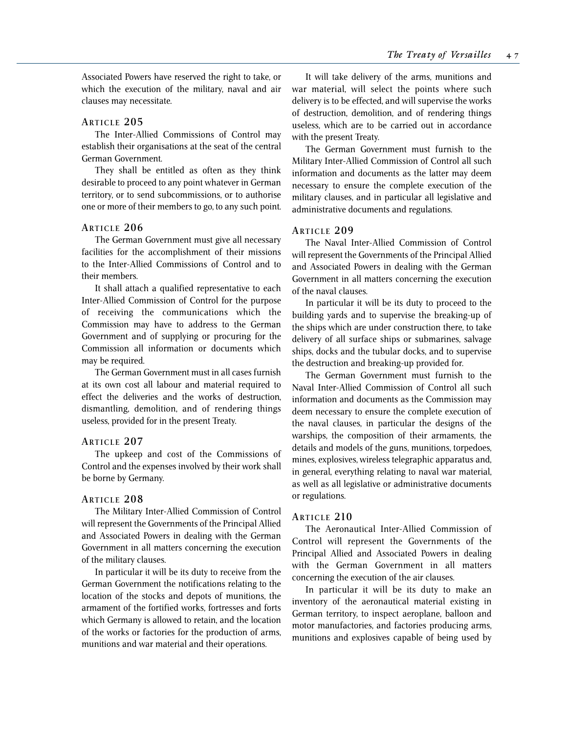Associated Powers have reserved the right to take, or which the execution of the military, naval and air clauses may necessitate.

### Article 205

The Inter-Allied Commissions of Control may establish their organisations at the seat of the central German Government.

They shall be entitled as often as they think desirable to proceed to any point whatever in German territory, or to send subcommissions, or to authorise one or more of their members to go, to any such point.

### Article 206

The German Government must give all necessary facilities for the accomplishment of their missions to the Inter-Allied Commissions of Control and to their members.

It shall attach a qualified representative to each Inter-Allied Commission of Control for the purpose of receiving the communications which the Commission may have to address to the German Government and of supplying or procuring for the Commission all information or documents which may be required.

The German Government must in all cases furnish at its own cost all labour and material required to effect the deliveries and the works of destruction, dismantling, demolition, and of rendering things useless, provided for in the present Treaty.

### Article 207

The upkeep and cost of the Commissions of Control and the expenses involved by their work shall be borne by Germany.

### Article 208

The Military Inter-Allied Commission of Control will represent the Governments of the Principal Allied and Associated Powers in dealing with the German Government in all matters concerning the execution of the military clauses.

In particular it will be its duty to receive from the German Government the notifications relating to the location of the stocks and depots of munitions, the armament of the fortified works, fortresses and forts which Germany is allowed to retain, and the location of the works or factories for the production of arms, munitions and war material and their operations.

It will take delivery of the arms, munitions and war material, will select the points where such delivery is to be effected, and will supervise the works of destruction, demolition, and of rendering things useless, which are to be carried out in accordance with the present Treaty.

The German Government must furnish to the Military Inter-Allied Commission of Control all such information and documents as the latter may deem necessary to ensure the complete execution of the military clauses, and in particular all legislative and administrative documents and regulations.

### Article 209

The Naval Inter-Allied Commission of Control will represent the Governments of the Principal Allied and Associated Powers in dealing with the German Government in all matters concerning the execution of the naval clauses.

In particular it will be its duty to proceed to the building yards and to supervise the breaking-up of the ships which are under construction there, to take delivery of all surface ships or submarines, salvage ships, docks and the tubular docks, and to supervise the destruction and breaking-up provided for.

The German Government must furnish to the Naval Inter-Allied Commission of Control all such information and documents as the Commission may deem necessary to ensure the complete execution of the naval clauses, in particular the designs of the warships, the composition of their armaments, the details and models of the guns, munitions, torpedoes, mines, explosives, wireless telegraphic apparatus and, in general, everything relating to naval war material, as well as all legislative or administrative documents or regulations.

### Article 210

The Aeronautical Inter-Allied Commission of Control will represent the Governments of the Principal Allied and Associated Powers in dealing with the German Government in all matters concerning the execution of the air clauses.

In particular it will be its duty to make an inventory of the aeronautical material existing in German territory, to inspect aeroplane, balloon and motor manufactories, and factories producing arms, munitions and explosives capable of being used by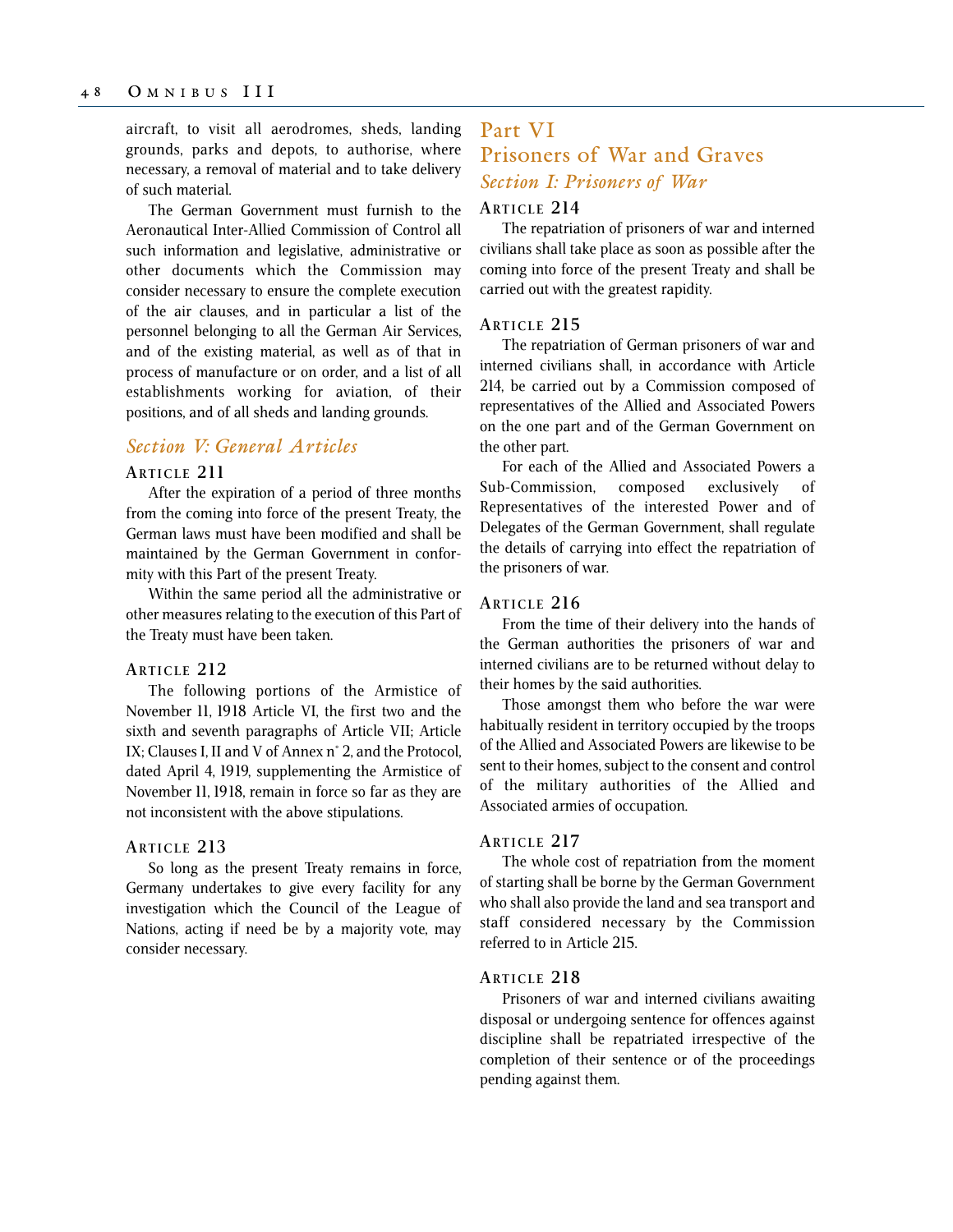aircraft, to visit all aerodromes, sheds, landing grounds, parks and depots, to authorise, where necessary, a removal of material and to take delivery of such material.

The German Government must furnish to the Aeronautical Inter-Allied Commission of Control all such information and legislative, administrative or other documents which the Commission may consider necessary to ensure the complete execution of the air clauses, and in particular a list of the personnel belonging to all the German Air Services, and of the existing material, as well as of that in process of manufacture or on order, and a list of all establishments working for aviation, of their positions, and of all sheds and landing grounds.

### *Section V: General Articles*

#### Article 211

After the expiration of a period of three months from the coming into force of the present Treaty, the German laws must have been modified and shall be maintained by the German Government in conformity with this Part of the present Treaty.

Within the same period all the administrative or other measures relating to the execution of this Part of the Treaty must have been taken.

#### Article 212

The following portions of the Armistice of November 11, 1918 Article VI, the first two and the sixth and seventh paragraphs of Article VII; Article IX; Clauses I, II and V of Annex n° 2, and the Protocol, dated April 4, 1919, supplementing the Armistice of November 11, 1918, remain in force so far as they are not inconsistent with the above stipulations.

#### Article 213

So long as the present Treaty remains in force, Germany undertakes to give every facility for any investigation which the Council of the League of Nations, acting if need be by a majority vote, may consider necessary.

## Part VI
## Prisoners of War and Graves

### *Section I: Prisoners of War*

#### Article 214

The repatriation of prisoners of war and interned civilians shall take place as soon as possible after the coming into force of the present Treaty and shall be carried out with the greatest rapidity.

#### Article 215

The repatriation of German prisoners of war and interned civilians shall, in accordance with Article 214, be carried out by a Commission composed of representatives of the Allied and Associated Powers on the one part and of the German Government on the other part.

For each of the Allied and Associated Powers a Sub-Commission, composed exclusively of Representatives of the interested Power and of Delegates of the German Government, shall regulate the details of carrying into effect the repatriation of the prisoners of war.

#### Article 216

From the time of their delivery into the hands of the German authorities the prisoners of war and interned civilians are to be returned without delay to their homes by the said authorities.

Those amongst them who before the war were habitually resident in territory occupied by the troops of the Allied and Associated Powers are likewise to be sent to their homes, subject to the consent and control of the military authorities of the Allied and Associated armies of occupation.

#### Article 217

The whole cost of repatriation from the moment of starting shall be borne by the German Government who shall also provide the land and sea transport and staff considered necessary by the Commission referred to in Article 215.

#### Article 218

Prisoners of war and interned civilians awaiting disposal or undergoing sentence for offences against discipline shall be repatriated irrespective of the completion of their sentence or of the proceedings pending against them.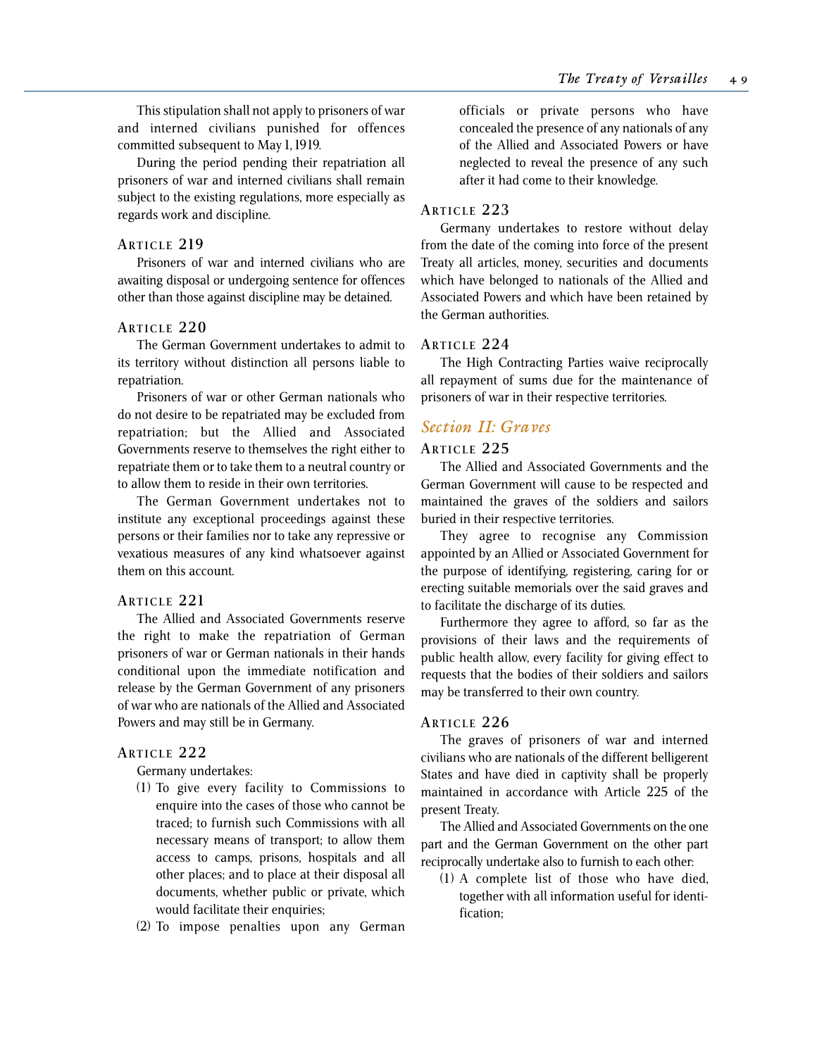This stipulation shall not apply to prisoners of war and interned civilians punished for offences committed subsequent to May 1, 1919.

During the period pending their repatriation all prisoners of war and interned civilians shall remain subject to the existing regulations, more especially as regards work and discipline.

### Article 219

Prisoners of war and interned civilians who are awaiting disposal or undergoing sentence for offences other than those against discipline may be detained.

### Article 220

The German Government undertakes to admit to its territory without distinction all persons liable to repatriation.

Prisoners of war or other German nationals who do not desire to be repatriated may be excluded from repatriation; but the Allied and Associated Governments reserve to themselves the right either to repatriate them or to take them to a neutral country or to allow them to reside in their own territories.

The German Government undertakes not to institute any exceptional proceedings against these persons or their families nor to take any repressive or vexatious measures of any kind whatsoever against them on this account.

### Article 221

The Allied and Associated Governments reserve the right to make the repatriation of German prisoners of war or German nationals in their hands conditional upon the immediate notification and release by the German Government of any prisoners of war who are nationals of the Allied and Associated Powers and may still be in Germany.

### Article 222

Germany undertakes:

(1) To give every facility to Commissions to enquire into the cases of those who cannot be traced; to furnish such Commissions with all necessary means of transport; to allow them access to camps, prisons, hospitals and all other places; and to place at their disposal all documents, whether public or private, which would facilitate their enquiries;

(2) To impose penalties upon any German officials or private persons who have concealed the presence of any nationals of any of the Allied and Associated Powers or have neglected to reveal the presence of any such after it had come to their knowledge.

### Article 223

Germany undertakes to restore without delay from the date of the coming into force of the present Treaty all articles, money, securities and documents which have belonged to nationals of the Allied and Associated Powers and which have been retained by the German authorities.

### Article 224

The High Contracting Parties waive reciprocally all repayment of sums due for the maintenance of prisoners of war in their respective territories.

## *Section II: Graves*

### Article 225

The Allied and Associated Governments and the German Government will cause to be respected and maintained the graves of the soldiers and sailors buried in their respective territories.

They agree to recognise any Commission appointed by an Allied or Associated Government for the purpose of identifying, registering, caring for or erecting suitable memorials over the said graves and to facilitate the discharge of its duties.

Furthermore they agree to afford, so far as the provisions of their laws and the requirements of public health allow, every facility for giving effect to requests that the bodies of their soldiers and sailors may be transferred to their own country.

### Article 226

The graves of prisoners of war and interned civilians who are nationals of the different belligerent States and have died in captivity shall be properly maintained in accordance with Article 225 of the present Treaty.

The Allied and Associated Governments on the one part and the German Government on the other part reciprocally undertake also to furnish to each other:

(1) A complete list of those who have died, together with all information useful for identification;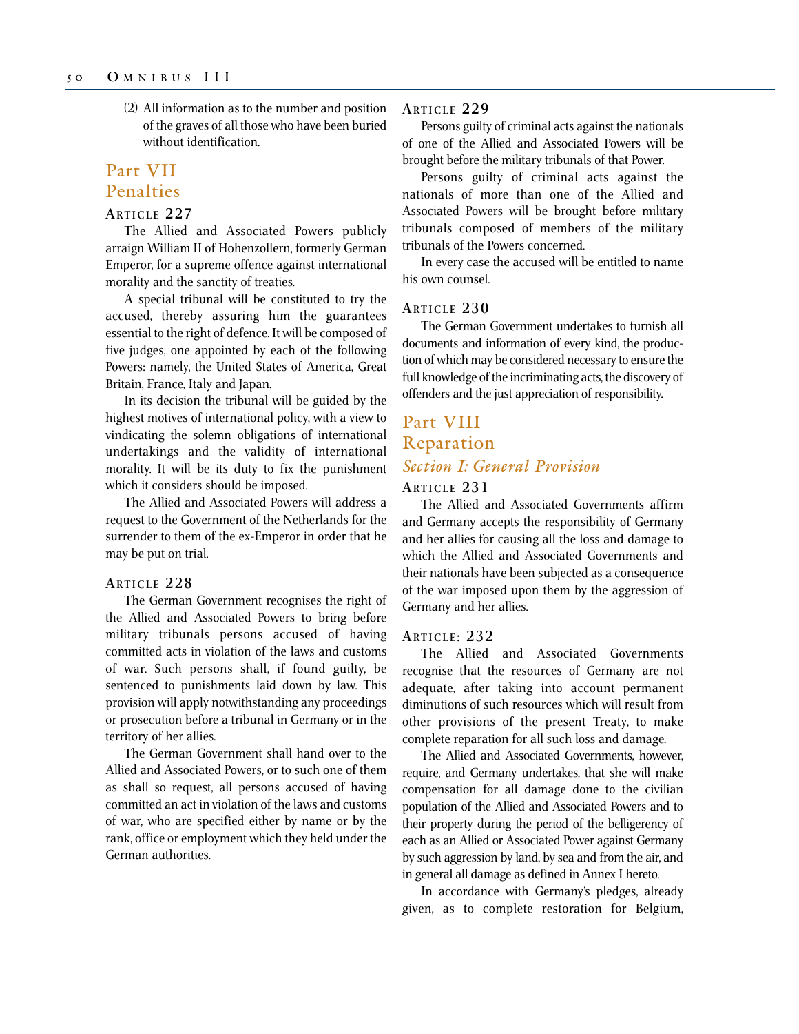(2) All information as to the number and position of the graves of all those who have been buried without identification.

# Part VII
# Penalties

### Article 227

The Allied and Associated Powers publicly arraign William II of Hohenzollern, formerly German Emperor, for a supreme offence against international morality and the sanctity of treaties.

A special tribunal will be constituted to try the accused, thereby assuring him the guarantees essential to the right of defence. It will be composed of five judges, one appointed by each of the following Powers: namely, the United States of America, Great Britain, France, Italy and Japan.

In its decision the tribunal will be guided by the highest motives of international policy, with a view to vindicating the solemn obligations of international undertakings and the validity of international morality. It will be its duty to fix the punishment which it considers should be imposed.

The Allied and Associated Powers will address a request to the Government of the Netherlands for the surrender to them of the ex-Emperor in order that he may be put on trial.

### Article 228

The German Government recognises the right of the Allied and Associated Powers to bring before military tribunals persons accused of having committed acts in violation of the laws and customs of war. Such persons shall, if found guilty, be sentenced to punishments laid down by law. This provision will apply notwithstanding any proceedings or prosecution before a tribunal in Germany or in the territory of her allies.

The German Government shall hand over to the Allied and Associated Powers, or to such one of them as shall so request, all persons accused of having committed an act in violation of the laws and customs of war, who are specified either by name or by the rank, office or employment which they held under the German authorities.

### Article 229

Persons guilty of criminal acts against the nationals of one of the Allied and Associated Powers will be brought before the military tribunals of that Power.

Persons guilty of criminal acts against the nationals of more than one of the Allied and Associated Powers will be brought before military tribunals composed of members of the military tribunals of the Powers concerned.

In every case the accused will be entitled to name his own counsel.

### Article 230

The German Government undertakes to furnish all documents and information of every kind, the production of which may be considered necessary to ensure the full knowledge of the incriminating acts, the discovery of offenders and the just appreciation of responsibility.

# Part VIII
# Reparation

## *Section I: General Provision*

### Article 231

The Allied and Associated Governments affirm and Germany accepts the responsibility of Germany and her allies for causing all the loss and damage to which the Allied and Associated Governments and their nationals have been subjected as a consequence of the war imposed upon them by the aggression of Germany and her allies.

### Article: 232

The Allied and Associated Governments recognise that the resources of Germany are not adequate, after taking into account permanent diminutions of such resources which will result from other provisions of the present Treaty, to make complete reparation for all such loss and damage.

The Allied and Associated Governments, however, require, and Germany undertakes, that she will make compensation for all damage done to the civilian population of the Allied and Associated Powers and to their property during the period of the belligerency of each as an Allied or Associated Power against Germany by such aggression by land, by sea and from the air, and in general all damage as defined in Annex I hereto.

In accordance with Germany's pledges, already given, as to complete restoration for Belgium,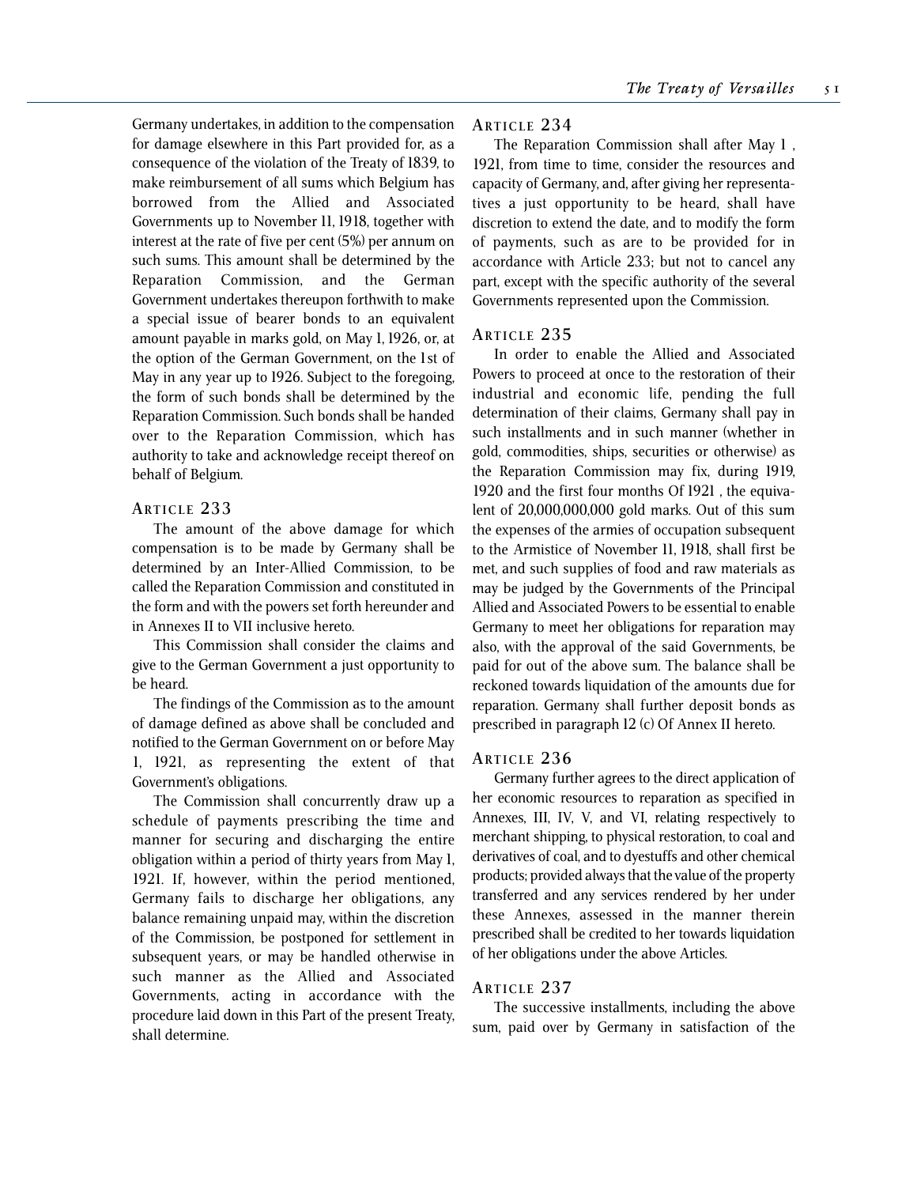Germany undertakes, in addition to the compensation for damage elsewhere in this Part provided for, as a consequence of the violation of the Treaty of 1839, to make reimbursement of all sums which Belgium has borrowed from the Allied and Associated Governments up to November 11, 1918, together with interest at the rate of five per cent (5%) per annum on such sums. This amount shall be determined by the Reparation Commission, and the German Government undertakes thereupon forthwith to make a special issue of bearer bonds to an equivalent amount payable in marks gold, on May 1, 1926, or, at the option of the German Government, on the 1st of May in any year up to 1926. Subject to the foregoing, the form of such bonds shall be determined by the Reparation Commission. Such bonds shall be handed over to the Reparation Commission, which has authority to take and acknowledge receipt thereof on behalf of Belgium.

### Article 233

The amount of the above damage for which compensation is to be made by Germany shall be determined by an Inter-Allied Commission, to be called the Reparation Commission and constituted in the form and with the powers set forth hereunder and in Annexes II to VII inclusive hereto.

This Commission shall consider the claims and give to the German Government a just opportunity to be heard.

The findings of the Commission as to the amount of damage defined as above shall be concluded and notified to the German Government on or before May 1, 1921, as representing the extent of that Government's obligations.

The Commission shall concurrently draw up a schedule of payments prescribing the time and manner for securing and discharging the entire obligation within a period of thirty years from May 1, 1921. If, however, within the period mentioned, Germany fails to discharge her obligations, any balance remaining unpaid may, within the discretion of the Commission, be postponed for settlement in subsequent years, or may be handled otherwise in such manner as the Allied and Associated Governments, acting in accordance with the procedure laid down in this Part of the present Treaty, shall determine.

### Article 234

The Reparation Commission shall after May 1 , 1921, from time to time, consider the resources and capacity of Germany, and, after giving her representatives a just opportunity to be heard, shall have discretion to extend the date, and to modify the form of payments, such as are to be provided for in accordance with Article 233; but not to cancel any part, except with the specific authority of the several Governments represented upon the Commission.

### Article 235

In order to enable the Allied and Associated Powers to proceed at once to the restoration of their industrial and economic life, pending the full determination of their claims, Germany shall pay in such installments and in such manner (whether in gold, commodities, ships, securities or otherwise) as the Reparation Commission may fix, during 1919, 1920 and the first four months Of 1921 , the equivalent of 20,000,000,000 gold marks. Out of this sum the expenses of the armies of occupation subsequent to the Armistice of November 11, 1918, shall first be met, and such supplies of food and raw materials as may be judged by the Governments of the Principal Allied and Associated Powers to be essential to enable Germany to meet her obligations for reparation may also, with the approval of the said Governments, be paid for out of the above sum. The balance shall be reckoned towards liquidation of the amounts due for reparation. Germany shall further deposit bonds as prescribed in paragraph 12 (c) Of Annex II hereto.

### Article 236

Germany further agrees to the direct application of her economic resources to reparation as specified in Annexes, III, IV, V, and VI, relating respectively to merchant shipping, to physical restoration, to coal and derivatives of coal, and to dyestuffs and other chemical products; provided always that the value of the property transferred and any services rendered by her under these Annexes, assessed in the manner therein prescribed shall be credited to her towards liquidation of her obligations under the above Articles.

### Article 237

The successive installments, including the above sum, paid over by Germany in satisfaction of the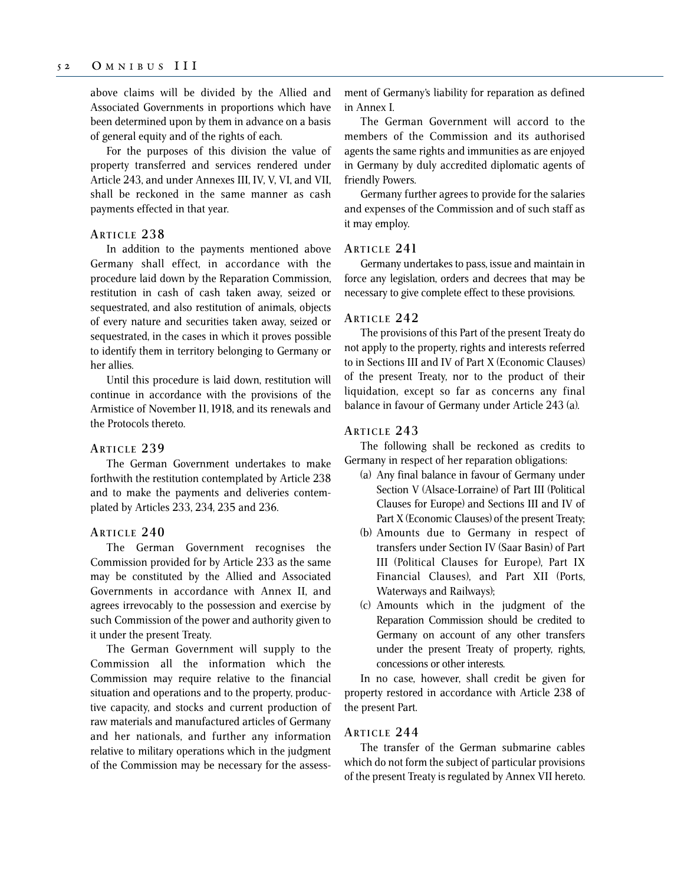above claims will be divided by the Allied and Associated Governments in proportions which have been determined upon by them in advance on a basis of general equity and of the rights of each.

For the purposes of this division the value of property transferred and services rendered under Article 243, and under Annexes III, IV, V, VI, and VII, shall be reckoned in the same manner as cash payments effected in that year.

### Article 238

In addition to the payments mentioned above Germany shall effect, in accordance with the procedure laid down by the Reparation Commission, restitution in cash of cash taken away, seized or sequestrated, and also restitution of animals, objects of every nature and securities taken away, seized or sequestrated, in the cases in which it proves possible to identify them in territory belonging to Germany or her allies.

Until this procedure is laid down, restitution will continue in accordance with the provisions of the Armistice of November 11, 1918, and its renewals and the Protocols thereto.

### Article 239

The German Government undertakes to make forthwith the restitution contemplated by Article 238 and to make the payments and deliveries contemplated by Articles 233, 234, 235 and 236.

### Article 240

The German Government recognises the Commission provided for by Article 233 as the same may be constituted by the Allied and Associated Governments in accordance with Annex II, and agrees irrevocably to the possession and exercise by such Commission of the power and authority given to it under the present Treaty.

The German Government will supply to the Commission all the information which the Commission may require relative to the financial situation and operations and to the property, productive capacity, and stocks and current production of raw materials and manufactured articles of Germany and her nationals, and further any information relative to military operations which in the judgment of the Commission may be necessary for the assessment of Germany's liability for reparation as defined in Annex I.

The German Government will accord to the members of the Commission and its authorised agents the same rights and immunities as are enjoyed in Germany by duly accredited diplomatic agents of friendly Powers.

Germany further agrees to provide for the salaries and expenses of the Commission and of such staff as it may employ.

### Article 241

Germany undertakes to pass, issue and maintain in force any legislation, orders and decrees that may be necessary to give complete effect to these provisions.

### Article 242

The provisions of this Part of the present Treaty do not apply to the property, rights and interests referred to in Sections III and IV of Part X (Economic Clauses) of the present Treaty, nor to the product of their liquidation, except so far as concerns any final balance in favour of Germany under Article 243 (a).

### Article 243

The following shall be reckoned as credits to Germany in respect of her reparation obligations:

(a) Any final balance in favour of Germany under Section V (Alsace-Lorraine) of Part III (Political Clauses for Europe) and Sections III and IV of Part X (Economic Clauses) of the present Treaty;

(b) Amounts due to Germany in respect of transfers under Section IV (Saar Basin) of Part III (Political Clauses for Europe), Part IX Financial Clauses), and Part XII (Ports, Waterways and Railways);

(c) Amounts which in the judgment of the Reparation Commission should be credited to Germany on account of any other transfers under the present Treaty of property, rights, concessions or other interests.

In no case, however, shall credit be given for property restored in accordance with Article 238 of the present Part.

### Article 244

The transfer of the German submarine cables which do not form the subject of particular provisions of the present Treaty is regulated by Annex VII hereto.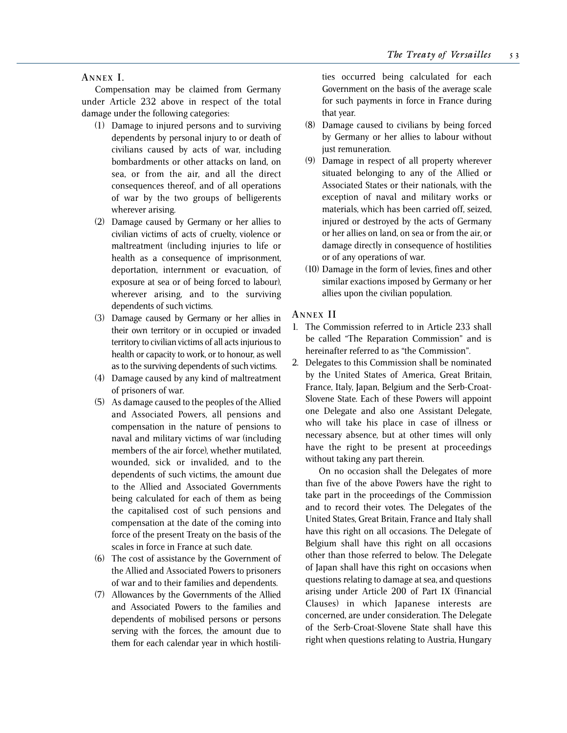## Annex I.

Compensation may be claimed from Germany under Article 232 above in respect of the total damage under the following categories:

(1) Damage to injured persons and to surviving dependents by personal injury to or death of civilians caused by acts of war, including bombardments or other attacks on land, on sea, or from the air, and all the direct consequences thereof, and of all operations of war by the two groups of belligerents wherever arising.

(2) Damage caused by Germany or her allies to civilian victims of acts of cruelty, violence or maltreatment (including injuries to life or health as a consequence of imprisonment, deportation, internment or evacuation, of exposure at sea or of being forced to labour), wherever arising, and to the surviving dependents of such victims.

(3) Damage caused by Germany or her allies in their own territory or in occupied or invaded territory to civilian victims of all acts injurious to health or capacity to work, or to honour, as well as to the surviving dependents of such victims.

(4) Damage caused by any kind of maltreatment of prisoners of war.

(5) As damage caused to the peoples of the Allied and Associated Powers, all pensions and compensation in the nature of pensions to naval and military victims of war (including members of the air force), whether mutilated, wounded, sick or invalided, and to the dependents of such victims, the amount due to the Allied and Associated Governments being calculated for each of them as being the capitalised cost of such pensions and compensation at the date of the coming into force of the present Treaty on the basis of the scales in force in France at such date.

(6) The cost of assistance by the Government of the Allied and Associated Powers to prisoners of war and to their families and dependents.

(7) Allowances by the Governments of the Allied and Associated Powers to the families and dependents of mobilised persons or persons serving with the forces, the amount due to them for each calendar year in which hostilities occurred being calculated for each Government on the basis of the average scale for such payments in force in France during that year.

(8) Damage caused to civilians by being forced by Germany or her allies to labour without just remuneration.

(9) Damage in respect of all property wherever situated belonging to any of the Allied or Associated States or their nationals, with the exception of naval and military works or materials, which has been carried off, seized, injured or destroyed by the acts of Germany or her allies on land, on sea or from the air, or damage directly in consequence of hostilities or of any operations of war.

(10) Damage in the form of levies, fines and other similar exactions imposed by Germany or her allies upon the civilian population.

## Annex II

1. The Commission referred to in Article 233 shall be called "The Reparation Commission" and is hereinafter referred to as "the Commission".

2. Delegates to this Commission shall be nominated by the United States of America, Great Britain, France, Italy, Japan, Belgium and the Serb-Croat-Slovene State. Each of these Powers will appoint one Delegate and also one Assistant Delegate, who will take his place in case of illness or necessary absence, but at other times will only have the right to be present at proceedings without taking any part therein.

   On no occasion shall the Delegates of more than five of the above Powers have the right to take part in the proceedings of the Commission and to record their votes. The Delegates of the United States, Great Britain, France and Italy shall have this right on all occasions. The Delegate of Belgium shall have this right on all occasions other than those referred to below. The Delegate of Japan shall have this right on occasions when questions relating to damage at sea, and questions arising under Article 200 of Part IX (Financial Clauses) in which Japanese interests are concerned, are under consideration. The Delegate of the Serb-Croat-Slovene State shall have this right when questions relating to Austria, Hungary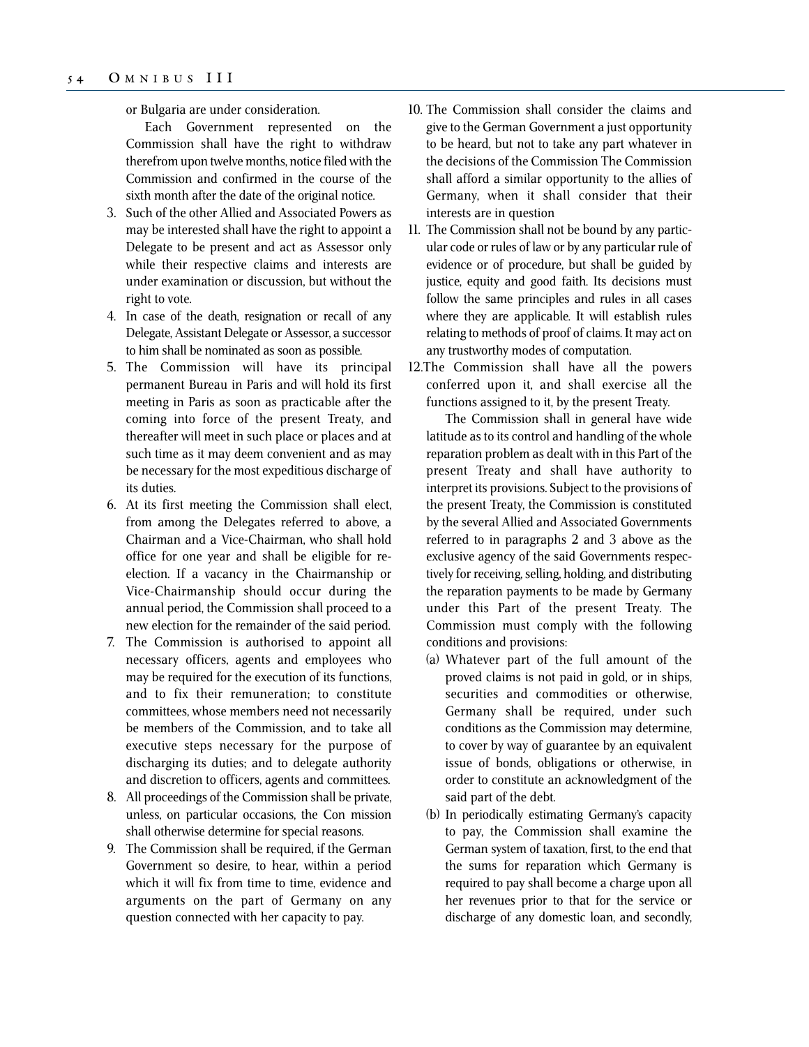or Bulgaria are under consideration.

Each Government represented on the Commission shall have the right to withdraw therefrom upon twelve months, notice filed with the Commission and confirmed in the course of the sixth month after the date of the original notice.

3. Such of the other Allied and Associated Powers as may be interested shall have the right to appoint a Delegate to be present and act as Assessor only while their respective claims and interests are under examination or discussion, but without the right to vote.
4. In case of the death, resignation or recall of any Delegate, Assistant Delegate or Assessor, a successor to him shall be nominated as soon as possible.
5. The Commission will have its principal permanent Bureau in Paris and will hold its first meeting in Paris as soon as practicable after the coming into force of the present Treaty, and thereafter will meet in such place or places and at such time as it may deem convenient and as may be necessary for the most expeditious discharge of its duties.
6. At its first meeting the Commission shall elect, from among the Delegates referred to above, a Chairman and a Vice-Chairman, who shall hold office for one year and shall be eligible for re-election. If a vacancy in the Chairmanship or Vice-Chairmanship should occur during the annual period, the Commission shall proceed to a new election for the remainder of the said period.
7. The Commission is authorised to appoint all necessary officers, agents and employees who may be required for the execution of its functions, and to fix their remuneration; to constitute committees, whose members need not necessarily be members of the Commission, and to take all executive steps necessary for the purpose of discharging its duties; and to delegate authority and discretion to officers, agents and committees.
8. All proceedings of the Commission shall be private, unless, on particular occasions, the Con mission shall otherwise determine for special reasons.
9. The Commission shall be required, if the German Government so desire, to hear, within a period which it will fix from time to time, evidence and arguments on the part of Germany on any question connected with her capacity to pay.
10. The Commission shall consider the claims and give to the German Government a just opportunity to be heard, but not to take any part whatever in the decisions of the Commission The Commission shall afford a similar opportunity to the allies of Germany, when it shall consider that their interests are in question
11. The Commission shall not be bound by any particular code or rules of law or by any particular rule of evidence or of procedure, but shall be guided by justice, equity and good faith. Its decisions must follow the same principles and rules in all cases where they are applicable. It will establish rules relating to methods of proof of claims. It may act on any trustworthy modes of computation.
12. The Commission shall have all the powers conferred upon it, and shall exercise all the functions assigned to it, by the present Treaty.

The Commission shall in general have wide latitude as to its control and handling of the whole reparation problem as dealt with in this Part of the present Treaty and shall have authority to interpret its provisions. Subject to the provisions of the present Treaty, the Commission is constituted by the several Allied and Associated Governments referred to in paragraphs 2 and 3 above as the exclusive agency of the said Governments respectively for receiving, selling, holding, and distributing the reparation payments to be made by Germany under this Part of the present Treaty. The Commission must comply with the following conditions and provisions:

(a) Whatever part of the full amount of the proved claims is not paid in gold, or in ships, securities and commodities or otherwise, Germany shall be required, under such conditions as the Commission may determine, to cover by way of guarantee by an equivalent issue of bonds, obligations or otherwise, in order to constitute an acknowledgment of the said part of the debt.

(b) In periodically estimating Germany's capacity to pay, the Commission shall examine the German system of taxation, first, to the end that the sums for reparation which Germany is required to pay shall become a charge upon all her revenues prior to that for the service or discharge of any domestic loan, and secondly,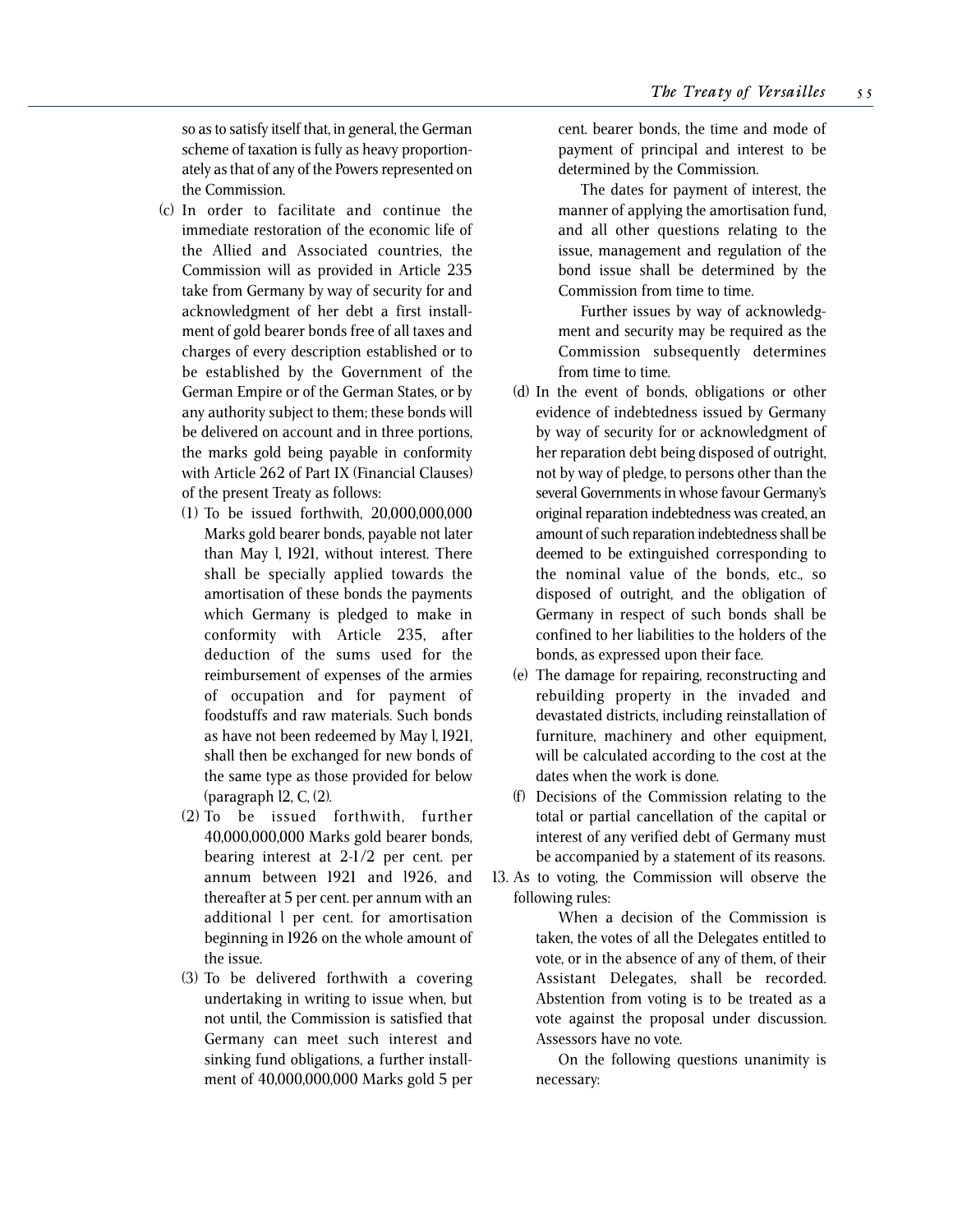so as to satisfy itself that, in general, the German scheme of taxation is fully as heavy proportionately as that of any of the Powers represented on the Commission.

(c) In order to facilitate and continue the immediate restoration of the economic life of the Allied and Associated countries, the Commission will as provided in Article 235 take from Germany by way of security for and acknowledgment of her debt a first installment of gold bearer bonds free of all taxes and charges of every description established or to be established by the Government of the German Empire or of the German States, or by any authority subject to them; these bonds will be delivered on account and in three portions, the marks gold being payable in conformity with Article 262 of Part IX (Financial Clauses) of the present Treaty as follows:

  (1) To be issued forthwith, 20,000,000,000 Marks gold bearer bonds, payable not later than May 1, 1921, without interest. There shall be specially applied towards the amortisation of these bonds the payments which Germany is pledged to make in conformity with Article 235, after deduction of the sums used for the reimbursement of expenses of the armies of occupation and for payment of foodstuffs and raw materials. Such bonds as have not been redeemed by May 1, 1921, shall then be exchanged for new bonds of the same type as those provided for below (paragraph 12, C, (2).

  (2) To be issued forthwith, further 40,000,000,000 Marks gold bearer bonds, bearing interest at 2-1/2 per cent. per annum between 1921 and 1926, and thereafter at 5 per cent. per annum with an additional 1 per cent. for amortisation beginning in 1926 on the whole amount of the issue.

  (3) To be delivered forthwith a covering undertaking in writing to issue when, but not until, the Commission is satisfied that Germany can meet such interest and sinking fund obligations, a further installment of 40,000,000,000 Marks gold 5 per cent. bearer bonds, the time and mode of payment of principal and interest to be determined by the Commission.

  The dates for payment of interest, the manner of applying the amortisation fund, and all other questions relating to the issue, management and regulation of the bond issue shall be determined by the Commission from time to time.

  Further issues by way of acknowledgment and security may be required as the Commission subsequently determines from time to time.

(d) In the event of bonds, obligations or other evidence of indebtedness issued by Germany by way of security for or acknowledgment of her reparation debt being disposed of outright, not by way of pledge, to persons other than the several Governments in whose favour Germany's original reparation indebtedness was created, an amount of such reparation indebtedness shall be deemed to be extinguished corresponding to the nominal value of the bonds, etc., so disposed of outright, and the obligation of Germany in respect of such bonds shall be confined to her liabilities to the holders of the bonds, as expressed upon their face.

(e) The damage for repairing, reconstructing and rebuilding property in the invaded and devastated districts, including reinstallation of furniture, machinery and other equipment, will be calculated according to the cost at the dates when the work is done.

(f) Decisions of the Commission relating to the total or partial cancellation of the capital or interest of any verified debt of Germany must be accompanied by a statement of its reasons.

13. As to voting, the Commission will observe the following rules:

  When a decision of the Commission is taken, the votes of all the Delegates entitled to vote, or in the absence of any of them, of their Assistant Delegates, shall be recorded. Abstention from voting is to be treated as a vote against the proposal under discussion. Assessors have no vote.

  On the following questions unanimity is necessary: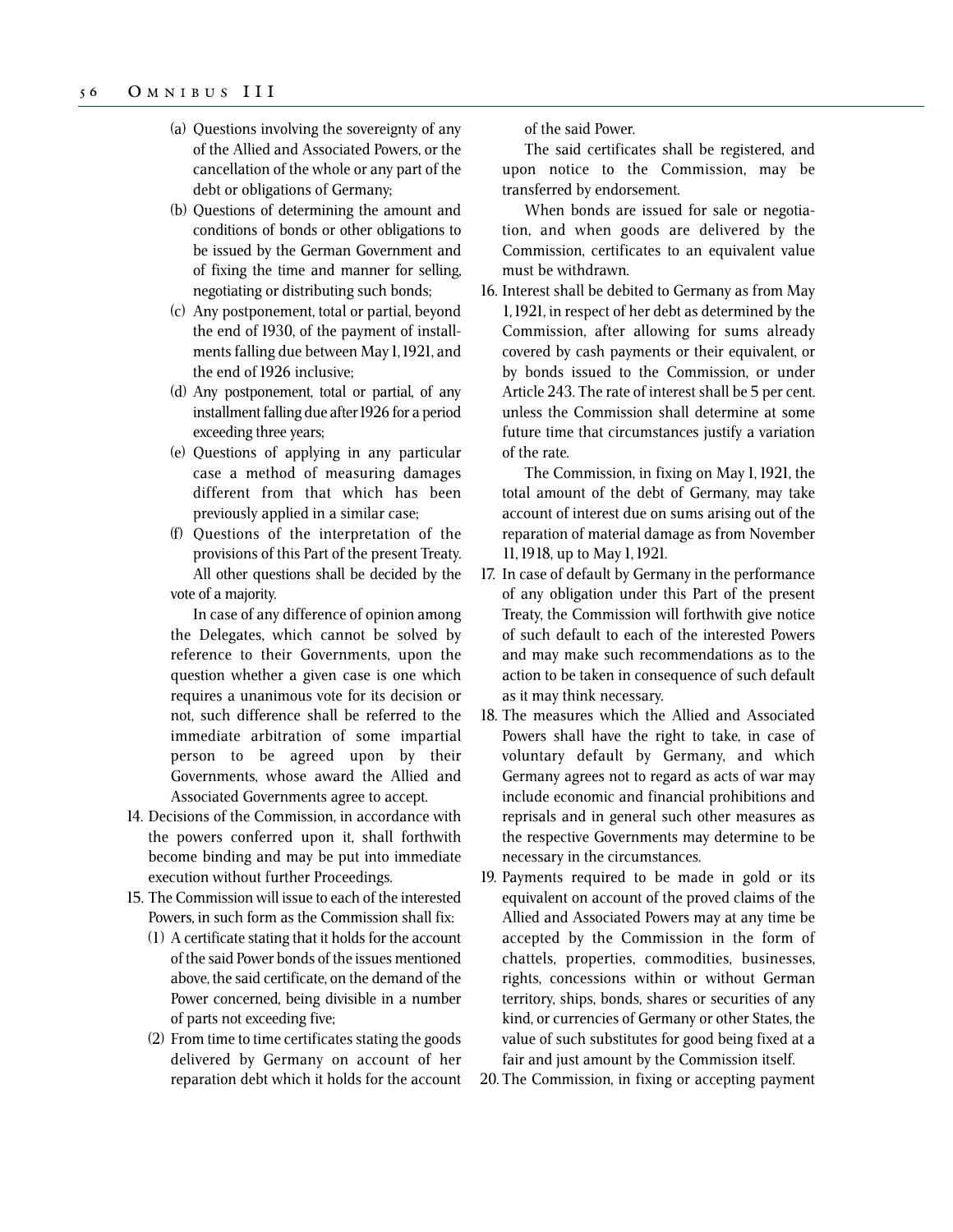(a) Questions involving the sovereignty of any of the Allied and Associated Powers, or the cancellation of the whole or any part of the debt or obligations of Germany;

(b) Questions of determining the amount and conditions of bonds or other obligations to be issued by the German Government and of fixing the time and manner for selling, negotiating or distributing such bonds;

(c) Any postponement, total or partial, beyond the end of 1930, of the payment of installments falling due between May 1, 1921, and the end of 1926 inclusive;

(d) Any postponement, total or partial, of any installment falling due after 1926 for a period exceeding three years;

(e) Questions of applying in any particular case a method of measuring damages different from that which has been previously applied in a similar case;

(f) Questions of the interpretation of the provisions of this Part of the present Treaty.

All other questions shall be decided by the vote of a majority.

In case of any difference of opinion among the Delegates, which cannot be solved by reference to their Governments, upon the question whether a given case is one which requires a unanimous vote for its decision or not, such difference shall be referred to the immediate arbitration of some impartial person to be agreed upon by their Governments, whose award the Allied and Associated Governments agree to accept.

14. Decisions of the Commission, in accordance with the powers conferred upon it, shall forthwith become binding and may be put into immediate execution without further Proceedings.

15. The Commission will issue to each of the interested Powers, in such form as the Commission shall fix:

(1) A certificate stating that it holds for the account of the said Power bonds of the issues mentioned above, the said certificate, on the demand of the Power concerned, being divisible in a number of parts not exceeding five;

(2) From time to time certificates stating the goods delivered by Germany on account of her reparation debt which it holds for the account of the said Power.

The said certificates shall be registered, and upon notice to the Commission, may be transferred by endorsement.

When bonds are issued for sale or negotiation, and when goods are delivered by the Commission, certificates to an equivalent value must be withdrawn.

16. Interest shall be debited to Germany as from May 1, 1921, in respect of her debt as determined by the Commission, after allowing for sums already covered by cash payments or their equivalent, or by bonds issued to the Commission, or under Article 243. The rate of interest shall be 5 per cent. unless the Commission shall determine at some future time that circumstances justify a variation of the rate.

The Commission, in fixing on May 1, 1921, the total amount of the debt of Germany, may take account of interest due on sums arising out of the reparation of material damage as from November 11, 1918, up to May 1, 1921.

17. In case of default by Germany in the performance of any obligation under this Part of the present Treaty, the Commission will forthwith give notice of such default to each of the interested Powers and may make such recommendations as to the action to be taken in consequence of such default as it may think necessary.

18. The measures which the Allied and Associated Powers shall have the right to take, in case of voluntary default by Germany, and which Germany agrees not to regard as acts of war may include economic and financial prohibitions and reprisals and in general such other measures as the respective Governments may determine to be necessary in the circumstances.

19. Payments required to be made in gold or its equivalent on account of the proved claims of the Allied and Associated Powers may at any time be accepted by the Commission in the form of chattels, properties, commodities, businesses, rights, concessions within or without German territory, ships, bonds, shares or securities of any kind, or currencies of Germany or other States, the value of such substitutes for good being fixed at a fair and just amount by the Commission itself.

20. The Commission, in fixing or accepting payment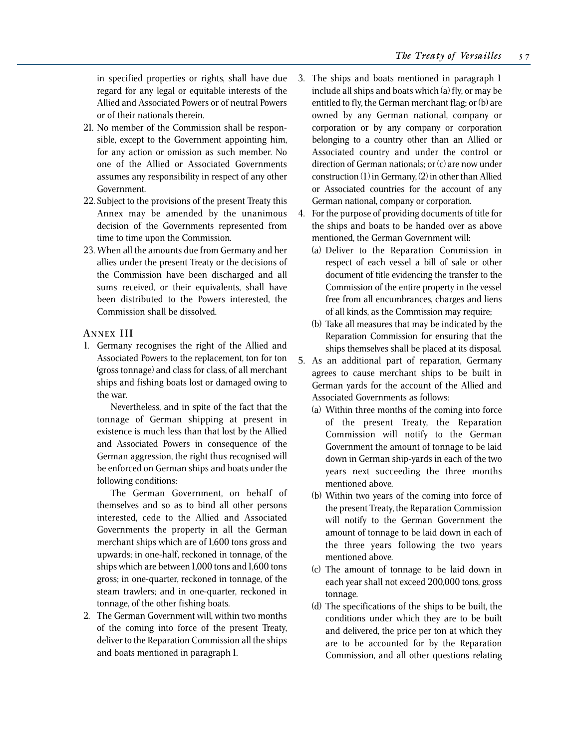in specified properties or rights, shall have due regard for any legal or equitable interests of the Allied and Associated Powers or of neutral Powers or of their nationals therein.

21. No member of the Commission shall be responsible, except to the Government appointing him, for any action or omission as such member. No one of the Allied or Associated Governments assumes any responsibility in respect of any other Government.
22. Subject to the provisions of the present Treaty this Annex may be amended by the unanimous decision of the Governments represented from time to time upon the Commission.
23. When all the amounts due from Germany and her allies under the present Treaty or the decisions of the Commission have been discharged and all sums received, or their equivalents, shall have been distributed to the Powers interested, the Commission shall be dissolved.

## Annex III

1. Germany recognises the right of the Allied and Associated Powers to the replacement, ton for ton (gross tonnage) and class for class, of all merchant ships and fishing boats lost or damaged owing to the war.

   Nevertheless, and in spite of the fact that the tonnage of German shipping at present in existence is much less than that lost by the Allied and Associated Powers in consequence of the German aggression, the right thus recognised will be enforced on German ships and boats under the following conditions:

   The German Government, on behalf of themselves and so as to bind all other persons interested, cede to the Allied and Associated Governments the property in all the German merchant ships which are of 1,600 tons gross and upwards; in one-half, reckoned in tonnage, of the ships which are between 1,000 tons and 1,600 tons gross; in one-quarter, reckoned in tonnage, of the steam trawlers; and in one-quarter, reckoned in tonnage, of the other fishing boats.
2. The German Government will, within two months of the coming into force of the present Treaty, deliver to the Reparation Commission all the ships and boats mentioned in paragraph 1.
3. The ships and boats mentioned in paragraph 1 include all ships and boats which (a) fly, or may be entitled to fly, the German merchant flag; or (b) are owned by any German national, company or corporation or by any company or corporation belonging to a country other than an Allied or Associated country and under the control or direction of German nationals; or (c) are now under construction (1) in Germany, (2) in other than Allied or Associated countries for the account of any German national, company or corporation.
4. For the purpose of providing documents of title for the ships and boats to be handed over as above mentioned, the German Government will:
   - (a) Deliver to the Reparation Commission in respect of each vessel a bill of sale or other document of title evidencing the transfer to the Commission of the entire property in the vessel free from all encumbrances, charges and liens of all kinds, as the Commission may require;
   - (b) Take all measures that may be indicated by the Reparation Commission for ensuring that the ships themselves shall be placed at its disposal.
5. As an additional part of reparation, Germany agrees to cause merchant ships to be built in German yards for the account of the Allied and Associated Governments as follows:
   - (a) Within three months of the coming into force of the present Treaty, the Reparation Commission will notify to the German Government the amount of tonnage to be laid down in German ship-yards in each of the two years next succeeding the three months mentioned above.
   - (b) Within two years of the coming into force of the present Treaty, the Reparation Commission will notify to the German Government the amount of tonnage to be laid down in each of the three years following the two years mentioned above.
   - (c) The amount of tonnage to be laid down in each year shall not exceed 200,000 tons, gross tonnage.
   - (d) The specifications of the ships to be built, the conditions under which they are to be built and delivered, the price per ton at which they are to be accounted for by the Reparation Commission, and all other questions relating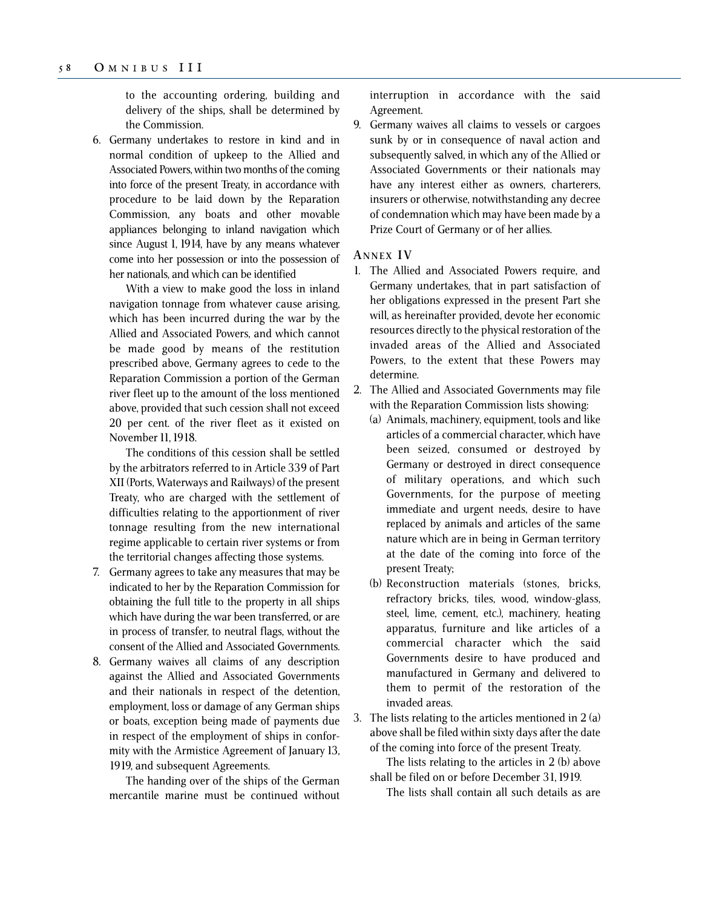to the accounting ordering, building and delivery of the ships, shall be determined by the Commission.

6. Germany undertakes to restore in kind and in normal condition of upkeep to the Allied and Associated Powers, within two months of the coming into force of the present Treaty, in accordance with procedure to be laid down by the Reparation Commission, any boats and other movable appliances belonging to inland navigation which since August 1, 1914, have by any means whatever come into her possession or into the possession of her nationals, and which can be identified

   With a view to make good the loss in inland navigation tonnage from whatever cause arising, which has been incurred during the war by the Allied and Associated Powers, and which cannot be made good by means of the restitution prescribed above, Germany agrees to cede to the Reparation Commission a portion of the German river fleet up to the amount of the loss mentioned above, provided that such cession shall not exceed 20 per cent. of the river fleet as it existed on November 11, 1918.

   The conditions of this cession shall be settled by the arbitrators referred to in Article 339 of Part XII (Ports, Waterways and Railways) of the present Treaty, who are charged with the settlement of difficulties relating to the apportionment of river tonnage resulting from the new international regime applicable to certain river systems or from the territorial changes affecting those systems.

7. Germany agrees to take any measures that may be indicated to her by the Reparation Commission for obtaining the full title to the property in all ships which have during the war been transferred, or are in process of transfer, to neutral flags, without the consent of the Allied and Associated Governments.

8. Germany waives all claims of any description against the Allied and Associated Governments and their nationals in respect of the detention, employment, loss or damage of any German ships or boats, exception being made of payments due in respect of the employment of ships in conformity with the Armistice Agreement of January 13, 1919, and subsequent Agreements.

   The handing over of the ships of the German mercantile marine must be continued without interruption in accordance with the said Agreement.

9. Germany waives all claims to vessels or cargoes sunk by or in consequence of naval action and subsequently salved, in which any of the Allied or Associated Governments or their nationals may have any interest either as owners, charterers, insurers or otherwise, notwithstanding any decree of condemnation which may have been made by a Prize Court of Germany or of her allies.

### Annex IV

1. The Allied and Associated Powers require, and Germany undertakes, that in part satisfaction of her obligations expressed in the present Part she will, as hereinafter provided, devote her economic resources directly to the physical restoration of the invaded areas of the Allied and Associated Powers, to the extent that these Powers may determine.

2. The Allied and Associated Governments may file with the Reparation Commission lists showing:
   (a) Animals, machinery, equipment, tools and like articles of a commercial character, which have been seized, consumed or destroyed by Germany or destroyed in direct consequence of military operations, and which such Governments, for the purpose of meeting immediate and urgent needs, desire to have replaced by animals and articles of the same nature which are in being in German territory at the date of the coming into force of the present Treaty;
   (b) Reconstruction materials (stones, bricks, refractory bricks, tiles, wood, window-glass, steel, lime, cement, etc.), machinery, heating apparatus, furniture and like articles of a commercial character which the said Governments desire to have produced and manufactured in Germany and delivered to them to permit of the restoration of the invaded areas.

3. The lists relating to the articles mentioned in 2 (a) above shall be filed within sixty days after the date of the coming into force of the present Treaty.

   The lists relating to the articles in 2 (b) above shall be filed on or before December 31, 1919.

   The lists shall contain all such details as are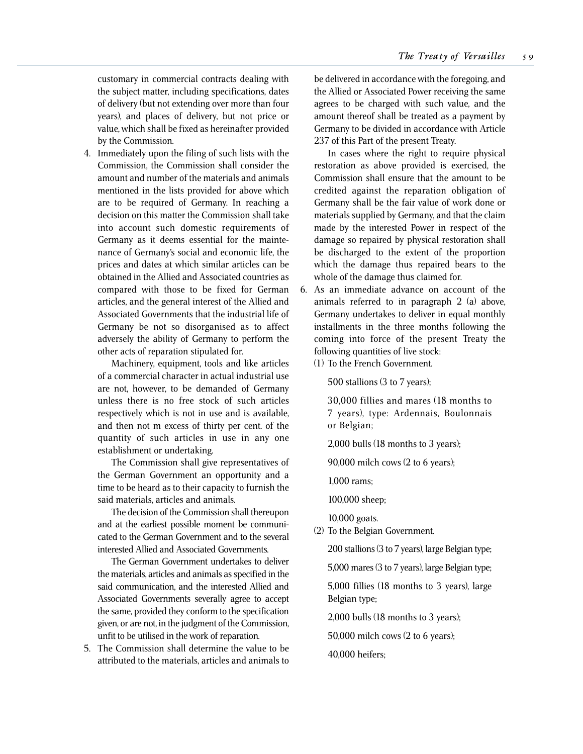customary in commercial contracts dealing with the subject matter, including specifications, dates of delivery (but not extending over more than four years), and places of delivery, but not price or value, which shall be fixed as hereinafter provided by the Commission.

4. Immediately upon the filing of such lists with the Commission, the Commission shall consider the amount and number of the materials and animals mentioned in the lists provided for above which are to be required of Germany. In reaching a decision on this matter the Commission shall take into account such domestic requirements of Germany as it deems essential for the maintenance of Germany's social and economic life, the prices and dates at which similar articles can be obtained in the Allied and Associated countries as compared with those to be fixed for German articles, and the general interest of the Allied and Associated Governments that the industrial life of Germany be not so disorganised as to affect adversely the ability of Germany to perform the other acts of reparation stipulated for.

   Machinery, equipment, tools and like articles of a commercial character in actual industrial use are not, however, to be demanded of Germany unless there is no free stock of such articles respectively which is not in use and is available, and then not m excess of thirty per cent. of the quantity of such articles in use in any one establishment or undertaking.

   The Commission shall give representatives of the German Government an opportunity and a time to be heard as to their capacity to furnish the said materials, articles and animals.

   The decision of the Commission shall thereupon and at the earliest possible moment be communicated to the German Government and to the several interested Allied and Associated Governments.

   The German Government undertakes to deliver the materials, articles and animals as specified in the said communication, and the interested Allied and Associated Governments severally agree to accept the same, provided they conform to the specification given, or are not, in the judgment of the Commission, unfit to be utilised in the work of reparation.

5. The Commission shall determine the value to be attributed to the materials, articles and animals to be delivered in accordance with the foregoing, and the Allied or Associated Power receiving the same agrees to be charged with such value, and the amount thereof shall be treated as a payment by Germany to be divided in accordance with Article 237 of this Part of the present Treaty.

   In cases where the right to require physical restoration as above provided is exercised, the Commission shall ensure that the amount to be credited against the reparation obligation of Germany shall be the fair value of work done or materials supplied by Germany, and that the claim made by the interested Power in respect of the damage so repaired by physical restoration shall be discharged to the extent of the proportion which the damage thus repaired bears to the whole of the damage thus claimed for.

6. As an immediate advance on account of the animals referred to in paragraph 2 (a) above, Germany undertakes to deliver in equal monthly installments in the three months following the coming into force of the present Treaty the following quantities of live stock:

   (1) To the French Government.

   500 stallions (3 to 7 years);

   30,000 fillies and mares (18 months to 7 years), type: Ardennais, Boulonnais or Belgian;

   2,000 bulls (18 months to 3 years);

   90,000 milch cows (2 to 6 years);

   1,000 rams;

   100,000 sheep;

   10,000 goats.

   (2) To the Belgian Government.

   200 stallions (3 to 7 years), large Belgian type;

   5,000 mares (3 to 7 years), large Belgian type;

   5,000 fillies (18 months to 3 years), large Belgian type;

   2,000 bulls (18 months to 3 years);

   50,000 milch cows (2 to 6 years);

   40,000 heifers;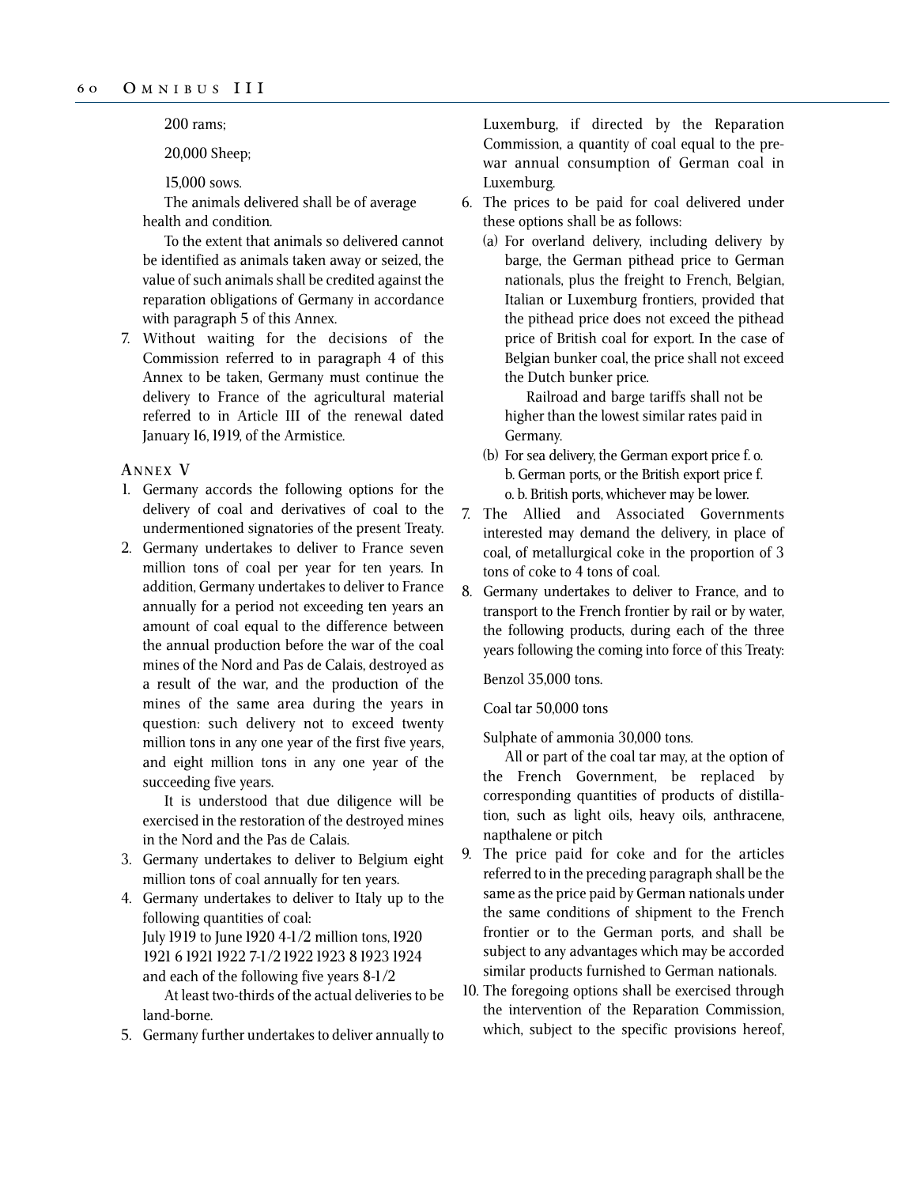200 rams;

20,000 Sheep;

15,000 sows.

The animals delivered shall be of average health and condition.

To the extent that animals so delivered cannot be identified as animals taken away or seized, the value of such animals shall be credited against the reparation obligations of Germany in accordance with paragraph 5 of this Annex.

7. Without waiting for the decisions of the Commission referred to in paragraph 4 of this Annex to be taken, Germany must continue the delivery to France of the agricultural material referred to in Article III of the renewal dated January 16, 1919, of the Armistice.

## Annex V

1. Germany accords the following options for the delivery of coal and derivatives of coal to the undermentioned signatories of the present Treaty.
2. Germany undertakes to deliver to France seven million tons of coal per year for ten years. In addition, Germany undertakes to deliver to France annually for a period not exceeding ten years an amount of coal equal to the difference between the annual production before the war of the coal mines of the Nord and Pas de Calais, destroyed as a result of the war, and the production of the mines of the same area during the years in question: such delivery not to exceed twenty million tons in any one year of the first five years, and eight million tons in any one year of the succeeding five years.

   It is understood that due diligence will be exercised in the restoration of the destroyed mines in the Nord and the Pas de Calais.
3. Germany undertakes to deliver to Belgium eight million tons of coal annually for ten years.
4. Germany undertakes to deliver to Italy up to the following quantities of coal:
   July 1919 to June 1920 4-1/2 million tons, 1920 1921 6 1921 1922 7-1/2 1922 1923 8 1923 1924 and each of the following five years 8-1/2

   At least two-thirds of the actual deliveries to be land-borne.
5. Germany further undertakes to deliver annually to Luxemburg, if directed by the Reparation Commission, a quantity of coal equal to the pre-war annual consumption of German coal in Luxemburg.
6. The prices to be paid for coal delivered under these options shall be as follows:
   (a) For overland delivery, including delivery by barge, the German pithead price to German nationals, plus the freight to French, Belgian, Italian or Luxemburg frontiers, provided that the pithead price does not exceed the pithead price of British coal for export. In the case of Belgian bunker coal, the price shall not exceed the Dutch bunker price.

   Railroad and barge tariffs shall not be higher than the lowest similar rates paid in Germany.

   (b) For sea delivery, the German export price f. o. b. German ports, or the British export price f. o. b. British ports, whichever may be lower.
7. The Allied and Associated Governments interested may demand the delivery, in place of coal, of metallurgical coke in the proportion of 3 tons of coke to 4 tons of coal.
8. Germany undertakes to deliver to France, and to transport to the French frontier by rail or by water, the following products, during each of the three years following the coming into force of this Treaty:

   Benzol 35,000 tons.

   Coal tar 50,000 tons

   Sulphate of ammonia 30,000 tons.

   All or part of the coal tar may, at the option of the French Government, be replaced by corresponding quantities of products of distillation, such as light oils, heavy oils, anthracene, napthalene or pitch
9. The price paid for coke and for the articles referred to in the preceding paragraph shall be the same as the price paid by German nationals under the same conditions of shipment to the French frontier or to the German ports, and shall be subject to any advantages which may be accorded similar products furnished to German nationals.
10. The foregoing options shall be exercised through the intervention of the Reparation Commission, which, subject to the specific provisions hereof,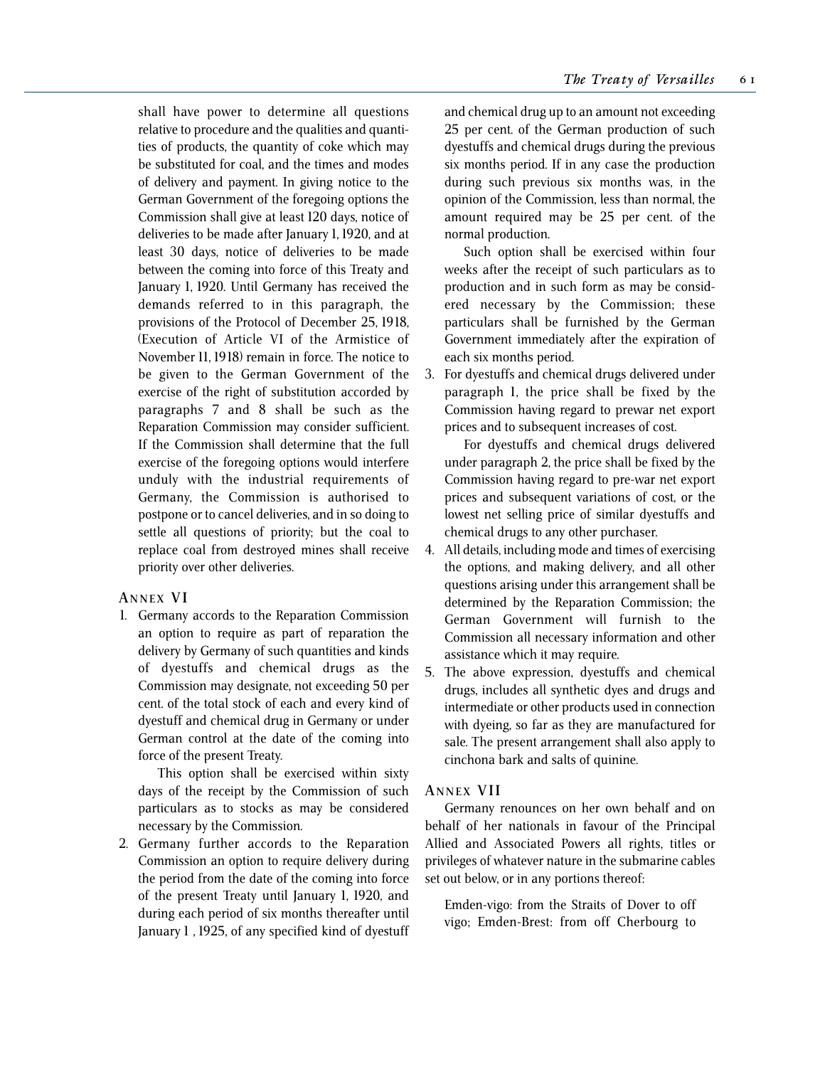shall have power to determine all questions relative to procedure and the qualities and quantities of products, the quantity of coke which may be substituted for coal, and the times and modes of delivery and payment. In giving notice to the German Government of the foregoing options the Commission shall give at least 120 days, notice of deliveries to be made after January 1, 1920, and at least 30 days, notice of deliveries to be made between the coming into force of this Treaty and January 1, 1920. Until Germany has received the demands referred to in this paragraph, the provisions of the Protocol of December 25, 1918, (Execution of Article VI of the Armistice of November 11, 1918) remain in force. The notice to be given to the German Government of the exercise of the right of substitution accorded by paragraphs 7 and 8 shall be such as the Reparation Commission may consider sufficient. If the Commission shall determine that the full exercise of the foregoing options would interfere unduly with the industrial requirements of Germany, the Commission is authorised to postpone or to cancel deliveries, and in so doing to settle all questions of priority; but the coal to replace coal from destroyed mines shall receive priority over other deliveries.

### Annex VI

1. Germany accords to the Reparation Commission an option to require as part of reparation the delivery by Germany of such quantities and kinds of dyestuffs and chemical drugs as the Commission may designate, not exceeding 50 per cent. of the total stock of each and every kind of dyestuff and chemical drug in Germany or under German control at the date of the coming into force of the present Treaty.

   This option shall be exercised within sixty days of the receipt by the Commission of such particulars as to stocks as may be considered necessary by the Commission.

2. Germany further accords to the Reparation Commission an option to require delivery during the period from the date of the coming into force of the present Treaty until January 1, 1920, and during each period of six months thereafter until January 1 , 1925, of any specified kind of dyestuff and chemical drug up to an amount not exceeding 25 per cent. of the German production of such dyestuffs and chemical drugs during the previous six months period. If in any case the production during such previous six months was, in the opinion of the Commission, less than normal, the amount required may be 25 per cent. of the normal production.

   Such option shall be exercised within four weeks after the receipt of such particulars as to production and in such form as may be considered necessary by the Commission; these particulars shall be furnished by the German Government immediately after the expiration of each six months period.

3. For dyestuffs and chemical drugs delivered under paragraph 1, the price shall be fixed by the Commission having regard to prewar net export prices and to subsequent increases of cost.

   For dyestuffs and chemical drugs delivered under paragraph 2, the price shall be fixed by the Commission having regard to pre-war net export prices and subsequent variations of cost, or the lowest net selling price of similar dyestuffs and chemical drugs to any other purchaser.

4. All details, including mode and times of exercising the options, and making delivery, and all other questions arising under this arrangement shall be determined by the Reparation Commission; the German Government will furnish to the Commission all necessary information and other assistance which it may require.

5. The above expression, dyestuffs and chemical drugs, includes all synthetic dyes and drugs and intermediate or other products used in connection with dyeing, so far as they are manufactured for sale. The present arrangement shall also apply to cinchona bark and salts of quinine.

### Annex VII

Germany renounces on her own behalf and on behalf of her nationals in favour of the Principal Allied and Associated Powers all rights, titles or privileges of whatever nature in the submarine cables set out below, or in any portions thereof:

> Emden-vigo: from the Straits of Dover to off vigo; Emden-Brest: from off Cherbourg to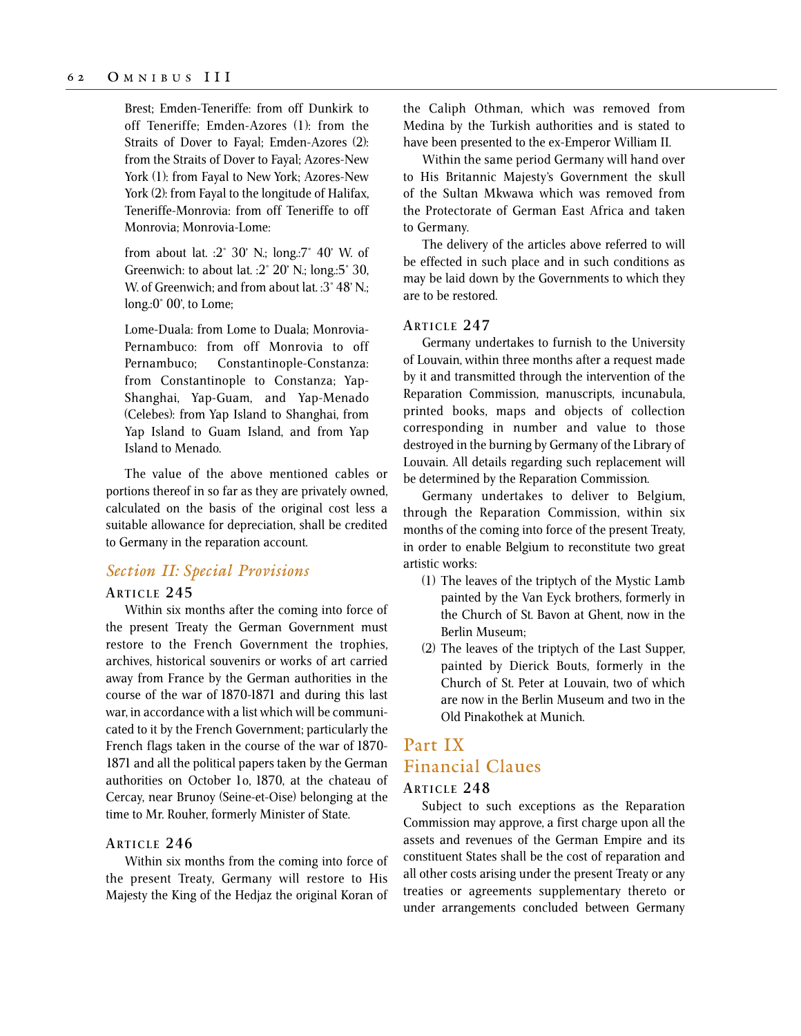Brest; Emden-Teneriffe: from off Dunkirk to off Teneriffe; Emden-Azores (1): from the Straits of Dover to Fayal; Emden-Azores (2): from the Straits of Dover to Fayal; Azores-New York (1): from Fayal to New York; Azores-New York (2): from Fayal to the longitude of Halifax, Teneriffe-Monrovia: from off Teneriffe to off Monrovia; Monrovia-Lome:

from about lat. :2° 30' N.; long.:7° 40' W. of Greenwich: to about lat. :2° 20' N.; long.:5° 30, W. of Greenwich; and from about lat. :3° 48' N.; long.:0° 00', to Lome;

Lome-Duala: from Lome to Duala; Monrovia-Pernambuco: from off Monrovia to off Pernambuco; Constantinople-Constanza: from Constantinople to Constanza; Yap-Shanghai, Yap-Guam, and Yap-Menado (Celebes): from Yap Island to Shanghai, from Yap Island to Guam Island, and from Yap Island to Menado.

The value of the above mentioned cables or portions thereof in so far as they are privately owned, calculated on the basis of the original cost less a suitable allowance for depreciation, shall be credited to Germany in the reparation account.

## *Section II: Special Provisions*

### Article 245

Within six months after the coming into force of the present Treaty the German Government must restore to the French Government the trophies, archives, historical souvenirs or works of art carried away from France by the German authorities in the course of the war of 1870-1871 and during this last war, in accordance with a list which will be communicated to it by the French Government; particularly the French flags taken in the course of the war of 1870-1871 and all the political papers taken by the German authorities on October 1o, 1870, at the chateau of Cercay, near Brunoy (Seine-et-Oise) belonging at the time to Mr. Rouher, formerly Minister of State.

### Article 246

Within six months from the coming into force of the present Treaty, Germany will restore to His Majesty the King of the Hedjaz the original Koran of the Caliph Othman, which was removed from Medina by the Turkish authorities and is stated to have been presented to the ex-Emperor William II.

Within the same period Germany will hand over to His Britannic Majesty's Government the skull of the Sultan Mkwawa which was removed from the Protectorate of German East Africa and taken to Germany.

The delivery of the articles above referred to will be effected in such place and in such conditions as may be laid down by the Governments to which they are to be restored.

### Article 247

Germany undertakes to furnish to the University of Louvain, within three months after a request made by it and transmitted through the intervention of the Reparation Commission, manuscripts, incunabula, printed books, maps and objects of collection corresponding in number and value to those destroyed in the burning by Germany of the Library of Louvain. All details regarding such replacement will be determined by the Reparation Commission.

Germany undertakes to deliver to Belgium, through the Reparation Commission, within six months of the coming into force of the present Treaty, in order to enable Belgium to reconstitute two great artistic works:

(1) The leaves of the triptych of the Mystic Lamb painted by the Van Eyck brothers, formerly in the Church of St. Bavon at Ghent, now in the Berlin Museum;

(2) The leaves of the triptych of the Last Supper, painted by Dierick Bouts, formerly in the Church of St. Peter at Louvain, two of which are now in the Berlin Museum and two in the Old Pinakothek at Munich.

# Part IX
# Financial Claues

### Article 248

Subject to such exceptions as the Reparation Commission may approve, a first charge upon all the assets and revenues of the German Empire and its constituent States shall be the cost of reparation and all other costs arising under the present Treaty or any treaties or agreements supplementary thereto or under arrangements concluded between Germany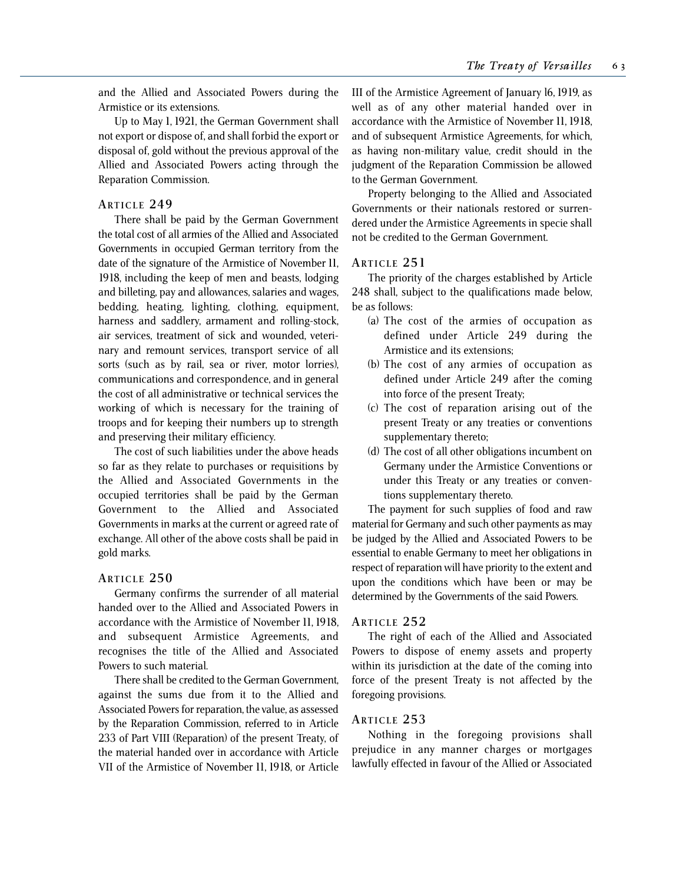and the Allied and Associated Powers during the Armistice or its extensions.

Up to May 1, 1921, the German Government shall not export or dispose of, and shall forbid the export or disposal of, gold without the previous approval of the Allied and Associated Powers acting through the Reparation Commission.

### Article 249

There shall be paid by the German Government the total cost of all armies of the Allied and Associated Governments in occupied German territory from the date of the signature of the Armistice of November 11, 1918, including the keep of men and beasts, lodging and billeting, pay and allowances, salaries and wages, bedding, heating, lighting, clothing, equipment, harness and saddlery, armament and rolling-stock, air services, treatment of sick and wounded, veterinary and remount services, transport service of all sorts (such as by rail, sea or river, motor lorries), communications and correspondence, and in general the cost of all administrative or technical services the working of which is necessary for the training of troops and for keeping their numbers up to strength and preserving their military efficiency.

The cost of such liabilities under the above heads so far as they relate to purchases or requisitions by the Allied and Associated Governments in the occupied territories shall be paid by the German Government to the Allied and Associated Governments in marks at the current or agreed rate of exchange. All other of the above costs shall be paid in gold marks.

### Article 250

Germany confirms the surrender of all material handed over to the Allied and Associated Powers in accordance with the Armistice of November 11, 1918, and subsequent Armistice Agreements, and recognises the title of the Allied and Associated Powers to such material.

There shall be credited to the German Government, against the sums due from it to the Allied and Associated Powers for reparation, the value, as assessed by the Reparation Commission, referred to in Article 233 of Part VIII (Reparation) of the present Treaty, of the material handed over in accordance with Article VII of the Armistice of November 11, 1918, or Article III of the Armistice Agreement of January 16, 1919, as well as of any other material handed over in accordance with the Armistice of November 11, 1918, and of subsequent Armistice Agreements, for which, as having non-military value, credit should in the judgment of the Reparation Commission be allowed to the German Government.

Property belonging to the Allied and Associated Governments or their nationals restored or surrendered under the Armistice Agreements in specie shall not be credited to the German Government.

### Article 251

The priority of the charges established by Article 248 shall, subject to the qualifications made below, be as follows:

(a) The cost of the armies of occupation as defined under Article 249 during the Armistice and its extensions;

(b) The cost of any armies of occupation as defined under Article 249 after the coming into force of the present Treaty;

(c) The cost of reparation arising out of the present Treaty or any treaties or conventions supplementary thereto;

(d) The cost of all other obligations incumbent on Germany under the Armistice Conventions or under this Treaty or any treaties or conventions supplementary thereto.

The payment for such supplies of food and raw material for Germany and such other payments as may be judged by the Allied and Associated Powers to be essential to enable Germany to meet her obligations in respect of reparation will have priority to the extent and upon the conditions which have been or may be determined by the Governments of the said Powers.

### Article 252

The right of each of the Allied and Associated Powers to dispose of enemy assets and property within its jurisdiction at the date of the coming into force of the present Treaty is not affected by the foregoing provisions.

### Article 253

Nothing in the foregoing provisions shall prejudice in any manner charges or mortgages lawfully effected in favour of the Allied or Associated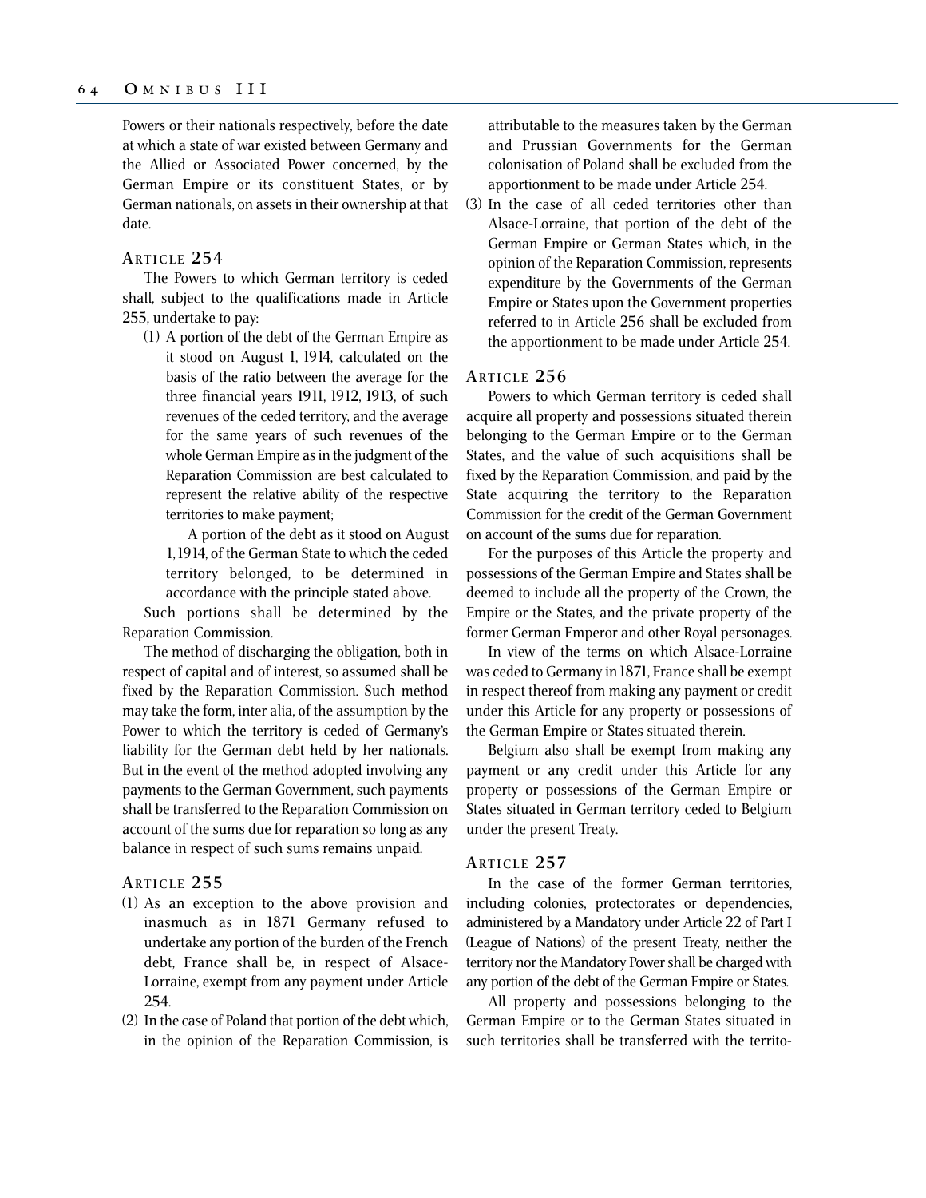Powers or their nationals respectively, before the date at which a state of war existed between Germany and the Allied or Associated Power concerned, by the German Empire or its constituent States, or by German nationals, on assets in their ownership at that date.

### Article 254

The Powers to which German territory is ceded shall, subject to the qualifications made in Article 255, undertake to pay:

(1) A portion of the debt of the German Empire as it stood on August 1, 1914, calculated on the basis of the ratio between the average for the three financial years 1911, 1912, 1913, of such revenues of the ceded territory, and the average for the same years of such revenues of the whole German Empire as in the judgment of the Reparation Commission are best calculated to represent the relative ability of the respective territories to make payment;

A portion of the debt as it stood on August 1, 1914, of the German State to which the ceded territory belonged, to be determined in accordance with the principle stated above.

Such portions shall be determined by the Reparation Commission.

The method of discharging the obligation, both in respect of capital and of interest, so assumed shall be fixed by the Reparation Commission. Such method may take the form, inter alia, of the assumption by the Power to which the territory is ceded of Germany's liability for the German debt held by her nationals. But in the event of the method adopted involving any payments to the German Government, such payments shall be transferred to the Reparation Commission on account of the sums due for reparation so long as any balance in respect of such sums remains unpaid.

### Article 255

(1) As an exception to the above provision and inasmuch as in 1871 Germany refused to undertake any portion of the burden of the French debt, France shall be, in respect of Alsace-Lorraine, exempt from any payment under Article 254.

(2) In the case of Poland that portion of the debt which, in the opinion of the Reparation Commission, is attributable to the measures taken by the German and Prussian Governments for the German colonisation of Poland shall be excluded from the apportionment to be made under Article 254.

(3) In the case of all ceded territories other than Alsace-Lorraine, that portion of the debt of the German Empire or German States which, in the opinion of the Reparation Commission, represents expenditure by the Governments of the German Empire or States upon the Government properties referred to in Article 256 shall be excluded from the apportionment to be made under Article 254.

### Article 256

Powers to which German territory is ceded shall acquire all property and possessions situated therein belonging to the German Empire or to the German States, and the value of such acquisitions shall be fixed by the Reparation Commission, and paid by the State acquiring the territory to the Reparation Commission for the credit of the German Government on account of the sums due for reparation.

For the purposes of this Article the property and possessions of the German Empire and States shall be deemed to include all the property of the Crown, the Empire or the States, and the private property of the former German Emperor and other Royal personages.

In view of the terms on which Alsace-Lorraine was ceded to Germany in 1871, France shall be exempt in respect thereof from making any payment or credit under this Article for any property or possessions of the German Empire or States situated therein.

Belgium also shall be exempt from making any payment or any credit under this Article for any property or possessions of the German Empire or States situated in German territory ceded to Belgium under the present Treaty.

### Article 257

In the case of the former German territories, including colonies, protectorates or dependencies, administered by a Mandatory under Article 22 of Part I (League of Nations) of the present Treaty, neither the territory nor the Mandatory Power shall be charged with any portion of the debt of the German Empire or States.

All property and possessions belonging to the German Empire or to the German States situated in such territories shall be transferred with the territo-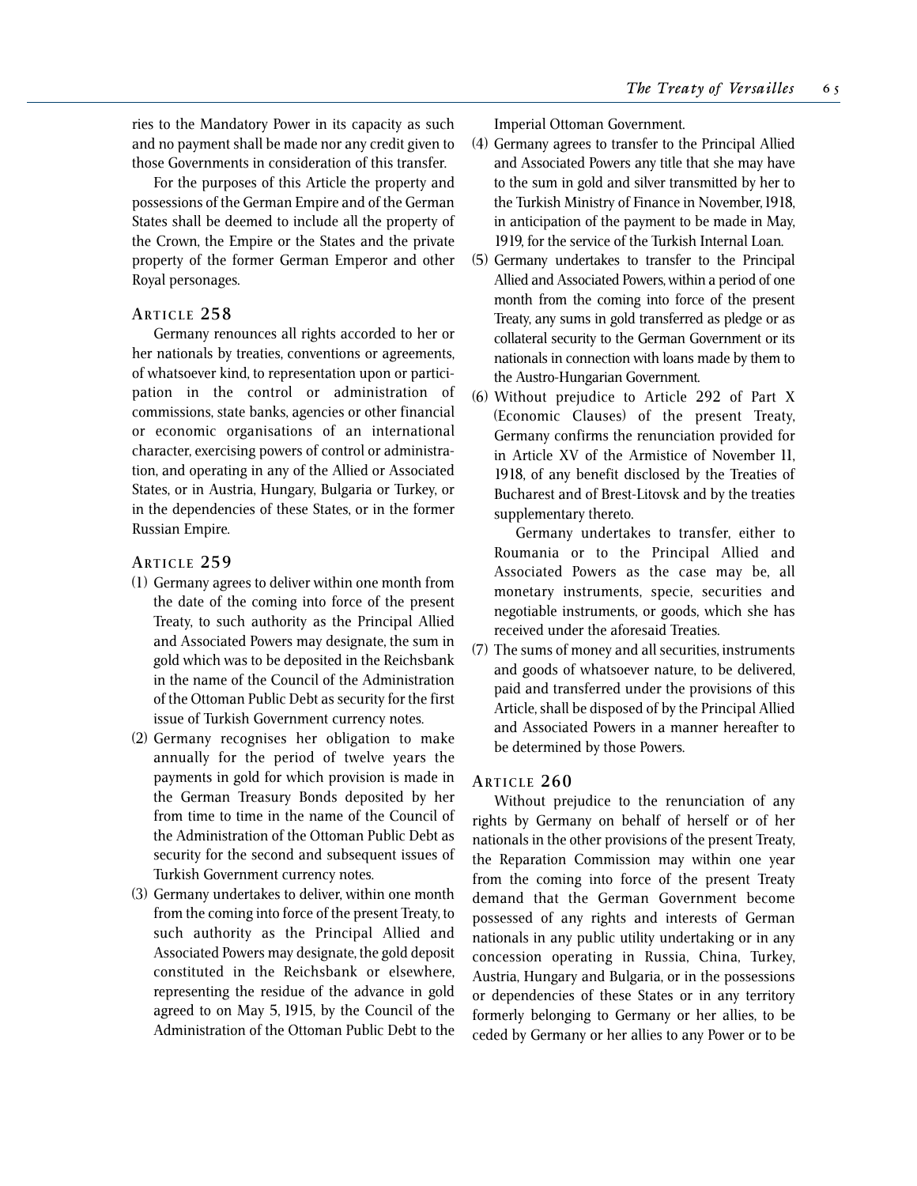ries to the Mandatory Power in its capacity as such and no payment shall be made nor any credit given to those Governments in consideration of this transfer.

For the purposes of this Article the property and possessions of the German Empire and of the German States shall be deemed to include all the property of the Crown, the Empire or the States and the private property of the former German Emperor and other Royal personages.

### Article 258

Germany renounces all rights accorded to her or her nationals by treaties, conventions or agreements, of whatsoever kind, to representation upon or participation in the control or administration of commissions, state banks, agencies or other financial or economic organisations of an international character, exercising powers of control or administration, and operating in any of the Allied or Associated States, or in Austria, Hungary, Bulgaria or Turkey, or in the dependencies of these States, or in the former Russian Empire.

### Article 259

(1) Germany agrees to deliver within one month from the date of the coming into force of the present Treaty, to such authority as the Principal Allied and Associated Powers may designate, the sum in gold which was to be deposited in the Reichsbank in the name of the Council of the Administration of the Ottoman Public Debt as security for the first issue of Turkish Government currency notes.

(2) Germany recognises her obligation to make annually for the period of twelve years the payments in gold for which provision is made in the German Treasury Bonds deposited by her from time to time in the name of the Council of the Administration of the Ottoman Public Debt as security for the second and subsequent issues of Turkish Government currency notes.

(3) Germany undertakes to deliver, within one month from the coming into force of the present Treaty, to such authority as the Principal Allied and Associated Powers may designate, the gold deposit constituted in the Reichsbank or elsewhere, representing the residue of the advance in gold agreed to on May 5, 1915, by the Council of the Administration of the Ottoman Public Debt to the Imperial Ottoman Government.

(4) Germany agrees to transfer to the Principal Allied and Associated Powers any title that she may have to the sum in gold and silver transmitted by her to the Turkish Ministry of Finance in November, 1918, in anticipation of the payment to be made in May, 1919, for the service of the Turkish Internal Loan.

(5) Germany undertakes to transfer to the Principal Allied and Associated Powers, within a period of one month from the coming into force of the present Treaty, any sums in gold transferred as pledge or as collateral security to the German Government or its nationals in connection with loans made by them to the Austro-Hungarian Government.

(6) Without prejudice to Article 292 of Part X (Economic Clauses) of the present Treaty, Germany confirms the renunciation provided for in Article XV of the Armistice of November 11, 1918, of any benefit disclosed by the Treaties of Bucharest and of Brest-Litovsk and by the treaties supplementary thereto.

Germany undertakes to transfer, either to Roumania or to the Principal Allied and Associated Powers as the case may be, all monetary instruments, specie, securities and negotiable instruments, or goods, which she has received under the aforesaid Treaties.

(7) The sums of money and all securities, instruments and goods of whatsoever nature, to be delivered, paid and transferred under the provisions of this Article, shall be disposed of by the Principal Allied and Associated Powers in a manner hereafter to be determined by those Powers.

### Article 260

Without prejudice to the renunciation of any rights by Germany on behalf of herself or of her nationals in the other provisions of the present Treaty, the Reparation Commission may within one year from the coming into force of the present Treaty demand that the German Government become possessed of any rights and interests of German nationals in any public utility undertaking or in any concession operating in Russia, China, Turkey, Austria, Hungary and Bulgaria, or in the possessions or dependencies of these States or in any territory formerly belonging to Germany or her allies, to be ceded by Germany or her allies to any Power or to be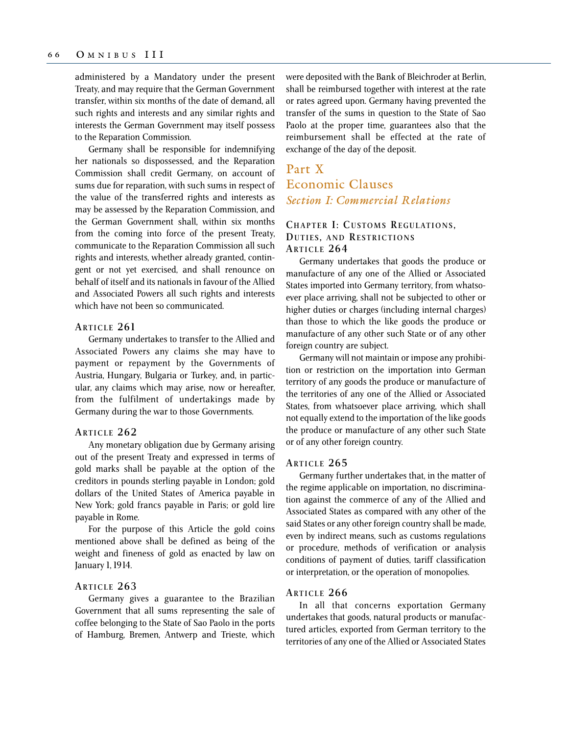administered by a Mandatory under the present Treaty, and may require that the German Government transfer, within six months of the date of demand, all such rights and interests and any similar rights and interests the German Government may itself possess to the Reparation Commission.

Germany shall be responsible for indemnifying her nationals so dispossessed, and the Reparation Commission shall credit Germany, on account of sums due for reparation, with such sums in respect of the value of the transferred rights and interests as may be assessed by the Reparation Commission, and the German Government shall, within six months from the coming into force of the present Treaty, communicate to the Reparation Commission all such rights and interests, whether already granted, contingent or not yet exercised, and shall renounce on behalf of itself and its nationals in favour of the Allied and Associated Powers all such rights and interests which have not been so communicated.

#### Article 261

Germany undertakes to transfer to the Allied and Associated Powers any claims she may have to payment or repayment by the Governments of Austria, Hungary, Bulgaria or Turkey, and, in particular, any claims which may arise, now or hereafter, from the fulfilment of undertakings made by Germany during the war to those Governments.

#### Article 262

Any monetary obligation due by Germany arising out of the present Treaty and expressed in terms of gold marks shall be payable at the option of the creditors in pounds sterling payable in London; gold dollars of the United States of America payable in New York; gold francs payable in Paris; or gold lire payable in Rome.

For the purpose of this Article the gold coins mentioned above shall be defined as being of the weight and fineness of gold as enacted by law on January 1, 1914.

#### Article 263

Germany gives a guarantee to the Brazilian Government that all sums representing the sale of coffee belonging to the State of Sao Paolo in the ports of Hamburg, Bremen, Antwerp and Trieste, which were deposited with the Bank of Bleichroder at Berlin, shall be reimbursed together with interest at the rate or rates agreed upon. Germany having prevented the transfer of the sums in question to the State of Sao Paolo at the proper time, guarantees also that the reimbursement shall be effected at the rate of exchange of the day of the deposit.

# Part X
## Economic Clauses
### *Section I: Commercial Relations*

#### Chapter I: Customs Regulations, Duties, and Restrictions

#### Article 264

Germany undertakes that goods the produce or manufacture of any one of the Allied or Associated States imported into Germany territory, from whatsoever place arriving, shall not be subjected to other or higher duties or charges (including internal charges) than those to which the like goods the produce or manufacture of any other such State or of any other foreign country are subject.

Germany will not maintain or impose any prohibition or restriction on the importation into German territory of any goods the produce or manufacture of the territories of any one of the Allied or Associated States, from whatsoever place arriving, which shall not equally extend to the importation of the like goods the produce or manufacture of any other such State or of any other foreign country.

#### Article 265

Germany further undertakes that, in the matter of the regime applicable on importation, no discrimination against the commerce of any of the Allied and Associated States as compared with any other of the said States or any other foreign country shall be made, even by indirect means, such as customs regulations or procedure, methods of verification or analysis conditions of payment of duties, tariff classification or interpretation, or the operation of monopolies.

#### Article 266

In all that concerns exportation Germany undertakes that goods, natural products or manufactured articles, exported from German territory to the territories of any one of the Allied or Associated States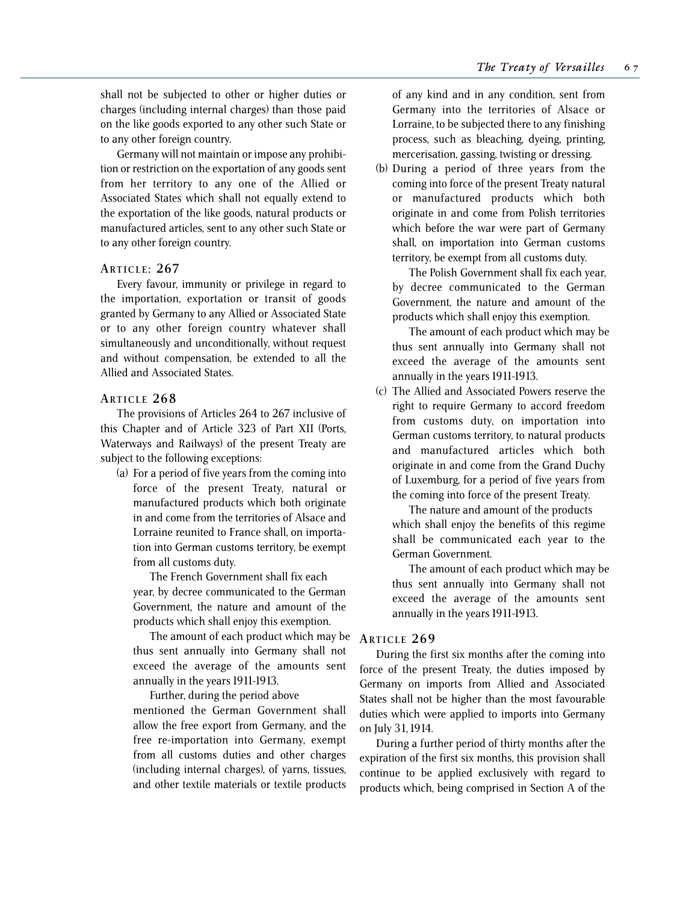shall not be subjected to other or higher duties or charges (including internal charges) than those paid on the like goods exported to any other such State or to any other foreign country.

Germany will not maintain or impose any prohibition or restriction on the exportation of any goods sent from her territory to any one of the Allied or Associated States which shall not equally extend to the exportation of the like goods, natural products or manufactured articles, sent to any other such State or to any other foreign country.

### Article: 267

Every favour, immunity or privilege in regard to the importation, exportation or transit of goods granted by Germany to any Allied or Associated State or to any other foreign country whatever shall simultaneously and unconditionally, without request and without compensation, be extended to all the Allied and Associated States.

### Article 268

The provisions of Articles 264 to 267 inclusive of this Chapter and of Article 323 of Part XII (Ports, Waterways and Railways) of the present Treaty are subject to the following exceptions:

(a) For a period of five years from the coming into force of the present Treaty, natural or manufactured products which both originate in and come from the territories of Alsace and Lorraine reunited to France shall, on importation into German customs territory, be exempt from all customs duty.

The French Government shall fix each year, by decree communicated to the German Government, the nature and amount of the products which shall enjoy this exemption.

The amount of each product which may be thus sent annually into Germany shall not exceed the average of the amounts sent annually in the years 1911-1913.

Further, during the period above mentioned the German Government shall allow the free export from Germany, and the free re-importation into Germany, exempt from all customs duties and other charges (including internal charges), of yarns, tissues, and other textile materials or textile products of any kind and in any condition, sent from Germany into the territories of Alsace or Lorraine, to be subjected there to any finishing process, such as bleaching, dyeing, printing, mercerisation, gassing, twisting or dressing.

(b) During a period of three years from the coming into force of the present Treaty natural or manufactured products which both originate in and come from Polish territories which before the war were part of Germany shall, on importation into German customs territory, be exempt from all customs duty.

The Polish Government shall fix each year, by decree communicated to the German Government, the nature and amount of the products which shall enjoy this exemption.

The amount of each product which may be thus sent annually into Germany shall not exceed the average of the amounts sent annually in the years 1911-1913.

(c) The Allied and Associated Powers reserve the right to require Germany to accord freedom from customs duty, on importation into German customs territory, to natural products and manufactured articles which both originate in and come from the Grand Duchy of Luxemburg, for a period of five years from the coming into force of the present Treaty.

The nature and amount of the products which shall enjoy the benefits of this regime shall be communicated each year to the German Government.

The amount of each product which may be thus sent annually into Germany shall not exceed the average of the amounts sent annually in the years 1911-1913.

### Article 269

During the first six months after the coming into force of the present Treaty, the duties imposed by Germany on imports from Allied and Associated States shall not be higher than the most favourable duties which were applied to imports into Germany on July 31, 1914.

During a further period of thirty months after the expiration of the first six months, this provision shall continue to be applied exclusively with regard to products which, being comprised in Section A of the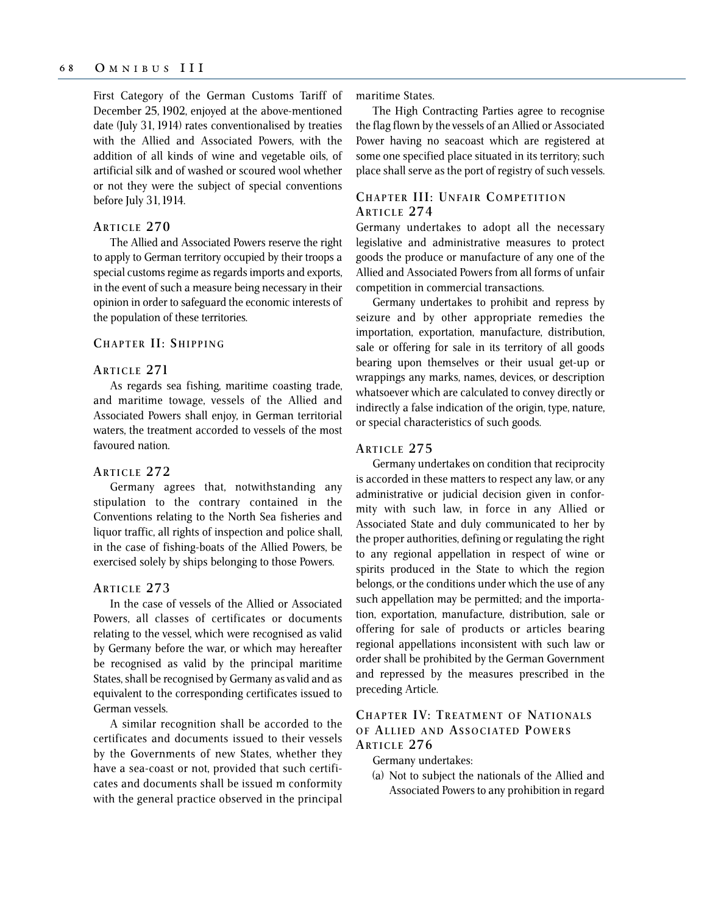First Category of the German Customs Tariff of December 25, 1902, enjoyed at the above-mentioned date (July 31, 1914) rates conventionalised by treaties with the Allied and Associated Powers, with the addition of all kinds of wine and vegetable oils, of artificial silk and of washed or scoured wool whether or not they were the subject of special conventions before July 31, 1914.

### Article 270

The Allied and Associated Powers reserve the right to apply to German territory occupied by their troops a special customs regime as regards imports and exports, in the event of such a measure being necessary in their opinion in order to safeguard the economic interests of the population of these territories.

## Chapter II: Shipping

### Article 271

As regards sea fishing, maritime coasting trade, and maritime towage, vessels of the Allied and Associated Powers shall enjoy, in German territorial waters, the treatment accorded to vessels of the most favoured nation.

### Article 272

Germany agrees that, notwithstanding any stipulation to the contrary contained in the Conventions relating to the North Sea fisheries and liquor traffic, all rights of inspection and police shall, in the case of fishing-boats of the Allied Powers, be exercised solely by ships belonging to those Powers.

### Article 273

In the case of vessels of the Allied or Associated Powers, all classes of certificates or documents relating to the vessel, which were recognised as valid by Germany before the war, or which may hereafter be recognised as valid by the principal maritime States, shall be recognised by Germany as valid and as equivalent to the corresponding certificates issued to German vessels.

A similar recognition shall be accorded to the certificates and documents issued to their vessels by the Governments of new States, whether they have a sea-coast or not, provided that such certificates and documents shall be issued m conformity with the general practice observed in the principal maritime States.

The High Contracting Parties agree to recognise the flag flown by the vessels of an Allied or Associated Power having no seacoast which are registered at some one specified place situated in its territory; such place shall serve as the port of registry of such vessels.

## Chapter III: Unfair Competition

### Article 274

Germany undertakes to adopt all the necessary legislative and administrative measures to protect goods the produce or manufacture of any one of the Allied and Associated Powers from all forms of unfair competition in commercial transactions.

Germany undertakes to prohibit and repress by seizure and by other appropriate remedies the importation, exportation, manufacture, distribution, sale or offering for sale in its territory of all goods bearing upon themselves or their usual get-up or wrappings any marks, names, devices, or description whatsoever which are calculated to convey directly or indirectly a false indication of the origin, type, nature, or special characteristics of such goods.

### Article 275

Germany undertakes on condition that reciprocity is accorded in these matters to respect any law, or any administrative or judicial decision given in conformity with such law, in force in any Allied or Associated State and duly communicated to her by the proper authorities, defining or regulating the right to any regional appellation in respect of wine or spirits produced in the State to which the region belongs, or the conditions under which the use of any such appellation may be permitted; and the importation, exportation, manufacture, distribution, sale or offering for sale of products or articles bearing regional appellations inconsistent with such law or order shall be prohibited by the German Government and repressed by the measures prescribed in the preceding Article.

## Chapter IV: Treatment of Nationals of Allied and Associated Powers

### Article 276

Germany undertakes:

(a) Not to subject the nationals of the Allied and Associated Powers to any prohibition in regard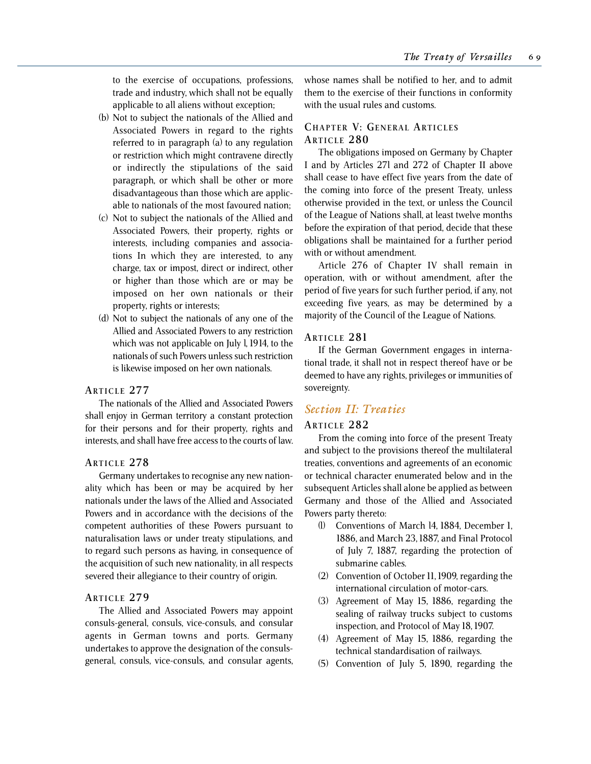to the exercise of occupations, professions, trade and industry, which shall not be equally applicable to all aliens without exception;

(b) Not to subject the nationals of the Allied and Associated Powers in regard to the rights referred to in paragraph (a) to any regulation or restriction which might contravene directly or indirectly the stipulations of the said paragraph, or which shall be other or more disadvantageous than those which are applicable to nationals of the most favoured nation;

(c) Not to subject the nationals of the Allied and Associated Powers, their property, rights or interests, including companies and associations In which they are interested, to any charge, tax or impost, direct or indirect, other or higher than those which are or may be imposed on her own nationals or their property, rights or interests;

(d) Not to subject the nationals of any one of the Allied and Associated Powers to any restriction which was not applicable on July 1, 1914, to the nationals of such Powers unless such restriction is likewise imposed on her own nationals.

### Article 277

The nationals of the Allied and Associated Powers shall enjoy in German territory a constant protection for their persons and for their property, rights and interests, and shall have free access to the courts of law.

### Article 278

Germany undertakes to recognise any new nationality which has been or may be acquired by her nationals under the laws of the Allied and Associated Powers and in accordance with the decisions of the competent authorities of these Powers pursuant to naturalisation laws or under treaty stipulations, and to regard such persons as having, in consequence of the acquisition of such new nationality, in all respects severed their allegiance to their country of origin.

### Article 279

The Allied and Associated Powers may appoint consuls-general, consuls, vice-consuls, and consular agents in German towns and ports. Germany undertakes to approve the designation of the consuls-general, consuls, vice-consuls, and consular agents, whose names shall be notified to her, and to admit them to the exercise of their functions in conformity with the usual rules and customs.

## Chapter V: General Articles

### Article 280

The obligations imposed on Germany by Chapter I and by Articles 271 and 272 of Chapter II above shall cease to have effect five years from the date of the coming into force of the present Treaty, unless otherwise provided in the text, or unless the Council of the League of Nations shall, at least twelve months before the expiration of that period, decide that these obligations shall be maintained for a further period with or without amendment.

Article 276 of Chapter IV shall remain in operation, with or without amendment, after the period of five years for such further period, if any, not exceeding five years, as may be determined by a majority of the Council of the League of Nations.

### Article 281

If the German Government engages in international trade, it shall not in respect thereof have or be deemed to have any rights, privileges or immunities of sovereignty.

## *Section II: Treaties*

### Article 282

From the coming into force of the present Treaty and subject to the provisions thereof the multilateral treaties, conventions and agreements of an economic or technical character enumerated below and in the subsequent Articles shall alone be applied as between Germany and those of the Allied and Associated Powers party thereto:

(1) Conventions of March 14, 1884, December 1, 1886, and March 23, 1887, and Final Protocol of July 7, 1887, regarding the protection of submarine cables.

(2) Convention of October 11, 1909, regarding the international circulation of motor-cars.

(3) Agreement of May 15, 1886, regarding the sealing of railway trucks subject to customs inspection, and Protocol of May 18, 1907.

(4) Agreement of May 15, 1886, regarding the technical standardisation of railways.

(5) Convention of July 5, 1890, regarding the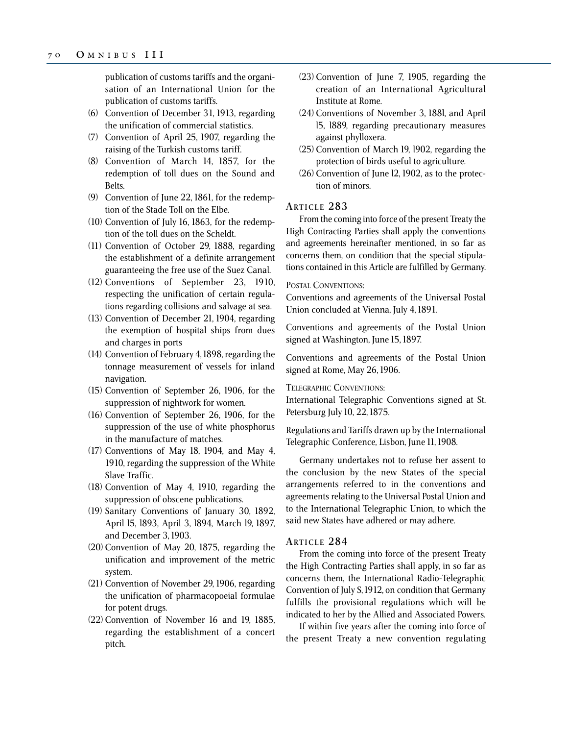publication of customs tariffs and the organisation of an International Union for the publication of customs tariffs.

(6) Convention of December 31, 1913, regarding the unification of commercial statistics.

(7) Convention of April 25, 1907, regarding the raising of the Turkish customs tariff.

(8) Convention of March 14, 1857, for the redemption of toll dues on the Sound and Belts.

(9) Convention of June 22, 1861, for the redemption of the Stade Toll on the Elbe.

(10) Convention of July 16, 1863, for the redemption of the toll dues on the Scheldt.

(11) Convention of October 29, 1888, regarding the establishment of a definite arrangement guaranteeing the free use of the Suez Canal.

(12) Conventions of September 23, 1910, respecting the unification of certain regulations regarding collisions and salvage at sea.

(13) Convention of December 21, 1904, regarding the exemption of hospital ships from dues and charges in ports

(14) Convention of February 4, 1898, regarding the tonnage measurement of vessels for inland navigation.

(15) Convention of September 26, 1906, for the suppression of nightwork for women.

(16) Convention of September 26, 1906, for the suppression of the use of white phosphorus in the manufacture of matches.

(17) Conventions of May 18, 1904, and May 4, 1910, regarding the suppression of the White Slave Traffic.

(18) Convention of May 4, 1910, regarding the suppression of obscene publications.

(19) Sanitary Conventions of January 30, 1892, April 15, 1893, April 3, 1894, March 19, 1897, and December 3, 1903.

(20) Convention of May 20, 1875, regarding the unification and improvement of the metric system.

(21) Convention of November 29, 1906, regarding the unification of pharmacopoeial formulae for potent drugs.

(22) Convention of November 16 and 19, 1885, regarding the establishment of a concert pitch.

(23) Convention of June 7, 1905, regarding the creation of an International Agricultural Institute at Rome.

(24) Conventions of November 3, 1881, and April 15, 1889, regarding precautionary measures against phylloxera.

(25) Convention of March 19, 1902, regarding the protection of birds useful to agriculture.

(26) Convention of June 12, 1902, as to the protection of minors.

## Article 283

From the coming into force of the present Treaty the High Contracting Parties shall apply the conventions and agreements hereinafter mentioned, in so far as concerns them, on condition that the special stipulations contained in this Article are fulfilled by Germany.

Postal Conventions:

Conventions and agreements of the Universal Postal Union concluded at Vienna, July 4, 1891.

Conventions and agreements of the Postal Union signed at Washington, June 15, 1897.

Conventions and agreements of the Postal Union signed at Rome, May 26, 1906.

Telegraphic Conventions:

International Telegraphic Conventions signed at St. Petersburg July 10, 22, 1875.

Regulations and Tariffs drawn up by the International Telegraphic Conference, Lisbon, June 11, 1908.

Germany undertakes not to refuse her assent to the conclusion by the new States of the special arrangements referred to in the conventions and agreements relating to the Universal Postal Union and to the International Telegraphic Union, to which the said new States have adhered or may adhere.

## Article 284

From the coming into force of the present Treaty the High Contracting Parties shall apply, in so far as concerns them, the International Radio-Telegraphic Convention of July 5, 1912, on condition that Germany fulfills the provisional regulations which will be indicated to her by the Allied and Associated Powers.

If within five years after the coming into force of the present Treaty a new convention regulating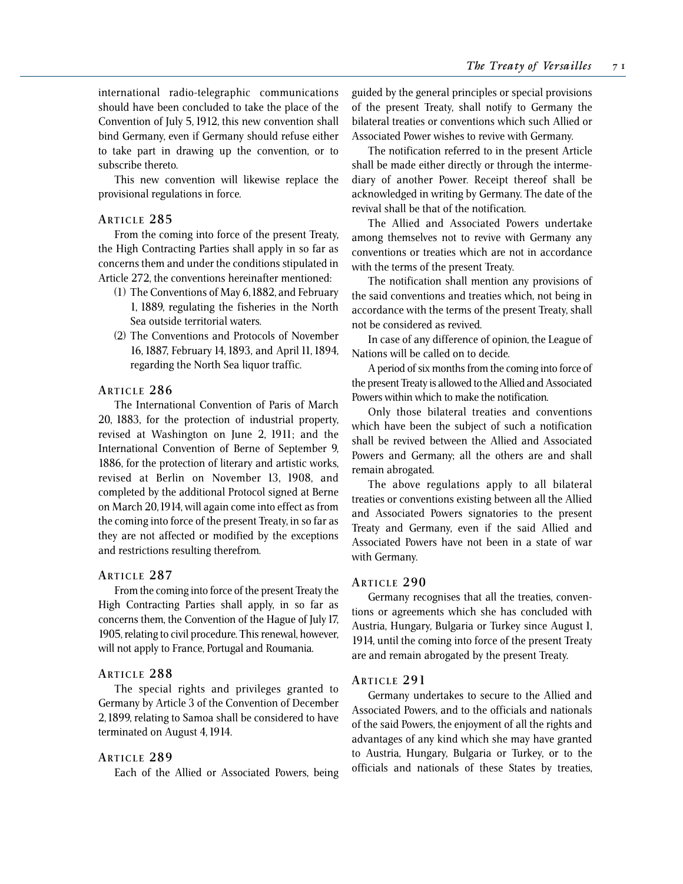international radio-telegraphic communications should have been concluded to take the place of the Convention of July 5, 1912, this new convention shall bind Germany, even if Germany should refuse either to take part in drawing up the convention, or to subscribe thereto.

This new convention will likewise replace the provisional regulations in force.

### Article 285

From the coming into force of the present Treaty, the High Contracting Parties shall apply in so far as concerns them and under the conditions stipulated in Article 272, the conventions hereinafter mentioned:

(1) The Conventions of May 6, 1882, and February 1, 1889, regulating the fisheries in the North Sea outside territorial waters.

(2) The Conventions and Protocols of November 16, 1887, February 14, 1893, and April 11, 1894, regarding the North Sea liquor traffic.

### Article 286

The International Convention of Paris of March 20, 1883, for the protection of industrial property, revised at Washington on June 2, 1911; and the International Convention of Berne of September 9, 1886, for the protection of literary and artistic works, revised at Berlin on November 13, 1908, and completed by the additional Protocol signed at Berne on March 20, 1914, will again come into effect as from the coming into force of the present Treaty, in so far as they are not affected or modified by the exceptions and restrictions resulting therefrom.

### Article 287

From the coming into force of the present Treaty the High Contracting Parties shall apply, in so far as concerns them, the Convention of the Hague of July 17, 1905, relating to civil procedure. This renewal, however, will not apply to France, Portugal and Roumania.

### Article 288

The special rights and privileges granted to Germany by Article 3 of the Convention of December 2, 1899, relating to Samoa shall be considered to have terminated on August 4, 1914.

### Article 289

Each of the Allied or Associated Powers, being guided by the general principles or special provisions of the present Treaty, shall notify to Germany the bilateral treaties or conventions which such Allied or Associated Power wishes to revive with Germany.

The notification referred to in the present Article shall be made either directly or through the intermediary of another Power. Receipt thereof shall be acknowledged in writing by Germany. The date of the revival shall be that of the notification.

The Allied and Associated Powers undertake among themselves not to revive with Germany any conventions or treaties which are not in accordance with the terms of the present Treaty.

The notification shall mention any provisions of the said conventions and treaties which, not being in accordance with the terms of the present Treaty, shall not be considered as revived.

In case of any difference of opinion, the League of Nations will be called on to decide.

A period of six months from the coming into force of the present Treaty is allowed to the Allied and Associated Powers within which to make the notification.

Only those bilateral treaties and conventions which have been the subject of such a notification shall be revived between the Allied and Associated Powers and Germany; all the others are and shall remain abrogated.

The above regulations apply to all bilateral treaties or conventions existing between all the Allied and Associated Powers signatories to the present Treaty and Germany, even if the said Allied and Associated Powers have not been in a state of war with Germany.

### Article 290

Germany recognises that all the treaties, conventions or agreements which she has concluded with Austria, Hungary, Bulgaria or Turkey since August 1, 1914, until the coming into force of the present Treaty are and remain abrogated by the present Treaty.

### Article 291

Germany undertakes to secure to the Allied and Associated Powers, and to the officials and nationals of the said Powers, the enjoyment of all the rights and advantages of any kind which she may have granted to Austria, Hungary, Bulgaria or Turkey, or to the officials and nationals of these States by treaties,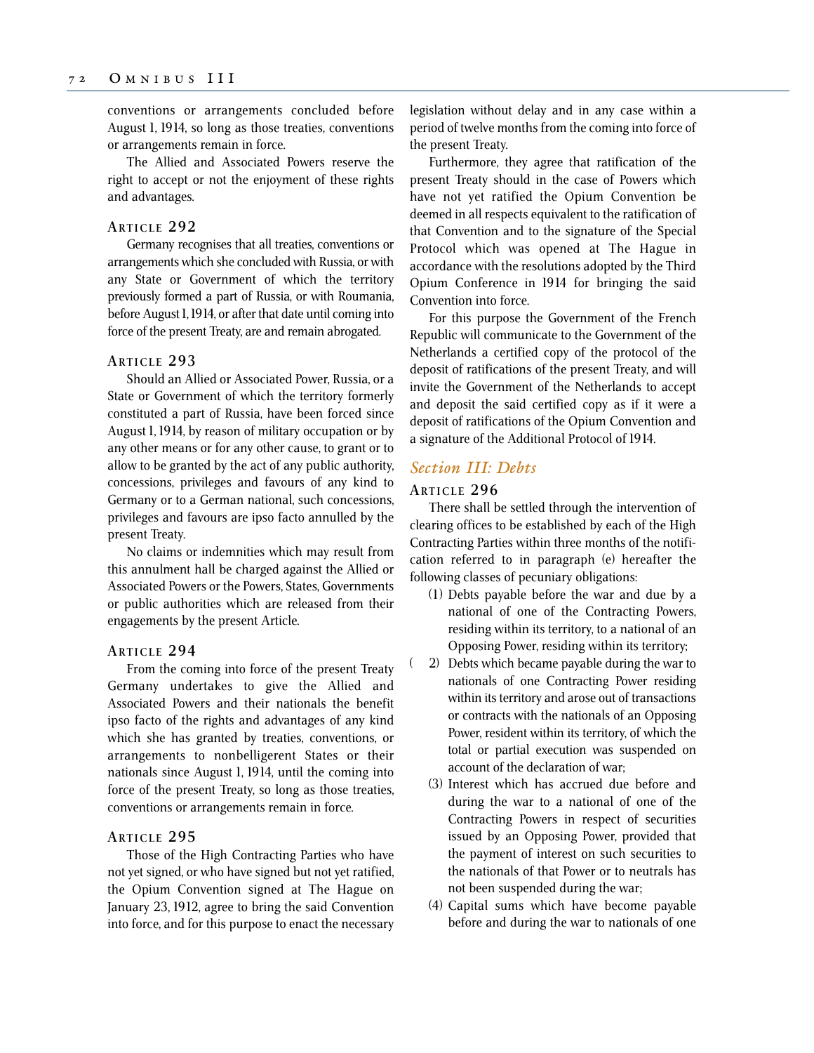conventions or arrangements concluded before August 1, 1914, so long as those treaties, conventions or arrangements remain in force.

The Allied and Associated Powers reserve the right to accept or not the enjoyment of these rights and advantages.

### Article 292

Germany recognises that all treaties, conventions or arrangements which she concluded with Russia, or with any State or Government of which the territory previously formed a part of Russia, or with Roumania, before August 1, 1914, or after that date until coming into force of the present Treaty, are and remain abrogated.

### Article 293

Should an Allied or Associated Power, Russia, or a State or Government of which the territory formerly constituted a part of Russia, have been forced since August 1, 1914, by reason of military occupation or by any other means or for any other cause, to grant or to allow to be granted by the act of any public authority, concessions, privileges and favours of any kind to Germany or to a German national, such concessions, privileges and favours are ipso facto annulled by the present Treaty.

No claims or indemnities which may result from this annulment hall be charged against the Allied or Associated Powers or the Powers, States, Governments or public authorities which are released from their engagements by the present Article.

### Article 294

From the coming into force of the present Treaty Germany undertakes to give the Allied and Associated Powers and their nationals the benefit ipso facto of the rights and advantages of any kind which she has granted by treaties, conventions, or arrangements to nonbelligerent States or their nationals since August 1, 1914, until the coming into force of the present Treaty, so long as those treaties, conventions or arrangements remain in force.

### Article 295

Those of the High Contracting Parties who have not yet signed, or who have signed but not yet ratified, the Opium Convention signed at The Hague on January 23, 1912, agree to bring the said Convention into force, and for this purpose to enact the necessary legislation without delay and in any case within a period of twelve months from the coming into force of the present Treaty.

Furthermore, they agree that ratification of the present Treaty should in the case of Powers which have not yet ratified the Opium Convention be deemed in all respects equivalent to the ratification of that Convention and to the signature of the Special Protocol which was opened at The Hague in accordance with the resolutions adopted by the Third Opium Conference in 1914 for bringing the said Convention into force.

For this purpose the Government of the French Republic will communicate to the Government of the Netherlands a certified copy of the protocol of the deposit of ratifications of the present Treaty, and will invite the Government of the Netherlands to accept and deposit the said certified copy as if it were a deposit of ratifications of the Opium Convention and a signature of the Additional Protocol of 1914.

## *Section III: Debts*

### Article 296

There shall be settled through the intervention of clearing offices to be established by each of the High Contracting Parties within three months of the notification referred to in paragraph (e) hereafter the following classes of pecuniary obligations:

(1) Debts payable before the war and due by a national of one of the Contracting Powers, residing within its territory, to a national of an Opposing Power, residing within its territory;

(2) Debts which became payable during the war to nationals of one Contracting Power residing within its territory and arose out of transactions or contracts with the nationals of an Opposing Power, resident within its territory, of which the total or partial execution was suspended on account of the declaration of war;

(3) Interest which has accrued due before and during the war to a national of one of the Contracting Powers in respect of securities issued by an Opposing Power, provided that the payment of interest on such securities to the nationals of that Power or to neutrals has not been suspended during the war;

(4) Capital sums which have become payable before and during the war to nationals of one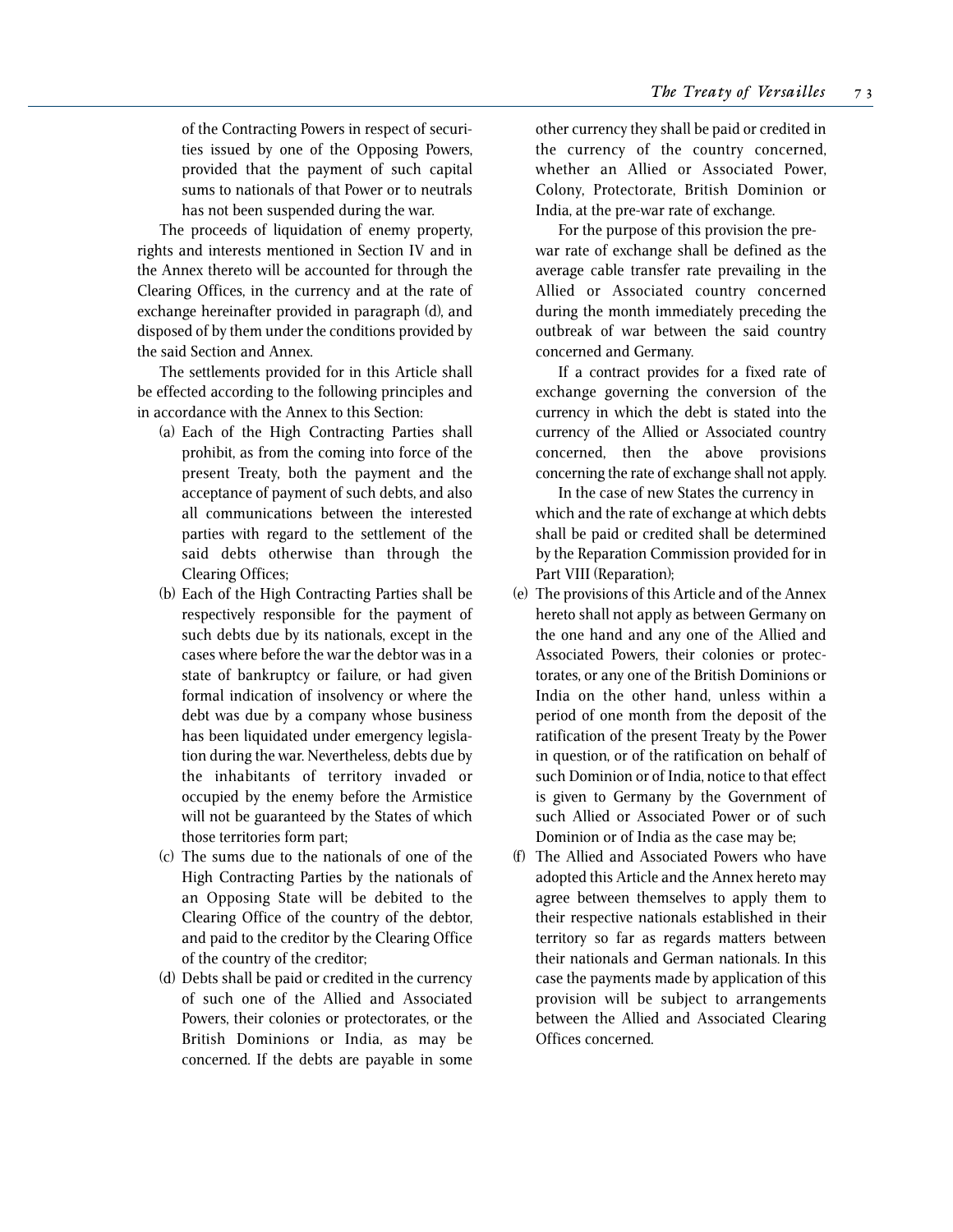of the Contracting Powers in respect of securities issued by one of the Opposing Powers, provided that the payment of such capital sums to nationals of that Power or to neutrals has not been suspended during the war.

The proceeds of liquidation of enemy property, rights and interests mentioned in Section IV and in the Annex thereto will be accounted for through the Clearing Offices, in the currency and at the rate of exchange hereinafter provided in paragraph (d), and disposed of by them under the conditions provided by the said Section and Annex.

The settlements provided for in this Article shall be effected according to the following principles and in accordance with the Annex to this Section:

(a) Each of the High Contracting Parties shall prohibit, as from the coming into force of the present Treaty, both the payment and the acceptance of payment of such debts, and also all communications between the interested parties with regard to the settlement of the said debts otherwise than through the Clearing Offices;

(b) Each of the High Contracting Parties shall be respectively responsible for the payment of such debts due by its nationals, except in the cases where before the war the debtor was in a state of bankruptcy or failure, or had given formal indication of insolvency or where the debt was due by a company whose business has been liquidated under emergency legislation during the war. Nevertheless, debts due by the inhabitants of territory invaded or occupied by the enemy before the Armistice will not be guaranteed by the States of which those territories form part;

(c) The sums due to the nationals of one of the High Contracting Parties by the nationals of an Opposing State will be debited to the Clearing Office of the country of the debtor, and paid to the creditor by the Clearing Office of the country of the creditor;

(d) Debts shall be paid or credited in the currency of such one of the Allied and Associated Powers, their colonies or protectorates, or the British Dominions or India, as may be concerned. If the debts are payable in some other currency they shall be paid or credited in the currency of the country concerned, whether an Allied or Associated Power, Colony, Protectorate, British Dominion or India, at the pre-war rate of exchange.

   For the purpose of this provision the pre-war rate of exchange shall be defined as the average cable transfer rate prevailing in the Allied or Associated country concerned during the month immediately preceding the outbreak of war between the said country concerned and Germany.

   If a contract provides for a fixed rate of exchange governing the conversion of the currency in which the debt is stated into the currency of the Allied or Associated country concerned, then the above provisions concerning the rate of exchange shall not apply.

   In the case of new States the currency in which and the rate of exchange at which debts shall be paid or credited shall be determined by the Reparation Commission provided for in Part VIII (Reparation);

(e) The provisions of this Article and of the Annex hereto shall not apply as between Germany on the one hand and any one of the Allied and Associated Powers, their colonies or protectorates, or any one of the British Dominions or India on the other hand, unless within a period of one month from the deposit of the ratification of the present Treaty by the Power in question, or of the ratification on behalf of such Dominion or of India, notice to that effect is given to Germany by the Government of such Allied or Associated Power or of such Dominion or of India as the case may be;

(f) The Allied and Associated Powers who have adopted this Article and the Annex hereto may agree between themselves to apply them to their respective nationals established in their territory so far as regards matters between their nationals and German nationals. In this case the payments made by application of this provision will be subject to arrangements between the Allied and Associated Clearing Offices concerned.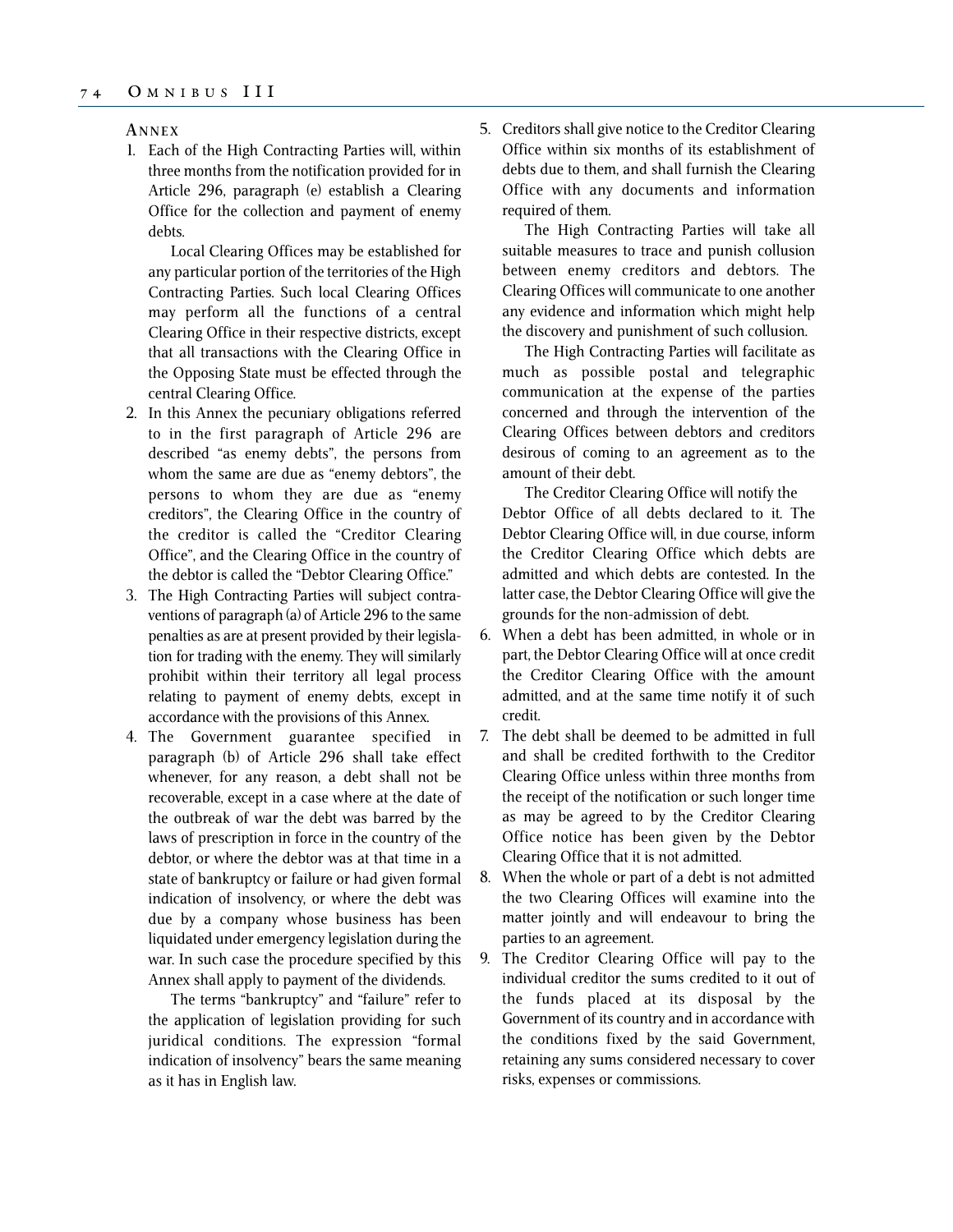## Annex

1. Each of the High Contracting Parties will, within three months from the notification provided for in Article 296, paragraph (e) establish a Clearing Office for the collection and payment of enemy debts.

   Local Clearing Offices may be established for any particular portion of the territories of the High Contracting Parties. Such local Clearing Offices may perform all the functions of a central Clearing Office in their respective districts, except that all transactions with the Clearing Office in the Opposing State must be effected through the central Clearing Office.

2. In this Annex the pecuniary obligations referred to in the first paragraph of Article 296 are described "as enemy debts", the persons from whom the same are due as "enemy debtors", the persons to whom they are due as "enemy creditors", the Clearing Office in the country of the creditor is called the "Creditor Clearing Office", and the Clearing Office in the country of the debtor is called the "Debtor Clearing Office."

3. The High Contracting Parties will subject contraventions of paragraph (a) of Article 296 to the same penalties as are at present provided by their legislation for trading with the enemy. They will similarly prohibit within their territory all legal process relating to payment of enemy debts, except in accordance with the provisions of this Annex.

4. The Government guarantee specified in paragraph (b) of Article 296 shall take effect whenever, for any reason, a debt shall not be recoverable, except in a case where at the date of the outbreak of war the debt was barred by the laws of prescription in force in the country of the debtor, or where the debtor was at that time in a state of bankruptcy or failure or had given formal indication of insolvency, or where the debt was due by a company whose business has been liquidated under emergency legislation during the war. In such case the procedure specified by this Annex shall apply to payment of the dividends.

   The terms "bankruptcy" and "failure" refer to the application of legislation providing for such juridical conditions. The expression "formal indication of insolvency" bears the same meaning as it has in English law.

5. Creditors shall give notice to the Creditor Clearing Office within six months of its establishment of debts due to them, and shall furnish the Clearing Office with any documents and information required of them.

   The High Contracting Parties will take all suitable measures to trace and punish collusion between enemy creditors and debtors. The Clearing Offices will communicate to one another any evidence and information which might help the discovery and punishment of such collusion.

   The High Contracting Parties will facilitate as much as possible postal and telegraphic communication at the expense of the parties concerned and through the intervention of the Clearing Offices between debtors and creditors desirous of coming to an agreement as to the amount of their debt.

   The Creditor Clearing Office will notify the Debtor Office of all debts declared to it. The Debtor Clearing Office will, in due course, inform the Creditor Clearing Office which debts are admitted and which debts are contested. In the latter case, the Debtor Clearing Office will give the grounds for the non-admission of debt.

6. When a debt has been admitted, in whole or in part, the Debtor Clearing Office will at once credit the Creditor Clearing Office with the amount admitted, and at the same time notify it of such credit.

7. The debt shall be deemed to be admitted in full and shall be credited forthwith to the Creditor Clearing Office unless within three months from the receipt of the notification or such longer time as may be agreed to by the Creditor Clearing Office notice has been given by the Debtor Clearing Office that it is not admitted.

8. When the whole or part of a debt is not admitted the two Clearing Offices will examine into the matter jointly and will endeavour to bring the parties to an agreement.

9. The Creditor Clearing Office will pay to the individual creditor the sums credited to it out of the funds placed at its disposal by the Government of its country and in accordance with the conditions fixed by the said Government, retaining any sums considered necessary to cover risks, expenses or commissions.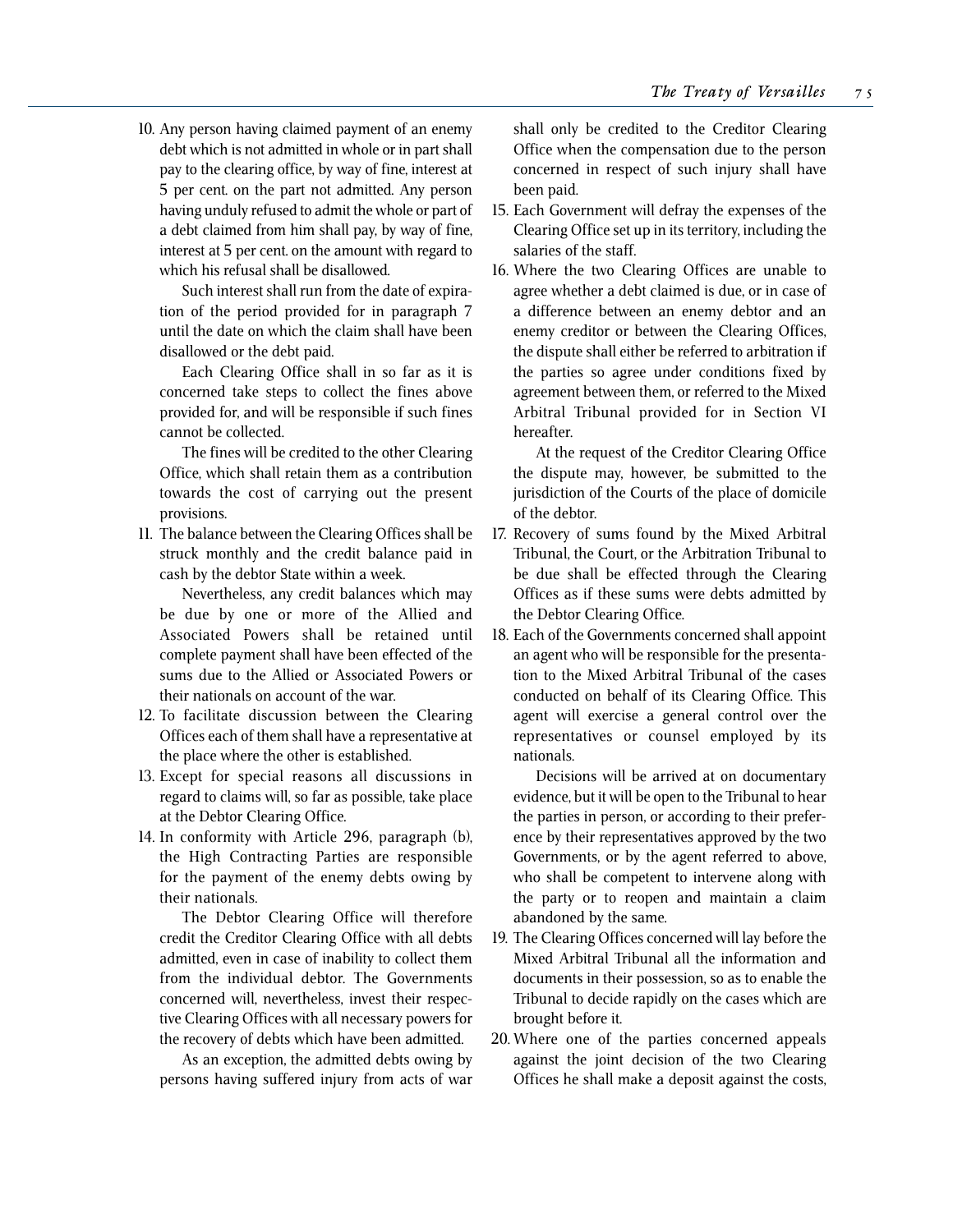10. Any person having claimed payment of an enemy debt which is not admitted in whole or in part shall pay to the clearing office, by way of fine, interest at 5 per cent. on the part not admitted. Any person having unduly refused to admit the whole or part of a debt claimed from him shall pay, by way of fine, interest at 5 per cent. on the amount with regard to which his refusal shall be disallowed.

    Such interest shall run from the date of expiration of the period provided for in paragraph 7 until the date on which the claim shall have been disallowed or the debt paid.

    Each Clearing Office shall in so far as it is concerned take steps to collect the fines above provided for, and will be responsible if such fines cannot be collected.

    The fines will be credited to the other Clearing Office, which shall retain them as a contribution towards the cost of carrying out the present provisions.

11. The balance between the Clearing Offices shall be struck monthly and the credit balance paid in cash by the debtor State within a week.

    Nevertheless, any credit balances which may be due by one or more of the Allied and Associated Powers shall be retained until complete payment shall have been effected of the sums due to the Allied or Associated Powers or their nationals on account of the war.

12. To facilitate discussion between the Clearing Offices each of them shall have a representative at the place where the other is established.

13. Except for special reasons all discussions in regard to claims will, so far as possible, take place at the Debtor Clearing Office.

14. In conformity with Article 296, paragraph (b), the High Contracting Parties are responsible for the payment of the enemy debts owing by their nationals.

    The Debtor Clearing Office will therefore credit the Creditor Clearing Office with all debts admitted, even in case of inability to collect them from the individual debtor. The Governments concerned will, nevertheless, invest their respective Clearing Offices with all necessary powers for the recovery of debts which have been admitted.

    As an exception, the admitted debts owing by persons having suffered injury from acts of war shall only be credited to the Creditor Clearing Office when the compensation due to the person concerned in respect of such injury shall have been paid.

15. Each Government will defray the expenses of the Clearing Office set up in its territory, including the salaries of the staff.

16. Where the two Clearing Offices are unable to agree whether a debt claimed is due, or in case of a difference between an enemy debtor and an enemy creditor or between the Clearing Offices, the dispute shall either be referred to arbitration if the parties so agree under conditions fixed by agreement between them, or referred to the Mixed Arbitral Tribunal provided for in Section VI hereafter.

    At the request of the Creditor Clearing Office the dispute may, however, be submitted to the jurisdiction of the Courts of the place of domicile of the debtor.

17. Recovery of sums found by the Mixed Arbitral Tribunal, the Court, or the Arbitration Tribunal to be due shall be effected through the Clearing Offices as if these sums were debts admitted by the Debtor Clearing Office.

18. Each of the Governments concerned shall appoint an agent who will be responsible for the presentation to the Mixed Arbitral Tribunal of the cases conducted on behalf of its Clearing Office. This agent will exercise a general control over the representatives or counsel employed by its nationals.

    Decisions will be arrived at on documentary evidence, but it will be open to the Tribunal to hear the parties in person, or according to their preference by their representatives approved by the two Governments, or by the agent referred to above, who shall be competent to intervene along with the party or to reopen and maintain a claim abandoned by the same.

19. The Clearing Offices concerned will lay before the Mixed Arbitral Tribunal all the information and documents in their possession, so as to enable the Tribunal to decide rapidly on the cases which are brought before it.

20. Where one of the parties concerned appeals against the joint decision of the two Clearing Offices he shall make a deposit against the costs,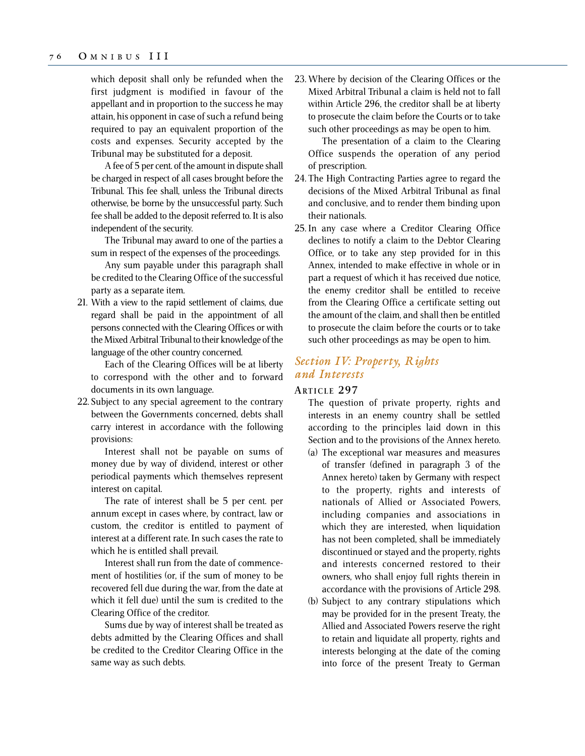which deposit shall only be refunded when the first judgment is modified in favour of the appellant and in proportion to the success he may attain, his opponent in case of such a refund being required to pay an equivalent proportion of the costs and expenses. Security accepted by the Tribunal may be substituted for a deposit.

A fee of 5 per cent. of the amount in dispute shall be charged in respect of all cases brought before the Tribunal. This fee shall, unless the Tribunal directs otherwise, be borne by the unsuccessful party. Such fee shall be added to the deposit referred to. It is also independent of the security.

The Tribunal may award to one of the parties a sum in respect of the expenses of the proceedings.

Any sum payable under this paragraph shall be credited to the Clearing Office of the successful party as a separate item.

21. With a view to the rapid settlement of claims, due regard shall be paid in the appointment of all persons connected with the Clearing Offices or with the Mixed Arbitral Tribunal to their knowledge of the language of the other country concerned.

    Each of the Clearing Offices will be at liberty to correspond with the other and to forward documents in its own language.

22. Subject to any special agreement to the contrary between the Governments concerned, debts shall carry interest in accordance with the following provisions:

    Interest shall not be payable on sums of money due by way of dividend, interest or other periodical payments which themselves represent interest on capital.

    The rate of interest shall be 5 per cent. per annum except in cases where, by contract, law or custom, the creditor is entitled to payment of interest at a different rate. In such cases the rate to which he is entitled shall prevail.

    Interest shall run from the date of commencement of hostilities (or, if the sum of money to be recovered fell due during the war, from the date at which it fell due) until the sum is credited to the Clearing Office of the creditor.

    Sums due by way of interest shall be treated as debts admitted by the Clearing Offices and shall be credited to the Creditor Clearing Office in the same way as such debts.

23. Where by decision of the Clearing Offices or the Mixed Arbitral Tribunal a claim is held not to fall within Article 296, the creditor shall be at liberty to prosecute the claim before the Courts or to take such other proceedings as may be open to him.

    The presentation of a claim to the Clearing Office suspends the operation of any period of prescription.

24. The High Contracting Parties agree to regard the decisions of the Mixed Arbitral Tribunal as final and conclusive, and to render them binding upon their nationals.

25. In any case where a Creditor Clearing Office declines to notify a claim to the Debtor Clearing Office, or to take any step provided for in this Annex, intended to make effective in whole or in part a request of which it has received due notice, the enemy creditor shall be entitled to receive from the Clearing Office a certificate setting out the amount of the claim, and shall then be entitled to prosecute the claim before the courts or to take such other proceedings as may be open to him.

## *Section IV: Property, Rights and Interests*

### Article 297

The question of private property, rights and interests in an enemy country shall be settled according to the principles laid down in this Section and to the provisions of the Annex hereto.

(a) The exceptional war measures and measures of transfer (defined in paragraph 3 of the Annex hereto) taken by Germany with respect to the property, rights and interests of nationals of Allied or Associated Powers, including companies and associations in which they are interested, when liquidation has not been completed, shall be immediately discontinued or stayed and the property, rights and interests concerned restored to their owners, who shall enjoy full rights therein in accordance with the provisions of Article 298.

(b) Subject to any contrary stipulations which may be provided for in the present Treaty, the Allied and Associated Powers reserve the right to retain and liquidate all property, rights and interests belonging at the date of the coming into force of the present Treaty to German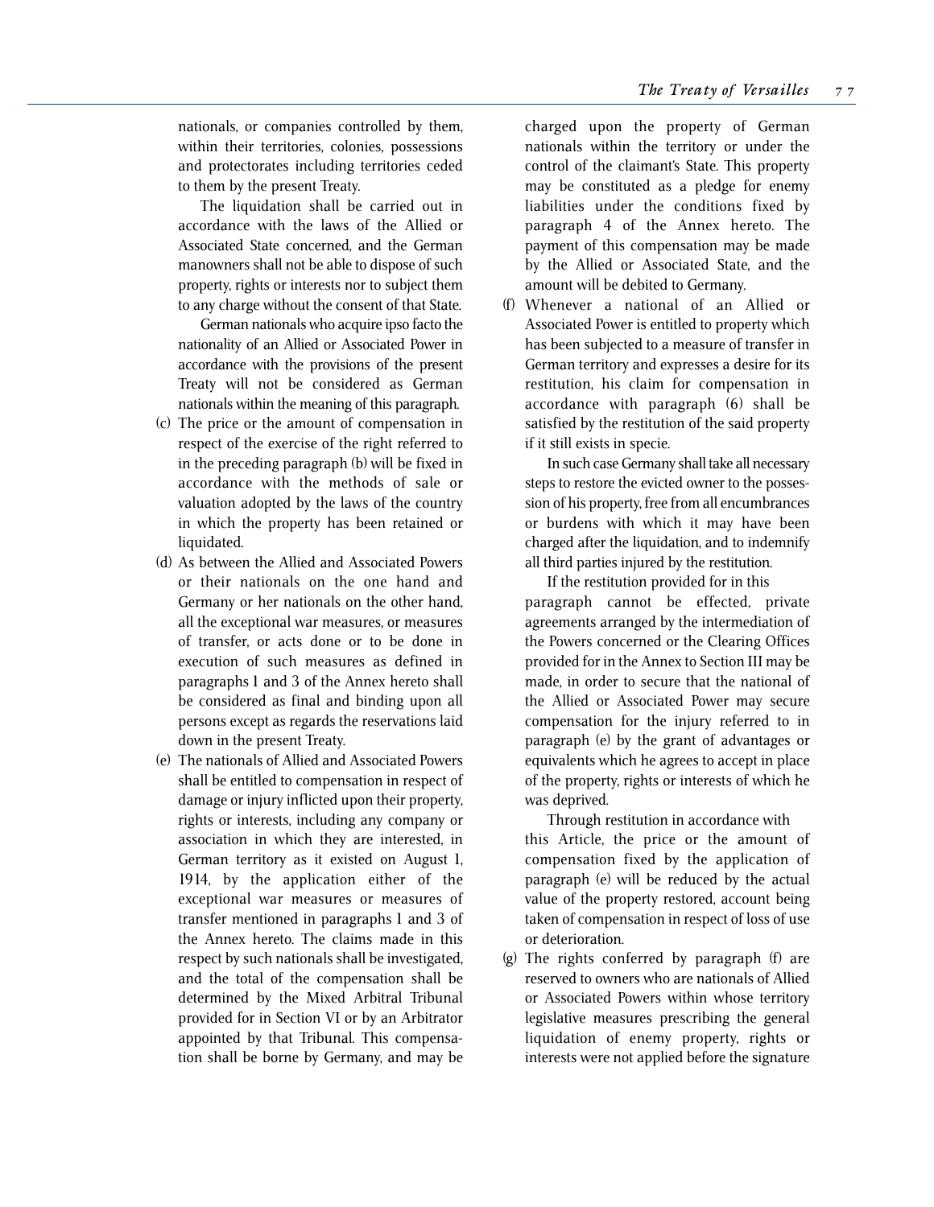nationals, or companies controlled by them, within their territories, colonies, possessions and protectorates including territories ceded to them by the present Treaty.

The liquidation shall be carried out in accordance with the laws of the Allied or Associated State concerned, and the German manowners shall not be able to dispose of such property, rights or interests nor to subject them to any charge without the consent of that State.

German nationals who acquire ipso facto the nationality of an Allied or Associated Power in accordance with the provisions of the present Treaty will not be considered as German nationals within the meaning of this paragraph.

(c) The price or the amount of compensation in respect of the exercise of the right referred to in the preceding paragraph (b) will be fixed in accordance with the methods of sale or valuation adopted by the laws of the country in which the property has been retained or liquidated.

(d) As between the Allied and Associated Powers or their nationals on the one hand and Germany or her nationals on the other hand, all the exceptional war measures, or measures of transfer, or acts done or to be done in execution of such measures as defined in paragraphs 1 and 3 of the Annex hereto shall be considered as final and binding upon all persons except as regards the reservations laid down in the present Treaty.

(e) The nationals of Allied and Associated Powers shall be entitled to compensation in respect of damage or injury inflicted upon their property, rights or interests, including any company or association in which they are interested, in German territory as it existed on August 1, 1914, by the application either of the exceptional war measures or measures of transfer mentioned in paragraphs 1 and 3 of the Annex hereto. The claims made in this respect by such nationals shall be investigated, and the total of the compensation shall be determined by the Mixed Arbitral Tribunal provided for in Section VI or by an Arbitrator appointed by that Tribunal. This compensation shall be borne by Germany, and may be charged upon the property of German nationals within the territory or under the control of the claimant's State. This property may be constituted as a pledge for enemy liabilities under the conditions fixed by paragraph 4 of the Annex hereto. The payment of this compensation may be made by the Allied or Associated State, and the amount will be debited to Germany.

(f) Whenever a national of an Allied or Associated Power is entitled to property which has been subjected to a measure of transfer in German territory and expresses a desire for its restitution, his claim for compensation in accordance with paragraph (6) shall be satisfied by the restitution of the said property if it still exists in specie.

In such case Germany shall take all necessary steps to restore the evicted owner to the possession of his property, free from all encumbrances or burdens with which it may have been charged after the liquidation, and to indemnify all third parties injured by the restitution.

If the restitution provided for in this paragraph cannot be effected, private agreements arranged by the intermediation of the Powers concerned or the Clearing Offices provided for in the Annex to Section III may be made, in order to secure that the national of the Allied or Associated Power may secure compensation for the injury referred to in paragraph (e) by the grant of advantages or equivalents which he agrees to accept in place of the property, rights or interests of which he was deprived.

Through restitution in accordance with this Article, the price or the amount of compensation fixed by the application of paragraph (e) will be reduced by the actual value of the property restored, account being taken of compensation in respect of loss of use or deterioration.

(g) The rights conferred by paragraph (f) are reserved to owners who are nationals of Allied or Associated Powers within whose territory legislative measures prescribing the general liquidation of enemy property, rights or interests were not applied before the signature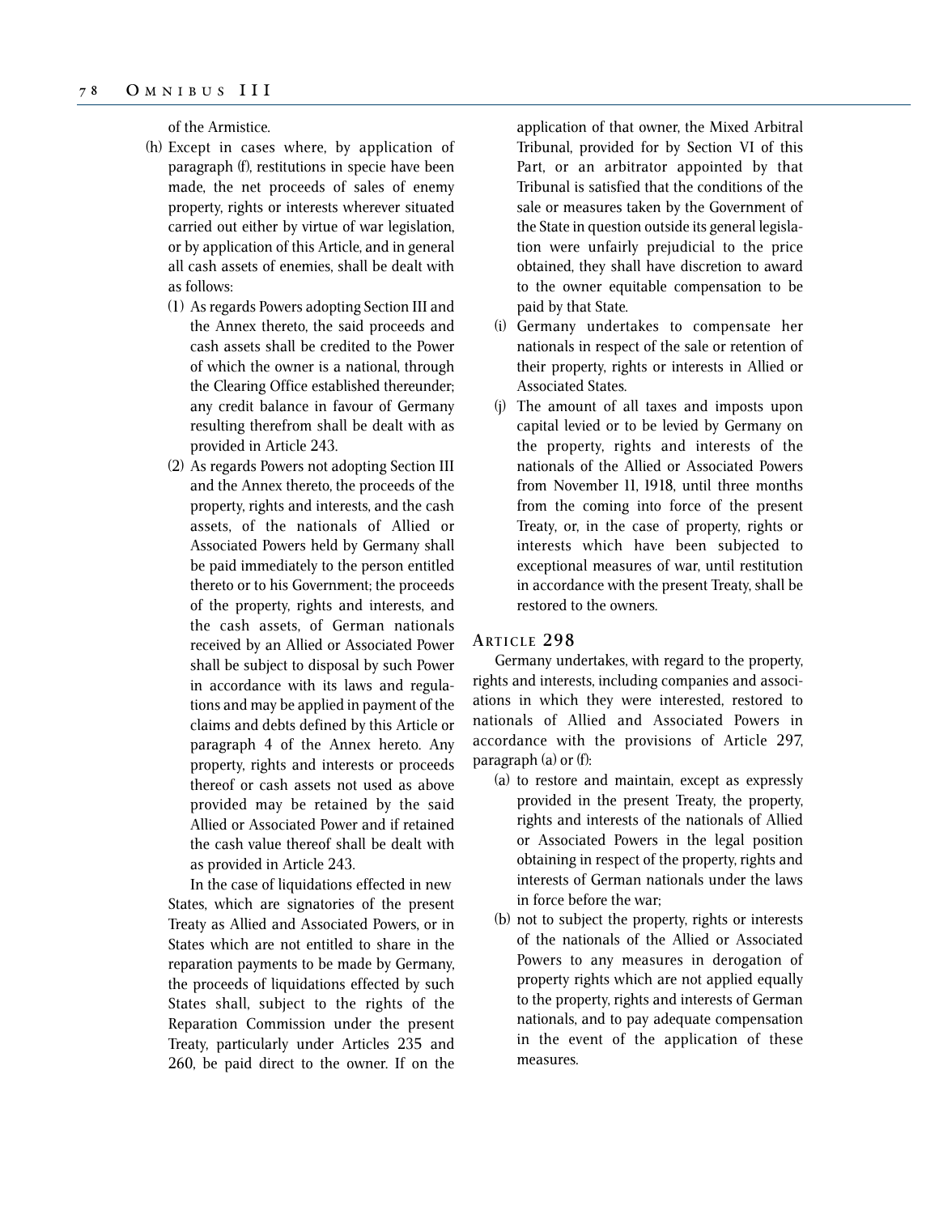of the Armistice.

(h) Except in cases where, by application of paragraph (f), restitutions in specie have been made, the net proceeds of sales of enemy property, rights or interests wherever situated carried out either by virtue of war legislation, or by application of this Article, and in general all cash assets of enemies, shall be dealt with as follows:

   (1) As regards Powers adopting Section III and the Annex thereto, the said proceeds and cash assets shall be credited to the Power of which the owner is a national, through the Clearing Office established thereunder; any credit balance in favour of Germany resulting therefrom shall be dealt with as provided in Article 243.

   (2) As regards Powers not adopting Section III and the Annex thereto, the proceeds of the property, rights and interests, and the cash assets, of the nationals of Allied or Associated Powers held by Germany shall be paid immediately to the person entitled thereto or to his Government; the proceeds of the property, rights and interests, and the cash assets, of German nationals received by an Allied or Associated Power shall be subject to disposal by such Power in accordance with its laws and regulations and may be applied in payment of the claims and debts defined by this Article or paragraph 4 of the Annex hereto. Any property, rights and interests or proceeds thereof or cash assets not used as above provided may be retained by the said Allied or Associated Power and if retained the cash value thereof shall be dealt with as provided in Article 243.

   In the case of liquidations effected in new States, which are signatories of the present Treaty as Allied and Associated Powers, or in States which are not entitled to share in the reparation payments to be made by Germany, the proceeds of liquidations effected by such States shall, subject to the rights of the Reparation Commission under the present Treaty, particularly under Articles 235 and 260, be paid direct to the owner. If on the application of that owner, the Mixed Arbitral Tribunal, provided for by Section VI of this Part, or an arbitrator appointed by that Tribunal is satisfied that the conditions of the sale or measures taken by the Government of the State in question outside its general legislation were unfairly prejudicial to the price obtained, they shall have discretion to award to the owner equitable compensation to be paid by that State.

(i) Germany undertakes to compensate her nationals in respect of the sale or retention of their property, rights or interests in Allied or Associated States.

(j) The amount of all taxes and imposts upon capital levied or to be levied by Germany on the property, rights and interests of the nationals of the Allied or Associated Powers from November 11, 1918, until three months from the coming into force of the present Treaty, or, in the case of property, rights or interests which have been subjected to exceptional measures of war, until restitution in accordance with the present Treaty, shall be restored to the owners.

### Article 298

Germany undertakes, with regard to the property, rights and interests, including companies and associations in which they were interested, restored to nationals of Allied and Associated Powers in accordance with the provisions of Article 297, paragraph (a) or (f):

(a) to restore and maintain, except as expressly provided in the present Treaty, the property, rights and interests of the nationals of Allied or Associated Powers in the legal position obtaining in respect of the property, rights and interests of German nationals under the laws in force before the war;

(b) not to subject the property, rights or interests of the nationals of the Allied or Associated Powers to any measures in derogation of property rights which are not applied equally to the property, rights and interests of German nationals, and to pay adequate compensation in the event of the application of these measures.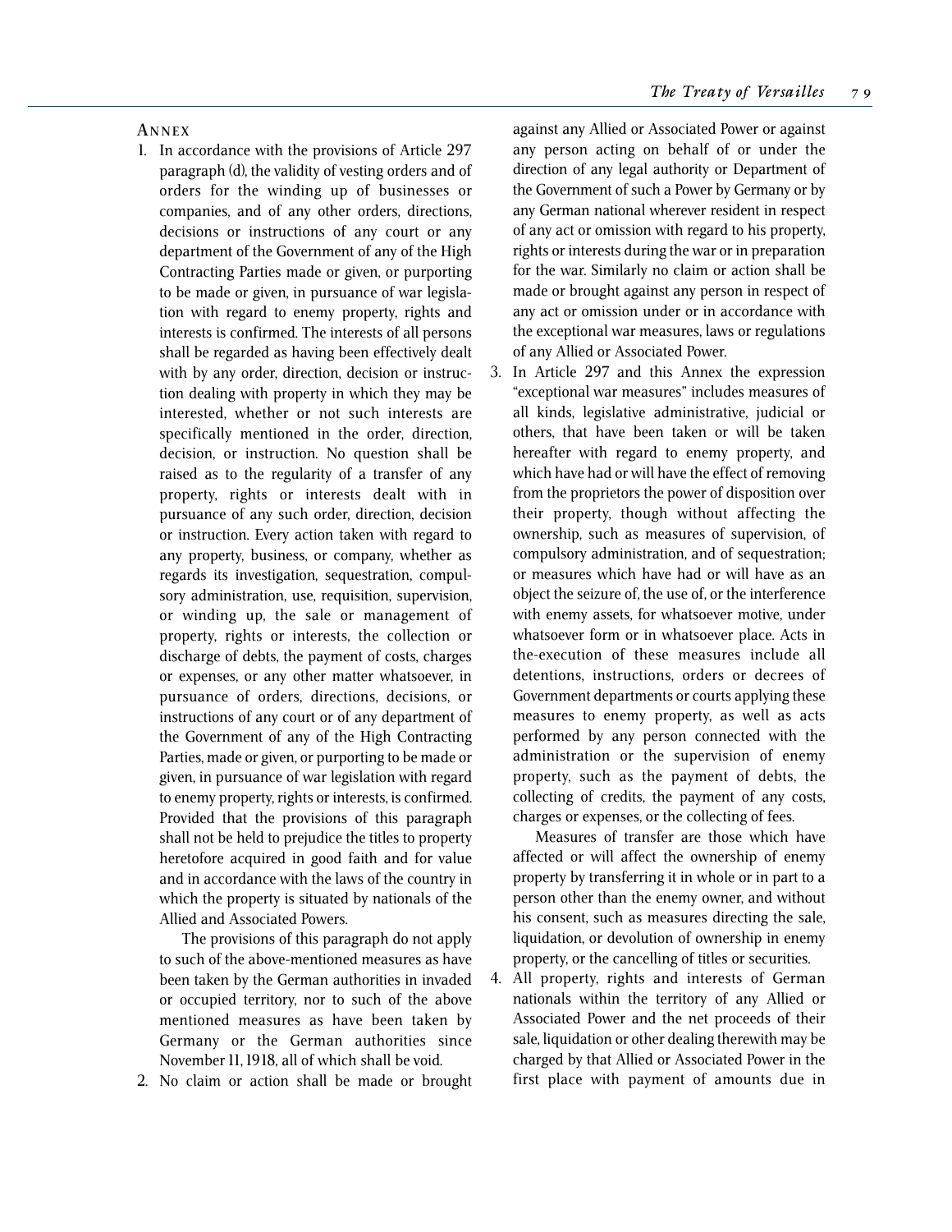## Annex

1. In accordance with the provisions of Article 297 paragraph (d), the validity of vesting orders and of orders for the winding up of businesses or companies, and of any other orders, directions, decisions or instructions of any court or any department of the Government of any of the High Contracting Parties made or given, or purporting to be made or given, in pursuance of war legislation with regard to enemy property, rights and interests is confirmed. The interests of all persons shall be regarded as having been effectively dealt with by any order, direction, decision or instruction dealing with property in which they may be interested, whether or not such interests are specifically mentioned in the order, direction, decision, or instruction. No question shall be raised as to the regularity of a transfer of any property, rights or interests dealt with in pursuance of any such order, direction, decision or instruction. Every action taken with regard to any property, business, or company, whether as regards its investigation, sequestration, compulsory administration, use, requisition, supervision, or winding up, the sale or management of property, rights or interests, the collection or discharge of debts, the payment of costs, charges or expenses, or any other matter whatsoever, in pursuance of orders, directions, decisions, or instructions of any court or of any department of the Government of any of the High Contracting Parties, made or given, or purporting to be made or given, in pursuance of war legislation with regard to enemy property, rights or interests, is confirmed. Provided that the provisions of this paragraph shall not be held to prejudice the titles to property heretofore acquired in good faith and for value and in accordance with the laws of the country in which the property is situated by nationals of the Allied and Associated Powers.

   The provisions of this paragraph do not apply to such of the above-mentioned measures as have been taken by the German authorities in invaded or occupied territory, nor to such of the above mentioned measures as have been taken by Germany or the German authorities since November 11, 1918, all of which shall be void.

2. No claim or action shall be made or brought against any Allied or Associated Power or against any person acting on behalf of or under the direction of any legal authority or Department of the Government of such a Power by Germany or by any German national wherever resident in respect of any act or omission with regard to his property, rights or interests during the war or in preparation for the war. Similarly no claim or action shall be made or brought against any person in respect of any act or omission under or in accordance with the exceptional war measures, laws or regulations of any Allied or Associated Power.

3. In Article 297 and this Annex the expression "exceptional war measures" includes measures of all kinds, legislative administrative, judicial or others, that have been taken or will be taken hereafter with regard to enemy property, and which have had or will have the effect of removing from the proprietors the power of disposition over their property, though without affecting the ownership, such as measures of supervision, of compulsory administration, and of sequestration; or measures which have had or will have as an object the seizure of, the use of, or the interference with enemy assets, for whatsoever motive, under whatsoever form or in whatsoever place. Acts in the-execution of these measures include all detentions, instructions, orders or decrees of Government departments or courts applying these measures to enemy property, as well as acts performed by any person connected with the administration or the supervision of enemy property, such as the payment of debts, the collecting of credits, the payment of any costs, charges or expenses, or the collecting of fees.

   Measures of transfer are those which have affected or will affect the ownership of enemy property by transferring it in whole or in part to a person other than the enemy owner, and without his consent, such as measures directing the sale, liquidation, or devolution of ownership in enemy property, or the cancelling of titles or securities.

4. All property, rights and interests of German nationals within the territory of any Allied or Associated Power and the net proceeds of their sale, liquidation or other dealing therewith may be charged by that Allied or Associated Power in the first place with payment of amounts due in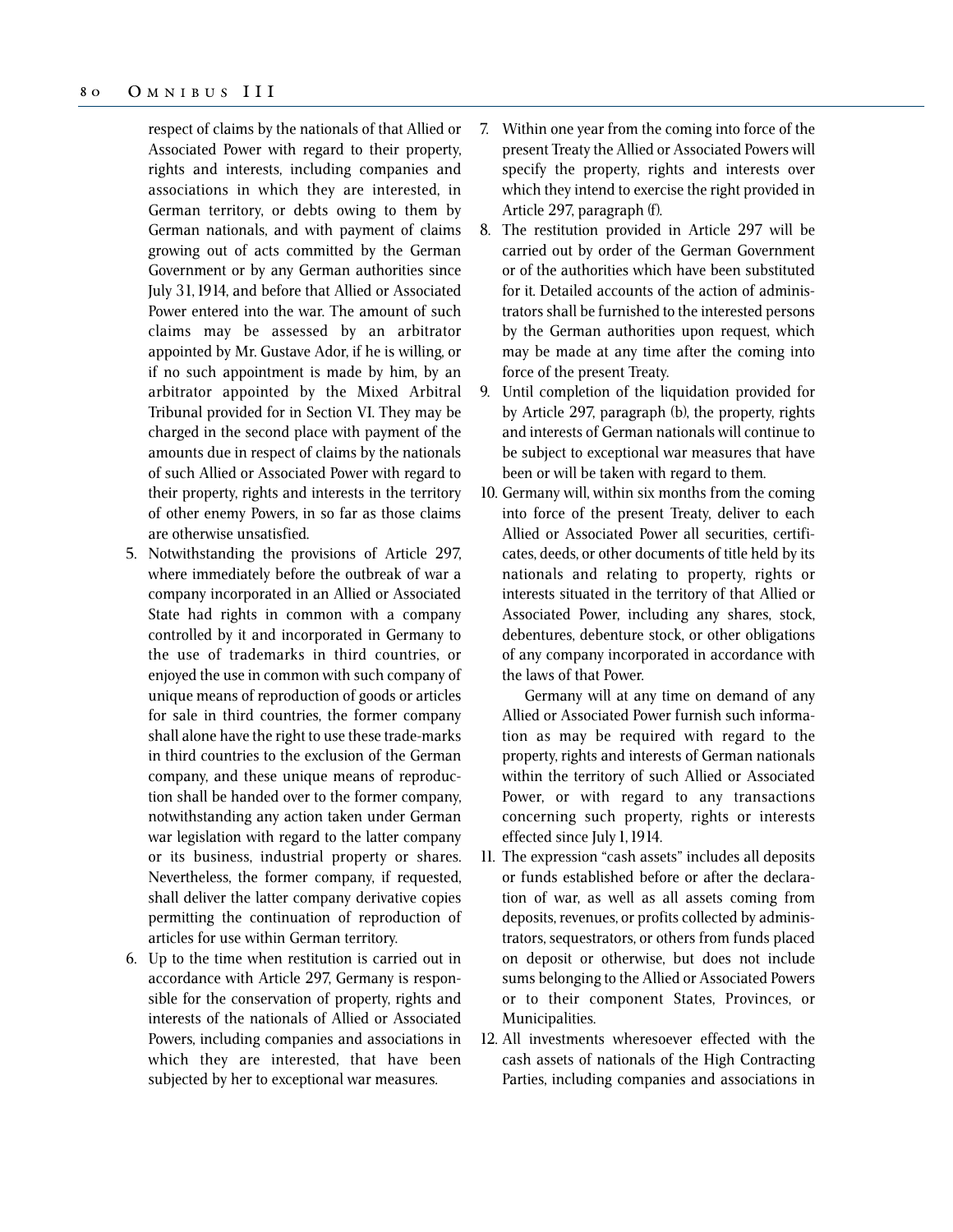respect of claims by the nationals of that Allied or Associated Power with regard to their property, rights and interests, including companies and associations in which they are interested, in German territory, or debts owing to them by German nationals, and with payment of claims growing out of acts committed by the German Government or by any German authorities since July 31, 1914, and before that Allied or Associated Power entered into the war. The amount of such claims may be assessed by an arbitrator appointed by Mr. Gustave Ador, if he is willing, or if no such appointment is made by him, by an arbitrator appointed by the Mixed Arbitral Tribunal provided for in Section VI. They may be charged in the second place with payment of the amounts due in respect of claims by the nationals of such Allied or Associated Power with regard to their property, rights and interests in the territory of other enemy Powers, in so far as those claims are otherwise unsatisfied.

5. Notwithstanding the provisions of Article 297, where immediately before the outbreak of war a company incorporated in an Allied or Associated State had rights in common with a company controlled by it and incorporated in Germany to the use of trademarks in third countries, or enjoyed the use in common with such company of unique means of reproduction of goods or articles for sale in third countries, the former company shall alone have the right to use these trade-marks in third countries to the exclusion of the German company, and these unique means of reproduction shall be handed over to the former company, notwithstanding any action taken under German war legislation with regard to the latter company or its business, industrial property or shares. Nevertheless, the former company, if requested, shall deliver the latter company derivative copies permitting the continuation of reproduction of articles for use within German territory.
6. Up to the time when restitution is carried out in accordance with Article 297, Germany is responsible for the conservation of property, rights and interests of the nationals of Allied or Associated Powers, including companies and associations in which they are interested, that have been subjected by her to exceptional war measures.
7. Within one year from the coming into force of the present Treaty the Allied or Associated Powers will specify the property, rights and interests over which they intend to exercise the right provided in Article 297, paragraph (f).
8. The restitution provided in Article 297 will be carried out by order of the German Government or of the authorities which have been substituted for it. Detailed accounts of the action of administrators shall be furnished to the interested persons by the German authorities upon request, which may be made at any time after the coming into force of the present Treaty.
9. Until completion of the liquidation provided for by Article 297, paragraph (b), the property, rights and interests of German nationals will continue to be subject to exceptional war measures that have been or will be taken with regard to them.
10. Germany will, within six months from the coming into force of the present Treaty, deliver to each Allied or Associated Power all securities, certificates, deeds, or other documents of title held by its nationals and relating to property, rights or interests situated in the territory of that Allied or Associated Power, including any shares, stock, debentures, debenture stock, or other obligations of any company incorporated in accordance with the laws of that Power.

    Germany will at any time on demand of any Allied or Associated Power furnish such information as may be required with regard to the property, rights and interests of German nationals within the territory of such Allied or Associated Power, or with regard to any transactions concerning such property, rights or interests effected since July 1, 1914.
11. The expression "cash assets" includes all deposits or funds established before or after the declaration of war, as well as all assets coming from deposits, revenues, or profits collected by administrators, sequestrators, or others from funds placed on deposit or otherwise, but does not include sums belonging to the Allied or Associated Powers or to their component States, Provinces, or Municipalities.
12. All investments wheresoever effected with the cash assets of nationals of the High Contracting Parties, including companies and associations in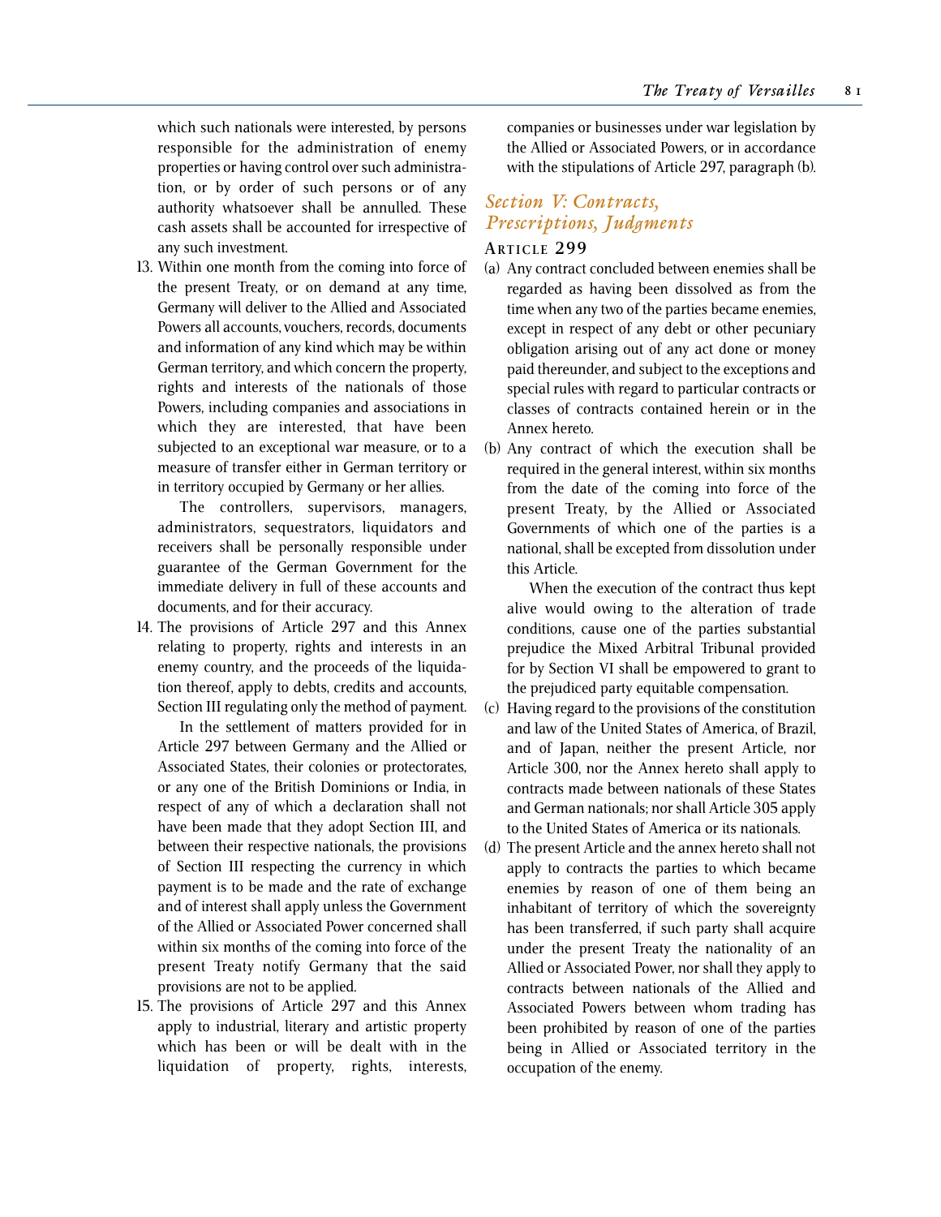which such nationals were interested, by persons responsible for the administration of enemy properties or having control over such administration, or by order of such persons or of any authority whatsoever shall be annulled. These cash assets shall be accounted for irrespective of any such investment.

13. Within one month from the coming into force of the present Treaty, or on demand at any time, Germany will deliver to the Allied and Associated Powers all accounts, vouchers, records, documents and information of any kind which may be within German territory, and which concern the property, rights and interests of the nationals of those Powers, including companies and associations in which they are interested, that have been subjected to an exceptional war measure, or to a measure of transfer either in German territory or in territory occupied by Germany or her allies.

    The controllers, supervisors, managers, administrators, sequestrators, liquidators and receivers shall be personally responsible under guarantee of the German Government for the immediate delivery in full of these accounts and documents, and for their accuracy.

14. The provisions of Article 297 and this Annex relating to property, rights and interests in an enemy country, and the proceeds of the liquidation thereof, apply to debts, credits and accounts, Section III regulating only the method of payment.

    In the settlement of matters provided for in Article 297 between Germany and the Allied or Associated States, their colonies or protectorates, or any one of the British Dominions or India, in respect of any of which a declaration shall not have been made that they adopt Section III, and between their respective nationals, the provisions of Section III respecting the currency in which payment is to be made and the rate of exchange and of interest shall apply unless the Government of the Allied or Associated Power concerned shall within six months of the coming into force of the present Treaty notify Germany that the said provisions are not to be applied.

15. The provisions of Article 297 and this Annex apply to industrial, literary and artistic property which has been or will be dealt with in the liquidation of property, rights, interests, companies or businesses under war legislation by the Allied or Associated Powers, or in accordance with the stipulations of Article 297, paragraph (b).

## *Section V: Contracts, Prescriptions, Judgments*

### Article 299

(a) Any contract concluded between enemies shall be regarded as having been dissolved as from the time when any two of the parties became enemies, except in respect of any debt or other pecuniary obligation arising out of any act done or money paid thereunder, and subject to the exceptions and special rules with regard to particular contracts or classes of contracts contained herein or in the Annex hereto.

(b) Any contract of which the execution shall be required in the general interest, within six months from the date of the coming into force of the present Treaty, by the Allied or Associated Governments of which one of the parties is a national, shall be excepted from dissolution under this Article.

    When the execution of the contract thus kept alive would owing to the alteration of trade conditions, cause one of the parties substantial prejudice the Mixed Arbitral Tribunal provided for by Section VI shall be empowered to grant to the prejudiced party equitable compensation.

(c) Having regard to the provisions of the constitution and law of the United States of America, of Brazil, and of Japan, neither the present Article, nor Article 300, nor the Annex hereto shall apply to contracts made between nationals of these States and German nationals; nor shall Article 305 apply to the United States of America or its nationals.

(d) The present Article and the annex hereto shall not apply to contracts the parties to which became enemies by reason of one of them being an inhabitant of territory of which the sovereignty has been transferred, if such party shall acquire under the present Treaty the nationality of an Allied or Associated Power, nor shall they apply to contracts between nationals of the Allied and Associated Powers between whom trading has been prohibited by reason of one of the parties being in Allied or Associated territory in the occupation of the enemy.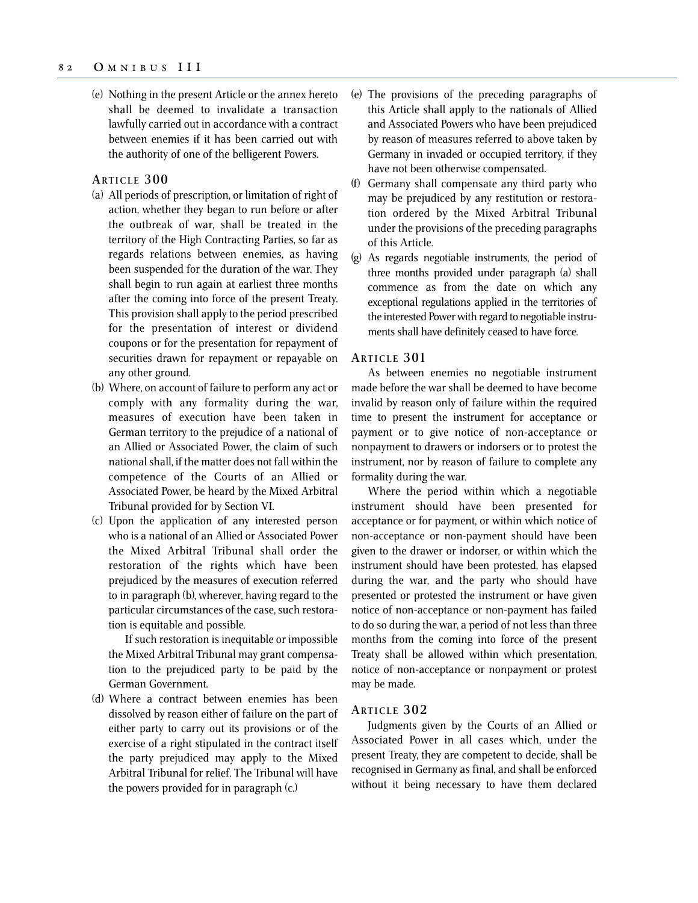(e) Nothing in the present Article or the annex hereto shall be deemed to invalidate a transaction lawfully carried out in accordance with a contract between enemies if it has been carried out with the authority of one of the belligerent Powers.

### Article 300

(a) All periods of prescription, or limitation of right of action, whether they began to run before or after the outbreak of war, shall be treated in the territory of the High Contracting Parties, so far as regards relations between enemies, as having been suspended for the duration of the war. They shall begin to run again at earliest three months after the coming into force of the present Treaty. This provision shall apply to the period prescribed for the presentation of interest or dividend coupons or for the presentation for repayment of securities drawn for repayment or repayable on any other ground.

(b) Where, on account of failure to perform any act or comply with any formality during the war, measures of execution have been taken in German territory to the prejudice of a national of an Allied or Associated Power, the claim of such national shall, if the matter does not fall within the competence of the Courts of an Allied or Associated Power, be heard by the Mixed Arbitral Tribunal provided for by Section VI.

(c) Upon the application of any interested person who is a national of an Allied or Associated Power the Mixed Arbitral Tribunal shall order the restoration of the rights which have been prejudiced by the measures of execution referred to in paragraph (b), wherever, having regard to the particular circumstances of the case, such restoration is equitable and possible.

If such restoration is inequitable or impossible the Mixed Arbitral Tribunal may grant compensation to the prejudiced party to be paid by the German Government.

(d) Where a contract between enemies has been dissolved by reason either of failure on the part of either party to carry out its provisions or of the exercise of a right stipulated in the contract itself the party prejudiced may apply to the Mixed Arbitral Tribunal for relief. The Tribunal will have the powers provided for in paragraph (c.)

(e) The provisions of the preceding paragraphs of this Article shall apply to the nationals of Allied and Associated Powers who have been prejudiced by reason of measures referred to above taken by Germany in invaded or occupied territory, if they have not been otherwise compensated.

(f) Germany shall compensate any third party who may be prejudiced by any restitution or restoration ordered by the Mixed Arbitral Tribunal under the provisions of the preceding paragraphs of this Article.

(g) As regards negotiable instruments, the period of three months provided under paragraph (a) shall commence as from the date on which any exceptional regulations applied in the territories of the interested Power with regard to negotiable instruments shall have definitely ceased to have force.

### Article 301

As between enemies no negotiable instrument made before the war shall be deemed to have become invalid by reason only of failure within the required time to present the instrument for acceptance or payment or to give notice of non-acceptance or nonpayment to drawers or indorsers or to protest the instrument, nor by reason of failure to complete any formality during the war.

Where the period within which a negotiable instrument should have been presented for acceptance or for payment, or within which notice of non-acceptance or non-payment should have been given to the drawer or indorser, or within which the instrument should have been protested, has elapsed during the war, and the party who should have presented or protested the instrument or have given notice of non-acceptance or non-payment has failed to do so during the war, a period of not less than three months from the coming into force of the present Treaty shall be allowed within which presentation, notice of non-acceptance or nonpayment or protest may be made.

### Article 302

Judgments given by the Courts of an Allied or Associated Power in all cases which, under the present Treaty, they are competent to decide, shall be recognised in Germany as final, and shall be enforced without it being necessary to have them declared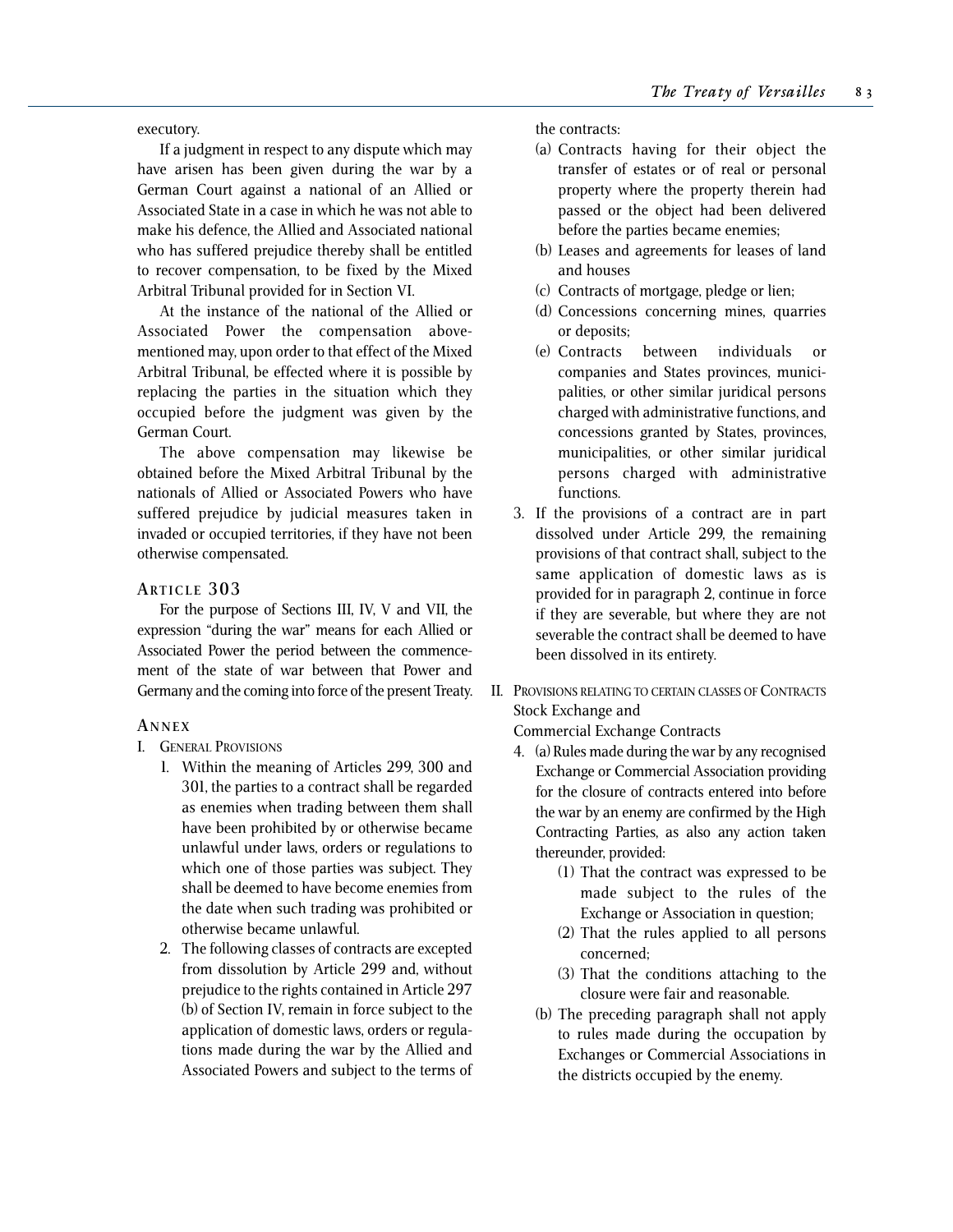executory.

If a judgment in respect to any dispute which may have arisen has been given during the war by a German Court against a national of an Allied or Associated State in a case in which he was not able to make his defence, the Allied and Associated national who has suffered prejudice thereby shall be entitled to recover compensation, to be fixed by the Mixed Arbitral Tribunal provided for in Section VI.

At the instance of the national of the Allied or Associated Power the compensation abovementioned may, upon order to that effect of the Mixed Arbitral Tribunal, be effected where it is possible by replacing the parties in the situation which they occupied before the judgment was given by the German Court.

The above compensation may likewise be obtained before the Mixed Arbitral Tribunal by the nationals of Allied or Associated Powers who have suffered prejudice by judicial measures taken in invaded or occupied territories, if they have not been otherwise compensated.

### Article 303

For the purpose of Sections III, IV, V and VII, the expression "during the war" means for each Allied or Associated Power the period between the commencement of the state of war between that Power and Germany and the coming into force of the present Treaty.

### Annex

I. General Provisions

1. Within the meaning of Articles 299, 300 and 301, the parties to a contract shall be regarded as enemies when trading between them shall have been prohibited by or otherwise became unlawful under laws, orders or regulations to which one of those parties was subject. They shall be deemed to have become enemies from the date when such trading was prohibited or otherwise became unlawful.
2. The following classes of contracts are excepted from dissolution by Article 299 and, without prejudice to the rights contained in Article 297 (b) of Section IV, remain in force subject to the application of domestic laws, orders or regulations made during the war by the Allied and Associated Powers and subject to the terms of the contracts:
   - (a) Contracts having for their object the transfer of estates or of real or personal property where the property therein had passed or the object had been delivered before the parties became enemies;
   - (b) Leases and agreements for leases of land and houses
   - (c) Contracts of mortgage, pledge or lien;
   - (d) Concessions concerning mines, quarries or deposits;
   - (e) Contracts between individuals or companies and States provinces, municipalities, or other similar juridical persons charged with administrative functions, and concessions granted by States, provinces, municipalities, or other similar juridical persons charged with administrative functions.
3. If the provisions of a contract are in part dissolved under Article 299, the remaining provisions of that contract shall, subject to the same application of domestic laws as is provided for in paragraph 2, continue in force if they are severable, but where they are not severable the contract shall be deemed to have been dissolved in its entirety.

II. Provisions relating to certain classes of Contracts
Stock Exchange and
Commercial Exchange Contracts

4. (a) Rules made during the war by any recognised Exchange or Commercial Association providing for the closure of contracts entered into before the war by an enemy are confirmed by the High Contracting Parties, as also any action taken thereunder, provided:
   - (1) That the contract was expressed to be made subject to the rules of the Exchange or Association in question;
   - (2) That the rules applied to all persons concerned;
   - (3) That the conditions attaching to the closure were fair and reasonable.

   (b) The preceding paragraph shall not apply to rules made during the occupation by Exchanges or Commercial Associations in the districts occupied by the enemy.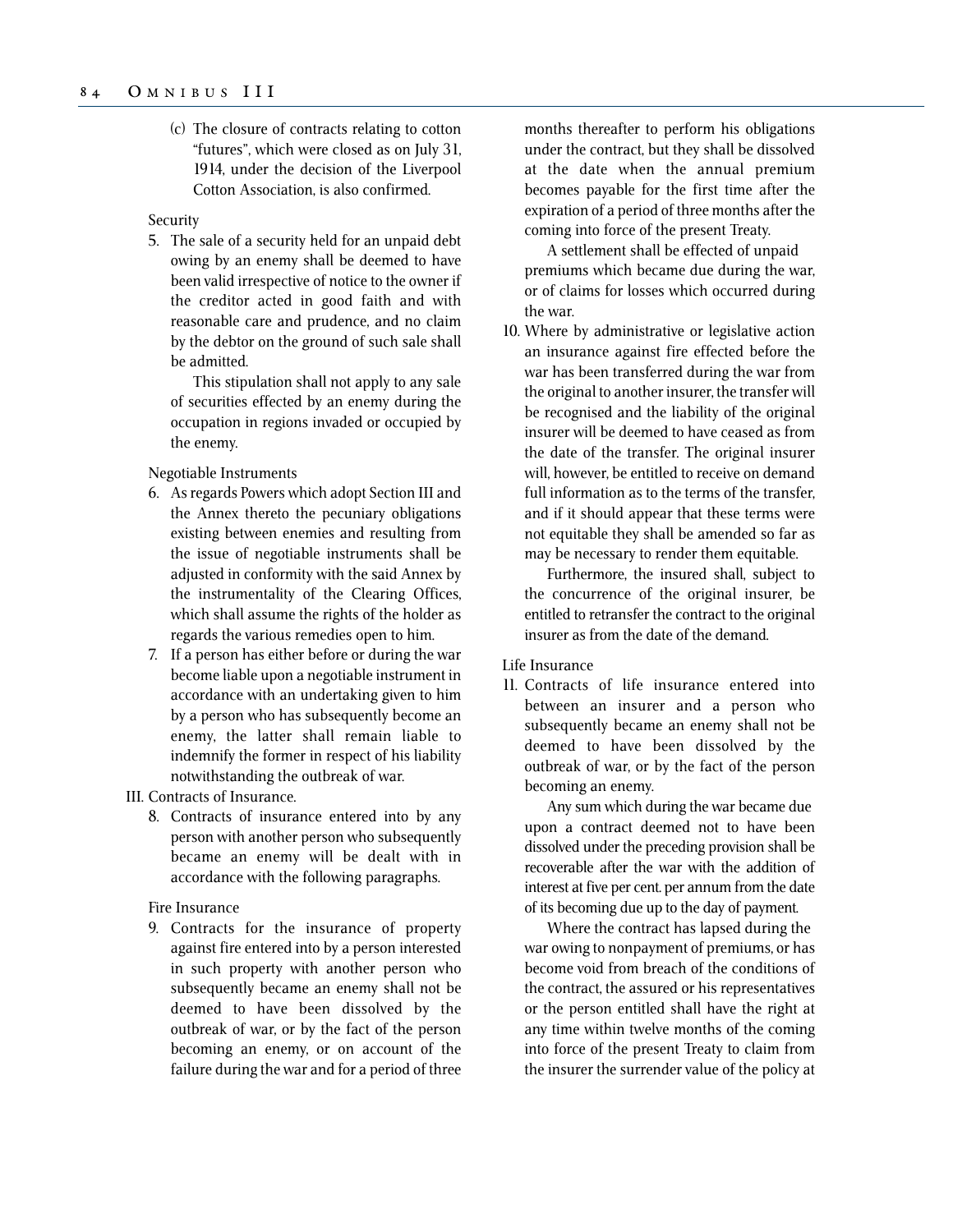(c) The closure of contracts relating to cotton "futures", which were closed as on July 31, 1914, under the decision of the Liverpool Cotton Association, is also confirmed.

Security

5. The sale of a security held for an unpaid debt owing by an enemy shall be deemed to have been valid irrespective of notice to the owner if the creditor acted in good faith and with reasonable care and prudence, and no claim by the debtor on the ground of such sale shall be admitted.

   This stipulation shall not apply to any sale of securities effected by an enemy during the occupation in regions invaded or occupied by the enemy.

Negotiable Instruments

6. As regards Powers which adopt Section III and the Annex thereto the pecuniary obligations existing between enemies and resulting from the issue of negotiable instruments shall be adjusted in conformity with the said Annex by the instrumentality of the Clearing Offices, which shall assume the rights of the holder as regards the various remedies open to him.
7. If a person has either before or during the war become liable upon a negotiable instrument in accordance with an undertaking given to him by a person who has subsequently become an enemy, the latter shall remain liable to indemnify the former in respect of his liability notwithstanding the outbreak of war.

III. Contracts of Insurance.

8. Contracts of insurance entered into by any person with another person who subsequently became an enemy will be dealt with in accordance with the following paragraphs.

Fire Insurance

9. Contracts for the insurance of property against fire entered into by a person interested in such property with another person who subsequently became an enemy shall not be deemed to have been dissolved by the outbreak of war, or by the fact of the person becoming an enemy, or on account of the failure during the war and for a period of three months thereafter to perform his obligations under the contract, but they shall be dissolved at the date when the annual premium becomes payable for the first time after the expiration of a period of three months after the coming into force of the present Treaty.

   A settlement shall be effected of unpaid premiums which became due during the war, or of claims for losses which occurred during the war.

10. Where by administrative or legislative action an insurance against fire effected before the war has been transferred during the war from the original to another insurer, the transfer will be recognised and the liability of the original insurer will be deemed to have ceased as from the date of the transfer. The original insurer will, however, be entitled to receive on demand full information as to the terms of the transfer, and if it should appear that these terms were not equitable they shall be amended so far as may be necessary to render them equitable.

    Furthermore, the insured shall, subject to the concurrence of the original insurer, be entitled to retransfer the contract to the original insurer as from the date of the demand.

Life Insurance

11. Contracts of life insurance entered into between an insurer and a person who subsequently became an enemy shall not be deemed to have been dissolved by the outbreak of war, or by the fact of the person becoming an enemy.

    Any sum which during the war became due upon a contract deemed not to have been dissolved under the preceding provision shall be recoverable after the war with the addition of interest at five per cent. per annum from the date of its becoming due up to the day of payment.

    Where the contract has lapsed during the war owing to nonpayment of premiums, or has become void from breach of the conditions of the contract, the assured or his representatives or the person entitled shall have the right at any time within twelve months of the coming into force of the present Treaty to claim from the insurer the surrender value of the policy at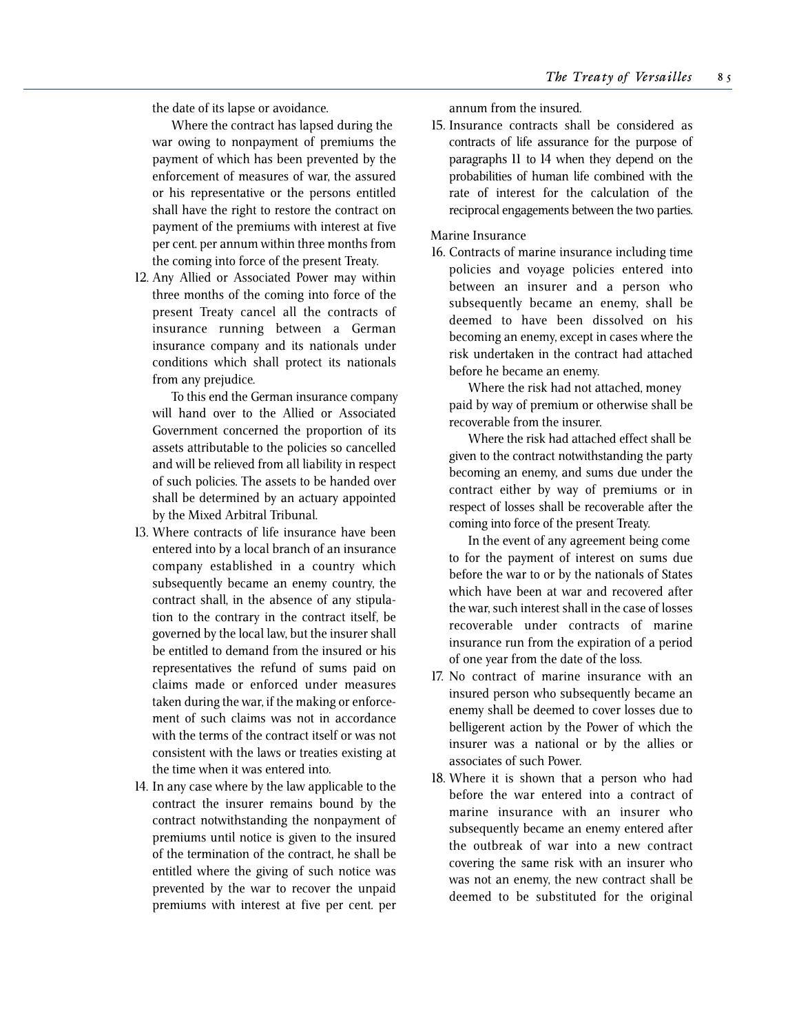the date of its lapse or avoidance.

Where the contract has lapsed during the war owing to nonpayment of premiums the payment of which has been prevented by the enforcement of measures of war, the assured or his representative or the persons entitled shall have the right to restore the contract on payment of the premiums with interest at five per cent. per annum within three months from the coming into force of the present Treaty.

12. Any Allied or Associated Power may within three months of the coming into force of the present Treaty cancel all the contracts of insurance running between a German insurance company and its nationals under conditions which shall protect its nationals from any prejudice.

    To this end the German insurance company will hand over to the Allied or Associated Government concerned the proportion of its assets attributable to the policies so cancelled and will be relieved from all liability in respect of such policies. The assets to be handed over shall be determined by an actuary appointed by the Mixed Arbitral Tribunal.

13. Where contracts of life insurance have been entered into by a local branch of an insurance company established in a country which subsequently became an enemy country, the contract shall, in the absence of any stipulation to the contrary in the contract itself, be governed by the local law, but the insurer shall be entitled to demand from the insured or his representatives the refund of sums paid on claims made or enforced under measures taken during the war, if the making or enforcement of such claims was not in accordance with the terms of the contract itself or was not consistent with the laws or treaties existing at the time when it was entered into.

14. In any case where by the law applicable to the contract the insurer remains bound by the contract notwithstanding the nonpayment of premiums until notice is given to the insured of the termination of the contract, he shall be entitled where the giving of such notice was prevented by the war to recover the unpaid premiums with interest at five per cent. per annum from the insured.

15. Insurance contracts shall be considered as contracts of life assurance for the purpose of paragraphs 11 to 14 when they depend on the probabilities of human life combined with the rate of interest for the calculation of the reciprocal engagements between the two parties.

Marine Insurance

16. Contracts of marine insurance including time policies and voyage policies entered into between an insurer and a person who subsequently became an enemy, shall be deemed to have been dissolved on his becoming an enemy, except in cases where the risk undertaken in the contract had attached before he became an enemy.

    Where the risk had not attached, money paid by way of premium or otherwise shall be recoverable from the insurer.

    Where the risk had attached effect shall be given to the contract notwithstanding the party becoming an enemy, and sums due under the contract either by way of premiums or in respect of losses shall be recoverable after the coming into force of the present Treaty.

    In the event of any agreement being come to for the payment of interest on sums due before the war to or by the nationals of States which have been at war and recovered after the war, such interest shall in the case of losses recoverable under contracts of marine insurance run from the expiration of a period of one year from the date of the loss.

17. No contract of marine insurance with an insured person who subsequently became an enemy shall be deemed to cover losses due to belligerent action by the Power of which the insurer was a national or by the allies or associates of such Power.

18. Where it is shown that a person who had before the war entered into a contract of marine insurance with an insurer who subsequently became an enemy entered after the outbreak of war into a new contract covering the same risk with an insurer who was not an enemy, the new contract shall be deemed to be substituted for the original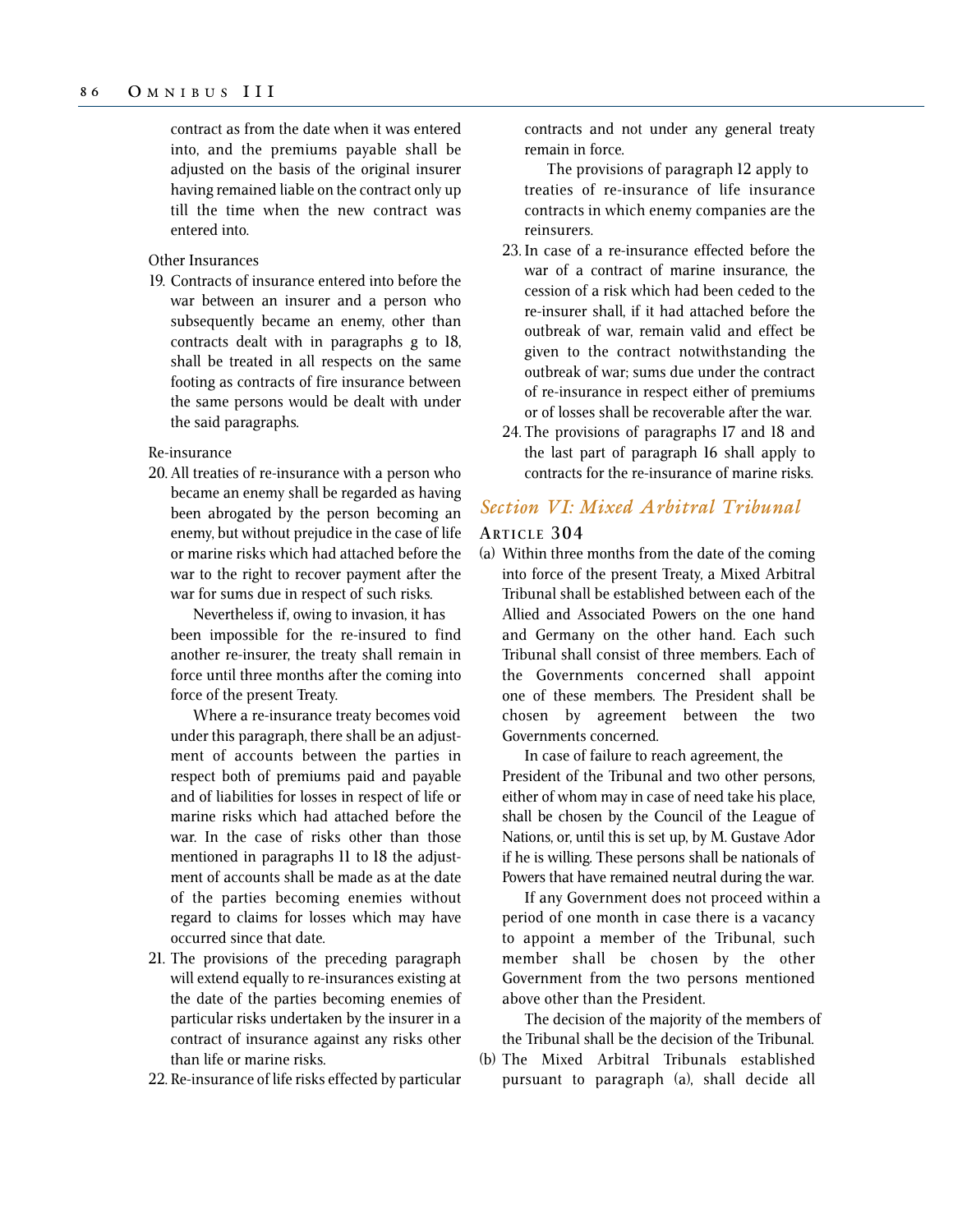contract as from the date when it was entered into, and the premiums payable shall be adjusted on the basis of the original insurer having remained liable on the contract only up till the time when the new contract was entered into.

Other Insurances

19. Contracts of insurance entered into before the war between an insurer and a person who subsequently became an enemy, other than contracts dealt with in paragraphs g to 18, shall be treated in all respects on the same footing as contracts of fire insurance between the same persons would be dealt with under the said paragraphs.

Re-insurance

20. All treaties of re-insurance with a person who became an enemy shall be regarded as having been abrogated by the person becoming an enemy, but without prejudice in the case of life or marine risks which had attached before the war to the right to recover payment after the war for sums due in respect of such risks.

    Nevertheless if, owing to invasion, it has been impossible for the re-insured to find another re-insurer, the treaty shall remain in force until three months after the coming into force of the present Treaty.

    Where a re-insurance treaty becomes void under this paragraph, there shall be an adjustment of accounts between the parties in respect both of premiums paid and payable and of liabilities for losses in respect of life or marine risks which had attached before the war. In the case of risks other than those mentioned in paragraphs 11 to 18 the adjustment of accounts shall be made as at the date of the parties becoming enemies without regard to claims for losses which may have occurred since that date.

21. The provisions of the preceding paragraph will extend equally to re-insurances existing at the date of the parties becoming enemies of particular risks undertaken by the insurer in a contract of insurance against any risks other than life or marine risks.

22. Re-insurance of life risks effected by particular contracts and not under any general treaty remain in force.

    The provisions of paragraph 12 apply to treaties of re-insurance of life insurance contracts in which enemy companies are the reinsurers.

23. In case of a re-insurance effected before the war of a contract of marine insurance, the cession of a risk which had been ceded to the re-insurer shall, if it had attached before the outbreak of war, remain valid and effect be given to the contract notwithstanding the outbreak of war; sums due under the contract of re-insurance in respect either of premiums or of losses shall be recoverable after the war.

24. The provisions of paragraphs 17 and 18 and the last part of paragraph 16 shall apply to contracts for the re-insurance of marine risks.

## *Section VI: Mixed Arbitral Tribunal*

### Article 304

(a) Within three months from the date of the coming into force of the present Treaty, a Mixed Arbitral Tribunal shall be established between each of the Allied and Associated Powers on the one hand and Germany on the other hand. Each such Tribunal shall consist of three members. Each of the Governments concerned shall appoint one of these members. The President shall be chosen by agreement between the two Governments concerned.

    In case of failure to reach agreement, the President of the Tribunal and two other persons, either of whom may in case of need take his place, shall be chosen by the Council of the League of Nations, or, until this is set up, by M. Gustave Ador if he is willing. These persons shall be nationals of Powers that have remained neutral during the war.

    If any Government does not proceed within a period of one month in case there is a vacancy to appoint a member of the Tribunal, such member shall be chosen by the other Government from the two persons mentioned above other than the President.

    The decision of the majority of the members of the Tribunal shall be the decision of the Tribunal.

(b) The Mixed Arbitral Tribunals established pursuant to paragraph (a), shall decide all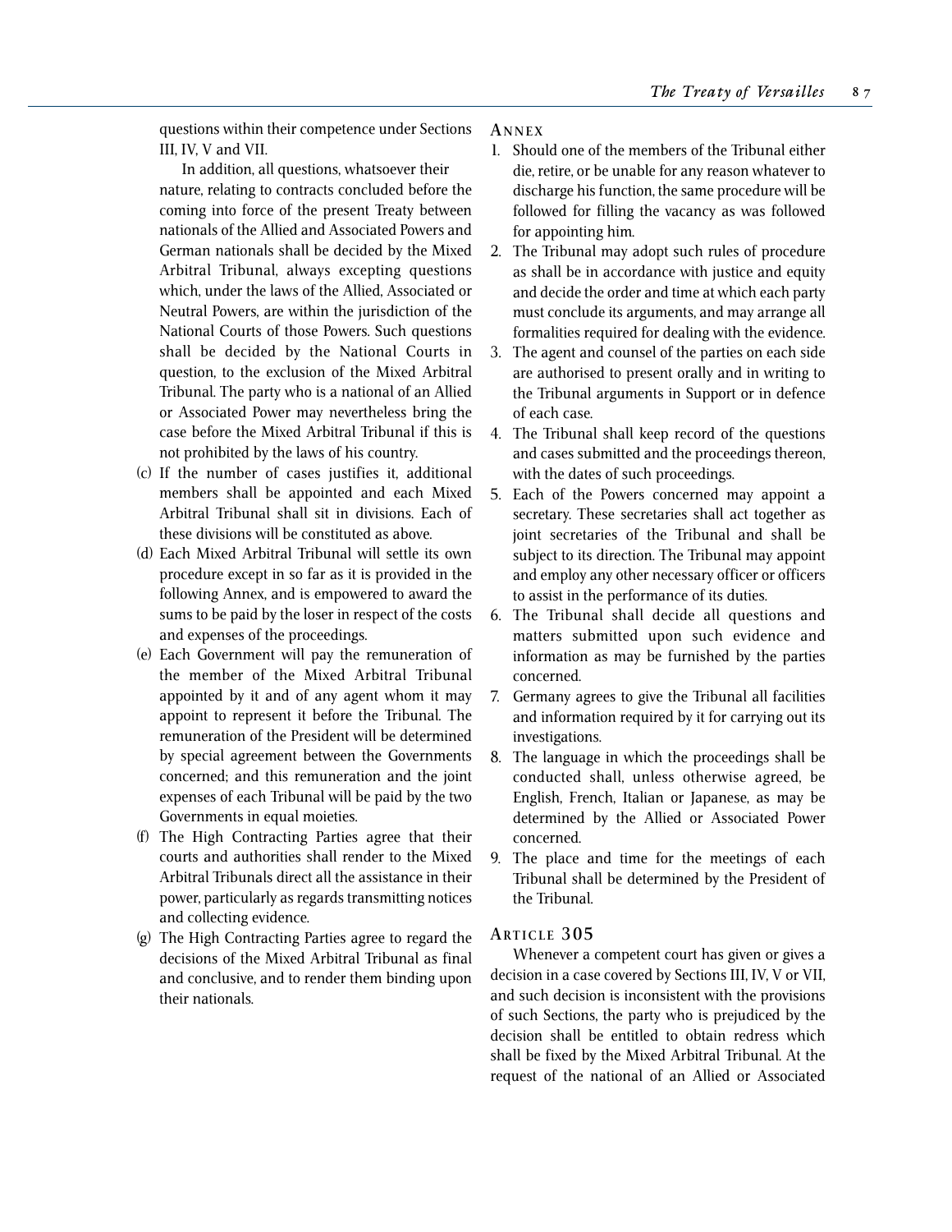questions within their competence under Sections III, IV, V and VII.

In addition, all questions, whatsoever their nature, relating to contracts concluded before the coming into force of the present Treaty between nationals of the Allied and Associated Powers and German nationals shall be decided by the Mixed Arbitral Tribunal, always excepting questions which, under the laws of the Allied, Associated or Neutral Powers, are within the jurisdiction of the National Courts of those Powers. Such questions shall be decided by the National Courts in question, to the exclusion of the Mixed Arbitral Tribunal. The party who is a national of an Allied or Associated Power may nevertheless bring the case before the Mixed Arbitral Tribunal if this is not prohibited by the laws of his country.

(c) If the number of cases justifies it, additional members shall be appointed and each Mixed Arbitral Tribunal shall sit in divisions. Each of these divisions will be constituted as above.

(d) Each Mixed Arbitral Tribunal will settle its own procedure except in so far as it is provided in the following Annex, and is empowered to award the sums to be paid by the loser in respect of the costs and expenses of the proceedings.

(e) Each Government will pay the remuneration of the member of the Mixed Arbitral Tribunal appointed by it and of any agent whom it may appoint to represent it before the Tribunal. The remuneration of the President will be determined by special agreement between the Governments concerned; and this remuneration and the joint expenses of each Tribunal will be paid by the two Governments in equal moieties.

(f) The High Contracting Parties agree that their courts and authorities shall render to the Mixed Arbitral Tribunals direct all the assistance in their power, particularly as regards transmitting notices and collecting evidence.

(g) The High Contracting Parties agree to regard the decisions of the Mixed Arbitral Tribunal as final and conclusive, and to render them binding upon their nationals.

### Annex

1. Should one of the members of the Tribunal either die, retire, or be unable for any reason whatever to discharge his function, the same procedure will be followed for filling the vacancy as was followed for appointing him.
2. The Tribunal may adopt such rules of procedure as shall be in accordance with justice and equity and decide the order and time at which each party must conclude its arguments, and may arrange all formalities required for dealing with the evidence.
3. The agent and counsel of the parties on each side are authorised to present orally and in writing to the Tribunal arguments in Support or in defence of each case.
4. The Tribunal shall keep record of the questions and cases submitted and the proceedings thereon, with the dates of such proceedings.
5. Each of the Powers concerned may appoint a secretary. These secretaries shall act together as joint secretaries of the Tribunal and shall be subject to its direction. The Tribunal may appoint and employ any other necessary officer or officers to assist in the performance of its duties.
6. The Tribunal shall decide all questions and matters submitted upon such evidence and information as may be furnished by the parties concerned.
7. Germany agrees to give the Tribunal all facilities and information required by it for carrying out its investigations.
8. The language in which the proceedings shall be conducted shall, unless otherwise agreed, be English, French, Italian or Japanese, as may be determined by the Allied or Associated Power concerned.
9. The place and time for the meetings of each Tribunal shall be determined by the President of the Tribunal.

### Article 305

Whenever a competent court has given or gives a decision in a case covered by Sections III, IV, V or VII, and such decision is inconsistent with the provisions of such Sections, the party who is prejudiced by the decision shall be entitled to obtain redress which shall be fixed by the Mixed Arbitral Tribunal. At the request of the national of an Allied or Associated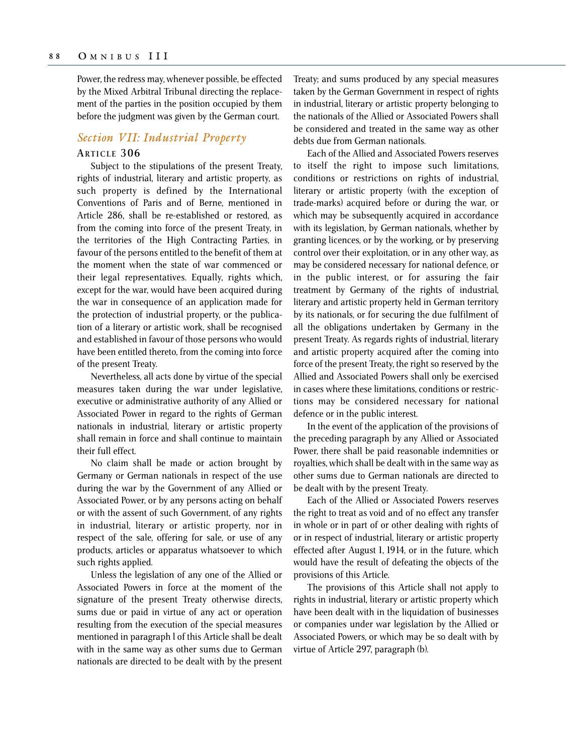Power, the redress may, whenever possible, be effected by the Mixed Arbitral Tribunal directing the replacement of the parties in the position occupied by them before the judgment was given by the German court.

## *Section VII: Industrial Property*

### Article 306

Subject to the stipulations of the present Treaty, rights of industrial, literary and artistic property, as such property is defined by the International Conventions of Paris and of Berne, mentioned in Article 286, shall be re-established or restored, as from the coming into force of the present Treaty, in the territories of the High Contracting Parties, in favour of the persons entitled to the benefit of them at the moment when the state of war commenced or their legal representatives. Equally, rights which, except for the war, would have been acquired during the war in consequence of an application made for the protection of industrial property, or the publication of a literary or artistic work, shall be recognised and established in favour of those persons who would have been entitled thereto, from the coming into force of the present Treaty.

Nevertheless, all acts done by virtue of the special measures taken during the war under legislative, executive or administrative authority of any Allied or Associated Power in regard to the rights of German nationals in industrial, literary or artistic property shall remain in force and shall continue to maintain their full effect.

No claim shall be made or action brought by Germany or German nationals in respect of the use during the war by the Government of any Allied or Associated Power, or by any persons acting on behalf or with the assent of such Government, of any rights in industrial, literary or artistic property, nor in respect of the sale, offering for sale, or use of any products, articles or apparatus whatsoever to which such rights applied.

Unless the legislation of any one of the Allied or Associated Powers in force at the moment of the signature of the present Treaty otherwise directs, sums due or paid in virtue of any act or operation resulting from the execution of the special measures mentioned in paragraph l of this Article shall be dealt with in the same way as other sums due to German nationals are directed to be dealt with by the present Treaty; and sums produced by any special measures taken by the German Government in respect of rights in industrial, literary or artistic property belonging to the nationals of the Allied or Associated Powers shall be considered and treated in the same way as other debts due from German nationals.

Each of the Allied and Associated Powers reserves to itself the right to impose such limitations, conditions or restrictions on rights of industrial, literary or artistic property (with the exception of trade-marks) acquired before or during the war, or which may be subsequently acquired in accordance with its legislation, by German nationals, whether by granting licences, or by the working, or by preserving control over their exploitation, or in any other way, as may be considered necessary for national defence, or in the public interest, or for assuring the fair treatment by Germany of the rights of industrial, literary and artistic property held in German territory by its nationals, or for securing the due fulfilment of all the obligations undertaken by Germany in the present Treaty. As regards rights of industrial, literary and artistic property acquired after the coming into force of the present Treaty, the right so reserved by the Allied and Associated Powers shall only be exercised in cases where these limitations, conditions or restrictions may be considered necessary for national defence or in the public interest.

In the event of the application of the provisions of the preceding paragraph by any Allied or Associated Power, there shall be paid reasonable indemnities or royalties, which shall be dealt with in the same way as other sums due to German nationals are directed to be dealt with by the present Treaty.

Each of the Allied or Associated Powers reserves the right to treat as void and of no effect any transfer in whole or in part of or other dealing with rights of or in respect of industrial, literary or artistic property effected after August 1, 1914, or in the future, which would have the result of defeating the objects of the provisions of this Article.

The provisions of this Article shall not apply to rights in industrial, literary or artistic property which have been dealt with in the liquidation of businesses or companies under war legislation by the Allied or Associated Powers, or which may be so dealt with by virtue of Article 297, paragraph (b).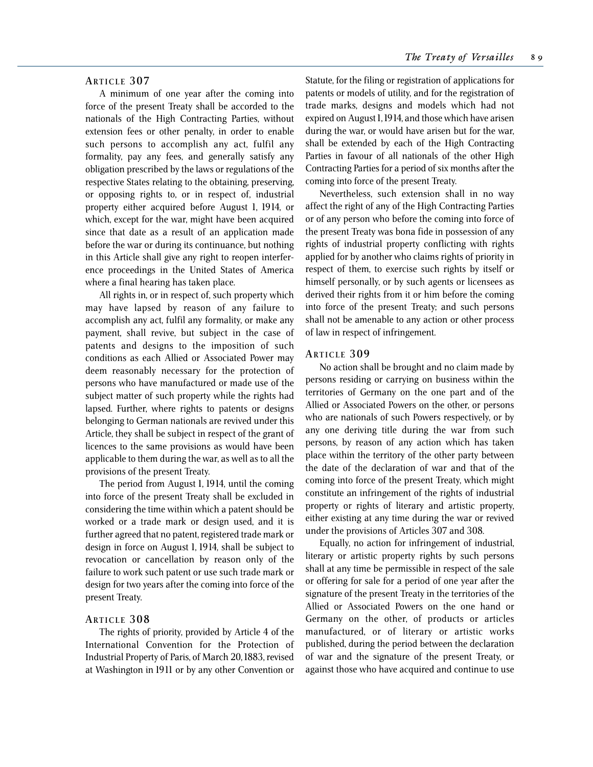### ARTICLE 307

A minimum of one year after the coming into force of the present Treaty shall be accorded to the nationals of the High Contracting Parties, without extension fees or other penalty, in order to enable such persons to accomplish any act, fulfil any formality, pay any fees, and generally satisfy any obligation prescribed by the laws or regulations of the respective States relating to the obtaining, preserving, or opposing rights to, or in respect of, industrial property either acquired before August 1, 1914, or which, except for the war, might have been acquired since that date as a result of an application made before the war or during its continuance, but nothing in this Article shall give any right to reopen interference proceedings in the United States of America where a final hearing has taken place.

All rights in, or in respect of, such property which may have lapsed by reason of any failure to accomplish any act, fulfil any formality, or make any payment, shall revive, but subject in the case of patents and designs to the imposition of such conditions as each Allied or Associated Power may deem reasonably necessary for the protection of persons who have manufactured or made use of the subject matter of such property while the rights had lapsed. Further, where rights to patents or designs belonging to German nationals are revived under this Article, they shall be subject in respect of the grant of licences to the same provisions as would have been applicable to them during the war, as well as to all the provisions of the present Treaty.

The period from August 1, 1914, until the coming into force of the present Treaty shall be excluded in considering the time within which a patent should be worked or a trade mark or design used, and it is further agreed that no patent, registered trade mark or design in force on August 1, 1914, shall be subject to revocation or cancellation by reason only of the failure to work such patent or use such trade mark or design for two years after the coming into force of the present Treaty.

### ARTICLE 308

The rights of priority, provided by Article 4 of the International Convention for the Protection of Industrial Property of Paris, of March 20, 1883, revised at Washington in 1911 or by any other Convention or Statute, for the filing or registration of applications for patents or models of utility, and for the registration of trade marks, designs and models which had not expired on August 1, 1914, and those which have arisen during the war, or would have arisen but for the war, shall be extended by each of the High Contracting Parties in favour of all nationals of the other High Contracting Parties for a period of six months after the coming into force of the present Treaty.

Nevertheless, such extension shall in no way affect the right of any of the High Contracting Parties or of any person who before the coming into force of the present Treaty was bona fide in possession of any rights of industrial property conflicting with rights applied for by another who claims rights of priority in respect of them, to exercise such rights by itself or himself personally, or by such agents or licensees as derived their rights from it or him before the coming into force of the present Treaty; and such persons shall not be amenable to any action or other process of law in respect of infringement.

### ARTICLE 309

No action shall be brought and no claim made by persons residing or carrying on business within the territories of Germany on the one part and of the Allied or Associated Powers on the other, or persons who are nationals of such Powers respectively, or by any one deriving title during the war from such persons, by reason of any action which has taken place within the territory of the other party between the date of the declaration of war and that of the coming into force of the present Treaty, which might constitute an infringement of the rights of industrial property or rights of literary and artistic property, either existing at any time during the war or revived under the provisions of Articles 307 and 308.

Equally, no action for infringement of industrial, literary or artistic property rights by such persons shall at any time be permissible in respect of the sale or offering for sale for a period of one year after the signature of the present Treaty in the territories of the Allied or Associated Powers on the one hand or Germany on the other, of products or articles manufactured, or of literary or artistic works published, during the period between the declaration of war and the signature of the present Treaty, or against those who have acquired and continue to use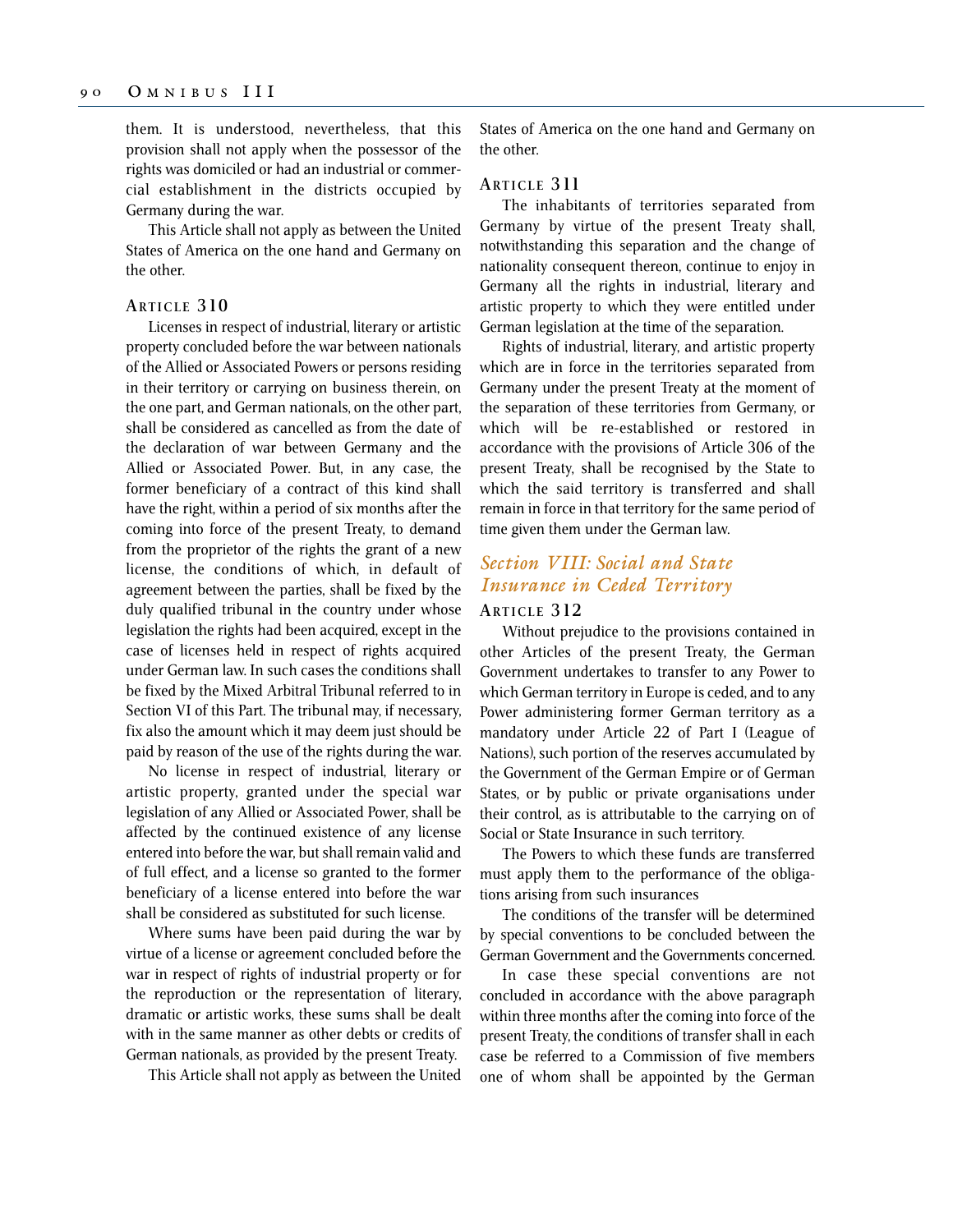them. It is understood, nevertheless, that this provision shall not apply when the possessor of the rights was domiciled or had an industrial or commercial establishment in the districts occupied by Germany during the war.

This Article shall not apply as between the United States of America on the one hand and Germany on the other.

### Article 310

Licenses in respect of industrial, literary or artistic property concluded before the war between nationals of the Allied or Associated Powers or persons residing in their territory or carrying on business therein, on the one part, and German nationals, on the other part, shall be considered as cancelled as from the date of the declaration of war between Germany and the Allied or Associated Power. But, in any case, the former beneficiary of a contract of this kind shall have the right, within a period of six months after the coming into force of the present Treaty, to demand from the proprietor of the rights the grant of a new license, the conditions of which, in default of agreement between the parties, shall be fixed by the duly qualified tribunal in the country under whose legislation the rights had been acquired, except in the case of licenses held in respect of rights acquired under German law. In such cases the conditions shall be fixed by the Mixed Arbitral Tribunal referred to in Section VI of this Part. The tribunal may, if necessary, fix also the amount which it may deem just should be paid by reason of the use of the rights during the war.

No license in respect of industrial, literary or artistic property, granted under the special war legislation of any Allied or Associated Power, shall be affected by the continued existence of any license entered into before the war, but shall remain valid and of full effect, and a license so granted to the former beneficiary of a license entered into before the war shall be considered as substituted for such license.

Where sums have been paid during the war by virtue of a license or agreement concluded before the war in respect of rights of industrial property or for the reproduction or the representation of literary, dramatic or artistic works, these sums shall be dealt with in the same manner as other debts or credits of German nationals, as provided by the present Treaty.

This Article shall not apply as between the United States of America on the one hand and Germany on the other.

### Article 311

The inhabitants of territories separated from Germany by virtue of the present Treaty shall, notwithstanding this separation and the change of nationality consequent thereon, continue to enjoy in Germany all the rights in industrial, literary and artistic property to which they were entitled under German legislation at the time of the separation.

Rights of industrial, literary, and artistic property which are in force in the territories separated from Germany under the present Treaty at the moment of the separation of these territories from Germany, or which will be re-established or restored in accordance with the provisions of Article 306 of the present Treaty, shall be recognised by the State to which the said territory is transferred and shall remain in force in that territory for the same period of time given them under the German law.

## *Section VIII: Social and State Insurance in Ceded Territory*

### Article 312

Without prejudice to the provisions contained in other Articles of the present Treaty, the German Government undertakes to transfer to any Power to which German territory in Europe is ceded, and to any Power administering former German territory as a mandatory under Article 22 of Part I (League of Nations), such portion of the reserves accumulated by the Government of the German Empire or of German States, or by public or private organisations under their control, as is attributable to the carrying on of Social or State Insurance in such territory.

The Powers to which these funds are transferred must apply them to the performance of the obligations arising from such insurances

The conditions of the transfer will be determined by special conventions to be concluded between the German Government and the Governments concerned.

In case these special conventions are not concluded in accordance with the above paragraph within three months after the coming into force of the present Treaty, the conditions of transfer shall in each case be referred to a Commission of five members one of whom shall be appointed by the German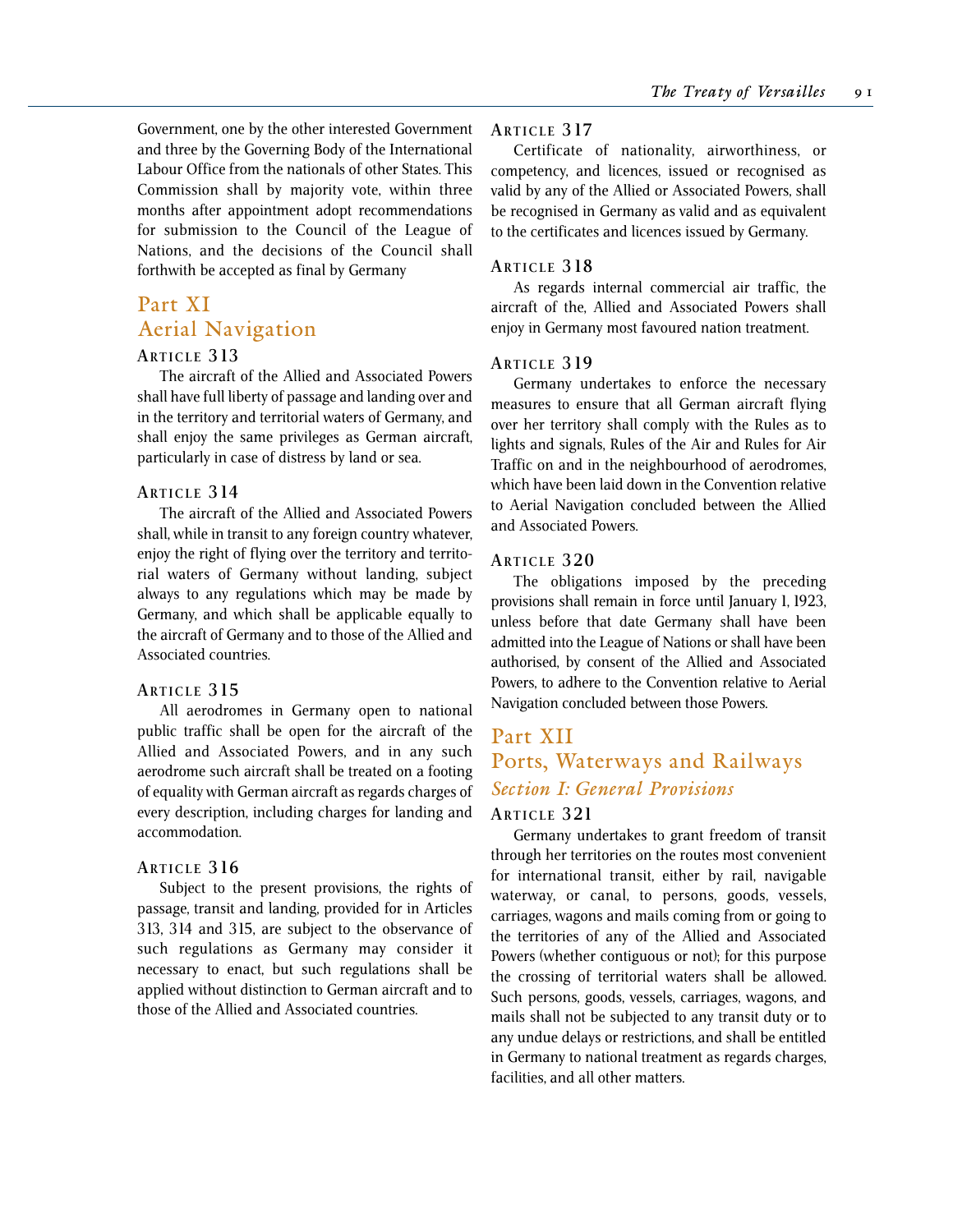Government, one by the other interested Government and three by the Governing Body of the International Labour Office from the nationals of other States. This Commission shall by majority vote, within three months after appointment adopt recommendations for submission to the Council of the League of Nations, and the decisions of the Council shall forthwith be accepted as final by Germany

# Part XI
# Aerial Navigation

### Article 313

The aircraft of the Allied and Associated Powers shall have full liberty of passage and landing over and in the territory and territorial waters of Germany, and shall enjoy the same privileges as German aircraft, particularly in case of distress by land or sea.

### Article 314

The aircraft of the Allied and Associated Powers shall, while in transit to any foreign country whatever, enjoy the right of flying over the territory and territorial waters of Germany without landing, subject always to any regulations which may be made by Germany, and which shall be applicable equally to the aircraft of Germany and to those of the Allied and Associated countries.

### Article 315

All aerodromes in Germany open to national public traffic shall be open for the aircraft of the Allied and Associated Powers, and in any such aerodrome such aircraft shall be treated on a footing of equality with German aircraft as regards charges of every description, including charges for landing and accommodation.

### Article 316

Subject to the present provisions, the rights of passage, transit and landing, provided for in Articles 313, 314 and 315, are subject to the observance of such regulations as Germany may consider it necessary to enact, but such regulations shall be applied without distinction to German aircraft and to those of the Allied and Associated countries.

### Article 317

Certificate of nationality, airworthiness, or competency, and licences, issued or recognised as valid by any of the Allied or Associated Powers, shall be recognised in Germany as valid and as equivalent to the certificates and licences issued by Germany.

### Article 318

As regards internal commercial air traffic, the aircraft of the, Allied and Associated Powers shall enjoy in Germany most favoured nation treatment.

### Article 319

Germany undertakes to enforce the necessary measures to ensure that all German aircraft flying over her territory shall comply with the Rules as to lights and signals, Rules of the Air and Rules for Air Traffic on and in the neighbourhood of aerodromes, which have been laid down in the Convention relative to Aerial Navigation concluded between the Allied and Associated Powers.

### Article 320

The obligations imposed by the preceding provisions shall remain in force until January 1, 1923, unless before that date Germany shall have been admitted into the League of Nations or shall have been authorised, by consent of the Allied and Associated Powers, to adhere to the Convention relative to Aerial Navigation concluded between those Powers.

# Part XII
# Ports, Waterways and Railways

## *Section I: General Provisions*

### Article 321

Germany undertakes to grant freedom of transit through her territories on the routes most convenient for international transit, either by rail, navigable waterway, or canal, to persons, goods, vessels, carriages, wagons and mails coming from or going to the territories of any of the Allied and Associated Powers (whether contiguous or not); for this purpose the crossing of territorial waters shall be allowed. Such persons, goods, vessels, carriages, wagons, and mails shall not be subjected to any transit duty or to any undue delays or restrictions, and shall be entitled in Germany to national treatment as regards charges, facilities, and all other matters.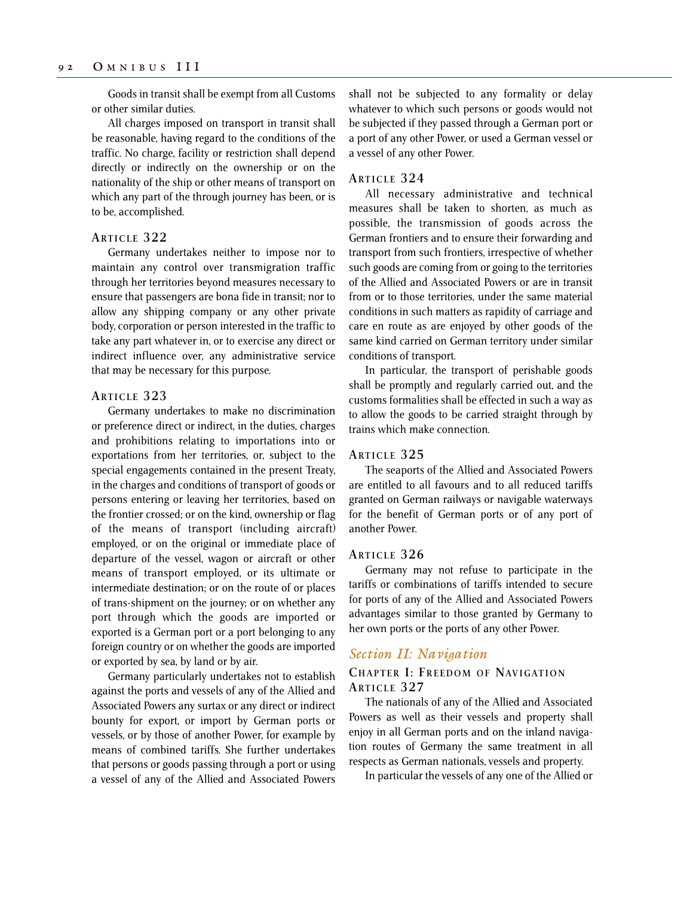Goods in transit shall be exempt from all Customs or other similar duties.

All charges imposed on transport in transit shall be reasonable, having regard to the conditions of the traffic. No charge, facility or restriction shall depend directly or indirectly on the ownership or on the nationality of the ship or other means of transport on which any part of the through journey has been, or is to be, accomplished.

### Article 322

Germany undertakes neither to impose nor to maintain any control over transmigration traffic through her territories beyond measures necessary to ensure that passengers are bona fide in transit; nor to allow any shipping company or any other private body, corporation or person interested in the traffic to take any part whatever in, or to exercise any direct or indirect influence over, any administrative service that may be necessary for this purpose.

### Article 323

Germany undertakes to make no discrimination or preference direct or indirect, in the duties, charges and prohibitions relating to importations into or exportations from her territories, or, subject to the special engagements contained in the present Treaty, in the charges and conditions of transport of goods or persons entering or leaving her territories, based on the frontier crossed; or on the kind, ownership or flag of the means of transport (including aircraft) employed, or on the original or immediate place of departure of the vessel, wagon or aircraft or other means of transport employed, or its ultimate or intermediate destination; or on the route of or places of trans-shipment on the journey; or on whether any port through which the goods are imported or exported is a German port or a port belonging to any foreign country or on whether the goods are imported or exported by sea, by land or by air.

Germany particularly undertakes not to establish against the ports and vessels of any of the Allied and Associated Powers any surtax or any direct or indirect bounty for export, or import by German ports or vessels, or by those of another Power, for example by means of combined tariffs. She further undertakes that persons or goods passing through a port or using a vessel of any of the Allied and Associated Powers shall not be subjected to any formality or delay whatever to which such persons or goods would not be subjected if they passed through a German port or a port of any other Power, or used a German vessel or a vessel of any other Power.

### Article 324

All necessary administrative and technical measures shall be taken to shorten, as much as possible, the transmission of goods across the German frontiers and to ensure their forwarding and transport from such frontiers, irrespective of whether such goods are coming from or going to the territories of the Allied and Associated Powers or are in transit from or to those territories, under the same material conditions in such matters as rapidity of carriage and care en route as are enjoyed by other goods of the same kind carried on German territory under similar conditions of transport.

In particular, the transport of perishable goods shall be promptly and regularly carried out, and the customs formalities shall be effected in such a way as to allow the goods to be carried straight through by trains which make connection.

### Article 325

The seaports of the Allied and Associated Powers are entitled to all favours and to all reduced tariffs granted on German railways or navigable waterways for the benefit of German ports or of any port of another Power.

### Article 326

Germany may not refuse to participate in the tariffs or combinations of tariffs intended to secure for ports of any of the Allied and Associated Powers advantages similar to those granted by Germany to her own ports or the ports of any other Power.

## *Section II: Navigation*

### Chapter I: Freedom of Navigation

### Article 327

The nationals of any of the Allied and Associated Powers as well as their vessels and property shall enjoy in all German ports and on the inland navigation routes of Germany the same treatment in all respects as German nationals, vessels and property.

In particular the vessels of any one of the Allied or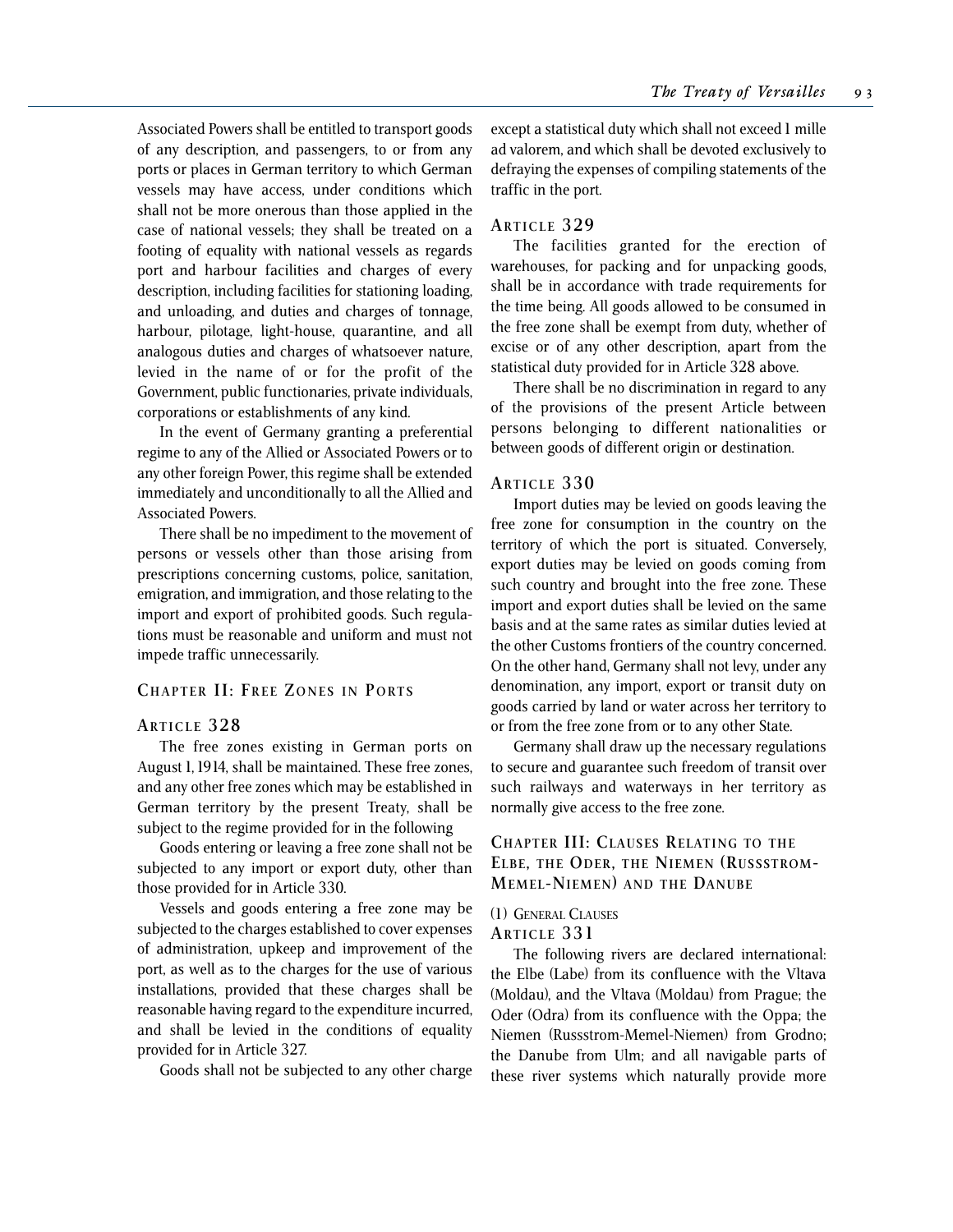Associated Powers shall be entitled to transport goods of any description, and passengers, to or from any ports or places in German territory to which German vessels may have access, under conditions which shall not be more onerous than those applied in the case of national vessels; they shall be treated on a footing of equality with national vessels as regards port and harbour facilities and charges of every description, including facilities for stationing loading, and unloading, and duties and charges of tonnage, harbour, pilotage, light-house, quarantine, and all analogous duties and charges of whatsoever nature, levied in the name of or for the profit of the Government, public functionaries, private individuals, corporations or establishments of any kind.

In the event of Germany granting a preferential regime to any of the Allied or Associated Powers or to any other foreign Power, this regime shall be extended immediately and unconditionally to all the Allied and Associated Powers.

There shall be no impediment to the movement of persons or vessels other than those arising from prescriptions concerning customs, police, sanitation, emigration, and immigration, and those relating to the import and export of prohibited goods. Such regulations must be reasonable and uniform and must not impede traffic unnecessarily.

## Chapter II: Free Zones in Ports

### Article 328

The free zones existing in German ports on August 1, 1914, shall be maintained. These free zones, and any other free zones which may be established in German territory by the present Treaty, shall be subject to the regime provided for in the following

Goods entering or leaving a free zone shall not be subjected to any import or export duty, other than those provided for in Article 330.

Vessels and goods entering a free zone may be subjected to the charges established to cover expenses of administration, upkeep and improvement of the port, as well as to the charges for the use of various installations, provided that these charges shall be reasonable having regard to the expenditure incurred, and shall be levied in the conditions of equality provided for in Article 327.

Goods shall not be subjected to any other charge except a statistical duty which shall not exceed 1 mille ad valorem, and which shall be devoted exclusively to defraying the expenses of compiling statements of the traffic in the port.

### Article 329

The facilities granted for the erection of warehouses, for packing and for unpacking goods, shall be in accordance with trade requirements for the time being. All goods allowed to be consumed in the free zone shall be exempt from duty, whether of excise or of any other description, apart from the statistical duty provided for in Article 328 above.

There shall be no discrimination in regard to any of the provisions of the present Article between persons belonging to different nationalities or between goods of different origin or destination.

### Article 330

Import duties may be levied on goods leaving the free zone for consumption in the country on the territory of which the port is situated. Conversely, export duties may be levied on goods coming from such country and brought into the free zone. These import and export duties shall be levied on the same basis and at the same rates as similar duties levied at the other Customs frontiers of the country concerned. On the other hand, Germany shall not levy, under any denomination, any import, export or transit duty on goods carried by land or water across her territory to or from the free zone from or to any other State.

Germany shall draw up the necessary regulations to secure and guarantee such freedom of transit over such railways and waterways in her territory as normally give access to the free zone.

## Chapter III: Clauses Relating to the Elbe, the Oder, the Niemen (Russstrom-Memel-Niemen) and the Danube

(1) General Clauses

### Article 331

The following rivers are declared international: the Elbe (Labe) from its confluence with the Vltava (Moldau), and the Vltava (Moldau) from Prague; the Oder (Odra) from its confluence with the Oppa; the Niemen (Russstrom-Memel-Niemen) from Grodno; the Danube from Ulm; and all navigable parts of these river systems which naturally provide more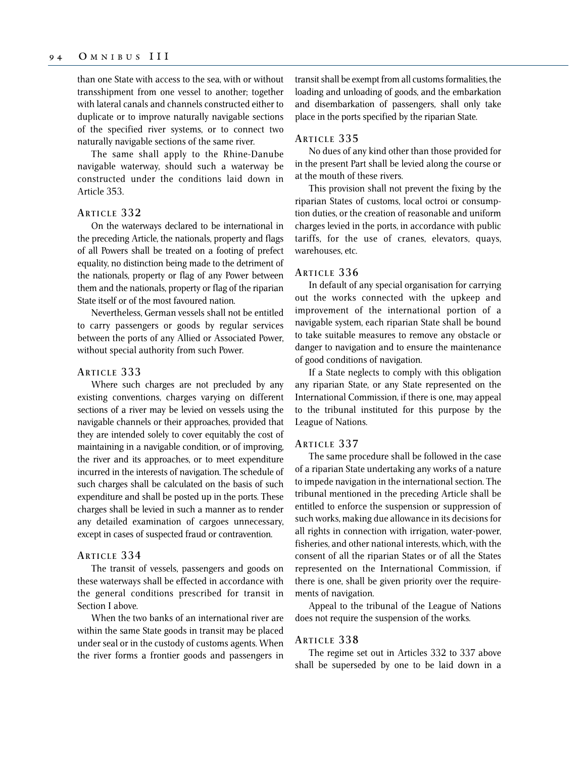than one State with access to the sea, with or without transshipment from one vessel to another; together with lateral canals and channels constructed either to duplicate or to improve naturally navigable sections of the specified river systems, or to connect two naturally navigable sections of the same river.

The same shall apply to the Rhine-Danube navigable waterway, should such a waterway be constructed under the conditions laid down in Article 353.

### Article 332

On the waterways declared to be international in the preceding Article, the nationals, property and flags of all Powers shall be treated on a footing of prefect equality, no distinction being made to the detriment of the nationals, property or flag of any Power between them and the nationals, property or flag of the riparian State itself or of the most favoured nation.

Nevertheless, German vessels shall not be entitled to carry passengers or goods by regular services between the ports of any Allied or Associated Power, without special authority from such Power.

### Article 333

Where such charges are not precluded by any existing conventions, charges varying on different sections of a river may be levied on vessels using the navigable channels or their approaches, provided that they are intended solely to cover equitably the cost of maintaining in a navigable condition, or of improving, the river and its approaches, or to meet expenditure incurred in the interests of navigation. The schedule of such charges shall be calculated on the basis of such expenditure and shall be posted up in the ports. These charges shall be levied in such a manner as to render any detailed examination of cargoes unnecessary, except in cases of suspected fraud or contravention.

### Article 334

The transit of vessels, passengers and goods on these waterways shall be effected in accordance with the general conditions prescribed for transit in Section I above.

When the two banks of an international river are within the same State goods in transit may be placed under seal or in the custody of customs agents. When the river forms a frontier goods and passengers in transit shall be exempt from all customs formalities, the loading and unloading of goods, and the embarkation and disembarkation of passengers, shall only take place in the ports specified by the riparian State.

### Article 335

No dues of any kind other than those provided for in the present Part shall be levied along the course or at the mouth of these rivers.

This provision shall not prevent the fixing by the riparian States of customs, local octroi or consumption duties, or the creation of reasonable and uniform charges levied in the ports, in accordance with public tariffs, for the use of cranes, elevators, quays, warehouses, etc.

### Article 336

In default of any special organisation for carrying out the works connected with the upkeep and improvement of the international portion of a navigable system, each riparian State shall be bound to take suitable measures to remove any obstacle or danger to navigation and to ensure the maintenance of good conditions of navigation.

If a State neglects to comply with this obligation any riparian State, or any State represented on the International Commission, if there is one, may appeal to the tribunal instituted for this purpose by the League of Nations.

### Article 337

The same procedure shall be followed in the case of a riparian State undertaking any works of a nature to impede navigation in the international section. The tribunal mentioned in the preceding Article shall be entitled to enforce the suspension or suppression of such works, making due allowance in its decisions for all rights in connection with irrigation, water-power, fisheries, and other national interests, which, with the consent of all the riparian States or of all the States represented on the International Commission, if there is one, shall be given priority over the requirements of navigation.

Appeal to the tribunal of the League of Nations does not require the suspension of the works.

### Article 338

The regime set out in Articles 332 to 337 above shall be superseded by one to be laid down in a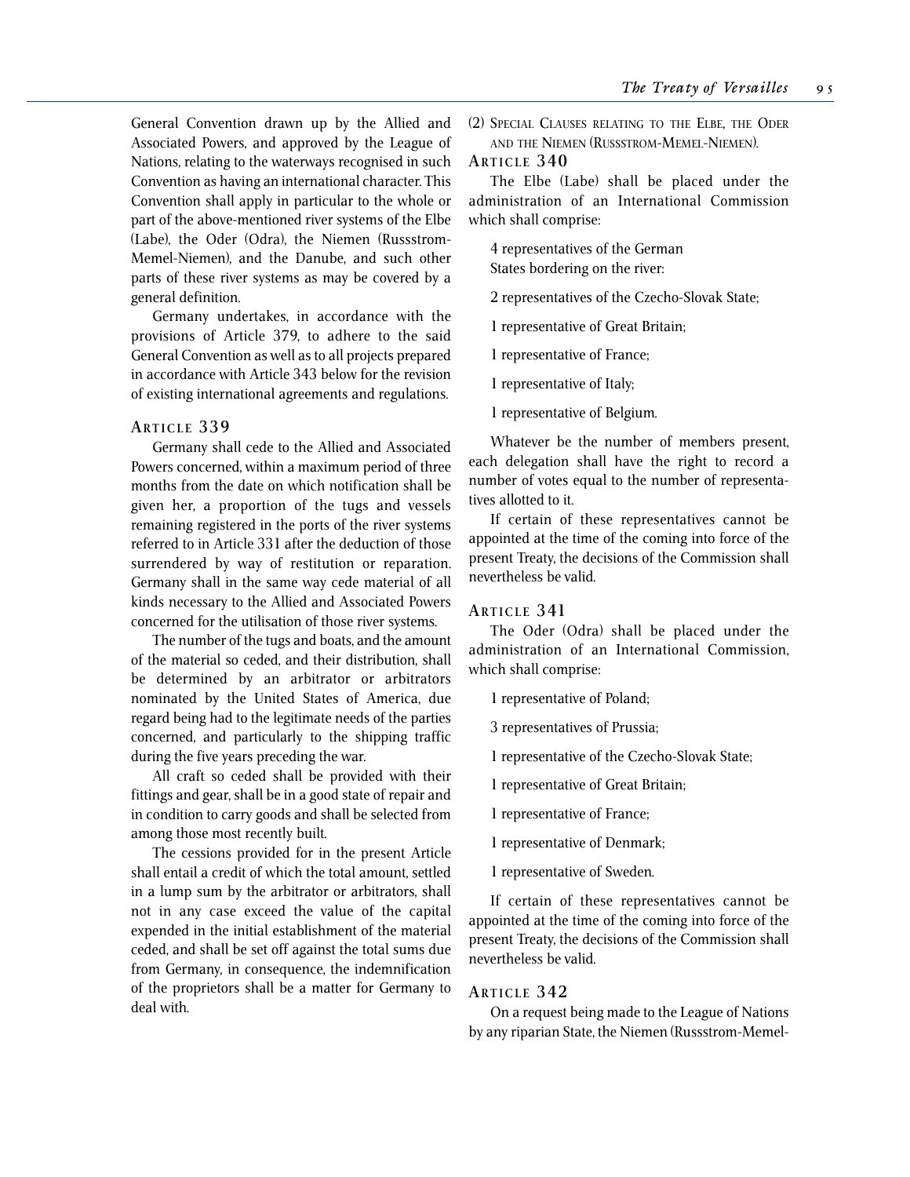General Convention drawn up by the Allied and Associated Powers, and approved by the League of Nations, relating to the waterways recognised in such Convention as having an international character. This Convention shall apply in particular to the whole or part of the above-mentioned river systems of the Elbe (Labe), the Oder (Odra), the Niemen (Russstrom-Memel-Niemen), and the Danube, and such other parts of these river systems as may be covered by a general definition.

Germany undertakes, in accordance with the provisions of Article 379, to adhere to the said General Convention as well as to all projects prepared in accordance with Article 343 below for the revision of existing international agreements and regulations.

### Article 339

Germany shall cede to the Allied and Associated Powers concerned, within a maximum period of three months from the date on which notification shall be given her, a proportion of the tugs and vessels remaining registered in the ports of the river systems referred to in Article 331 after the deduction of those surrendered by way of restitution or reparation. Germany shall in the same way cede material of all kinds necessary to the Allied and Associated Powers concerned for the utilisation of those river systems.

The number of the tugs and boats, and the amount of the material so ceded, and their distribution, shall be determined by an arbitrator or arbitrators nominated by the United States of America, due regard being had to the legitimate needs of the parties concerned, and particularly to the shipping traffic during the five years preceding the war.

All craft so ceded shall be provided with their fittings and gear, shall be in a good state of repair and in condition to carry goods and shall be selected from among those most recently built.

The cessions provided for in the present Article shall entail a credit of which the total amount, settled in a lump sum by the arbitrator or arbitrators, shall not in any case exceed the value of the capital expended in the initial establishment of the material ceded, and shall be set off against the total sums due from Germany, in consequence, the indemnification of the proprietors shall be a matter for Germany to deal with.

## (2) Special Clauses relating to the Elbe, the Oder and the Niemen (Russstrom-Memel-Niemen).

### Article 340

The Elbe (Labe) shall be placed under the administration of an International Commission which shall comprise:

4 representatives of the German States bordering on the river:

2 representatives of the Czecho-Slovak State;

1 representative of Great Britain;

1 representative of France;

1 representative of Italy;

1 representative of Belgium.

Whatever be the number of members present, each delegation shall have the right to record a number of votes equal to the number of representatives allotted to it.

If certain of these representatives cannot be appointed at the time of the coming into force of the present Treaty, the decisions of the Commission shall nevertheless be valid.

### Article 341

The Oder (Odra) shall be placed under the administration of an International Commission, which shall comprise:

1 representative of Poland;

3 representatives of Prussia;

1 representative of the Czecho-Slovak State;

1 representative of Great Britain;

1 representative of France;

1 representative of Denmark;

1 representative of Sweden.

If certain of these representatives cannot be appointed at the time of the coming into force of the present Treaty, the decisions of the Commission shall nevertheless be valid.

### Article 342

On a request being made to the League of Nations by any riparian State, the Niemen (Russstrom-Memel-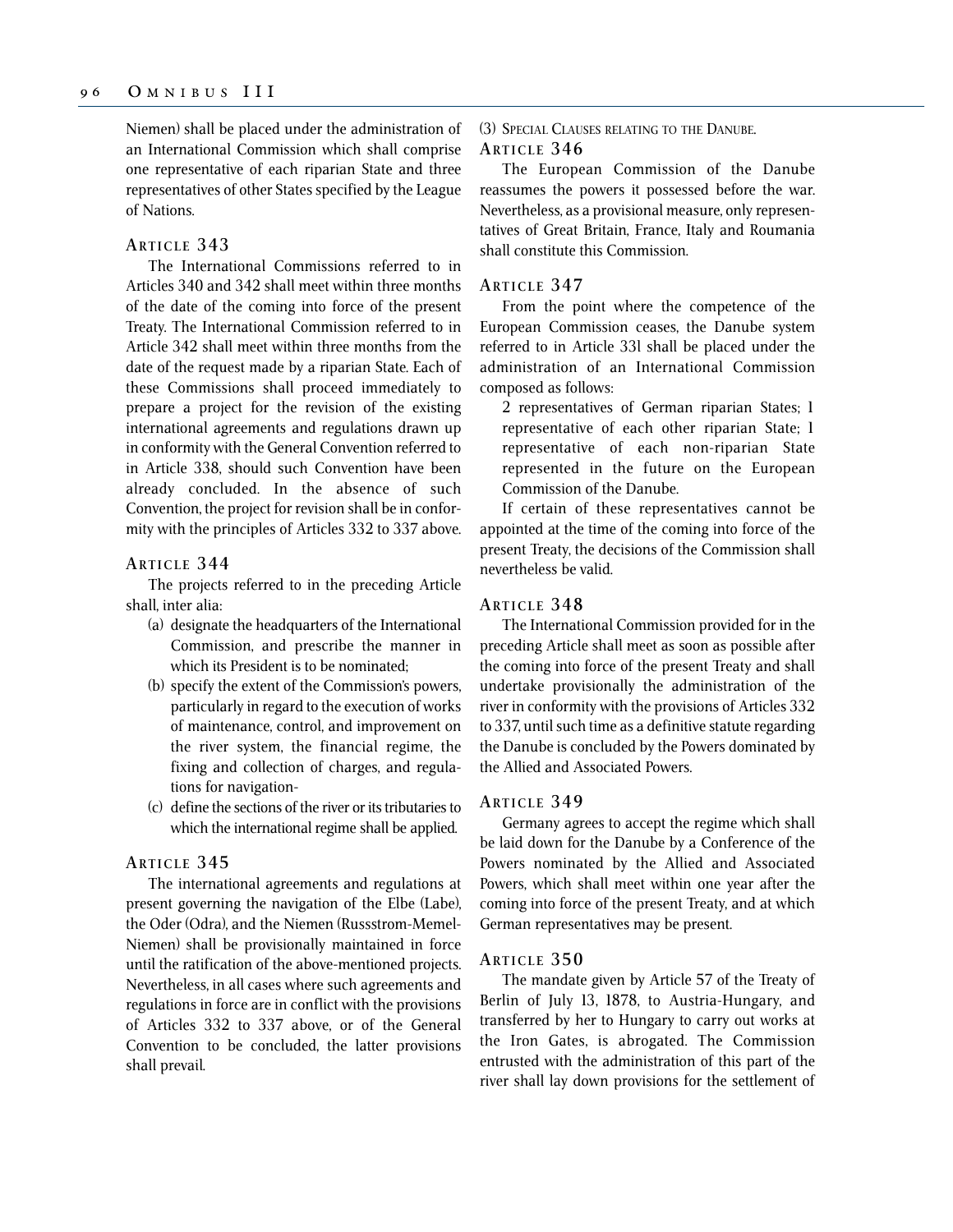Niemen) shall be placed under the administration of an International Commission which shall comprise one representative of each riparian State and three representatives of other States specified by the League of Nations.

### Article 343

The International Commissions referred to in Articles 340 and 342 shall meet within three months of the date of the coming into force of the present Treaty. The International Commission referred to in Article 342 shall meet within three months from the date of the request made by a riparian State. Each of these Commissions shall proceed immediately to prepare a project for the revision of the existing international agreements and regulations drawn up in conformity with the General Convention referred to in Article 338, should such Convention have been already concluded. In the absence of such Convention, the project for revision shall be in conformity with the principles of Articles 332 to 337 above.

### Article 344

The projects referred to in the preceding Article shall, inter alia:

(a) designate the headquarters of the International Commission, and prescribe the manner in which its President is to be nominated;

(b) specify the extent of the Commission's powers, particularly in regard to the execution of works of maintenance, control, and improvement on the river system, the financial regime, the fixing and collection of charges, and regulations for navigation-

(c) define the sections of the river or its tributaries to which the international regime shall be applied.

### Article 345

The international agreements and regulations at present governing the navigation of the Elbe (Labe), the Oder (Odra), and the Niemen (Russstrom-Memel-Niemen) shall be provisionally maintained in force until the ratification of the above-mentioned projects. Nevertheless, in all cases where such agreements and regulations in force are in conflict with the provisions of Articles 332 to 337 above, or of the General Convention to be concluded, the latter provisions shall prevail.

(3) Special Clauses relating to the Danube.

### Article 346

The European Commission of the Danube reassumes the powers it possessed before the war. Nevertheless, as a provisional measure, only representatives of Great Britain, France, Italy and Roumania shall constitute this Commission.

### Article 347

From the point where the competence of the European Commission ceases, the Danube system referred to in Article 331 shall be placed under the administration of an International Commission composed as follows:

2 representatives of German riparian States; 1 representative of each other riparian State; 1 representative of each non-riparian State represented in the future on the European Commission of the Danube.

If certain of these representatives cannot be appointed at the time of the coming into force of the present Treaty, the decisions of the Commission shall nevertheless be valid.

### Article 348

The International Commission provided for in the preceding Article shall meet as soon as possible after the coming into force of the present Treaty and shall undertake provisionally the administration of the river in conformity with the provisions of Articles 332 to 337, until such time as a definitive statute regarding the Danube is concluded by the Powers dominated by the Allied and Associated Powers.

### Article 349

Germany agrees to accept the regime which shall be laid down for the Danube by a Conference of the Powers nominated by the Allied and Associated Powers, which shall meet within one year after the coming into force of the present Treaty, and at which German representatives may be present.

### Article 350

The mandate given by Article 57 of the Treaty of Berlin of July 13, 1878, to Austria-Hungary, and transferred by her to Hungary to carry out works at the Iron Gates, is abrogated. The Commission entrusted with the administration of this part of the river shall lay down provisions for the settlement of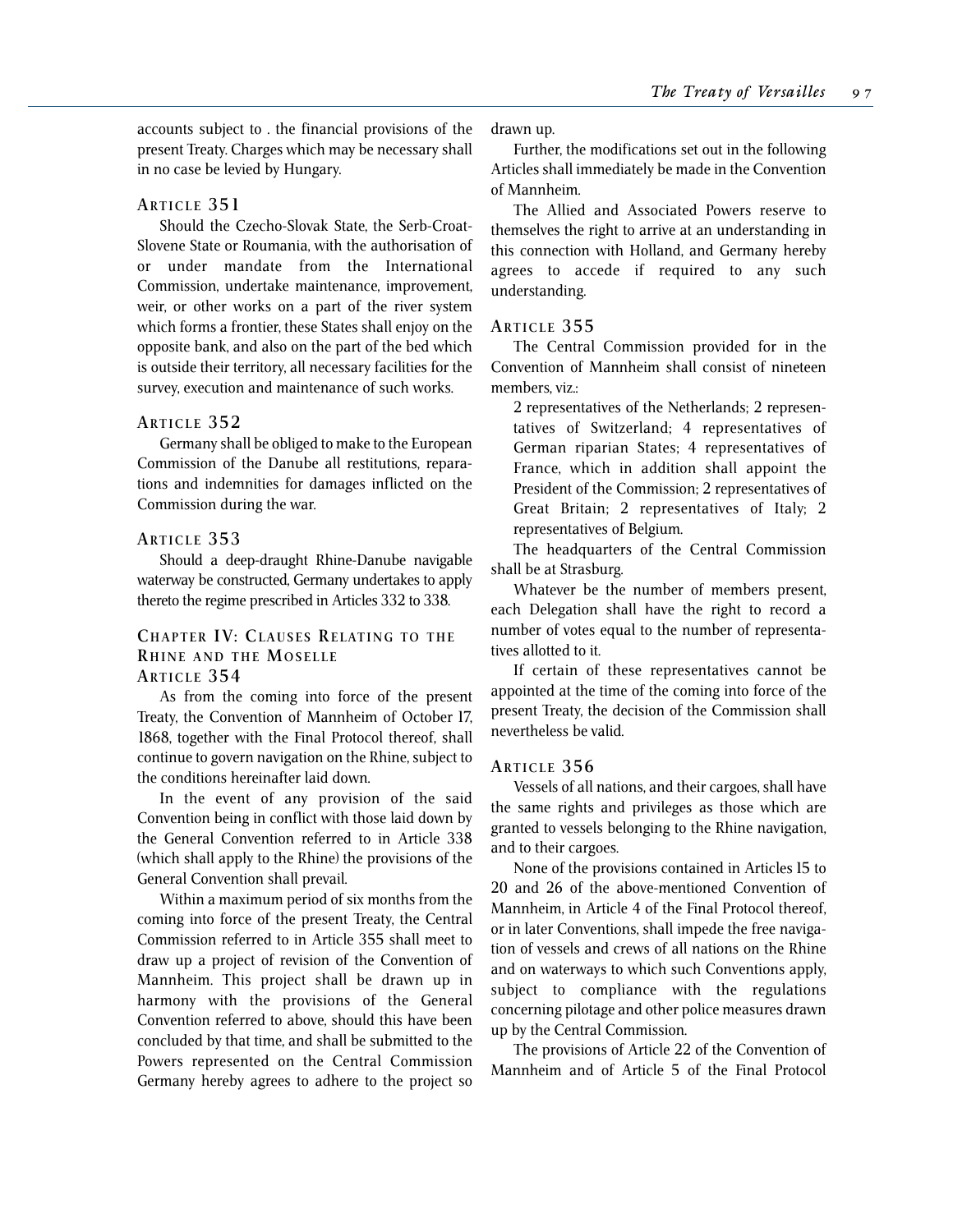accounts subject to . the financial provisions of the present Treaty. Charges which may be necessary shall in no case be levied by Hungary.

### Article 351

Should the Czecho-Slovak State, the Serb-Croat-Slovene State or Roumania, with the authorisation of or under mandate from the International Commission, undertake maintenance, improvement, weir, or other works on a part of the river system which forms a frontier, these States shall enjoy on the opposite bank, and also on the part of the bed which is outside their territory, all necessary facilities for the survey, execution and maintenance of such works.

### Article 352

Germany shall be obliged to make to the European Commission of the Danube all restitutions, reparations and indemnities for damages inflicted on the Commission during the war.

### Article 353

Should a deep-draught Rhine-Danube navigable waterway be constructed, Germany undertakes to apply thereto the regime prescribed in Articles 332 to 338.

## Chapter IV: Clauses Relating to the Rhine and the Moselle

### Article 354

As from the coming into force of the present Treaty, the Convention of Mannheim of October 17, 1868, together with the Final Protocol thereof, shall continue to govern navigation on the Rhine, subject to the conditions hereinafter laid down.

In the event of any provision of the said Convention being in conflict with those laid down by the General Convention referred to in Article 338 (which shall apply to the Rhine) the provisions of the General Convention shall prevail.

Within a maximum period of six months from the coming into force of the present Treaty, the Central Commission referred to in Article 355 shall meet to draw up a project of revision of the Convention of Mannheim. This project shall be drawn up in harmony with the provisions of the General Convention referred to above, should this have been concluded by that time, and shall be submitted to the Powers represented on the Central Commission Germany hereby agrees to adhere to the project so drawn up.

Further, the modifications set out in the following Articles shall immediately be made in the Convention of Mannheim.

The Allied and Associated Powers reserve to themselves the right to arrive at an understanding in this connection with Holland, and Germany hereby agrees to accede if required to any such understanding.

### Article 355

The Central Commission provided for in the Convention of Mannheim shall consist of nineteen members, viz.:

2 representatives of the Netherlands; 2 representatives of Switzerland; 4 representatives of German riparian States; 4 representatives of France, which in addition shall appoint the President of the Commission; 2 representatives of Great Britain; 2 representatives of Italy; 2 representatives of Belgium.

The headquarters of the Central Commission shall be at Strasburg.

Whatever be the number of members present, each Delegation shall have the right to record a number of votes equal to the number of representatives allotted to it.

If certain of these representatives cannot be appointed at the time of the coming into force of the present Treaty, the decision of the Commission shall nevertheless be valid.

### Article 356

Vessels of all nations, and their cargoes, shall have the same rights and privileges as those which are granted to vessels belonging to the Rhine navigation, and to their cargoes.

None of the provisions contained in Articles 15 to 20 and 26 of the above-mentioned Convention of Mannheim, in Article 4 of the Final Protocol thereof, or in later Conventions, shall impede the free navigation of vessels and crews of all nations on the Rhine and on waterways to which such Conventions apply, subject to compliance with the regulations concerning pilotage and other police measures drawn up by the Central Commission.

The provisions of Article 22 of the Convention of Mannheim and of Article 5 of the Final Protocol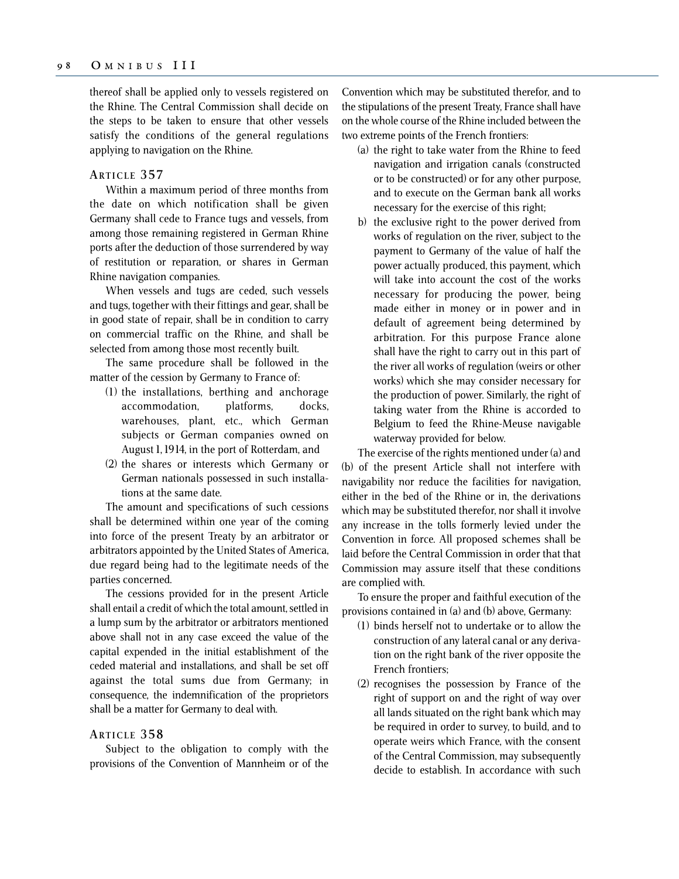thereof shall be applied only to vessels registered on the Rhine. The Central Commission shall decide on the steps to be taken to ensure that other vessels satisfy the conditions of the general regulations applying to navigation on the Rhine.

### Article 357

Within a maximum period of three months from the date on which notification shall be given Germany shall cede to France tugs and vessels, from among those remaining registered in German Rhine ports after the deduction of those surrendered by way of restitution or reparation, or shares in German Rhine navigation companies.

When vessels and tugs are ceded, such vessels and tugs, together with their fittings and gear, shall be in good state of repair, shall be in condition to carry on commercial traffic on the Rhine, and shall be selected from among those most recently built.

The same procedure shall be followed in the matter of the cession by Germany to France of:

(1) the installations, berthing and anchorage accommodation, platforms, docks, warehouses, plant, etc., which German subjects or German companies owned on August 1, 1914, in the port of Rotterdam, and

(2) the shares or interests which Germany or German nationals possessed in such installations at the same date.

The amount and specifications of such cessions shall be determined within one year of the coming into force of the present Treaty by an arbitrator or arbitrators appointed by the United States of America, due regard being had to the legitimate needs of the parties concerned.

The cessions provided for in the present Article shall entail a credit of which the total amount, settled in a lump sum by the arbitrator or arbitrators mentioned above shall not in any case exceed the value of the capital expended in the initial establishment of the ceded material and installations, and shall be set off against the total sums due from Germany; in consequence, the indemnification of the proprietors shall be a matter for Germany to deal with.

### Article 358

Subject to the obligation to comply with the provisions of the Convention of Mannheim or of the Convention which may be substituted therefor, and to the stipulations of the present Treaty, France shall have on the whole course of the Rhine included between the two extreme points of the French frontiers:

(a) the right to take water from the Rhine to feed navigation and irrigation canals (constructed or to be constructed) or for any other purpose, and to execute on the German bank all works necessary for the exercise of this right;

b) the exclusive right to the power derived from works of regulation on the river, subject to the payment to Germany of the value of half the power actually produced, this payment, which will take into account the cost of the works necessary for producing the power, being made either in money or in power and in default of agreement being determined by arbitration. For this purpose France alone shall have the right to carry out in this part of the river all works of regulation (weirs or other works) which she may consider necessary for the production of power. Similarly, the right of taking water from the Rhine is accorded to Belgium to feed the Rhine-Meuse navigable waterway provided for below.

The exercise of the rights mentioned under (a) and (b) of the present Article shall not interfere with navigability nor reduce the facilities for navigation, either in the bed of the Rhine or in, the derivations which may be substituted therefor, nor shall it involve any increase in the tolls formerly levied under the Convention in force. All proposed schemes shall be laid before the Central Commission in order that that Commission may assure itself that these conditions are complied with.

To ensure the proper and faithful execution of the provisions contained in (a) and (b) above, Germany:

(1) binds herself not to undertake or to allow the construction of any lateral canal or any derivation on the right bank of the river opposite the French frontiers;

(2) recognises the possession by France of the right of support on and the right of way over all lands situated on the right bank which may be required in order to survey, to build, and to operate weirs which France, with the consent of the Central Commission, may subsequently decide to establish. In accordance with such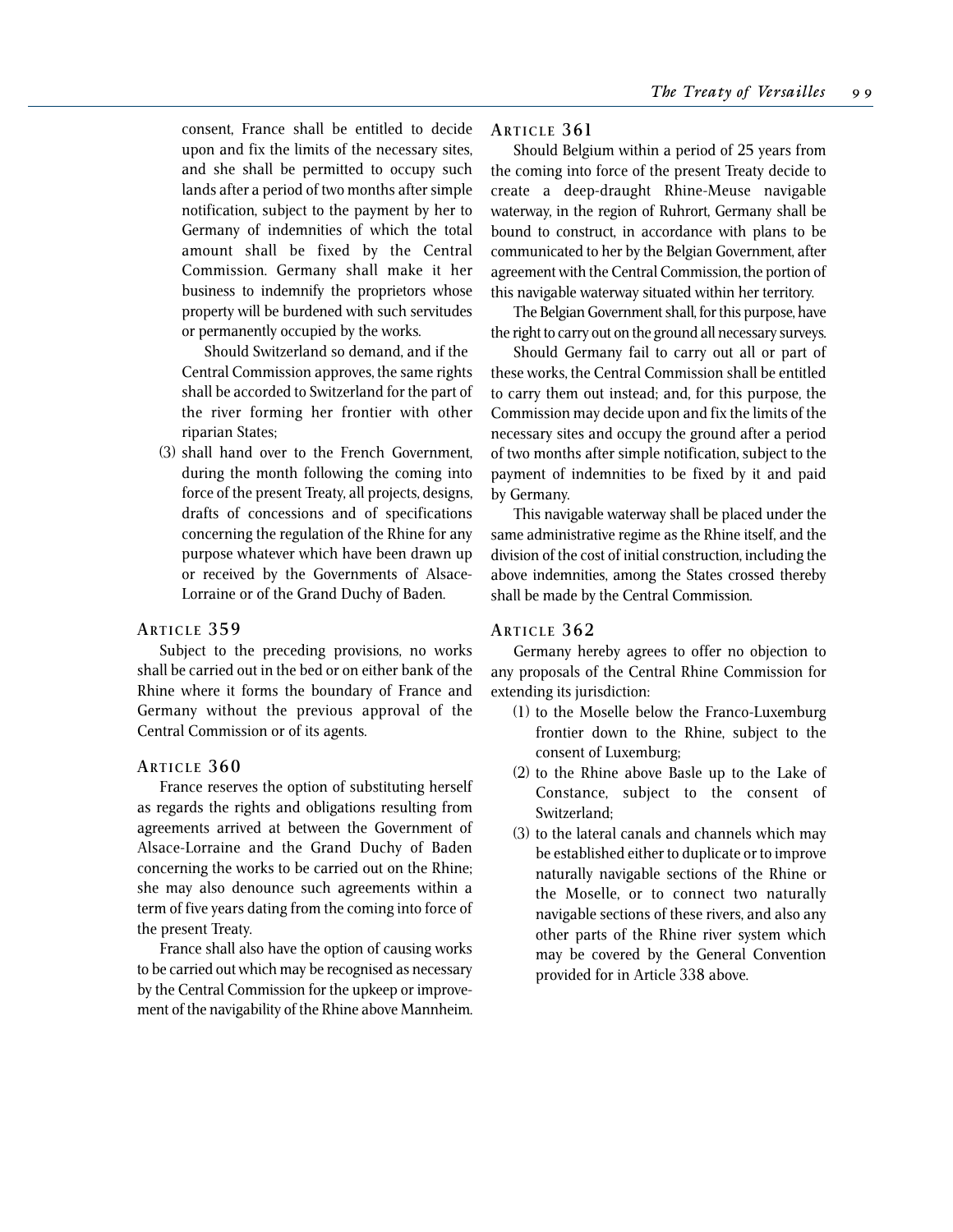consent, France shall be entitled to decide upon and fix the limits of the necessary sites, and she shall be permitted to occupy such lands after a period of two months after simple notification, subject to the payment by her to Germany of indemnities of which the total amount shall be fixed by the Central Commission. Germany shall make it her business to indemnify the proprietors whose property will be burdened with such servitudes or permanently occupied by the works.

Should Switzerland so demand, and if the Central Commission approves, the same rights shall be accorded to Switzerland for the part of the river forming her frontier with other riparian States;

(3) shall hand over to the French Government, during the month following the coming into force of the present Treaty, all projects, designs, drafts of concessions and of specifications concerning the regulation of the Rhine for any purpose whatever which have been drawn up or received by the Governments of Alsace-Lorraine or of the Grand Duchy of Baden.

### Article 359

Subject to the preceding provisions, no works shall be carried out in the bed or on either bank of the Rhine where it forms the boundary of France and Germany without the previous approval of the Central Commission or of its agents.

### Article 360

France reserves the option of substituting herself as regards the rights and obligations resulting from agreements arrived at between the Government of Alsace-Lorraine and the Grand Duchy of Baden concerning the works to be carried out on the Rhine; she may also denounce such agreements within a term of five years dating from the coming into force of the present Treaty.

France shall also have the option of causing works to be carried out which may be recognised as necessary by the Central Commission for the upkeep or improvement of the navigability of the Rhine above Mannheim.

### Article 361

Should Belgium within a period of 25 years from the coming into force of the present Treaty decide to create a deep-draught Rhine-Meuse navigable waterway, in the region of Ruhrort, Germany shall be bound to construct, in accordance with plans to be communicated to her by the Belgian Government, after agreement with the Central Commission, the portion of this navigable waterway situated within her territory.

The Belgian Government shall, for this purpose, have the right to carry out on the ground all necessary surveys.

Should Germany fail to carry out all or part of these works, the Central Commission shall be entitled to carry them out instead; and, for this purpose, the Commission may decide upon and fix the limits of the necessary sites and occupy the ground after a period of two months after simple notification, subject to the payment of indemnities to be fixed by it and paid by Germany.

This navigable waterway shall be placed under the same administrative regime as the Rhine itself, and the division of the cost of initial construction, including the above indemnities, among the States crossed thereby shall be made by the Central Commission.

### Article 362

Germany hereby agrees to offer no objection to any proposals of the Central Rhine Commission for extending its jurisdiction:

(1) to the Moselle below the Franco-Luxemburg frontier down to the Rhine, subject to the consent of Luxemburg;

(2) to the Rhine above Basle up to the Lake of Constance, subject to the consent of Switzerland;

(3) to the lateral canals and channels which may be established either to duplicate or to improve naturally navigable sections of the Rhine or the Moselle, or to connect two naturally navigable sections of these rivers, and also any other parts of the Rhine river system which may be covered by the General Convention provided for in Article 338 above.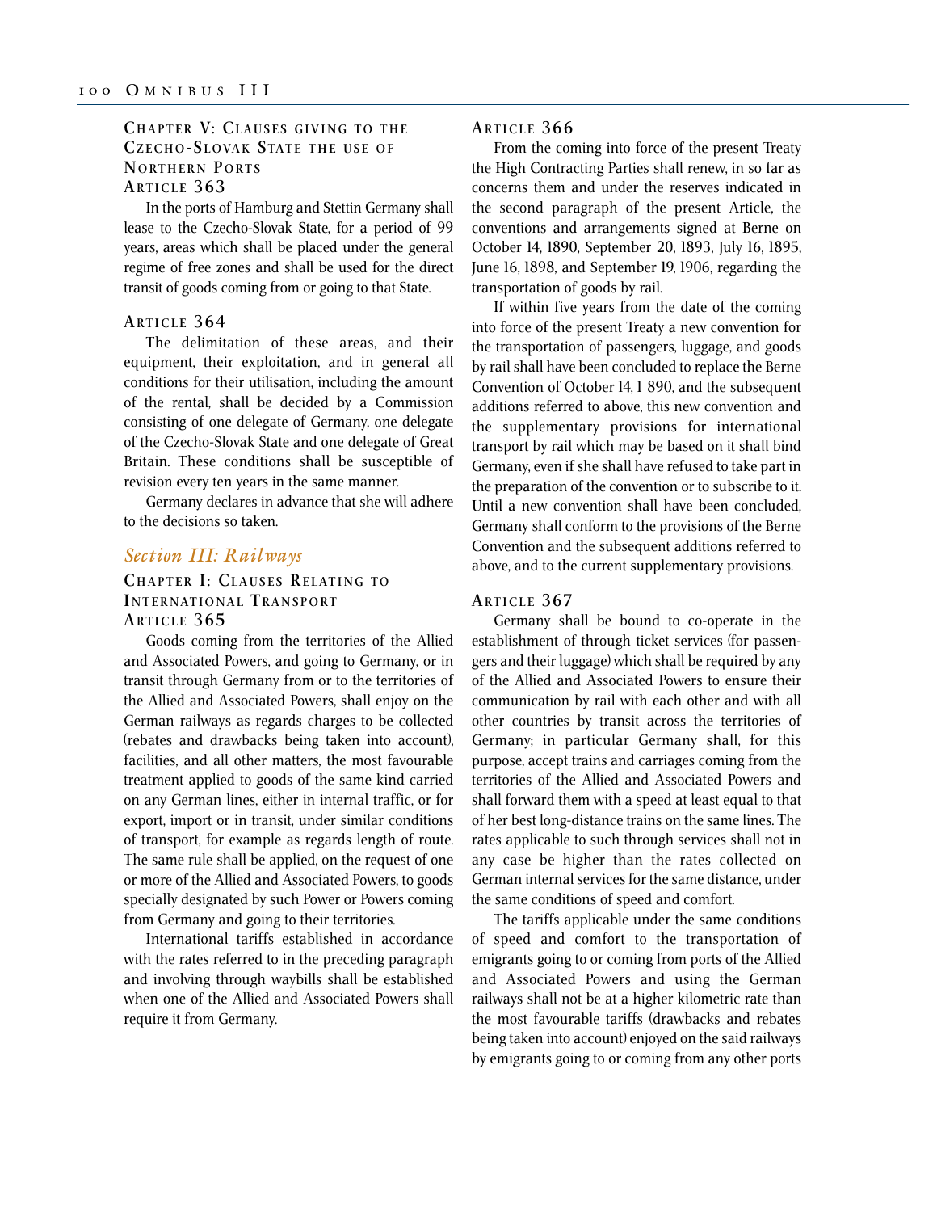### Chapter V: Clauses giving to the Czecho-Slovak State the use of Northern Ports

#### Article 363

In the ports of Hamburg and Stettin Germany shall lease to the Czecho-Slovak State, for a period of 99 years, areas which shall be placed under the general regime of free zones and shall be used for the direct transit of goods coming from or going to that State.

#### Article 364

The delimitation of these areas, and their equipment, their exploitation, and in general all conditions for their utilisation, including the amount of the rental, shall be decided by a Commission consisting of one delegate of Germany, one delegate of the Czecho-Slovak State and one delegate of Great Britain. These conditions shall be susceptible of revision every ten years in the same manner.

Germany declares in advance that she will adhere to the decisions so taken.

## *Section III: Railways*

### Chapter I: Clauses Relating to International Transport

#### Article 365

Goods coming from the territories of the Allied and Associated Powers, and going to Germany, or in transit through Germany from or to the territories of the Allied and Associated Powers, shall enjoy on the German railways as regards charges to be collected (rebates and drawbacks being taken into account), facilities, and all other matters, the most favourable treatment applied to goods of the same kind carried on any German lines, either in internal traffic, or for export, import or in transit, under similar conditions of transport, for example as regards length of route. The same rule shall be applied, on the request of one or more of the Allied and Associated Powers, to goods specially designated by such Power or Powers coming from Germany and going to their territories.

International tariffs established in accordance with the rates referred to in the preceding paragraph and involving through waybills shall be established when one of the Allied and Associated Powers shall require it from Germany.

#### Article 366

From the coming into force of the present Treaty the High Contracting Parties shall renew, in so far as concerns them and under the reserves indicated in the second paragraph of the present Article, the conventions and arrangements signed at Berne on October 14, 1890, September 20, 1893, July 16, 1895, June 16, 1898, and September 19, 1906, regarding the transportation of goods by rail.

If within five years from the date of the coming into force of the present Treaty a new convention for the transportation of passengers, luggage, and goods by rail shall have been concluded to replace the Berne Convention of October 14, 1 890, and the subsequent additions referred to above, this new convention and the supplementary provisions for international transport by rail which may be based on it shall bind Germany, even if she shall have refused to take part in the preparation of the convention or to subscribe to it. Until a new convention shall have been concluded, Germany shall conform to the provisions of the Berne Convention and the subsequent additions referred to above, and to the current supplementary provisions.

#### Article 367

Germany shall be bound to co-operate in the establishment of through ticket services (for passengers and their luggage) which shall be required by any of the Allied and Associated Powers to ensure their communication by rail with each other and with all other countries by transit across the territories of Germany; in particular Germany shall, for this purpose, accept trains and carriages coming from the territories of the Allied and Associated Powers and shall forward them with a speed at least equal to that of her best long-distance trains on the same lines. The rates applicable to such through services shall not in any case be higher than the rates collected on German internal services for the same distance, under the same conditions of speed and comfort.

The tariffs applicable under the same conditions of speed and comfort to the transportation of emigrants going to or coming from ports of the Allied and Associated Powers and using the German railways shall not be at a higher kilometric rate than the most favourable tariffs (drawbacks and rebates being taken into account) enjoyed on the said railways by emigrants going to or coming from any other ports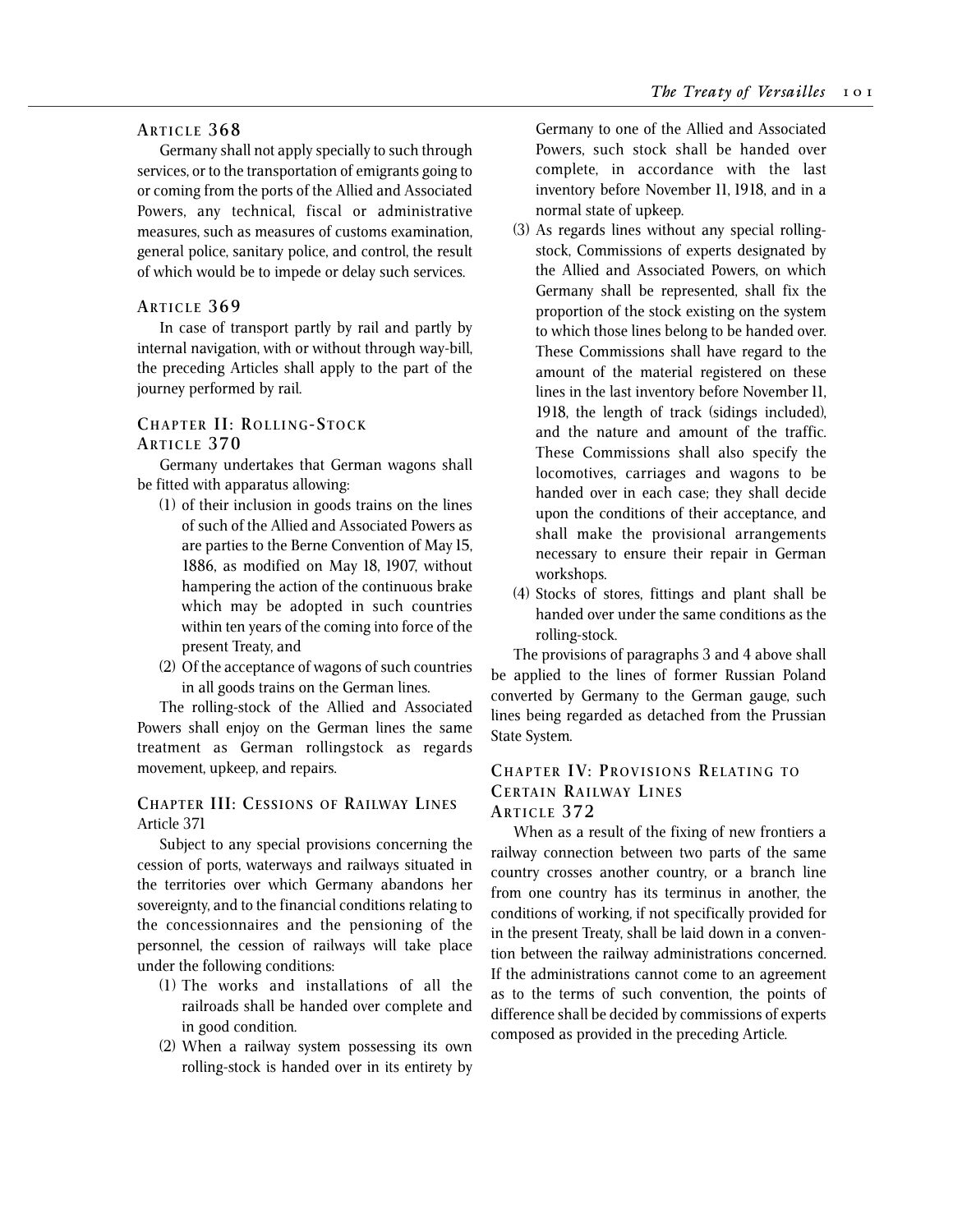### Article 368

Germany shall not apply specially to such through services, or to the transportation of emigrants going to or coming from the ports of the Allied and Associated Powers, any technical, fiscal or administrative measures, such as measures of customs examination, general police, sanitary police, and control, the result of which would be to impede or delay such services.

### Article 369

In case of transport partly by rail and partly by internal navigation, with or without through way-bill, the preceding Articles shall apply to the part of the journey performed by rail.

## Chapter II: Rolling-Stock

### Article 370

Germany undertakes that German wagons shall be fitted with apparatus allowing:

(1) of their inclusion in goods trains on the lines of such of the Allied and Associated Powers as are parties to the Berne Convention of May 15, 1886, as modified on May 18, 1907, without hampering the action of the continuous brake which may be adopted in such countries within ten years of the coming into force of the present Treaty, and

(2) Of the acceptance of wagons of such countries in all goods trains on the German lines.

The rolling-stock of the Allied and Associated Powers shall enjoy on the German lines the same treatment as German rollingstock as regards movement, upkeep, and repairs.

## Chapter III: Cessions of Railway Lines

### Article 371

Subject to any special provisions concerning the cession of ports, waterways and railways situated in the territories over which Germany abandons her sovereignty, and to the financial conditions relating to the concessionnaires and the pensioning of the personnel, the cession of railways will take place under the following conditions:

(1) The works and installations of all the railroads shall be handed over complete and in good condition.

(2) When a railway system possessing its own rolling-stock is handed over in its entirety by Germany to one of the Allied and Associated Powers, such stock shall be handed over complete, in accordance with the last inventory before November 11, 1918, and in a normal state of upkeep.

(3) As regards lines without any special rolling-stock, Commissions of experts designated by the Allied and Associated Powers, on which Germany shall be represented, shall fix the proportion of the stock existing on the system to which those lines belong to be handed over. These Commissions shall have regard to the amount of the material registered on these lines in the last inventory before November 11, 1918, the length of track (sidings included), and the nature and amount of the traffic. These Commissions shall also specify the locomotives, carriages and wagons to be handed over in each case; they shall decide upon the conditions of their acceptance, and shall make the provisional arrangements necessary to ensure their repair in German workshops.

(4) Stocks of stores, fittings and plant shall be handed over under the same conditions as the rolling-stock.

The provisions of paragraphs 3 and 4 above shall be applied to the lines of former Russian Poland converted by Germany to the German gauge, such lines being regarded as detached from the Prussian State System.

## Chapter IV: Provisions Relating to Certain Railway Lines

### Article 372

When as a result of the fixing of new frontiers a railway connection between two parts of the same country crosses another country, or a branch line from one country has its terminus in another, the conditions of working, if not specifically provided for in the present Treaty, shall be laid down in a convention between the railway administrations concerned. If the administrations cannot come to an agreement as to the terms of such convention, the points of difference shall be decided by commissions of experts composed as provided in the preceding Article.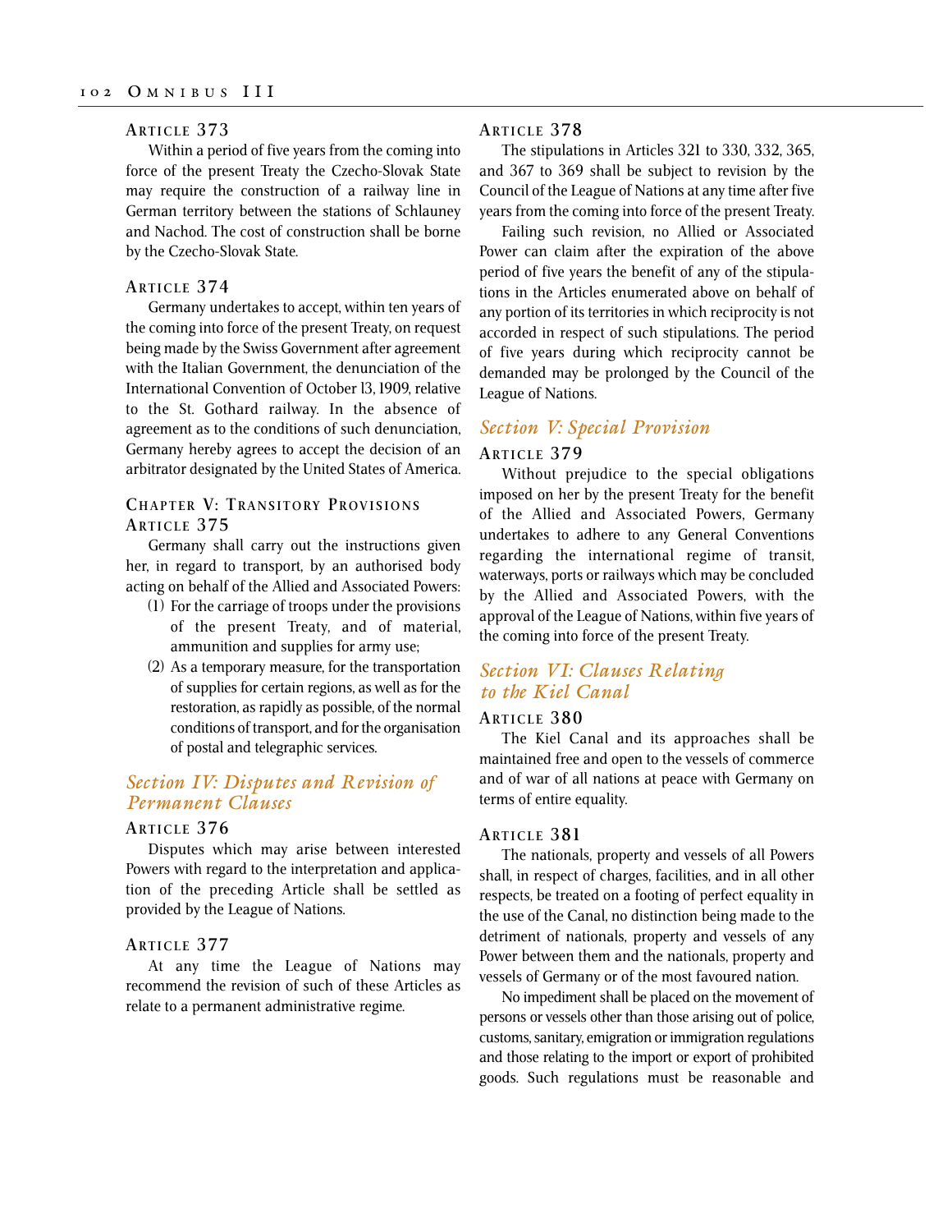### Article 373

Within a period of five years from the coming into force of the present Treaty the Czecho-Slovak State may require the construction of a railway line in German territory between the stations of Schlauney and Nachod. The cost of construction shall be borne by the Czecho-Slovak State.

### Article 374

Germany undertakes to accept, within ten years of the coming into force of the present Treaty, on request being made by the Swiss Government after agreement with the Italian Government, the denunciation of the International Convention of October 13, 1909, relative to the St. Gothard railway. In the absence of agreement as to the conditions of such denunciation, Germany hereby agrees to accept the decision of an arbitrator designated by the United States of America.

## Chapter V: Transitory Provisions

### Article 375

Germany shall carry out the instructions given her, in regard to transport, by an authorised body acting on behalf of the Allied and Associated Powers:

(1) For the carriage of troops under the provisions of the present Treaty, and of material, ammunition and supplies for army use;

(2) As a temporary measure, for the transportation of supplies for certain regions, as well as for the restoration, as rapidly as possible, of the normal conditions of transport, and for the organisation of postal and telegraphic services.

## *Section IV: Disputes and Revision of Permanent Clauses*

### Article 376

Disputes which may arise between interested Powers with regard to the interpretation and application of the preceding Article shall be settled as provided by the League of Nations.

### Article 377

At any time the League of Nations may recommend the revision of such of these Articles as relate to a permanent administrative regime.

### Article 378

The stipulations in Articles 321 to 330, 332, 365, and 367 to 369 shall be subject to revision by the Council of the League of Nations at any time after five years from the coming into force of the present Treaty.

Failing such revision, no Allied or Associated Power can claim after the expiration of the above period of five years the benefit of any of the stipulations in the Articles enumerated above on behalf of any portion of its territories in which reciprocity is not accorded in respect of such stipulations. The period of five years during which reciprocity cannot be demanded may be prolonged by the Council of the League of Nations.

## *Section V: Special Provision*

### Article 379

Without prejudice to the special obligations imposed on her by the present Treaty for the benefit of the Allied and Associated Powers, Germany undertakes to adhere to any General Conventions regarding the international regime of transit, waterways, ports or railways which may be concluded by the Allied and Associated Powers, with the approval of the League of Nations, within five years of the coming into force of the present Treaty.

## *Section VI: Clauses Relating to the Kiel Canal*

### Article 380

The Kiel Canal and its approaches shall be maintained free and open to the vessels of commerce and of war of all nations at peace with Germany on terms of entire equality.

### Article 381

The nationals, property and vessels of all Powers shall, in respect of charges, facilities, and in all other respects, be treated on a footing of perfect equality in the use of the Canal, no distinction being made to the detriment of nationals, property and vessels of any Power between them and the nationals, property and vessels of Germany or of the most favoured nation.

No impediment shall be placed on the movement of persons or vessels other than those arising out of police, customs, sanitary, emigration or immigration regulations and those relating to the import or export of prohibited goods. Such regulations must be reasonable and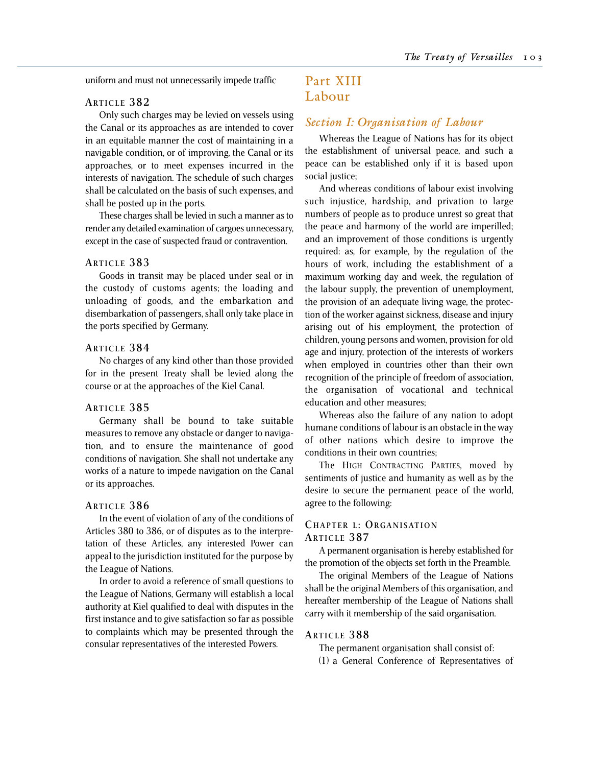uniform and must not unnecessarily impede traffic

### Article 382

Only such charges may be levied on vessels using the Canal or its approaches as are intended to cover in an equitable manner the cost of maintaining in a navigable condition, or of improving, the Canal or its approaches, or to meet expenses incurred in the interests of navigation. The schedule of such charges shall be calculated on the basis of such expenses, and shall be posted up in the ports.

These charges shall be levied in such a manner as to render any detailed examination of cargoes unnecessary, except in the case of suspected fraud or contravention.

### Article 383

Goods in transit may be placed under seal or in the custody of customs agents; the loading and unloading of goods, and the embarkation and disembarkation of passengers, shall only take place in the ports specified by Germany.

### Article 384

No charges of any kind other than those provided for in the present Treaty shall be levied along the course or at the approaches of the Kiel Canal.

### Article 385

Germany shall be bound to take suitable measures to remove any obstacle or danger to navigation, and to ensure the maintenance of good conditions of navigation. She shall not undertake any works of a nature to impede navigation on the Canal or its approaches.

### Article 386

In the event of violation of any of the conditions of Articles 380 to 386, or of disputes as to the interpretation of these Articles, any interested Power can appeal to the jurisdiction instituted for the purpose by the League of Nations.

In order to avoid a reference of small questions to the League of Nations, Germany will establish a local authority at Kiel qualified to deal with disputes in the first instance and to give satisfaction so far as possible to complaints which may be presented through the consular representatives of the interested Powers.

# Part XIII Labour

## *Section I: Organisation of Labour*

Whereas the League of Nations has for its object the establishment of universal peace, and such a peace can be established only if it is based upon social justice;

And whereas conditions of labour exist involving such injustice, hardship, and privation to large numbers of people as to produce unrest so great that the peace and harmony of the world are imperilled; and an improvement of those conditions is urgently required: as, for example, by the regulation of the hours of work, including the establishment of a maximum working day and week, the regulation of the labour supply, the prevention of unemployment, the provision of an adequate living wage, the protection of the worker against sickness, disease and injury arising out of his employment, the protection of children, young persons and women, provision for old age and injury, protection of the interests of workers when employed in countries other than their own recognition of the principle of freedom of association, the organisation of vocational and technical education and other measures;

Whereas also the failure of any nation to adopt humane conditions of labour is an obstacle in the way of other nations which desire to improve the conditions in their own countries;

The High Contracting Parties, moved by sentiments of justice and humanity as well as by the desire to secure the permanent peace of the world, agree to the following:

### Chapter 1: Organisation

### Article 387

A permanent organisation is hereby established for the promotion of the objects set forth in the Preamble.

The original Members of the League of Nations shall be the original Members of this organisation, and hereafter membership of the League of Nations shall carry with it membership of the said organisation.

### Article 388

The permanent organisation shall consist of:

(1) a General Conference of Representatives of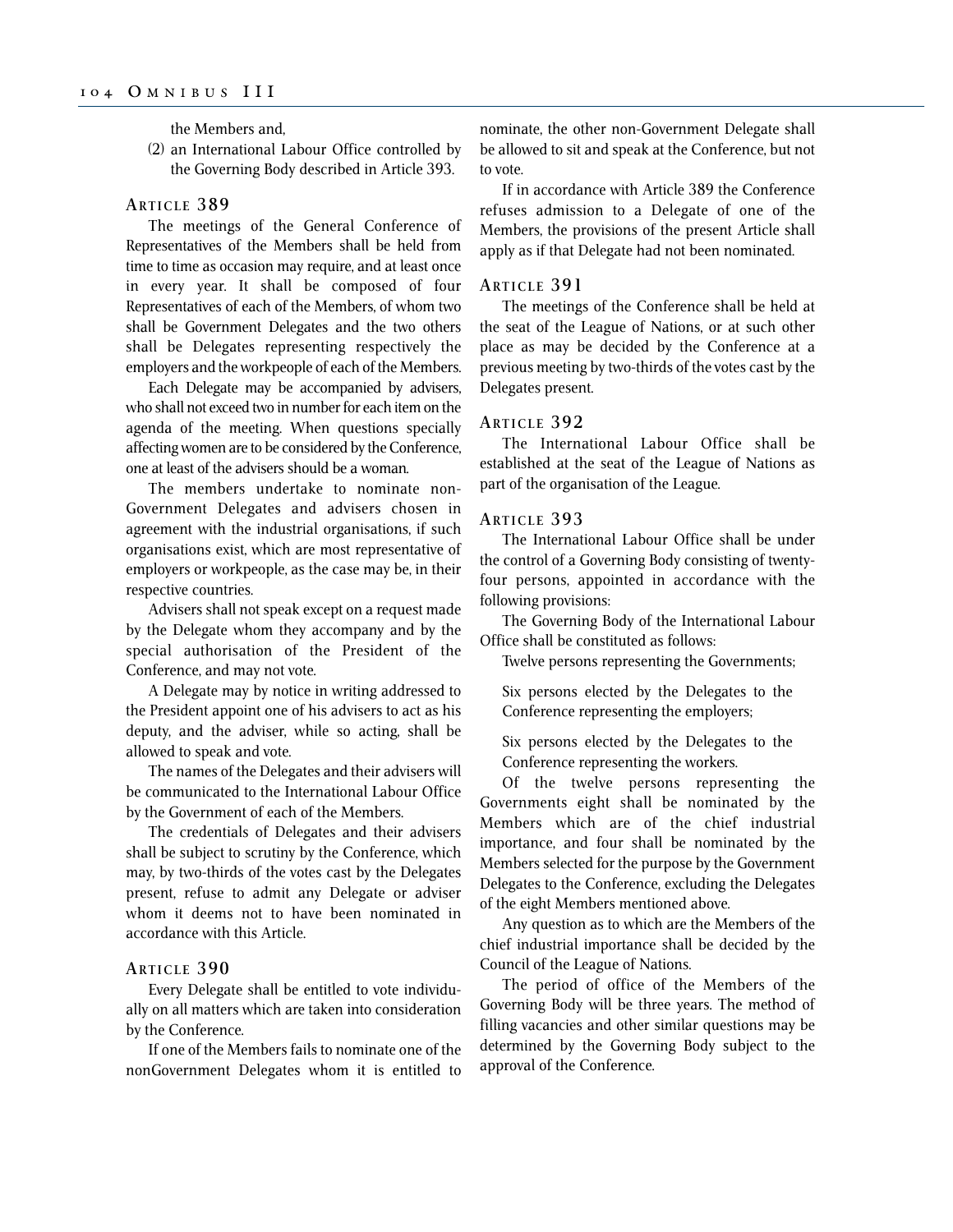the Members and,

(2) an International Labour Office controlled by the Governing Body described in Article 393.

### Article 389

The meetings of the General Conference of Representatives of the Members shall be held from time to time as occasion may require, and at least once in every year. It shall be composed of four Representatives of each of the Members, of whom two shall be Government Delegates and the two others shall be Delegates representing respectively the employers and the workpeople of each of the Members.

Each Delegate may be accompanied by advisers, who shall not exceed two in number for each item on the agenda of the meeting. When questions specially affecting women are to be considered by the Conference, one at least of the advisers should be a woman.

The members undertake to nominate non-Government Delegates and advisers chosen in agreement with the industrial organisations, if such organisations exist, which are most representative of employers or workpeople, as the case may be, in their respective countries.

Advisers shall not speak except on a request made by the Delegate whom they accompany and by the special authorisation of the President of the Conference, and may not vote.

A Delegate may by notice in writing addressed to the President appoint one of his advisers to act as his deputy, and the adviser, while so acting, shall be allowed to speak and vote.

The names of the Delegates and their advisers will be communicated to the International Labour Office by the Government of each of the Members.

The credentials of Delegates and their advisers shall be subject to scrutiny by the Conference, which may, by two-thirds of the votes cast by the Delegates present, refuse to admit any Delegate or adviser whom it deems not to have been nominated in accordance with this Article.

### Article 390

Every Delegate shall be entitled to vote individually on all matters which are taken into consideration by the Conference.

If one of the Members fails to nominate one of the nonGovernment Delegates whom it is entitled to nominate, the other non-Government Delegate shall be allowed to sit and speak at the Conference, but not to vote.

If in accordance with Article 389 the Conference refuses admission to a Delegate of one of the Members, the provisions of the present Article shall apply as if that Delegate had not been nominated.

### Article 391

The meetings of the Conference shall be held at the seat of the League of Nations, or at such other place as may be decided by the Conference at a previous meeting by two-thirds of the votes cast by the Delegates present.

### Article 392

The International Labour Office shall be established at the seat of the League of Nations as part of the organisation of the League.

### Article 393

The International Labour Office shall be under the control of a Governing Body consisting of twenty-four persons, appointed in accordance with the following provisions:

The Governing Body of the International Labour Office shall be constituted as follows:

Twelve persons representing the Governments;

Six persons elected by the Delegates to the Conference representing the employers;

Six persons elected by the Delegates to the Conference representing the workers.

Of the twelve persons representing the Governments eight shall be nominated by the Members which are of the chief industrial importance, and four shall be nominated by the Members selected for the purpose by the Government Delegates to the Conference, excluding the Delegates of the eight Members mentioned above.

Any question as to which are the Members of the chief industrial importance shall be decided by the Council of the League of Nations.

The period of office of the Members of the Governing Body will be three years. The method of filling vacancies and other similar questions may be determined by the Governing Body subject to the approval of the Conference.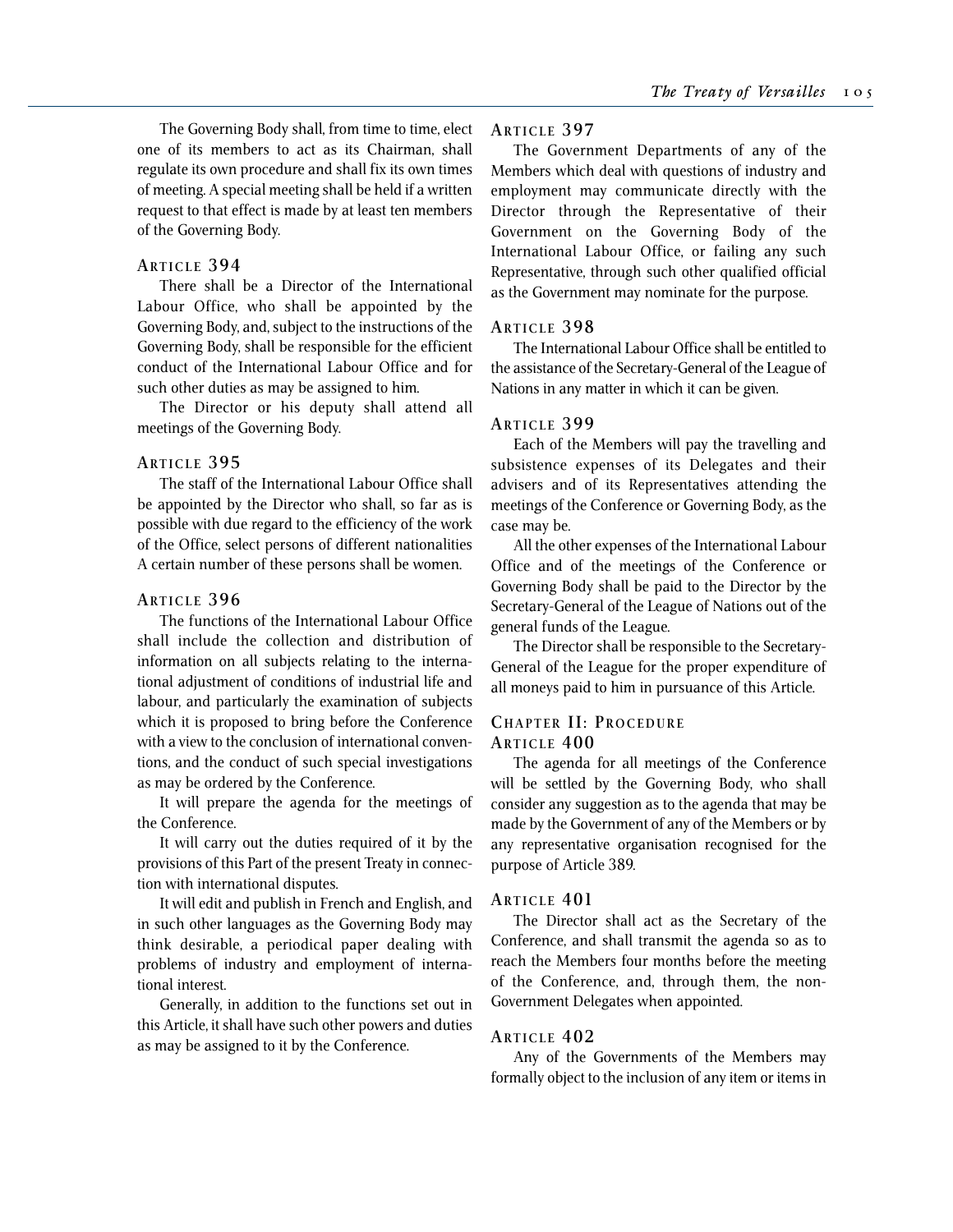The Governing Body shall, from time to time, elect one of its members to act as its Chairman, shall regulate its own procedure and shall fix its own times of meeting. A special meeting shall be held if a written request to that effect is made by at least ten members of the Governing Body.

### ARTICLE 394

There shall be a Director of the International Labour Office, who shall be appointed by the Governing Body, and, subject to the instructions of the Governing Body, shall be responsible for the efficient conduct of the International Labour Office and for such other duties as may be assigned to him.

The Director or his deputy shall attend all meetings of the Governing Body.

### ARTICLE 395

The staff of the International Labour Office shall be appointed by the Director who shall, so far as is possible with due regard to the efficiency of the work of the Office, select persons of different nationalities A certain number of these persons shall be women.

### ARTICLE 396

The functions of the International Labour Office shall include the collection and distribution of information on all subjects relating to the international adjustment of conditions of industrial life and labour, and particularly the examination of subjects which it is proposed to bring before the Conference with a view to the conclusion of international conventions, and the conduct of such special investigations as may be ordered by the Conference.

It will prepare the agenda for the meetings of the Conference.

It will carry out the duties required of it by the provisions of this Part of the present Treaty in connection with international disputes.

It will edit and publish in French and English, and in such other languages as the Governing Body may think desirable, a periodical paper dealing with problems of industry and employment of international interest.

Generally, in addition to the functions set out in this Article, it shall have such other powers and duties as may be assigned to it by the Conference.

### ARTICLE 397

The Government Departments of any of the Members which deal with questions of industry and employment may communicate directly with the Director through the Representative of their Government on the Governing Body of the International Labour Office, or failing any such Representative, through such other qualified official as the Government may nominate for the purpose.

### ARTICLE 398

The International Labour Office shall be entitled to the assistance of the Secretary-General of the League of Nations in any matter in which it can be given.

### ARTICLE 399

Each of the Members will pay the travelling and subsistence expenses of its Delegates and their advisers and of its Representatives attending the meetings of the Conference or Governing Body, as the case may be.

All the other expenses of the International Labour Office and of the meetings of the Conference or Governing Body shall be paid to the Director by the Secretary-General of the League of Nations out of the general funds of the League.

The Director shall be responsible to the Secretary-General of the League for the proper expenditure of all moneys paid to him in pursuance of this Article.

## CHAPTER II: PROCEDURE

### ARTICLE 400

The agenda for all meetings of the Conference will be settled by the Governing Body, who shall consider any suggestion as to the agenda that may be made by the Government of any of the Members or by any representative organisation recognised for the purpose of Article 389.

### ARTICLE 401

The Director shall act as the Secretary of the Conference, and shall transmit the agenda so as to reach the Members four months before the meeting of the Conference, and, through them, the non-Government Delegates when appointed.

### ARTICLE 402

Any of the Governments of the Members may formally object to the inclusion of any item or items in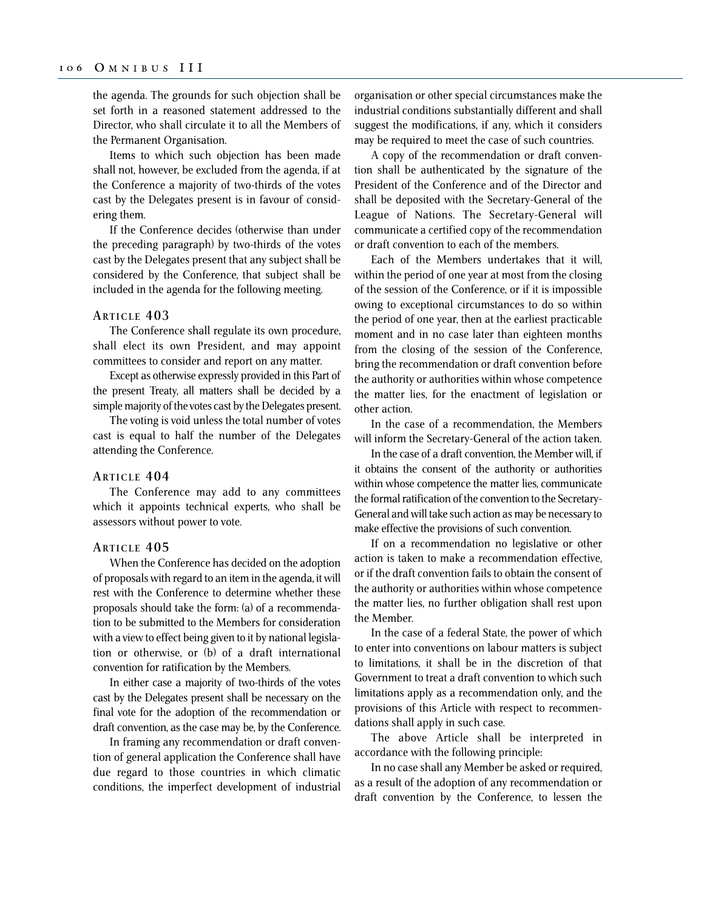the agenda. The grounds for such objection shall be set forth in a reasoned statement addressed to the Director, who shall circulate it to all the Members of the Permanent Organisation.

Items to which such objection has been made shall not, however, be excluded from the agenda, if at the Conference a majority of two-thirds of the votes cast by the Delegates present is in favour of considering them.

If the Conference decides (otherwise than under the preceding paragraph) by two-thirds of the votes cast by the Delegates present that any subject shall be considered by the Conference, that subject shall be included in the agenda for the following meeting.

### Article 403

The Conference shall regulate its own procedure, shall elect its own President, and may appoint committees to consider and report on any matter.

Except as otherwise expressly provided in this Part of the present Treaty, all matters shall be decided by a simple majority of the votes cast by the Delegates present.

The voting is void unless the total number of votes cast is equal to half the number of the Delegates attending the Conference.

### Article 404

The Conference may add to any committees which it appoints technical experts, who shall be assessors without power to vote.

### Article 405

When the Conference has decided on the adoption of proposals with regard to an item in the agenda, it will rest with the Conference to determine whether these proposals should take the form: (a) of a recommendation to be submitted to the Members for consideration with a view to effect being given to it by national legislation or otherwise, or (b) of a draft international convention for ratification by the Members.

In either case a majority of two-thirds of the votes cast by the Delegates present shall be necessary on the final vote for the adoption of the recommendation or draft convention, as the case may be, by the Conference.

In framing any recommendation or draft convention of general application the Conference shall have due regard to those countries in which climatic conditions, the imperfect development of industrial organisation or other special circumstances make the industrial conditions substantially different and shall suggest the modifications, if any, which it considers may be required to meet the case of such countries.

A copy of the recommendation or draft convention shall be authenticated by the signature of the President of the Conference and of the Director and shall be deposited with the Secretary-General of the League of Nations. The Secretary-General will communicate a certified copy of the recommendation or draft convention to each of the members.

Each of the Members undertakes that it will, within the period of one year at most from the closing of the session of the Conference, or if it is impossible owing to exceptional circumstances to do so within the period of one year, then at the earliest practicable moment and in no case later than eighteen months from the closing of the session of the Conference, bring the recommendation or draft convention before the authority or authorities within whose competence the matter lies, for the enactment of legislation or other action.

In the case of a recommendation, the Members will inform the Secretary-General of the action taken.

In the case of a draft convention, the Member will, if it obtains the consent of the authority or authorities within whose competence the matter lies, communicate the formal ratification of the convention to the Secretary-General and will take such action as may be necessary to make effective the provisions of such convention.

If on a recommendation no legislative or other action is taken to make a recommendation effective, or if the draft convention fails to obtain the consent of the authority or authorities within whose competence the matter lies, no further obligation shall rest upon the Member.

In the case of a federal State, the power of which to enter into conventions on labour matters is subject to limitations, it shall be in the discretion of that Government to treat a draft convention to which such limitations apply as a recommendation only, and the provisions of this Article with respect to recommendations shall apply in such case.

The above Article shall be interpreted in accordance with the following principle:

In no case shall any Member be asked or required, as a result of the adoption of any recommendation or draft convention by the Conference, to lessen the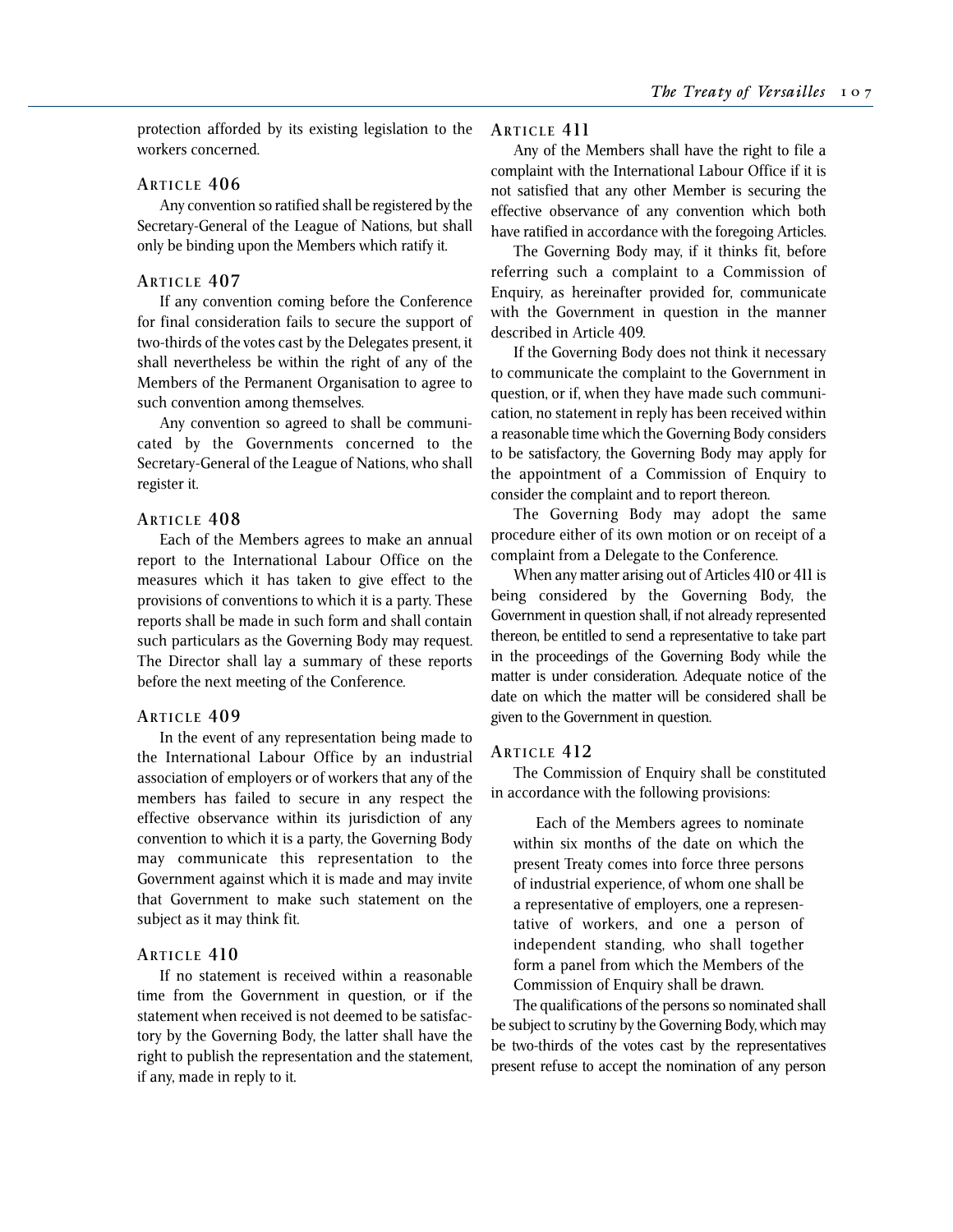protection afforded by its existing legislation to the workers concerned.

### Article 406

Any convention so ratified shall be registered by the Secretary-General of the League of Nations, but shall only be binding upon the Members which ratify it.

### Article 407

If any convention coming before the Conference for final consideration fails to secure the support of two-thirds of the votes cast by the Delegates present, it shall nevertheless be within the right of any of the Members of the Permanent Organisation to agree to such convention among themselves.

Any convention so agreed to shall be communicated by the Governments concerned to the Secretary-General of the League of Nations, who shall register it.

### Article 408

Each of the Members agrees to make an annual report to the International Labour Office on the measures which it has taken to give effect to the provisions of conventions to which it is a party. These reports shall be made in such form and shall contain such particulars as the Governing Body may request. The Director shall lay a summary of these reports before the next meeting of the Conference.

### Article 409

In the event of any representation being made to the International Labour Office by an industrial association of employers or of workers that any of the members has failed to secure in any respect the effective observance within its jurisdiction of any convention to which it is a party, the Governing Body may communicate this representation to the Government against which it is made and may invite that Government to make such statement on the subject as it may think fit.

### Article 410

If no statement is received within a reasonable time from the Government in question, or if the statement when received is not deemed to be satisfactory by the Governing Body, the latter shall have the right to publish the representation and the statement, if any, made in reply to it.

### Article 411

Any of the Members shall have the right to file a complaint with the International Labour Office if it is not satisfied that any other Member is securing the effective observance of any convention which both have ratified in accordance with the foregoing Articles.

The Governing Body may, if it thinks fit, before referring such a complaint to a Commission of Enquiry, as hereinafter provided for, communicate with the Government in question in the manner described in Article 409.

If the Governing Body does not think it necessary to communicate the complaint to the Government in question, or if, when they have made such communication, no statement in reply has been received within a reasonable time which the Governing Body considers to be satisfactory, the Governing Body may apply for the appointment of a Commission of Enquiry to consider the complaint and to report thereon.

The Governing Body may adopt the same procedure either of its own motion or on receipt of a complaint from a Delegate to the Conference.

When any matter arising out of Articles 410 or 411 is being considered by the Governing Body, the Government in question shall, if not already represented thereon, be entitled to send a representative to take part in the proceedings of the Governing Body while the matter is under consideration. Adequate notice of the date on which the matter will be considered shall be given to the Government in question.

### Article 412

The Commission of Enquiry shall be constituted in accordance with the following provisions:

> Each of the Members agrees to nominate within six months of the date on which the present Treaty comes into force three persons of industrial experience, of whom one shall be a representative of employers, one a representative of workers, and one a person of independent standing, who shall together form a panel from which the Members of the Commission of Enquiry shall be drawn.

The qualifications of the persons so nominated shall be subject to scrutiny by the Governing Body, which may be two-thirds of the votes cast by the representatives present refuse to accept the nomination of any person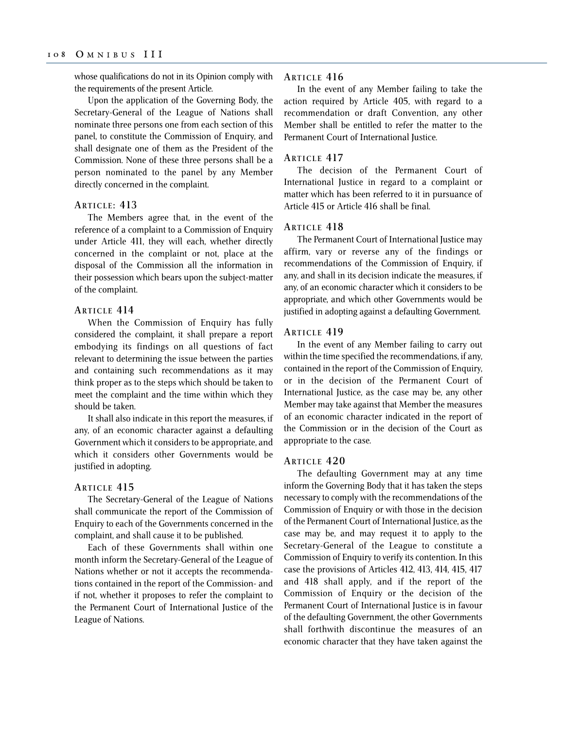whose qualifications do not in its Opinion comply with the requirements of the present Article.

Upon the application of the Governing Body, the Secretary-General of the League of Nations shall nominate three persons one from each section of this panel, to constitute the Commission of Enquiry, and shall designate one of them as the President of the Commission. None of these three persons shall be a person nominated to the panel by any Member directly concerned in the complaint.

### ARTICLE: 413

The Members agree that, in the event of the reference of a complaint to a Commission of Enquiry under Article 411, they will each, whether directly concerned in the complaint or not, place at the disposal of the Commission all the information in their possession which bears upon the subject-matter of the complaint.

### ARTICLE 414

When the Commission of Enquiry has fully considered the complaint, it shall prepare a report embodying its findings on all questions of fact relevant to determining the issue between the parties and containing such recommendations as it may think proper as to the steps which should be taken to meet the complaint and the time within which they should be taken.

It shall also indicate in this report the measures, if any, of an economic character against a defaulting Government which it considers to be appropriate, and which it considers other Governments would be justified in adopting.

### ARTICLE 415

The Secretary-General of the League of Nations shall communicate the report of the Commission of Enquiry to each of the Governments concerned in the complaint, and shall cause it to be published.

Each of these Governments shall within one month inform the Secretary-General of the League of Nations whether or not it accepts the recommendations contained in the report of the Commission- and if not, whether it proposes to refer the complaint to the Permanent Court of International Justice of the League of Nations.

### ARTICLE 416

In the event of any Member failing to take the action required by Article 405, with regard to a recommendation or draft Convention, any other Member shall be entitled to refer the matter to the Permanent Court of International Justice.

### ARTICLE 417

The decision of the Permanent Court of International Justice in regard to a complaint or matter which has been referred to it in pursuance of Article 415 or Article 416 shall be final.

### ARTICLE 418

The Permanent Court of International Justice may affirm, vary or reverse any of the findings or recommendations of the Commission of Enquiry, if any, and shall in its decision indicate the measures, if any, of an economic character which it considers to be appropriate, and which other Governments would be justified in adopting against a defaulting Government.

### ARTICLE 419

In the event of any Member failing to carry out within the time specified the recommendations, if any, contained in the report of the Commission of Enquiry, or in the decision of the Permanent Court of International Justice, as the case may be, any other Member may take against that Member the measures of an economic character indicated in the report of the Commission or in the decision of the Court as appropriate to the case.

### ARTICLE 420

The defaulting Government may at any time inform the Governing Body that it has taken the steps necessary to comply with the recommendations of the Commission of Enquiry or with those in the decision of the Permanent Court of International Justice, as the case may be, and may request it to apply to the Secretary-General of the League to constitute a Commission of Enquiry to verify its contention. In this case the provisions of Articles 412, 413, 414, 415, 417 and 418 shall apply, and if the report of the Commission of Enquiry or the decision of the Permanent Court of International Justice is in favour of the defaulting Government, the other Governments shall forthwith discontinue the measures of an economic character that they have taken against the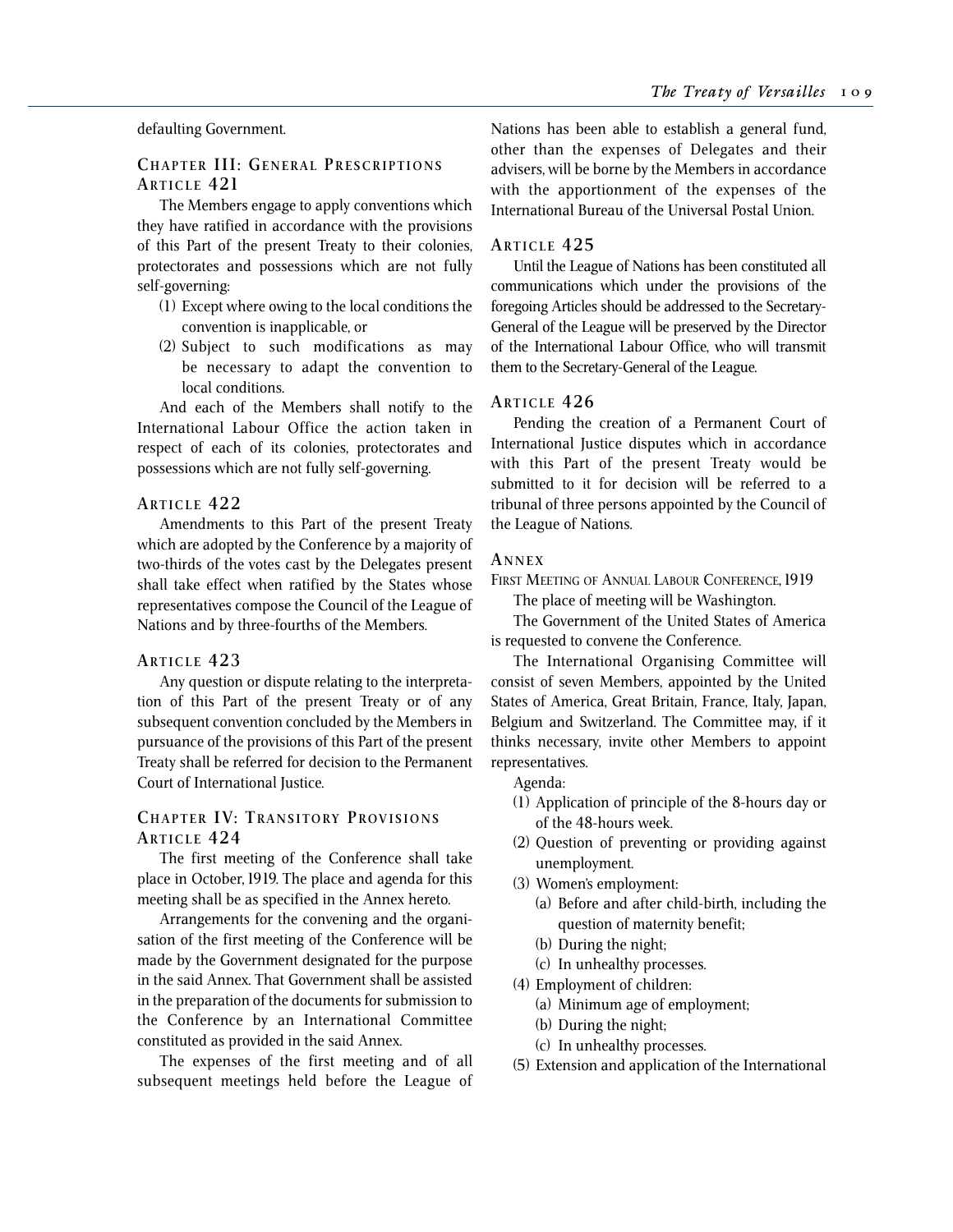defaulting Government.

### Chapter III: General Prescriptions

### Article 421

The Members engage to apply conventions which they have ratified in accordance with the provisions of this Part of the present Treaty to their colonies, protectorates and possessions which are not fully self-governing:

(1) Except where owing to the local conditions the convention is inapplicable, or

(2) Subject to such modifications as may be necessary to adapt the convention to local conditions.

And each of the Members shall notify to the International Labour Office the action taken in respect of each of its colonies, protectorates and possessions which are not fully self-governing.

### Article 422

Amendments to this Part of the present Treaty which are adopted by the Conference by a majority of two-thirds of the votes cast by the Delegates present shall take effect when ratified by the States whose representatives compose the Council of the League of Nations and by three-fourths of the Members.

### Article 423

Any question or dispute relating to the interpretation of this Part of the present Treaty or of any subsequent convention concluded by the Members in pursuance of the provisions of this Part of the present Treaty shall be referred for decision to the Permanent Court of International Justice.

### Chapter IV: Transitory Provisions

### Article 424

The first meeting of the Conference shall take place in October, 1919. The place and agenda for this meeting shall be as specified in the Annex hereto.

Arrangements for the convening and the organisation of the first meeting of the Conference will be made by the Government designated for the purpose in the said Annex. That Government shall be assisted in the preparation of the documents for submission to the Conference by an International Committee constituted as provided in the said Annex.

The expenses of the first meeting and of all subsequent meetings held before the League of Nations has been able to establish a general fund, other than the expenses of Delegates and their advisers, will be borne by the Members in accordance with the apportionment of the expenses of the International Bureau of the Universal Postal Union.

### Article 425

Until the League of Nations has been constituted all communications which under the provisions of the foregoing Articles should be addressed to the Secretary-General of the League will be preserved by the Director of the International Labour Office, who will transmit them to the Secretary-General of the League.

### Article 426

Pending the creation of a Permanent Court of International Justice disputes which in accordance with this Part of the present Treaty would be submitted to it for decision will be referred to a tribunal of three persons appointed by the Council of the League of Nations.

### Annex

First Meeting of Annual Labour Conference, 1919

The place of meeting will be Washington.

The Government of the United States of America is requested to convene the Conference.

The International Organising Committee will consist of seven Members, appointed by the United States of America, Great Britain, France, Italy, Japan, Belgium and Switzerland. The Committee may, if it thinks necessary, invite other Members to appoint representatives.

Agenda:

(1) Application of principle of the 8-hours day or of the 48-hours week.

(2) Question of preventing or providing against unemployment.

(3) Women's employment:

  (a) Before and after child-birth, including the question of maternity benefit;

  (b) During the night;

  (c) In unhealthy processes.

(4) Employment of children:

  (a) Minimum age of employment;

  (b) During the night;

  (c) In unhealthy processes.

(5) Extension and application of the International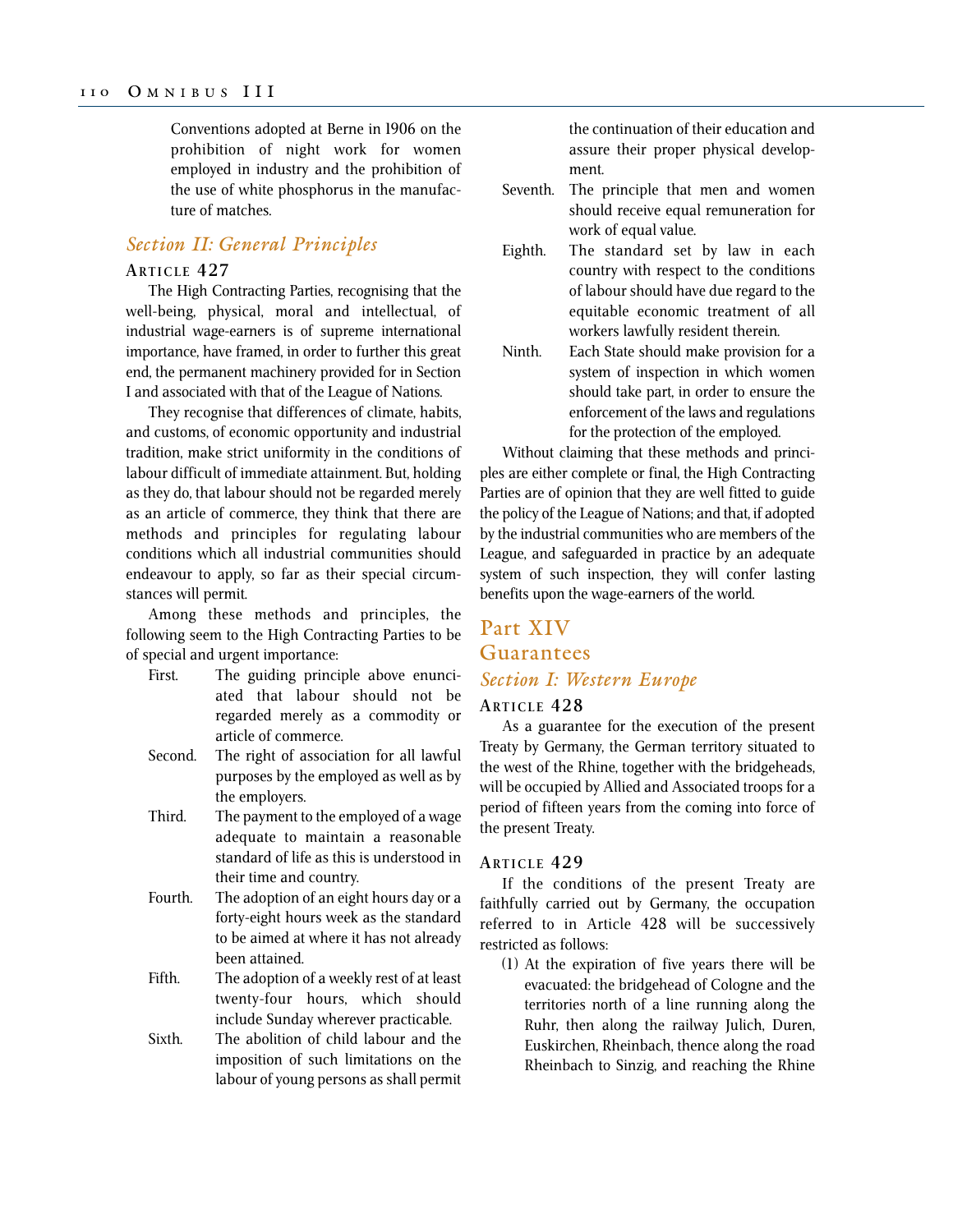Conventions adopted at Berne in 1906 on the prohibition of night work for women employed in industry and the prohibition of the use of white phosphorus in the manufacture of matches.

### *Section II: General Principles*

#### Article 427

The High Contracting Parties, recognising that the well-being, physical, moral and intellectual, of industrial wage-earners is of supreme international importance, have framed, in order to further this great end, the permanent machinery provided for in Section I and associated with that of the League of Nations.

They recognise that differences of climate, habits, and customs, of economic opportunity and industrial tradition, make strict uniformity in the conditions of labour difficult of immediate attainment. But, holding as they do, that labour should not be regarded merely as an article of commerce, they think that there are methods and principles for regulating labour conditions which all industrial communities should endeavour to apply, so far as their special circumstances will permit.

Among these methods and principles, the following seem to the High Contracting Parties to be of special and urgent importance:

First. The guiding principle above enunciated that labour should not be regarded merely as a commodity or article of commerce.

Second. The right of association for all lawful purposes by the employed as well as by the employers.

Third. The payment to the employed of a wage adequate to maintain a reasonable standard of life as this is understood in their time and country.

Fourth. The adoption of an eight hours day or a forty-eight hours week as the standard to be aimed at where it has not already been attained.

Fifth. The adoption of a weekly rest of at least twenty-four hours, which should include Sunday wherever practicable.

Sixth. The abolition of child labour and the imposition of such limitations on the labour of young persons as shall permit the continuation of their education and assure their proper physical development.

Seventh. The principle that men and women should receive equal remuneration for work of equal value.

Eighth. The standard set by law in each country with respect to the conditions of labour should have due regard to the equitable economic treatment of all workers lawfully resident therein.

Ninth. Each State should make provision for a system of inspection in which women should take part, in order to ensure the enforcement of the laws and regulations for the protection of the employed.

Without claiming that these methods and principles are either complete or final, the High Contracting Parties are of opinion that they are well fitted to guide the policy of the League of Nations; and that, if adopted by the industrial communities who are members of the League, and safeguarded in practice by an adequate system of such inspection, they will confer lasting benefits upon the wage-earners of the world.

## Part XIV
## Guarantees

### *Section I: Western Europe*

#### Article 428

As a guarantee for the execution of the present Treaty by Germany, the German territory situated to the west of the Rhine, together with the bridgeheads, will be occupied by Allied and Associated troops for a period of fifteen years from the coming into force of the present Treaty.

#### Article 429

If the conditions of the present Treaty are faithfully carried out by Germany, the occupation referred to in Article 428 will be successively restricted as follows:

(1) At the expiration of five years there will be evacuated: the bridgehead of Cologne and the territories north of a line running along the Ruhr, then along the railway Julich, Duren, Euskirchen, Rheinbach, thence along the road Rheinbach to Sinzig, and reaching the Rhine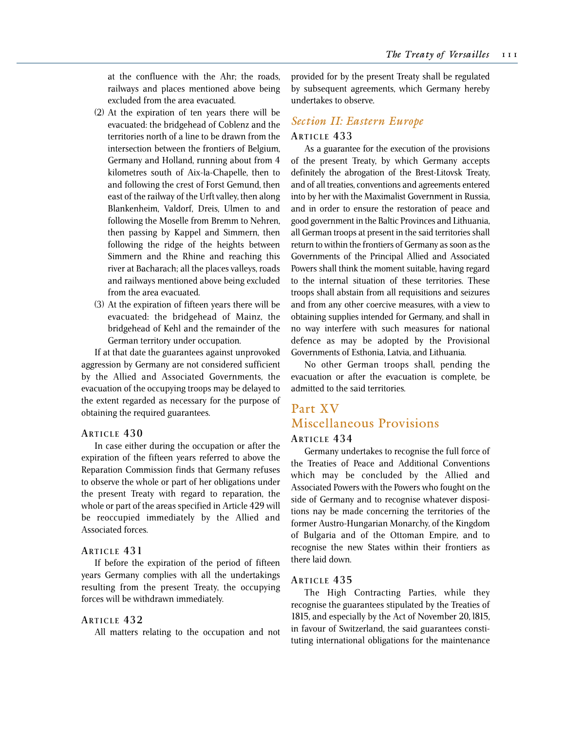at the confluence with the Ahr; the roads, railways and places mentioned above being excluded from the area evacuated.

(2) At the expiration of ten years there will be evacuated: the bridgehead of Coblenz and the territories north of a line to be drawn from the intersection between the frontiers of Belgium, Germany and Holland, running about from 4 kilometres south of Aix-la-Chapelle, then to and following the crest of Forst Gemund, then east of the railway of the Urft valley, then along Blankenheim, Valdorf, Dreis, Ulmen to and following the Moselle from Bremm to Nehren, then passing by Kappel and Simmern, then following the ridge of the heights between Simmern and the Rhine and reaching this river at Bacharach; all the places valleys, roads and railways mentioned above being excluded from the area evacuated.

(3) At the expiration of fifteen years there will be evacuated: the bridgehead of Mainz, the bridgehead of Kehl and the remainder of the German territory under occupation.

If at that date the guarantees against unprovoked aggression by Germany are not considered sufficient by the Allied and Associated Governments, the evacuation of the occupying troops may be delayed to the extent regarded as necessary for the purpose of obtaining the required guarantees.

### Article 430

In case either during the occupation or after the expiration of the fifteen years referred to above the Reparation Commission finds that Germany refuses to observe the whole or part of her obligations under the present Treaty with regard to reparation, the whole or part of the areas specified in Article 429 will be reoccupied immediately by the Allied and Associated forces.

### Article 431

If before the expiration of the period of fifteen years Germany complies with all the undertakings resulting from the present Treaty, the occupying forces will be withdrawn immediately.

### Article 432

All matters relating to the occupation and not provided for by the present Treaty shall be regulated by subsequent agreements, which Germany hereby undertakes to observe.

## *Section II: Eastern Europe*

### Article 433

As a guarantee for the execution of the provisions of the present Treaty, by which Germany accepts definitely the abrogation of the Brest-Litovsk Treaty, and of all treaties, conventions and agreements entered into by her with the Maximalist Government in Russia, and in order to ensure the restoration of peace and good government in the Baltic Provinces and Lithuania, all German troops at present in the said territories shall return to within the frontiers of Germany as soon as the Governments of the Principal Allied and Associated Powers shall think the moment suitable, having regard to the internal situation of these territories. These troops shall abstain from all requisitions and seizures and from any other coercive measures, with a view to obtaining supplies intended for Germany, and shall in no way interfere with such measures for national defence as may be adopted by the Provisional Governments of Esthonia, Latvia, and Lithuania.

No other German troops shall, pending the evacuation or after the evacuation is complete, be admitted to the said territories.

# Part XV
# Miscellaneous Provisions

### Article 434

Germany undertakes to recognise the full force of the Treaties of Peace and Additional Conventions which may be concluded by the Allied and Associated Powers with the Powers who fought on the side of Germany and to recognise whatever dispositions nay be made concerning the territories of the former Austro-Hungarian Monarchy, of the Kingdom of Bulgaria and of the Ottoman Empire, and to recognise the new States within their frontiers as there laid down.

### Article 435

The High Contracting Parties, while they recognise the guarantees stipulated by the Treaties of 1815, and especially by the Act of November 20, 1815, in favour of Switzerland, the said guarantees constituting international obligations for the maintenance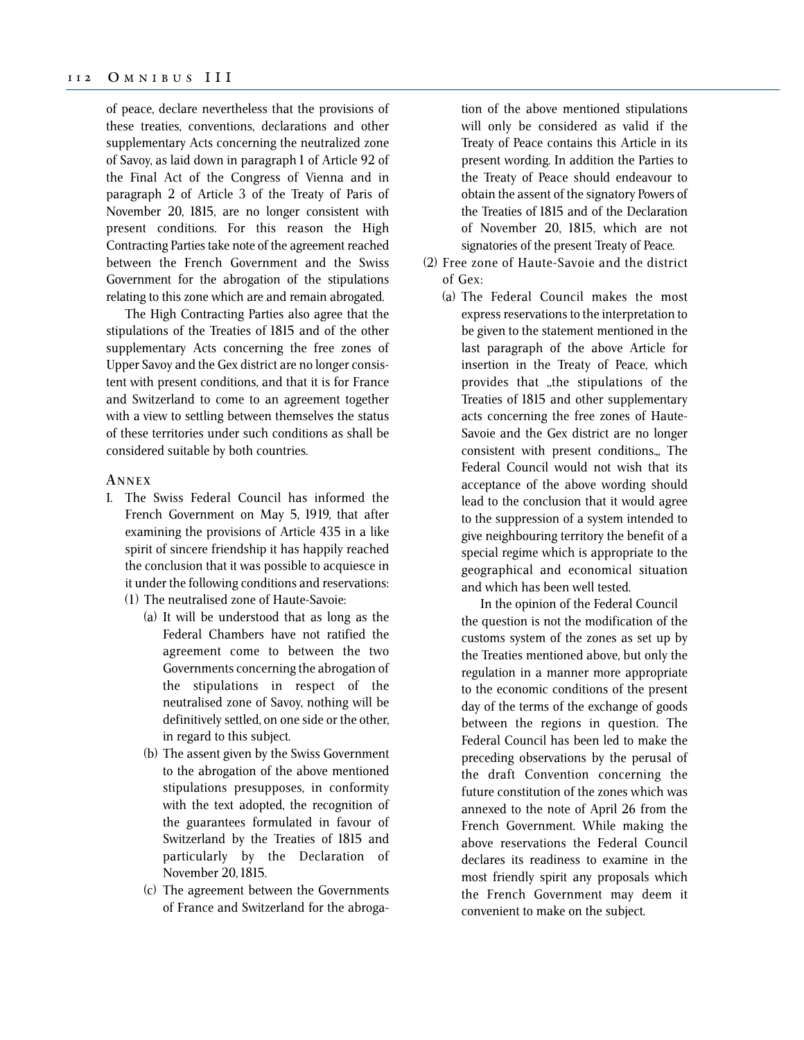of peace, declare nevertheless that the provisions of these treaties, conventions, declarations and other supplementary Acts concerning the neutralized zone of Savoy, as laid down in paragraph 1 of Article 92 of the Final Act of the Congress of Vienna and in paragraph 2 of Article 3 of the Treaty of Paris of November 20, 1815, are no longer consistent with present conditions. For this reason the High Contracting Parties take note of the agreement reached between the French Government and the Swiss Government for the abrogation of the stipulations relating to this zone which are and remain abrogated.

The High Contracting Parties also agree that the stipulations of the Treaties of 1815 and of the other supplementary Acts concerning the free zones of Upper Savoy and the Gex district are no longer consistent with present conditions, and that it is for France and Switzerland to come to an agreement together with a view to settling between themselves the status of these territories under such conditions as shall be considered suitable by both countries.

### Annex

I. The Swiss Federal Council has informed the French Government on May 5, 1919, that after examining the provisions of Article 435 in a like spirit of sincere friendship it has happily reached the conclusion that it was possible to acquiesce in it under the following conditions and reservations:

   (1) The neutralised zone of Haute-Savoie:

      (a) It will be understood that as long as the Federal Chambers have not ratified the agreement come to between the two Governments concerning the abrogation of the stipulations in respect of the neutralised zone of Savoy, nothing will be definitively settled, on one side or the other, in regard to this subject.

      (b) The assent given by the Swiss Government to the abrogation of the above mentioned stipulations presupposes, in conformity with the text adopted, the recognition of the guarantees formulated in favour of Switzerland by the Treaties of 1815 and particularly by the Declaration of November 20, 1815.

      (c) The agreement between the Governments of France and Switzerland for the abrogation of the above mentioned stipulations will only be considered as valid if the Treaty of Peace contains this Article in its present wording. In addition the Parties to the Treaty of Peace should endeavour to obtain the assent of the signatory Powers of the Treaties of 1815 and of the Declaration of November 20, 1815, which are not signatories of the present Treaty of Peace.

   (2) Free zone of Haute-Savoie and the district of Gex:

      (a) The Federal Council makes the most express reservations to the interpretation to be given to the statement mentioned in the last paragraph of the above Article for insertion in the Treaty of Peace, which provides that „the stipulations of the Treaties of 1815 and other supplementary acts concerning the free zones of Haute-Savoie and the Gex district are no longer consistent with present conditions„. The Federal Council would not wish that its acceptance of the above wording should lead to the conclusion that it would agree to the suppression of a system intended to give neighbouring territory the benefit of a special regime which is appropriate to the geographical and economical situation and which has been well tested.

      In the opinion of the Federal Council the question is not the modification of the customs system of the zones as set up by the Treaties mentioned above, but only the regulation in a manner more appropriate to the economic conditions of the present day of the terms of the exchange of goods between the regions in question. The Federal Council has been led to make the preceding observations by the perusal of the draft Convention concerning the future constitution of the zones which was annexed to the note of April 26 from the French Government. While making the above reservations the Federal Council declares its readiness to examine in the most friendly spirit any proposals which the French Government may deem it convenient to make on the subject.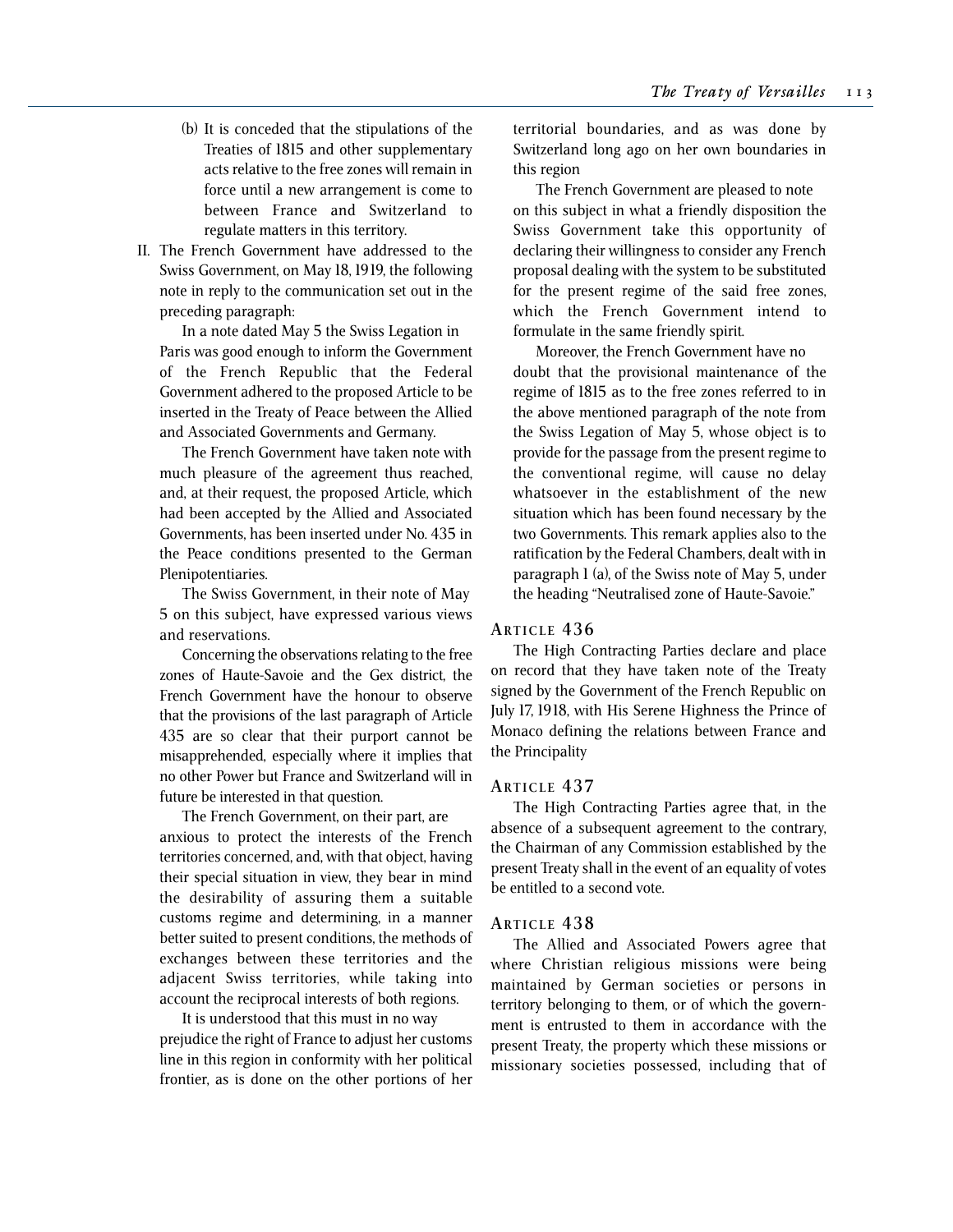(b) It is conceded that the stipulations of the Treaties of 1815 and other supplementary acts relative to the free zones will remain in force until a new arrangement is come to between France and Switzerland to regulate matters in this territory.

II. The French Government have addressed to the Swiss Government, on May 18, 1919, the following note in reply to the communication set out in the preceding paragraph:

In a note dated May 5 the Swiss Legation in Paris was good enough to inform the Government of the French Republic that the Federal Government adhered to the proposed Article to be inserted in the Treaty of Peace between the Allied and Associated Governments and Germany.

The French Government have taken note with much pleasure of the agreement thus reached, and, at their request, the proposed Article, which had been accepted by the Allied and Associated Governments, has been inserted under No. 435 in the Peace conditions presented to the German Plenipotentiaries.

The Swiss Government, in their note of May 5 on this subject, have expressed various views and reservations.

Concerning the observations relating to the free zones of Haute-Savoie and the Gex district, the French Government have the honour to observe that the provisions of the last paragraph of Article 435 are so clear that their purport cannot be misapprehended, especially where it implies that no other Power but France and Switzerland will in future be interested in that question.

The French Government, on their part, are anxious to protect the interests of the French territories concerned, and, with that object, having their special situation in view, they bear in mind the desirability of assuring them a suitable customs regime and determining, in a manner better suited to present conditions, the methods of exchanges between these territories and the adjacent Swiss territories, while taking into account the reciprocal interests of both regions.

It is understood that this must in no way prejudice the right of France to adjust her customs line in this region in conformity with her political frontier, as is done on the other portions of her territorial boundaries, and as was done by Switzerland long ago on her own boundaries in this region

The French Government are pleased to note on this subject in what a friendly disposition the Swiss Government take this opportunity of declaring their willingness to consider any French proposal dealing with the system to be substituted for the present regime of the said free zones, which the French Government intend to formulate in the same friendly spirit.

Moreover, the French Government have no doubt that the provisional maintenance of the regime of 1815 as to the free zones referred to in the above mentioned paragraph of the note from the Swiss Legation of May 5, whose object is to provide for the passage from the present regime to the conventional regime, will cause no delay whatsoever in the establishment of the new situation which has been found necessary by the two Governments. This remark applies also to the ratification by the Federal Chambers, dealt with in paragraph 1 (a), of the Swiss note of May 5, under the heading "Neutralised zone of Haute-Savoie."

## Article 436

The High Contracting Parties declare and place on record that they have taken note of the Treaty signed by the Government of the French Republic on July 17, 1918, with His Serene Highness the Prince of Monaco defining the relations between France and the Principality

## Article 437

The High Contracting Parties agree that, in the absence of a subsequent agreement to the contrary, the Chairman of any Commission established by the present Treaty shall in the event of an equality of votes be entitled to a second vote.

## Article 438

The Allied and Associated Powers agree that where Christian religious missions were being maintained by German societies or persons in territory belonging to them, or of which the government is entrusted to them in accordance with the present Treaty, the property which these missions or missionary societies possessed, including that of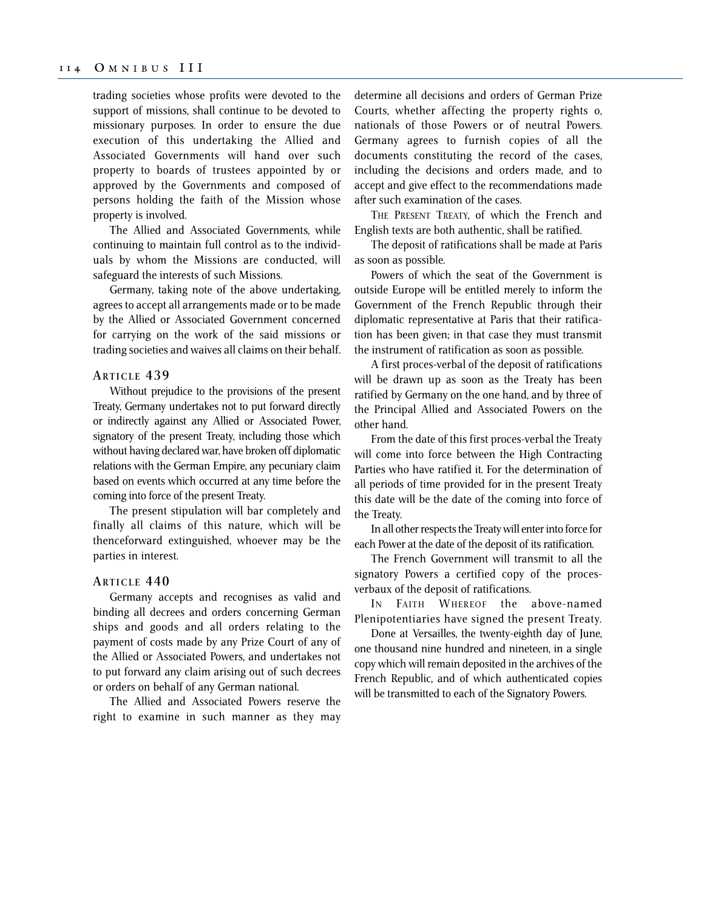trading societies whose profits were devoted to the support of missions, shall continue to be devoted to missionary purposes. In order to ensure the due execution of this undertaking the Allied and Associated Governments will hand over such property to boards of trustees appointed by or approved by the Governments and composed of persons holding the faith of the Mission whose property is involved.

The Allied and Associated Governments, while continuing to maintain full control as to the individuals by whom the Missions are conducted, will safeguard the interests of such Missions.

Germany, taking note of the above undertaking, agrees to accept all arrangements made or to be made by the Allied or Associated Government concerned for carrying on the work of the said missions or trading societies and waives all claims on their behalf.

## Article 439

Without prejudice to the provisions of the present Treaty, Germany undertakes not to put forward directly or indirectly against any Allied or Associated Power, signatory of the present Treaty, including those which without having declared war, have broken off diplomatic relations with the German Empire, any pecuniary claim based on events which occurred at any time before the coming into force of the present Treaty.

The present stipulation will bar completely and finally all claims of this nature, which will be thenceforward extinguished, whoever may be the parties in interest.

## Article 440

Germany accepts and recognises as valid and binding all decrees and orders concerning German ships and goods and all orders relating to the payment of costs made by any Prize Court of any of the Allied or Associated Powers, and undertakes not to put forward any claim arising out of such decrees or orders on behalf of any German national.

The Allied and Associated Powers reserve the right to examine in such manner as they may determine all decisions and orders of German Prize Courts, whether affecting the property rights o, nationals of those Powers or of neutral Powers. Germany agrees to furnish copies of all the documents constituting the record of the cases, including the decisions and orders made, and to accept and give effect to the recommendations made after such examination of the cases.

The Present Treaty, of which the French and English texts are both authentic, shall be ratified.

The deposit of ratifications shall be made at Paris as soon as possible.

Powers of which the seat of the Government is outside Europe will be entitled merely to inform the Government of the French Republic through their diplomatic representative at Paris that their ratification has been given; in that case they must transmit the instrument of ratification as soon as possible.

A first proces-verbal of the deposit of ratifications will be drawn up as soon as the Treaty has been ratified by Germany on the one hand, and by three of the Principal Allied and Associated Powers on the other hand.

From the date of this first proces-verbal the Treaty will come into force between the High Contracting Parties who have ratified it. For the determination of all periods of time provided for in the present Treaty this date will be the date of the coming into force of the Treaty.

In all other respects the Treaty will enter into force for each Power at the date of the deposit of its ratification.

The French Government will transmit to all the signatory Powers a certified copy of the proces-verbaux of the deposit of ratifications.

In Faith Whereof the above-named Plenipotentiaries have signed the present Treaty.

Done at Versailles, the twenty-eighth day of June, one thousand nine hundred and nineteen, in a single copy which will remain deposited in the archives of the French Republic, and of which authenticated copies will be transmitted to each of the Signatory Powers.